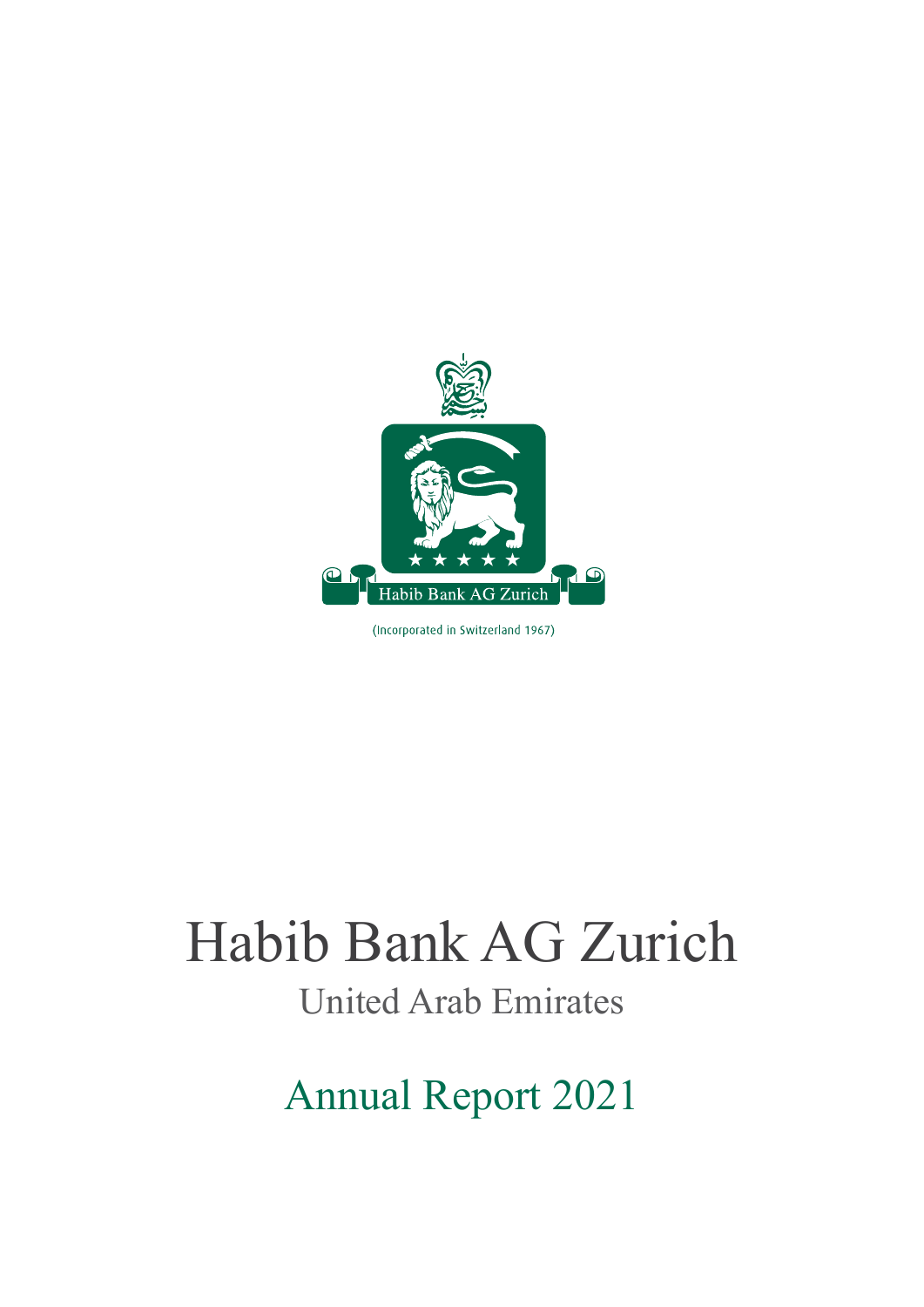Habib Bank AG Zurich

(Incorporated in Switzerland 1967)

# Habib Bank AG Zurich

## United Arab Emirates

## Annual Report 2021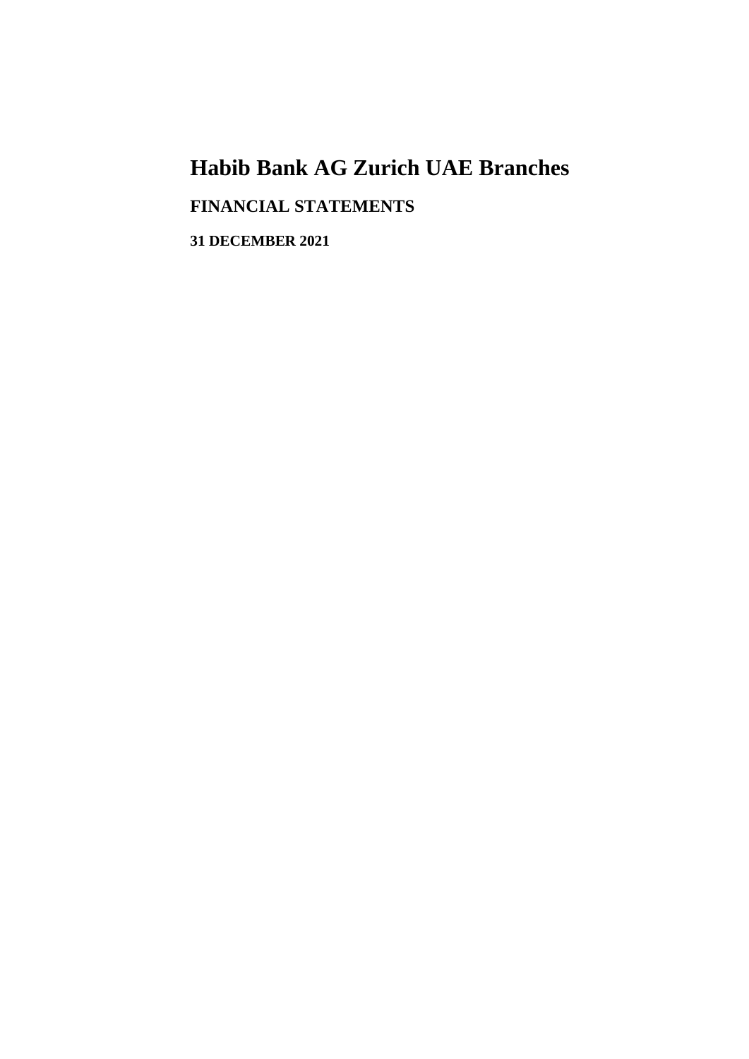# Habib Bank AG Zurich UAE Branches

## FINANCIAL STATEMENTS

### 31 DECEMBER 2021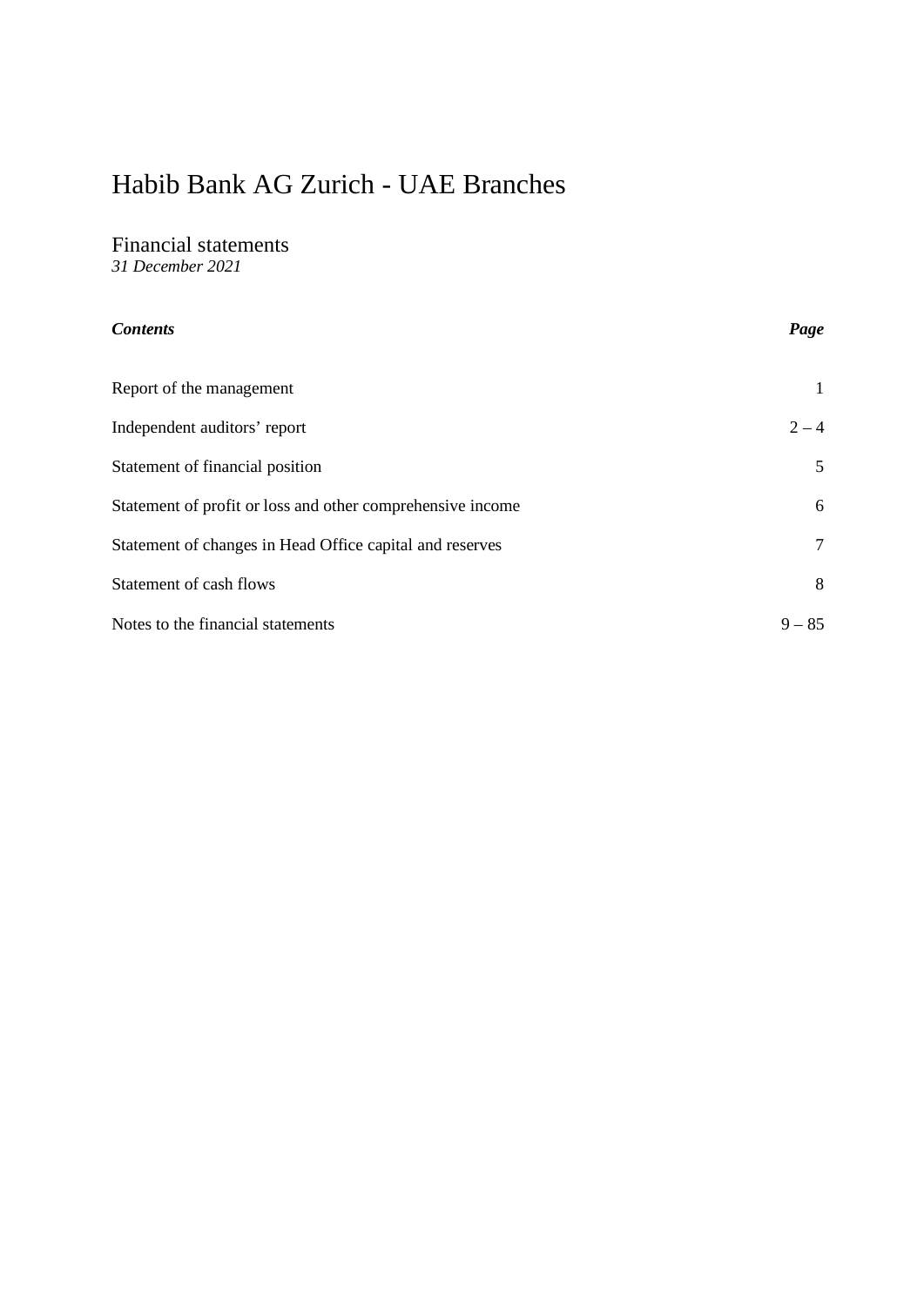# Habib Bank AG Zurich - UAE Branches

## Financial statements

*31 December 2021*

| ***Contents*** | ***Page*** |
|---|---|
| Report of the management | 1 |
| Independent auditors' report | 2 – 4 |
| Statement of financial position | 5 |
| Statement of profit or loss and other comprehensive income | 6 |
| Statement of changes in Head Office capital and reserves | 7 |
| Statement of cash flows | 8 |
| Notes to the financial statements | 9 – 85 |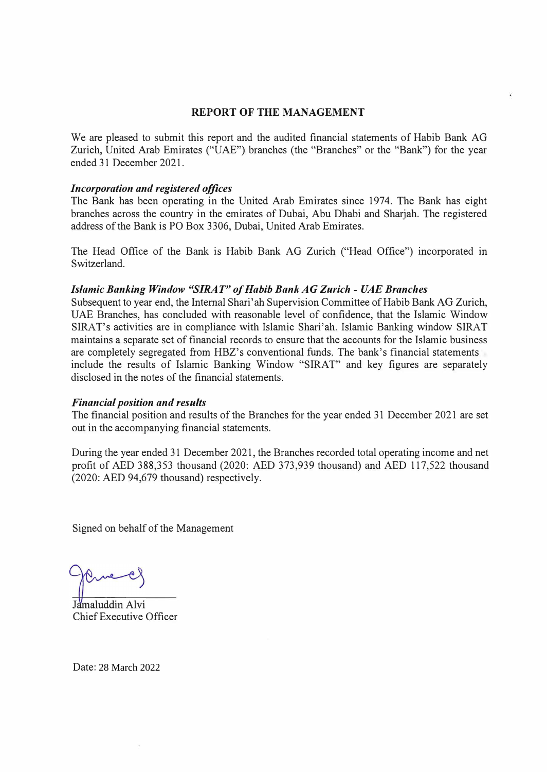# REPORT OF THE MANAGEMENT

We are pleased to submit this report and the audited financial statements of Habib Bank AG Zurich, United Arab Emirates ("UAE") branches (the "Branches" or the "Bank") for the year ended 31 December 2021.

***Incorporation and registered offices***

The Bank has been operating in the United Arab Emirates since 1974. The Bank has eight branches across the country in the emirates of Dubai, Abu Dhabi and Sharjah. The registered address of the Bank is PO Box 3306, Dubai, United Arab Emirates.

The Head Office of the Bank is Habib Bank AG Zurich ("Head Office") incorporated in Switzerland.

***Islamic Banking Window "SIRAT" of Habib Bank AG Zurich - UAE Branches***

Subsequent to year end, the Internal Shari'ah Supervision Committee of Habib Bank AG Zurich, UAE Branches, has concluded with reasonable level of confidence, that the Islamic Window SIRAT's activities are in compliance with Islamic Shari'ah. Islamic Banking window SIRAT maintains a separate set of financial records to ensure that the accounts for the Islamic business are completely segregated from HBZ's conventional funds. The bank's financial statements include the results of Islamic Banking Window "SIRAT" and key figures are separately disclosed in the notes of the financial statements.

***Financial position and results***

The financial position and results of the Branches for the year ended 31 December 2021 are set out in the accompanying financial statements.

During the year ended 31 December 2021, the Branches recorded total operating income and net profit of AED 388,353 thousand (2020: AED 373,939 thousand) and AED 117,522 thousand (2020: AED 94,679 thousand) respectively.

Signed on behalf of the Management

Jamaluddin Alvi
Chief Executive Officer

Date: 28 March 2022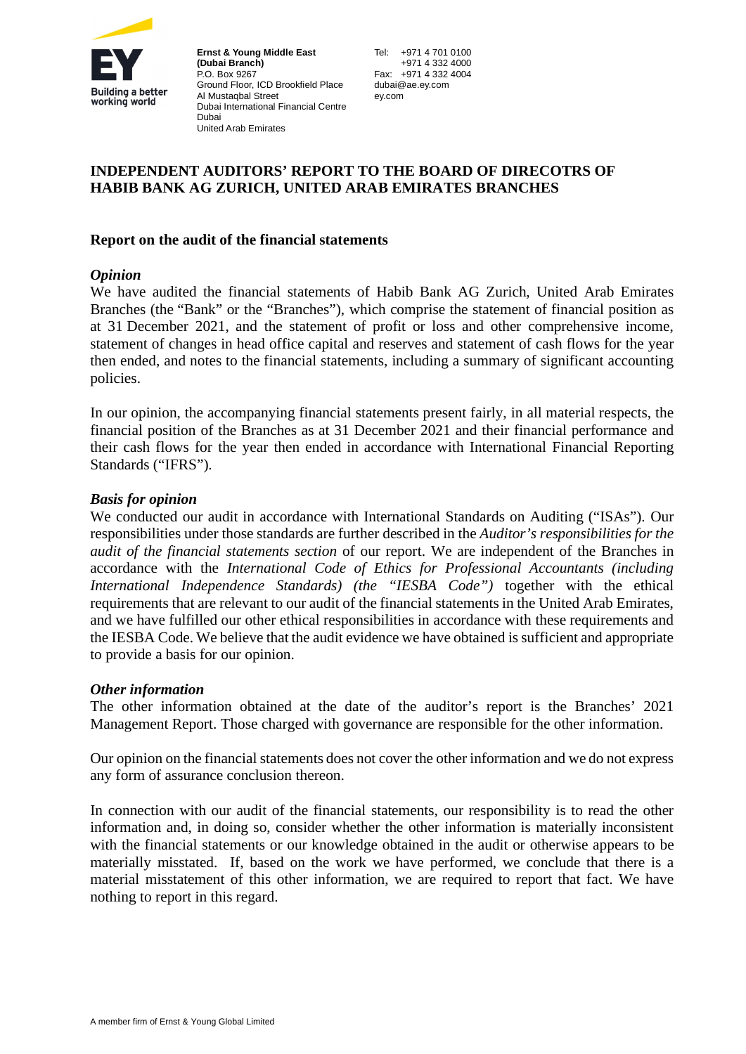Ernst & Young Middle East (Dubai Branch)
P.O. Box 9267
Ground Floor, ICD Brookfield Place
Al Mustaqbal Street
Dubai International Financial Centre
Dubai
United Arab Emirates

Tel: +971 4 701 0100
+971 4 332 4000
Fax: +971 4 332 4004
dubai@ae.ey.com
ey.com

# INDEPENDENT AUDITORS' REPORT TO THE BOARD OF DIRECOTRS OF HABIB BANK AG ZURICH, UNITED ARAB EMIRATES BRANCHES

## Report on the audit of the financial statements

### *Opinion*

We have audited the financial statements of Habib Bank AG Zurich, United Arab Emirates Branches (the "Bank" or the "Branches"), which comprise the statement of financial position as at 31 December 2021, and the statement of profit or loss and other comprehensive income, statement of changes in head office capital and reserves and statement of cash flows for the year then ended, and notes to the financial statements, including a summary of significant accounting policies.

In our opinion, the accompanying financial statements present fairly, in all material respects, the financial position of the Branches as at 31 December 2021 and their financial performance and their cash flows for the year then ended in accordance with International Financial Reporting Standards ("IFRS").

### *Basis for opinion*

We conducted our audit in accordance with International Standards on Auditing ("ISAs"). Our responsibilities under those standards are further described in the *Auditor's responsibilities for the audit of the financial statements section* of our report. We are independent of the Branches in accordance with the *International Code of Ethics for Professional Accountants (including International Independence Standards) (the "IESBA Code")* together with the ethical requirements that are relevant to our audit of the financial statements in the United Arab Emirates, and we have fulfilled our other ethical responsibilities in accordance with these requirements and the IESBA Code. We believe that the audit evidence we have obtained is sufficient and appropriate to provide a basis for our opinion.

### *Other information*

The other information obtained at the date of the auditor's report is the Branches' 2021 Management Report. Those charged with governance are responsible for the other information.

Our opinion on the financial statements does not cover the other information and we do not express any form of assurance conclusion thereon.

In connection with our audit of the financial statements, our responsibility is to read the other information and, in doing so, consider whether the other information is materially inconsistent with the financial statements or our knowledge obtained in the audit or otherwise appears to be materially misstated. If, based on the work we have performed, we conclude that there is a material misstatement of this other information, we are required to report that fact. We have nothing to report in this regard.

A member firm of Ernst & Young Global Limited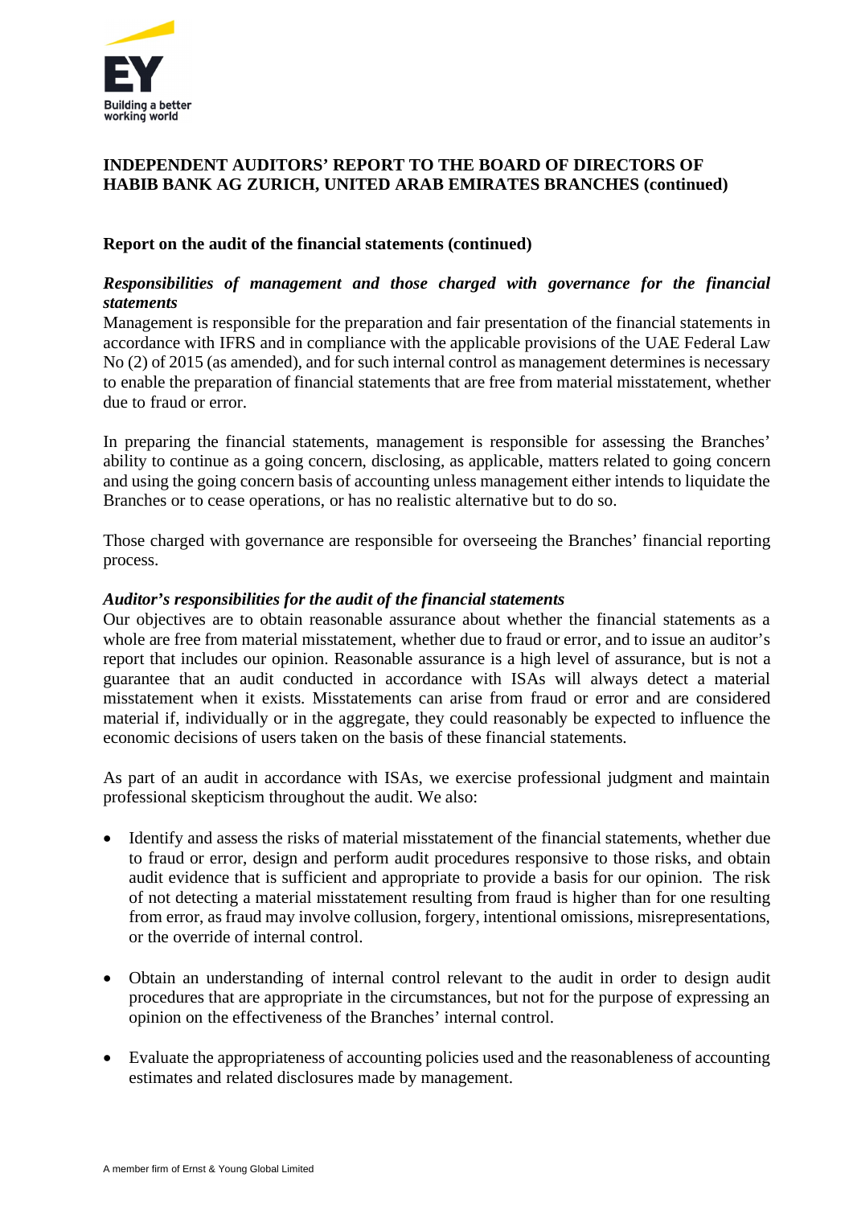**INDEPENDENT AUDITORS' REPORT TO THE BOARD OF DIRECTORS OF HABIB BANK AG ZURICH, UNITED ARAB EMIRATES BRANCHES (continued)**

**Report on the audit of the financial statements (continued)**

***Responsibilities of management and those charged with governance for the financial statements***

Management is responsible for the preparation and fair presentation of the financial statements in accordance with IFRS and in compliance with the applicable provisions of the UAE Federal Law No (2) of 2015 (as amended), and for such internal control as management determines is necessary to enable the preparation of financial statements that are free from material misstatement, whether due to fraud or error.

In preparing the financial statements, management is responsible for assessing the Branches' ability to continue as a going concern, disclosing, as applicable, matters related to going concern and using the going concern basis of accounting unless management either intends to liquidate the Branches or to cease operations, or has no realistic alternative but to do so.

Those charged with governance are responsible for overseeing the Branches' financial reporting process.

***Auditor's responsibilities for the audit of the financial statements***

Our objectives are to obtain reasonable assurance about whether the financial statements as a whole are free from material misstatement, whether due to fraud or error, and to issue an auditor's report that includes our opinion. Reasonable assurance is a high level of assurance, but is not a guarantee that an audit conducted in accordance with ISAs will always detect a material misstatement when it exists. Misstatements can arise from fraud or error and are considered material if, individually or in the aggregate, they could reasonably be expected to influence the economic decisions of users taken on the basis of these financial statements.

As part of an audit in accordance with ISAs, we exercise professional judgment and maintain professional skepticism throughout the audit. We also:

- Identify and assess the risks of material misstatement of the financial statements, whether due to fraud or error, design and perform audit procedures responsive to those risks, and obtain audit evidence that is sufficient and appropriate to provide a basis for our opinion. The risk of not detecting a material misstatement resulting from fraud is higher than for one resulting from error, as fraud may involve collusion, forgery, intentional omissions, misrepresentations, or the override of internal control.

- Obtain an understanding of internal control relevant to the audit in order to design audit procedures that are appropriate in the circumstances, but not for the purpose of expressing an opinion on the effectiveness of the Branches' internal control.

- Evaluate the appropriateness of accounting policies used and the reasonableness of accounting estimates and related disclosures made by management.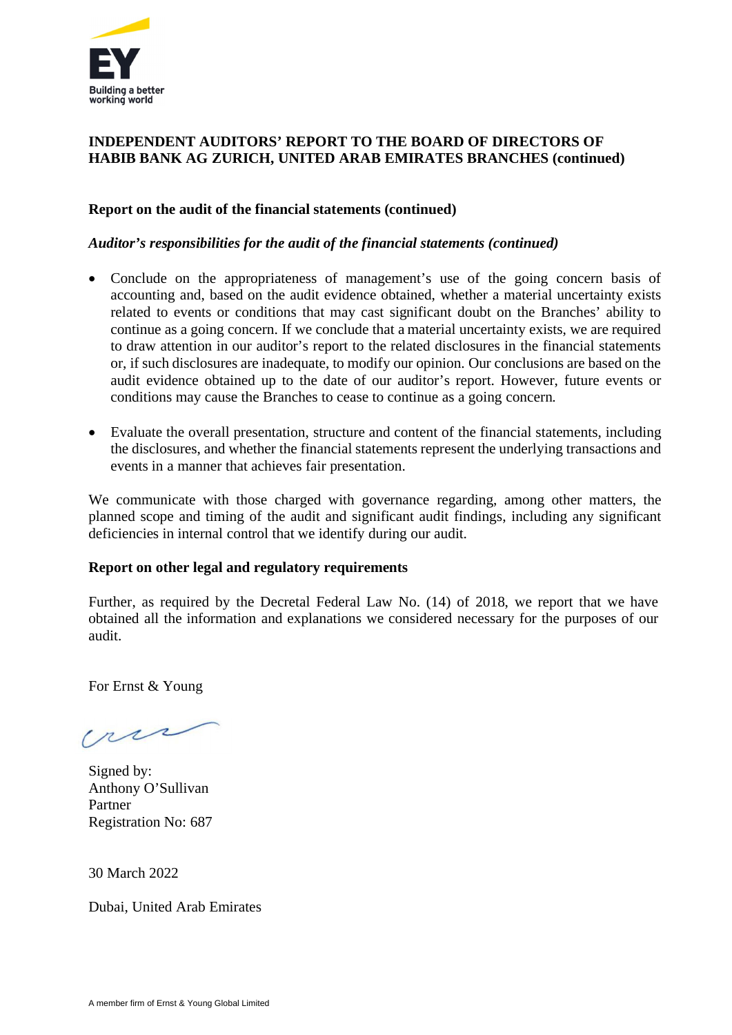**INDEPENDENT AUDITORS' REPORT TO THE BOARD OF DIRECTORS OF HABIB BANK AG ZURICH, UNITED ARAB EMIRATES BRANCHES (continued)**

**Report on the audit of the financial statements (continued)**

***Auditor's responsibilities for the audit of the financial statements (continued)***

- Conclude on the appropriateness of management's use of the going concern basis of accounting and, based on the audit evidence obtained, whether a material uncertainty exists related to events or conditions that may cast significant doubt on the Branches' ability to continue as a going concern. If we conclude that a material uncertainty exists, we are required to draw attention in our auditor's report to the related disclosures in the financial statements or, if such disclosures are inadequate, to modify our opinion. Our conclusions are based on the audit evidence obtained up to the date of our auditor's report. However, future events or conditions may cause the Branches to cease to continue as a going concern.

- Evaluate the overall presentation, structure and content of the financial statements, including the disclosures, and whether the financial statements represent the underlying transactions and events in a manner that achieves fair presentation.

We communicate with those charged with governance regarding, among other matters, the planned scope and timing of the audit and significant audit findings, including any significant deficiencies in internal control that we identify during our audit.

**Report on other legal and regulatory requirements**

Further, as required by the Decretal Federal Law No. (14) of 2018, we report that we have obtained all the information and explanations we considered necessary for the purposes of our audit.

For Ernst & Young

Signed by:
Anthony O'Sullivan
Partner
Registration No: 687

30 March 2022

Dubai, United Arab Emirates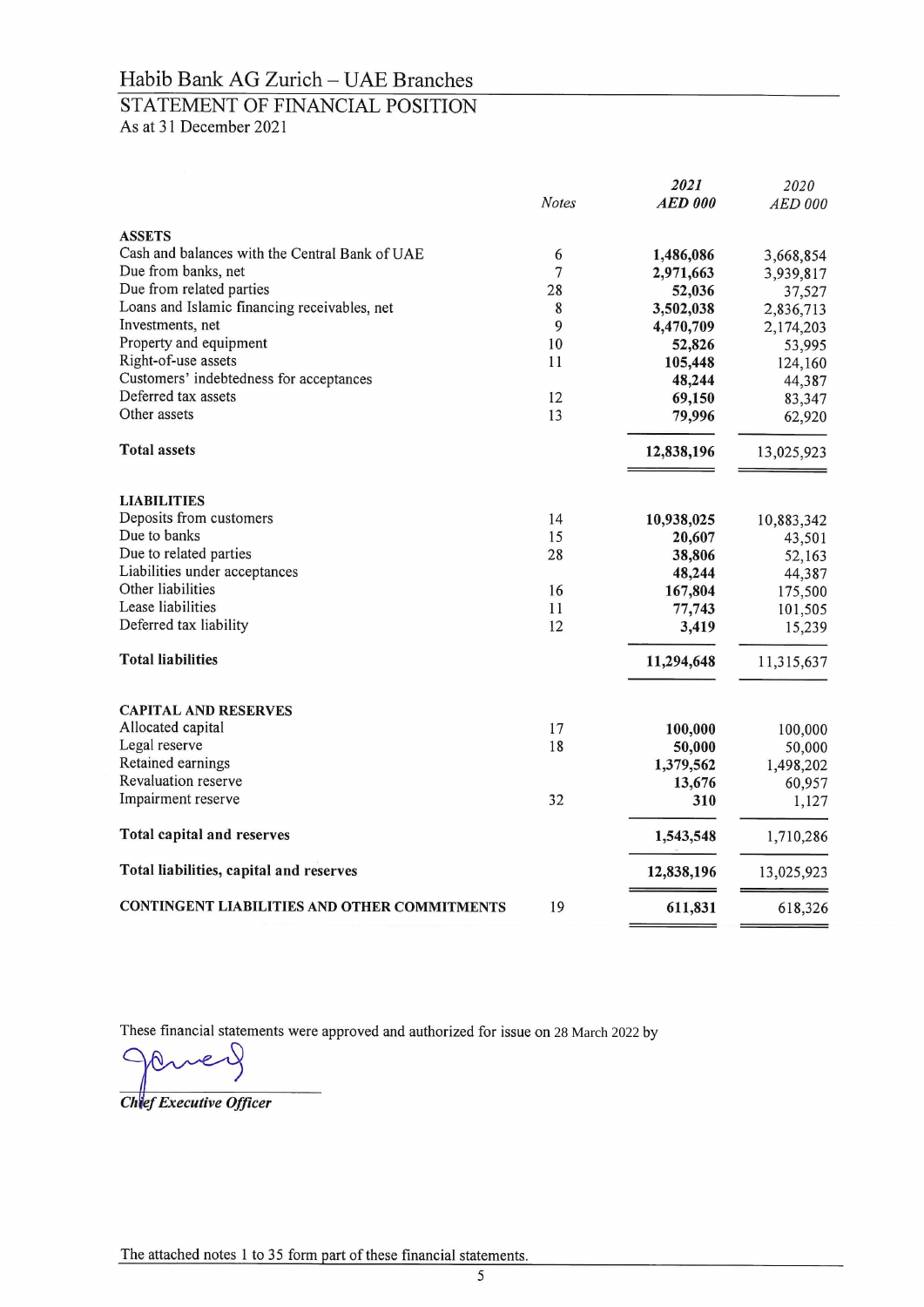# Habib Bank AG Zurich – UAE Branches

## STATEMENT OF FINANCIAL POSITION

As at 31 December 2021

| | *Notes* | ***2021*** ***AED 000*** | *2020* *AED 000* |
|---|---|---|---|
| **ASSETS** | | | |
| Cash and balances with the Central Bank of UAE | 6 | **1,486,086** | 3,668,854 |
| Due from banks, net | 7 | **2,971,663** | 3,939,817 |
| Due from related parties | 28 | **52,036** | 37,527 |
| Loans and Islamic financing receivables, net | 8 | **3,502,038** | 2,836,713 |
| Investments, net | 9 | **4,470,709** | 2,174,203 |
| Property and equipment | 10 | **52,826** | 53,995 |
| Right-of-use assets | 11 | **105,448** | 124,160 |
| Customers' indebtedness for acceptances | | **48,244** | 44,387 |
| Deferred tax assets | 12 | **69,150** | 83,347 |
| Other assets | 13 | **79,996** | 62,920 |
| **Total assets** | | **12,838,196** | 13,025,923 |
| **LIABILITIES** | | | |
| Deposits from customers | 14 | **10,938,025** | 10,883,342 |
| Due to banks | 15 | **20,607** | 43,501 |
| Due to related parties | 28 | **38,806** | 52,163 |
| Liabilities under acceptances | | **48,244** | 44,387 |
| Other liabilities | 16 | **167,804** | 175,500 |
| Lease liabilities | 11 | **77,743** | 101,505 |
| Deferred tax liability | 12 | **3,419** | 15,239 |
| **Total liabilities** | | **11,294,648** | 11,315,637 |
| **CAPITAL AND RESERVES** | | | |
| Allocated capital | 17 | **100,000** | 100,000 |
| Legal reserve | 18 | **50,000** | 50,000 |
| Retained earnings | | **1,379,562** | 1,498,202 |
| Revaluation reserve | | **13,676** | 60,957 |
| Impairment reserve | 32 | **310** | 1,127 |
| **Total capital and reserves** | | **1,543,548** | 1,710,286 |
| **Total liabilities, capital and reserves** | | **12,838,196** | 13,025,923 |
| **CONTINGENT LIABILITIES AND OTHER COMMITMENTS** | 19 | **611,831** | 618,326 |

These financial statements were approved and authorized for issue on 28 March 2022 by

*Chief Executive Officer*

The attached notes 1 to 35 form part of these financial statements.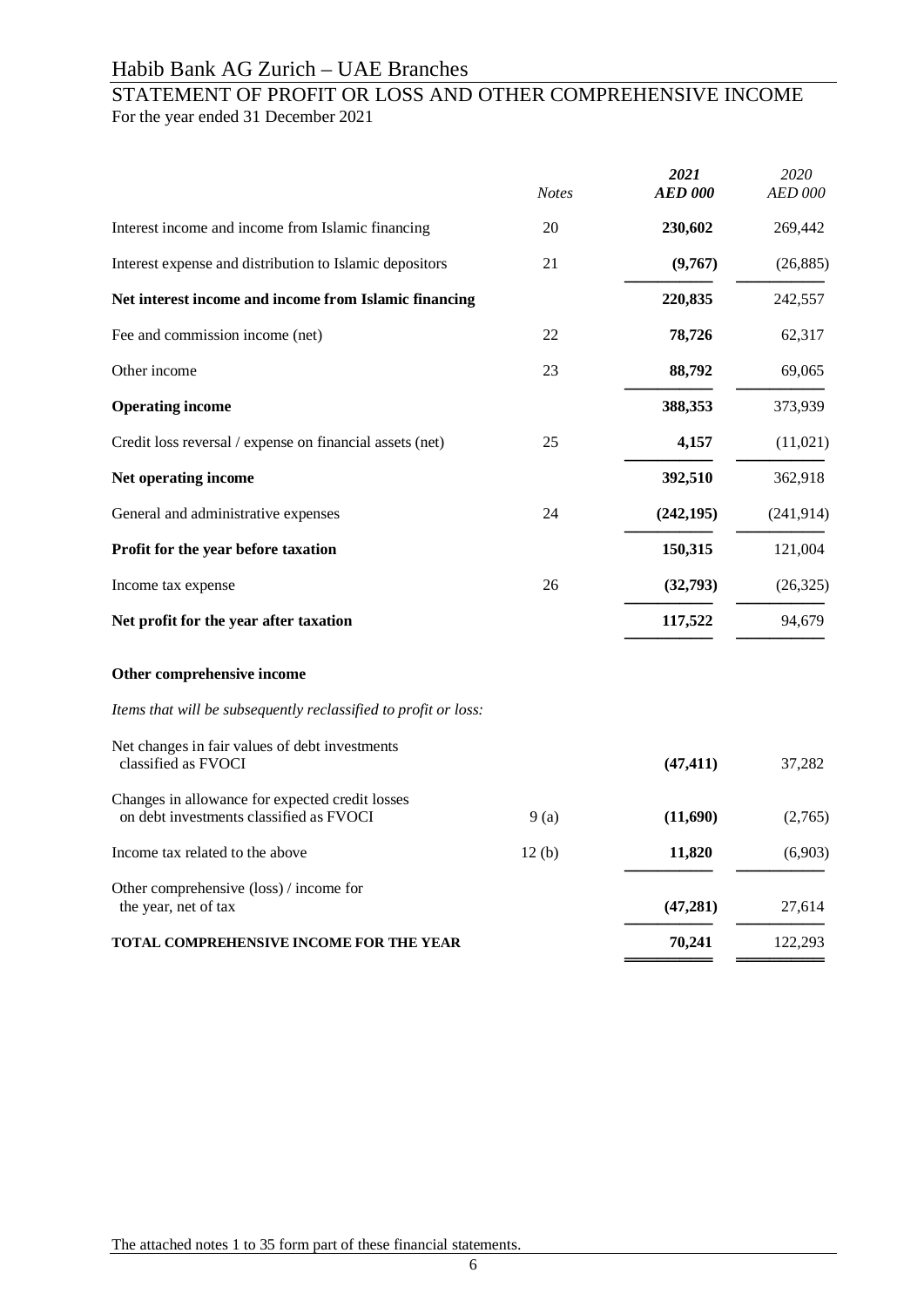# Habib Bank AG Zurich – UAE Branches

## STATEMENT OF PROFIT OR LOSS AND OTHER COMPREHENSIVE INCOME

For the year ended 31 December 2021

| | *Notes* | ***2021*** ***AED 000*** | *2020* *AED 000* |
|---|---|---|---|
| Interest income and income from Islamic financing | 20 | **230,602** | 269,442 |
| Interest expense and distribution to Islamic depositors | 21 | **(9,767)** | (26,885) |
| **Net interest income and income from Islamic financing** | | **220,835** | 242,557 |
| Fee and commission income (net) | 22 | **78,726** | 62,317 |
| Other income | 23 | **88,792** | 69,065 |
| **Operating income** | | **388,353** | 373,939 |
| Credit loss reversal / expense on financial assets (net) | 25 | **4,157** | (11,021) |
| **Net operating income** | | **392,510** | 362,918 |
| General and administrative expenses | 24 | **(242,195)** | (241,914) |
| **Profit for the year before taxation** | | **150,315** | 121,004 |
| Income tax expense | 26 | **(32,793)** | (26,325) |
| **Net profit for the year after taxation** | | **117,522** | 94,679 |
| **Other comprehensive income** | | | |
| *Items that will be subsequently reclassified to profit or loss:* | | | |
| Net changes in fair values of debt investments classified as FVOCI | | **(47,411)** | 37,282 |
| Changes in allowance for expected credit losses on debt investments classified as FVOCI | 9 (a) | **(11,690)** | (2,765) |
| Income tax related to the above | 12 (b) | **11,820** | (6,903) |
| Other comprehensive (loss) / income for the year, net of tax | | **(47,281)** | 27,614 |
| **TOTAL COMPREHENSIVE INCOME FOR THE YEAR** | | **70,241** | 122,293 |

The attached notes 1 to 35 form part of these financial statements.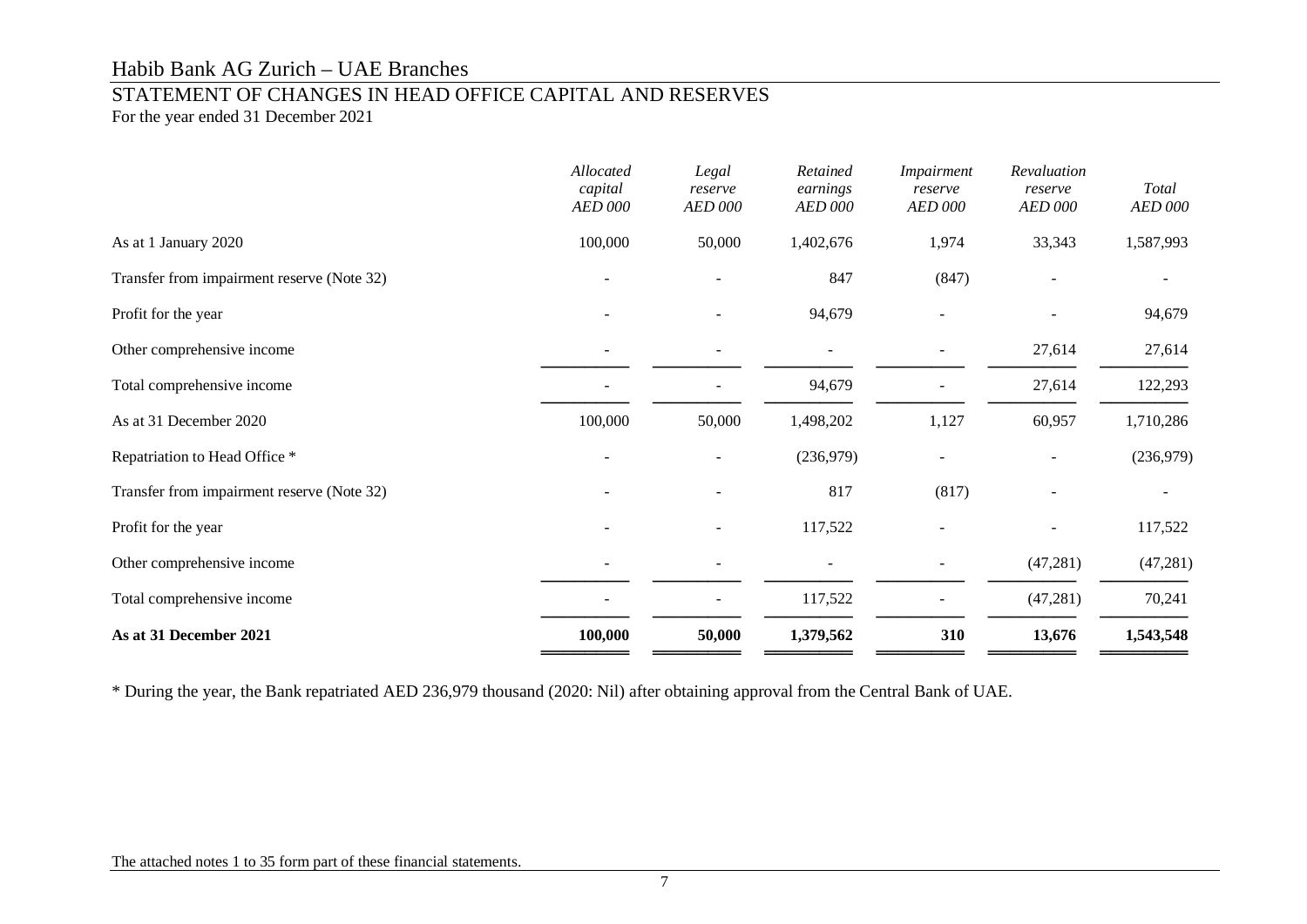# Habib Bank AG Zurich – UAE Branches

## STATEMENT OF CHANGES IN HEAD OFFICE CAPITAL AND RESERVES

For the year ended 31 December 2021

| | *Allocated capital AED 000* | *Legal reserve AED 000* | *Retained earnings AED 000* | *Impairment reserve AED 000* | *Revaluation reserve AED 000* | *Total AED 000* |
|---|---|---|---|---|---|---|
| As at 1 January 2020 | 100,000 | 50,000 | 1,402,676 | 1,974 | 33,343 | 1,587,993 |
| Transfer from impairment reserve (Note 32) | - | - | 847 | (847) | - | - |
| Profit for the year | - | - | 94,679 | - | - | 94,679 |
| Other comprehensive income | - | - | - | - | 27,614 | 27,614 |
| Total comprehensive income | - | - | 94,679 | - | 27,614 | 122,293 |
| As at 31 December 2020 | 100,000 | 50,000 | 1,498,202 | 1,127 | 60,957 | 1,710,286 |
| Repatriation to Head Office * | - | - | (236,979) | - | - | (236,979) |
| Transfer from impairment reserve (Note 32) | - | - | 817 | (817) | - | - |
| Profit for the year | - | - | 117,522 | - | - | 117,522 |
| Other comprehensive income | - | - | - | - | (47,281) | (47,281) |
| Total comprehensive income | - | - | 117,522 | - | (47,281) | 70,241 |
| **As at 31 December 2021** | **100,000** | **50,000** | **1,379,562** | **310** | **13,676** | **1,543,548** |

* During the year, the Bank repatriated AED 236,979 thousand (2020: Nil) after obtaining approval from the Central Bank of UAE.

The attached notes 1 to 35 form part of these financial statements.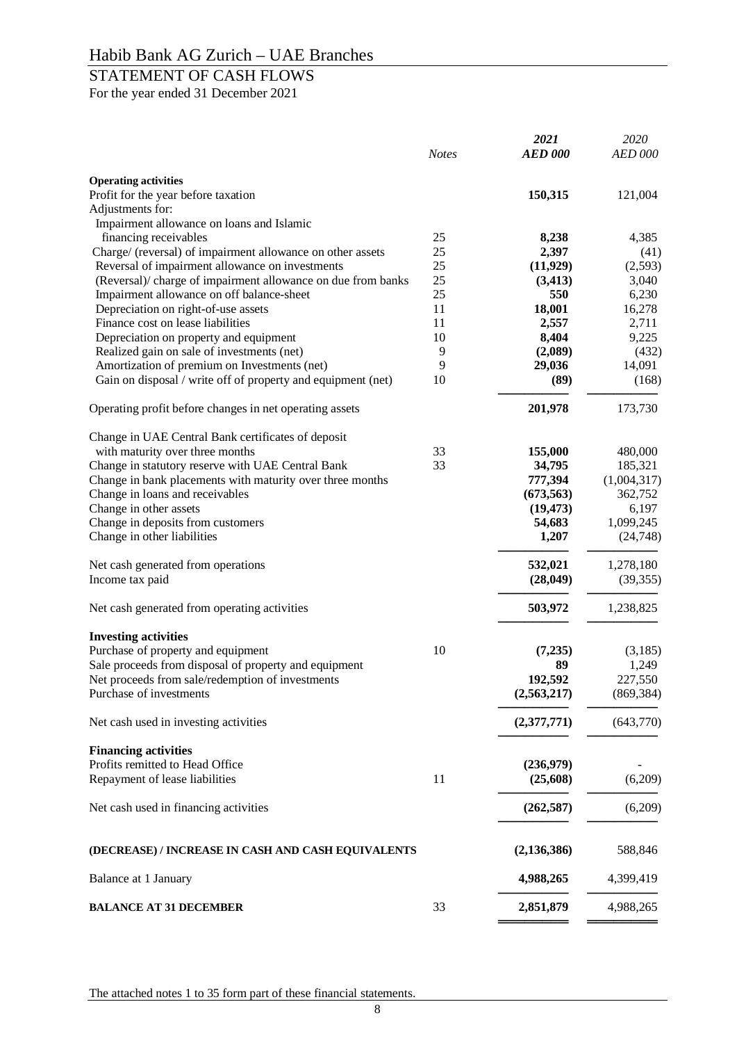# Habib Bank AG Zurich – UAE Branches

## STATEMENT OF CASH FLOWS

For the year ended 31 December 2021

| | *Notes* | ***2021*** ***AED 000*** | *2020* *AED 000* |
|---|---|---|---|
| **Operating activities** | | | |
| Profit for the year before taxation | | **150,315** | 121,004 |
| Adjustments for: | | | |
| Impairment allowance on loans and Islamic financing receivables | 25 | **8,238** | 4,385 |
| Charge/ (reversal) of impairment allowance on other assets | 25 | **2,397** | (41) |
| Reversal of impairment allowance on investments | 25 | **(11,929)** | (2,593) |
| (Reversal)/ charge of impairment allowance on due from banks | 25 | **(3,413)** | 3,040 |
| Impairment allowance on off balance-sheet | 25 | **550** | 6,230 |
| Depreciation on right-of-use assets | 11 | **18,001** | 16,278 |
| Finance cost on lease liabilities | 11 | **2,557** | 2,711 |
| Depreciation on property and equipment | 10 | **8,404** | 9,225 |
| Realized gain on sale of investments (net) | 9 | **(2,089)** | (432) |
| Amortization of premium on Investments (net) | 9 | **29,036** | 14,091 |
| Gain on disposal / write off of property and equipment (net) | 10 | **(89)** | (168) |
| Operating profit before changes in net operating assets | | **201,978** | 173,730 |
| Change in UAE Central Bank certificates of deposit with maturity over three months | 33 | **155,000** | 480,000 |
| Change in statutory reserve with UAE Central Bank | 33 | **34,795** | 185,321 |
| Change in bank placements with maturity over three months | | **777,394** | (1,004,317) |
| Change in loans and receivables | | **(673,563)** | 362,752 |
| Change in other assets | | **(19,473)** | 6,197 |
| Change in deposits from customers | | **54,683** | 1,099,245 |
| Change in other liabilities | | **1,207** | (24,748) |
| Net cash generated from operations | | **532,021** | 1,278,180 |
| Income tax paid | | **(28,049)** | (39,355) |
| Net cash generated from operating activities | | **503,972** | 1,238,825 |
| **Investing activities** | | | |
| Purchase of property and equipment | 10 | **(7,235)** | (3,185) |
| Sale proceeds from disposal of property and equipment | | **89** | 1,249 |
| Net proceeds from sale/redemption of investments | | **192,592** | 227,550 |
| Purchase of investments | | **(2,563,217)** | (869,384) |
| Net cash used in investing activities | | **(2,377,771)** | (643,770) |
| **Financing activities** | | | |
| Profits remitted to Head Office | | **(236,979)** | - |
| Repayment of lease liabilities | 11 | **(25,608)** | (6,209) |
| Net cash used in financing activities | | **(262,587)** | (6,209) |
| **(DECREASE) / INCREASE IN CASH AND CASH EQUIVALENTS** | | **(2,136,386)** | 588,846 |
| Balance at 1 January | | **4,988,265** | 4,399,419 |
| **BALANCE AT 31 DECEMBER** | 33 | **2,851,879** | 4,988,265 |

The attached notes 1 to 35 form part of these financial statements.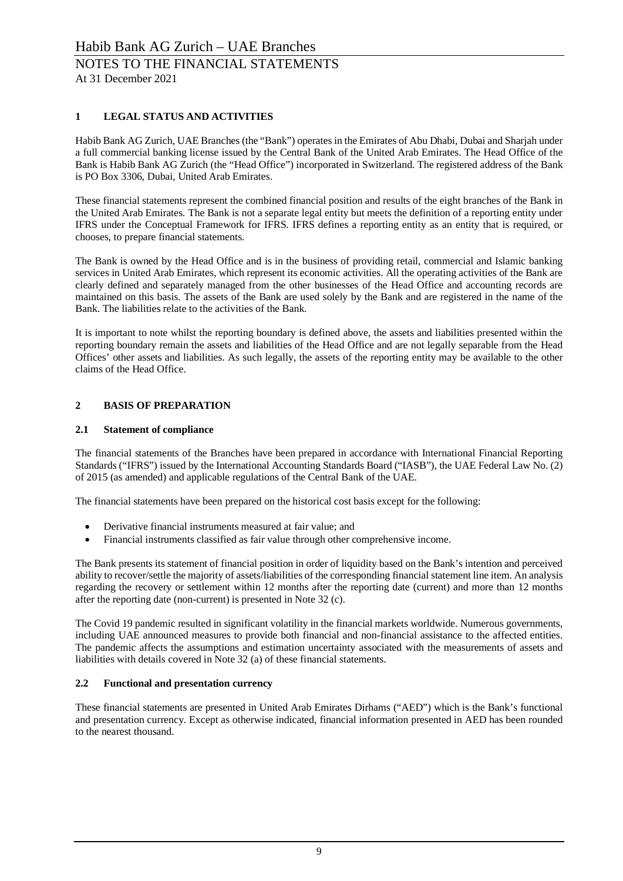## 1 LEGAL STATUS AND ACTIVITIES

Habib Bank AG Zurich, UAE Branches (the "Bank") operates in the Emirates of Abu Dhabi, Dubai and Sharjah under a full commercial banking license issued by the Central Bank of the United Arab Emirates. The Head Office of the Bank is Habib Bank AG Zurich (the "Head Office") incorporated in Switzerland. The registered address of the Bank is PO Box 3306, Dubai, United Arab Emirates.

These financial statements represent the combined financial position and results of the eight branches of the Bank in the United Arab Emirates. The Bank is not a separate legal entity but meets the definition of a reporting entity under IFRS under the Conceptual Framework for IFRS. IFRS defines a reporting entity as an entity that is required, or chooses, to prepare financial statements.

The Bank is owned by the Head Office and is in the business of providing retail, commercial and Islamic banking services in United Arab Emirates, which represent its economic activities. All the operating activities of the Bank are clearly defined and separately managed from the other businesses of the Head Office and accounting records are maintained on this basis. The assets of the Bank are used solely by the Bank and are registered in the name of the Bank. The liabilities relate to the activities of the Bank.

It is important to note whilst the reporting boundary is defined above, the assets and liabilities presented within the reporting boundary remain the assets and liabilities of the Head Office and are not legally separable from the Head Offices' other assets and liabilities. As such legally, the assets of the reporting entity may be available to the other claims of the Head Office.

## 2 BASIS OF PREPARATION

### 2.1 Statement of compliance

The financial statements of the Branches have been prepared in accordance with International Financial Reporting Standards ("IFRS") issued by the International Accounting Standards Board ("IASB"), the UAE Federal Law No. (2) of 2015 (as amended) and applicable regulations of the Central Bank of the UAE.

The financial statements have been prepared on the historical cost basis except for the following:

- Derivative financial instruments measured at fair value; and
- Financial instruments classified as fair value through other comprehensive income.

The Bank presents its statement of financial position in order of liquidity based on the Bank's intention and perceived ability to recover/settle the majority of assets/liabilities of the corresponding financial statement line item. An analysis regarding the recovery or settlement within 12 months after the reporting date (current) and more than 12 months after the reporting date (non-current) is presented in Note 32 (c).

The Covid 19 pandemic resulted in significant volatility in the financial markets worldwide. Numerous governments, including UAE announced measures to provide both financial and non-financial assistance to the affected entities. The pandemic affects the assumptions and estimation uncertainty associated with the measurements of assets and liabilities with details covered in Note 32 (a) of these financial statements.

### 2.2 Functional and presentation currency

These financial statements are presented in United Arab Emirates Dirhams ("AED") which is the Bank's functional and presentation currency. Except as otherwise indicated, financial information presented in AED has been rounded to the nearest thousand.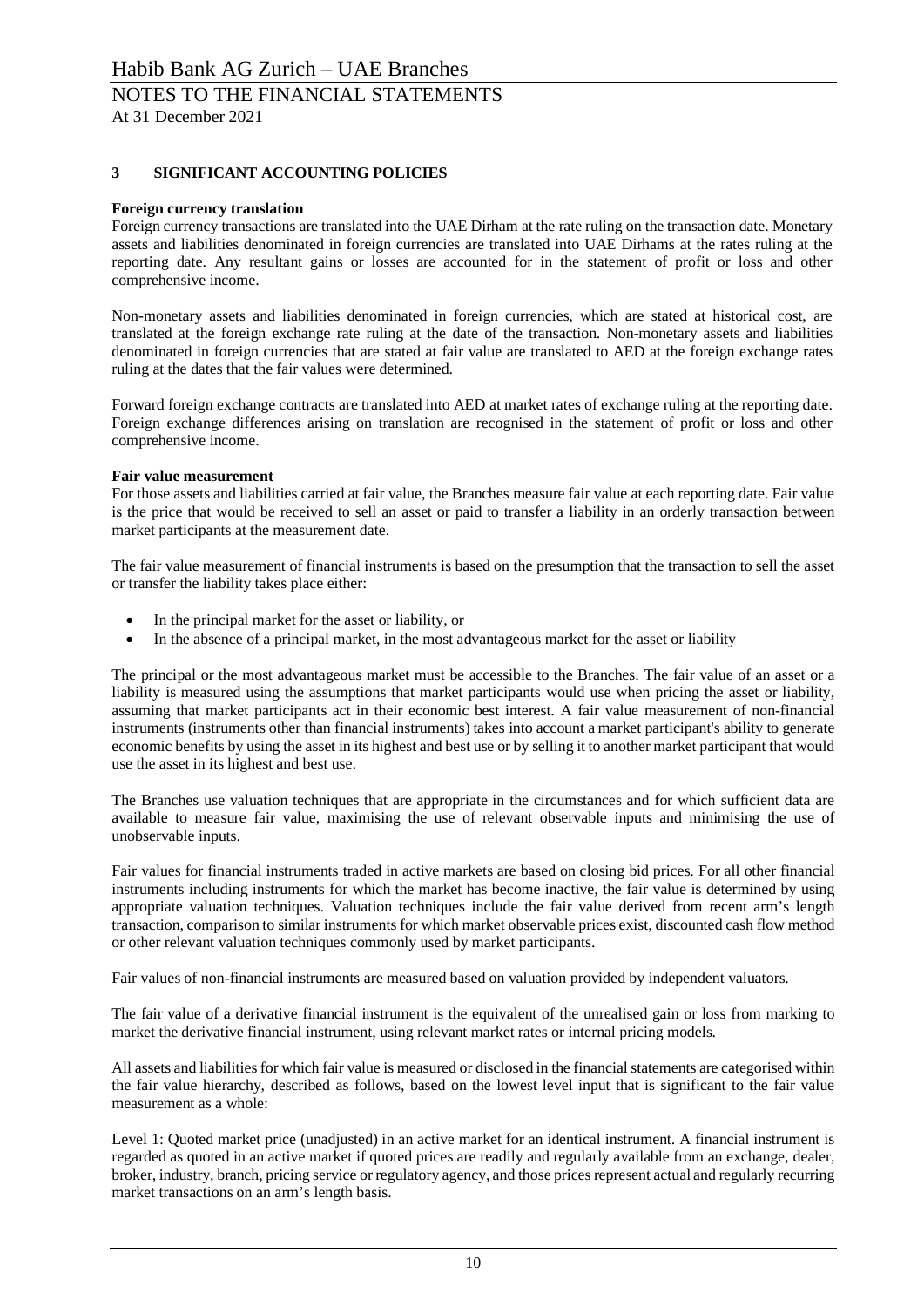## 3 SIGNIFICANT ACCOUNTING POLICIES

**Foreign currency translation**

Foreign currency transactions are translated into the UAE Dirham at the rate ruling on the transaction date. Monetary assets and liabilities denominated in foreign currencies are translated into UAE Dirhams at the rates ruling at the reporting date. Any resultant gains or losses are accounted for in the statement of profit or loss and other comprehensive income.

Non-monetary assets and liabilities denominated in foreign currencies, which are stated at historical cost, are translated at the foreign exchange rate ruling at the date of the transaction. Non-monetary assets and liabilities denominated in foreign currencies that are stated at fair value are translated to AED at the foreign exchange rates ruling at the dates that the fair values were determined.

Forward foreign exchange contracts are translated into AED at market rates of exchange ruling at the reporting date. Foreign exchange differences arising on translation are recognised in the statement of profit or loss and other comprehensive income.

**Fair value measurement**

For those assets and liabilities carried at fair value, the Branches measure fair value at each reporting date. Fair value is the price that would be received to sell an asset or paid to transfer a liability in an orderly transaction between market participants at the measurement date.

The fair value measurement of financial instruments is based on the presumption that the transaction to sell the asset or transfer the liability takes place either:

- In the principal market for the asset or liability, or
- In the absence of a principal market, in the most advantageous market for the asset or liability

The principal or the most advantageous market must be accessible to the Branches. The fair value of an asset or a liability is measured using the assumptions that market participants would use when pricing the asset or liability, assuming that market participants act in their economic best interest. A fair value measurement of non-financial instruments (instruments other than financial instruments) takes into account a market participant's ability to generate economic benefits by using the asset in its highest and best use or by selling it to another market participant that would use the asset in its highest and best use.

The Branches use valuation techniques that are appropriate in the circumstances and for which sufficient data are available to measure fair value, maximising the use of relevant observable inputs and minimising the use of unobservable inputs.

Fair values for financial instruments traded in active markets are based on closing bid prices. For all other financial instruments including instruments for which the market has become inactive, the fair value is determined by using appropriate valuation techniques. Valuation techniques include the fair value derived from recent arm's length transaction, comparison to similar instruments for which market observable prices exist, discounted cash flow method or other relevant valuation techniques commonly used by market participants.

Fair values of non-financial instruments are measured based on valuation provided by independent valuators.

The fair value of a derivative financial instrument is the equivalent of the unrealised gain or loss from marking to market the derivative financial instrument, using relevant market rates or internal pricing models.

All assets and liabilities for which fair value is measured or disclosed in the financial statements are categorised within the fair value hierarchy, described as follows, based on the lowest level input that is significant to the fair value measurement as a whole:

Level 1: Quoted market price (unadjusted) in an active market for an identical instrument. A financial instrument is regarded as quoted in an active market if quoted prices are readily and regularly available from an exchange, dealer, broker, industry, branch, pricing service or regulatory agency, and those prices represent actual and regularly recurring market transactions on an arm's length basis.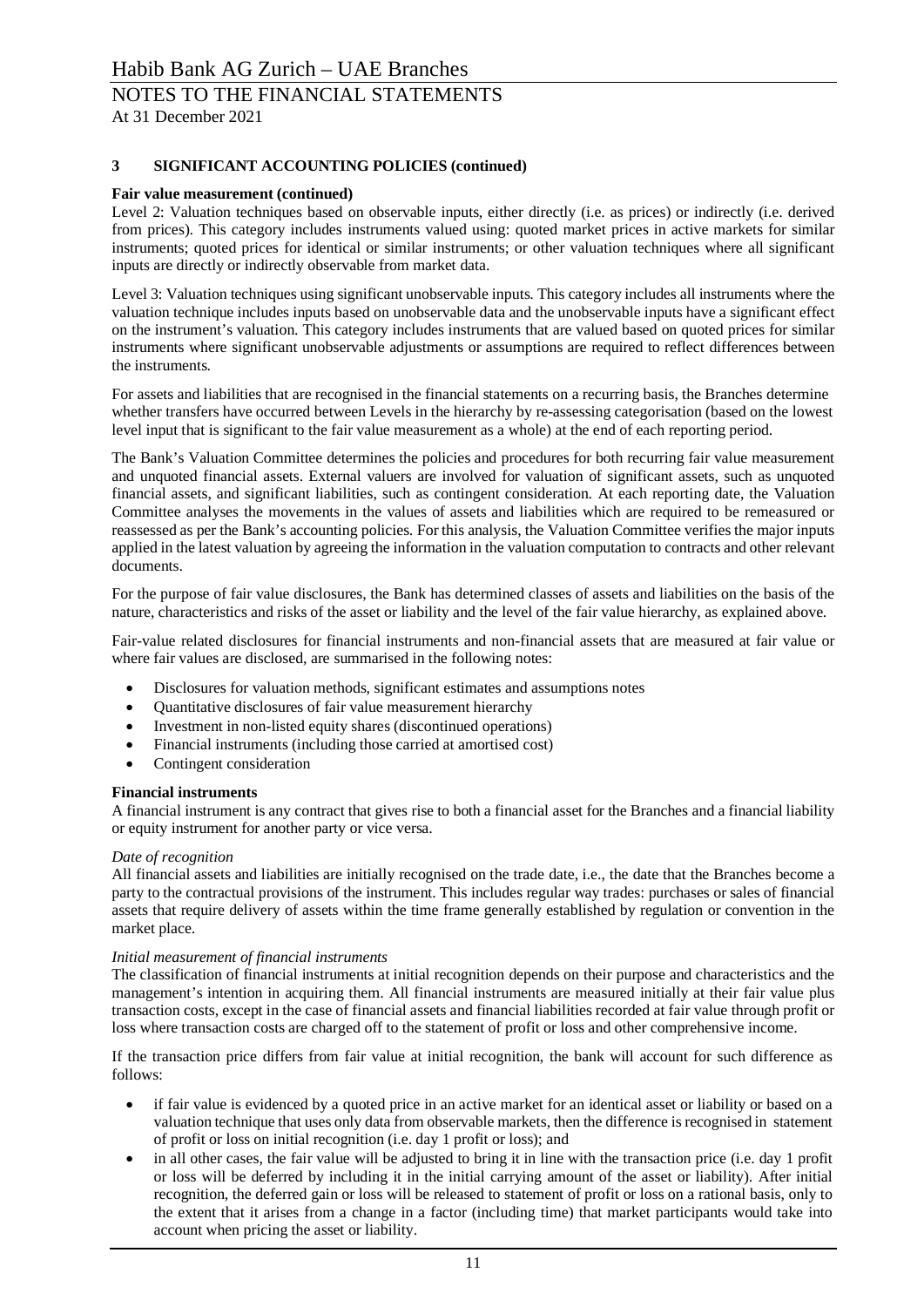## 3 SIGNIFICANT ACCOUNTING POLICIES (continued)

**Fair value measurement (continued)**

Level 2: Valuation techniques based on observable inputs, either directly (i.e. as prices) or indirectly (i.e. derived from prices). This category includes instruments valued using: quoted market prices in active markets for similar instruments; quoted prices for identical or similar instruments; or other valuation techniques where all significant inputs are directly or indirectly observable from market data.

Level 3: Valuation techniques using significant unobservable inputs. This category includes all instruments where the valuation technique includes inputs based on unobservable data and the unobservable inputs have a significant effect on the instrument's valuation. This category includes instruments that are valued based on quoted prices for similar instruments where significant unobservable adjustments or assumptions are required to reflect differences between the instruments.

For assets and liabilities that are recognised in the financial statements on a recurring basis, the Branches determine whether transfers have occurred between Levels in the hierarchy by re-assessing categorisation (based on the lowest level input that is significant to the fair value measurement as a whole) at the end of each reporting period.

The Bank's Valuation Committee determines the policies and procedures for both recurring fair value measurement and unquoted financial assets. External valuers are involved for valuation of significant assets, such as unquoted financial assets, and significant liabilities, such as contingent consideration. At each reporting date, the Valuation Committee analyses the movements in the values of assets and liabilities which are required to be remeasured or reassessed as per the Bank's accounting policies. For this analysis, the Valuation Committee verifies the major inputs applied in the latest valuation by agreeing the information in the valuation computation to contracts and other relevant documents.

For the purpose of fair value disclosures, the Bank has determined classes of assets and liabilities on the basis of the nature, characteristics and risks of the asset or liability and the level of the fair value hierarchy, as explained above.

Fair-value related disclosures for financial instruments and non-financial assets that are measured at fair value or where fair values are disclosed, are summarised in the following notes:

- Disclosures for valuation methods, significant estimates and assumptions notes
- Quantitative disclosures of fair value measurement hierarchy
- Investment in non-listed equity shares (discontinued operations)
- Financial instruments (including those carried at amortised cost)
- Contingent consideration

**Financial instruments**

A financial instrument is any contract that gives rise to both a financial asset for the Branches and a financial liability or equity instrument for another party or vice versa.

*Date of recognition*

All financial assets and liabilities are initially recognised on the trade date, i.e., the date that the Branches become a party to the contractual provisions of the instrument. This includes regular way trades: purchases or sales of financial assets that require delivery of assets within the time frame generally established by regulation or convention in the market place.

*Initial measurement of financial instruments*

The classification of financial instruments at initial recognition depends on their purpose and characteristics and the management's intention in acquiring them. All financial instruments are measured initially at their fair value plus transaction costs, except in the case of financial assets and financial liabilities recorded at fair value through profit or loss where transaction costs are charged off to the statement of profit or loss and other comprehensive income.

If the transaction price differs from fair value at initial recognition, the bank will account for such difference as follows:

- if fair value is evidenced by a quoted price in an active market for an identical asset or liability or based on a valuation technique that uses only data from observable markets, then the difference is recognised in statement of profit or loss on initial recognition (i.e. day 1 profit or loss); and
- in all other cases, the fair value will be adjusted to bring it in line with the transaction price (i.e. day 1 profit or loss will be deferred by including it in the initial carrying amount of the asset or liability). After initial recognition, the deferred gain or loss will be released to statement of profit or loss on a rational basis, only to the extent that it arises from a change in a factor (including time) that market participants would take into account when pricing the asset or liability.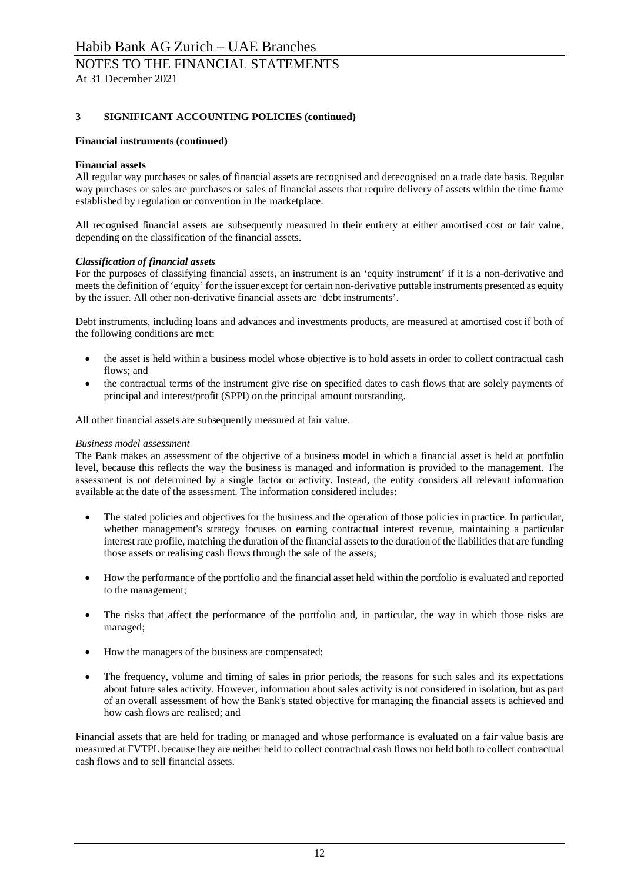### 3 SIGNIFICANT ACCOUNTING POLICIES (continued)

**Financial instruments (continued)**

**Financial assets**

All regular way purchases or sales of financial assets are recognised and derecognised on a trade date basis. Regular way purchases or sales are purchases or sales of financial assets that require delivery of assets within the time frame established by regulation or convention in the marketplace.

All recognised financial assets are subsequently measured in their entirety at either amortised cost or fair value, depending on the classification of the financial assets.

***Classification of financial assets***

For the purposes of classifying financial assets, an instrument is an 'equity instrument' if it is a non-derivative and meets the definition of 'equity' for the issuer except for certain non-derivative puttable instruments presented as equity by the issuer. All other non-derivative financial assets are 'debt instruments'.

Debt instruments, including loans and advances and investments products, are measured at amortised cost if both of the following conditions are met:

- the asset is held within a business model whose objective is to hold assets in order to collect contractual cash flows; and
- the contractual terms of the instrument give rise on specified dates to cash flows that are solely payments of principal and interest/profit (SPPI) on the principal amount outstanding.

All other financial assets are subsequently measured at fair value.

*Business model assessment*

The Bank makes an assessment of the objective of a business model in which a financial asset is held at portfolio level, because this reflects the way the business is managed and information is provided to the management. The assessment is not determined by a single factor or activity. Instead, the entity considers all relevant information available at the date of the assessment. The information considered includes:

- The stated policies and objectives for the business and the operation of those policies in practice. In particular, whether management's strategy focuses on earning contractual interest revenue, maintaining a particular interest rate profile, matching the duration of the financial assets to the duration of the liabilities that are funding those assets or realising cash flows through the sale of the assets;

- How the performance of the portfolio and the financial asset held within the portfolio is evaluated and reported to the management;

- The risks that affect the performance of the portfolio and, in particular, the way in which those risks are managed;

- How the managers of the business are compensated;

- The frequency, volume and timing of sales in prior periods, the reasons for such sales and its expectations about future sales activity. However, information about sales activity is not considered in isolation, but as part of an overall assessment of how the Bank's stated objective for managing the financial assets is achieved and how cash flows are realised; and

Financial assets that are held for trading or managed and whose performance is evaluated on a fair value basis are measured at FVTPL because they are neither held to collect contractual cash flows nor held both to collect contractual cash flows and to sell financial assets.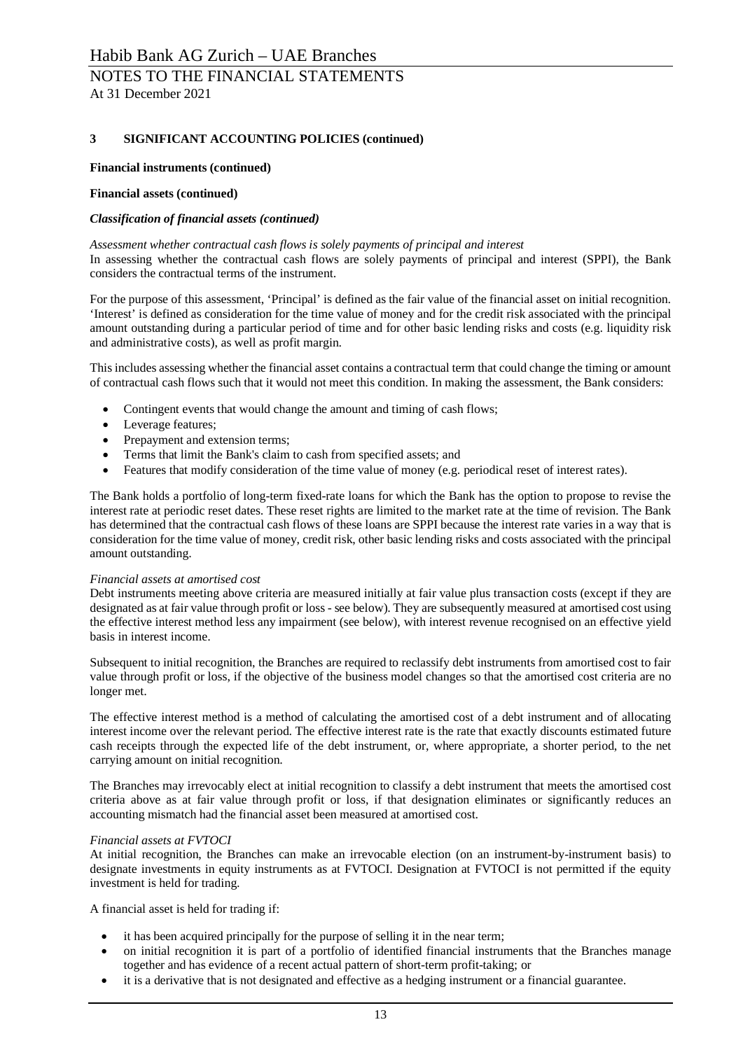## 3 SIGNIFICANT ACCOUNTING POLICIES (continued)

**Financial instruments (continued)**

**Financial assets (continued)**

***Classification of financial assets (continued)***

*Assessment whether contractual cash flows is solely payments of principal and interest*

In assessing whether the contractual cash flows are solely payments of principal and interest (SPPI), the Bank considers the contractual terms of the instrument.

For the purpose of this assessment, 'Principal' is defined as the fair value of the financial asset on initial recognition. 'Interest' is defined as consideration for the time value of money and for the credit risk associated with the principal amount outstanding during a particular period of time and for other basic lending risks and costs (e.g. liquidity risk and administrative costs), as well as profit margin.

This includes assessing whether the financial asset contains a contractual term that could change the timing or amount of contractual cash flows such that it would not meet this condition. In making the assessment, the Bank considers:

- Contingent events that would change the amount and timing of cash flows;
- Leverage features;
- Prepayment and extension terms;
- Terms that limit the Bank's claim to cash from specified assets; and
- Features that modify consideration of the time value of money (e.g. periodical reset of interest rates).

The Bank holds a portfolio of long-term fixed-rate loans for which the Bank has the option to propose to revise the interest rate at periodic reset dates. These reset rights are limited to the market rate at the time of revision. The Bank has determined that the contractual cash flows of these loans are SPPI because the interest rate varies in a way that is consideration for the time value of money, credit risk, other basic lending risks and costs associated with the principal amount outstanding.

*Financial assets at amortised cost*

Debt instruments meeting above criteria are measured initially at fair value plus transaction costs (except if they are designated as at fair value through profit or loss - see below). They are subsequently measured at amortised cost using the effective interest method less any impairment (see below), with interest revenue recognised on an effective yield basis in interest income.

Subsequent to initial recognition, the Branches are required to reclassify debt instruments from amortised cost to fair value through profit or loss, if the objective of the business model changes so that the amortised cost criteria are no longer met.

The effective interest method is a method of calculating the amortised cost of a debt instrument and of allocating interest income over the relevant period. The effective interest rate is the rate that exactly discounts estimated future cash receipts through the expected life of the debt instrument, or, where appropriate, a shorter period, to the net carrying amount on initial recognition.

The Branches may irrevocably elect at initial recognition to classify a debt instrument that meets the amortised cost criteria above as at fair value through profit or loss, if that designation eliminates or significantly reduces an accounting mismatch had the financial asset been measured at amortised cost.

*Financial assets at FVTOCI*

At initial recognition, the Branches can make an irrevocable election (on an instrument-by-instrument basis) to designate investments in equity instruments as at FVTOCI. Designation at FVTOCI is not permitted if the equity investment is held for trading.

A financial asset is held for trading if:

- it has been acquired principally for the purpose of selling it in the near term;
- on initial recognition it is part of a portfolio of identified financial instruments that the Branches manage together and has evidence of a recent actual pattern of short-term profit-taking; or
- it is a derivative that is not designated and effective as a hedging instrument or a financial guarantee.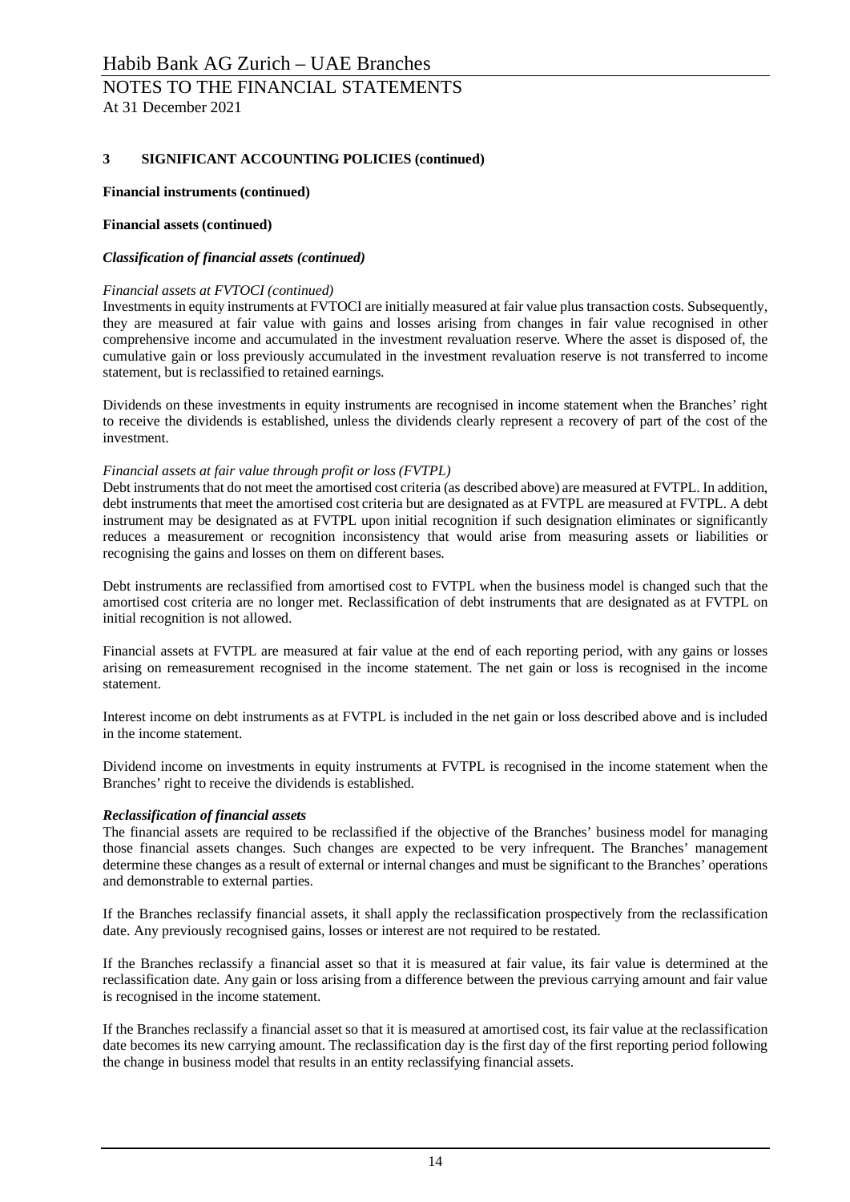**3 SIGNIFICANT ACCOUNTING POLICIES (continued)**

**Financial instruments (continued)**

**Financial assets (continued)**

***Classification of financial assets (continued)***

*Financial assets at FVTOCI (continued)*

Investments in equity instruments at FVTOCI are initially measured at fair value plus transaction costs. Subsequently, they are measured at fair value with gains and losses arising from changes in fair value recognised in other comprehensive income and accumulated in the investment revaluation reserve. Where the asset is disposed of, the cumulative gain or loss previously accumulated in the investment revaluation reserve is not transferred to income statement, but is reclassified to retained earnings.

Dividends on these investments in equity instruments are recognised in income statement when the Branches' right to receive the dividends is established, unless the dividends clearly represent a recovery of part of the cost of the investment.

*Financial assets at fair value through profit or loss (FVTPL)*

Debt instruments that do not meet the amortised cost criteria (as described above) are measured at FVTPL. In addition, debt instruments that meet the amortised cost criteria but are designated as at FVTPL are measured at FVTPL. A debt instrument may be designated as at FVTPL upon initial recognition if such designation eliminates or significantly reduces a measurement or recognition inconsistency that would arise from measuring assets or liabilities or recognising the gains and losses on them on different bases.

Debt instruments are reclassified from amortised cost to FVTPL when the business model is changed such that the amortised cost criteria are no longer met. Reclassification of debt instruments that are designated as at FVTPL on initial recognition is not allowed.

Financial assets at FVTPL are measured at fair value at the end of each reporting period, with any gains or losses arising on remeasurement recognised in the income statement. The net gain or loss is recognised in the income statement.

Interest income on debt instruments as at FVTPL is included in the net gain or loss described above and is included in the income statement.

Dividend income on investments in equity instruments at FVTPL is recognised in the income statement when the Branches' right to receive the dividends is established.

***Reclassification of financial assets***

The financial assets are required to be reclassified if the objective of the Branches' business model for managing those financial assets changes. Such changes are expected to be very infrequent. The Branches' management determine these changes as a result of external or internal changes and must be significant to the Branches' operations and demonstrable to external parties.

If the Branches reclassify financial assets, it shall apply the reclassification prospectively from the reclassification date. Any previously recognised gains, losses or interest are not required to be restated.

If the Branches reclassify a financial asset so that it is measured at fair value, its fair value is determined at the reclassification date. Any gain or loss arising from a difference between the previous carrying amount and fair value is recognised in the income statement.

If the Branches reclassify a financial asset so that it is measured at amortised cost, its fair value at the reclassification date becomes its new carrying amount. The reclassification day is the first day of the first reporting period following the change in business model that results in an entity reclassifying financial assets.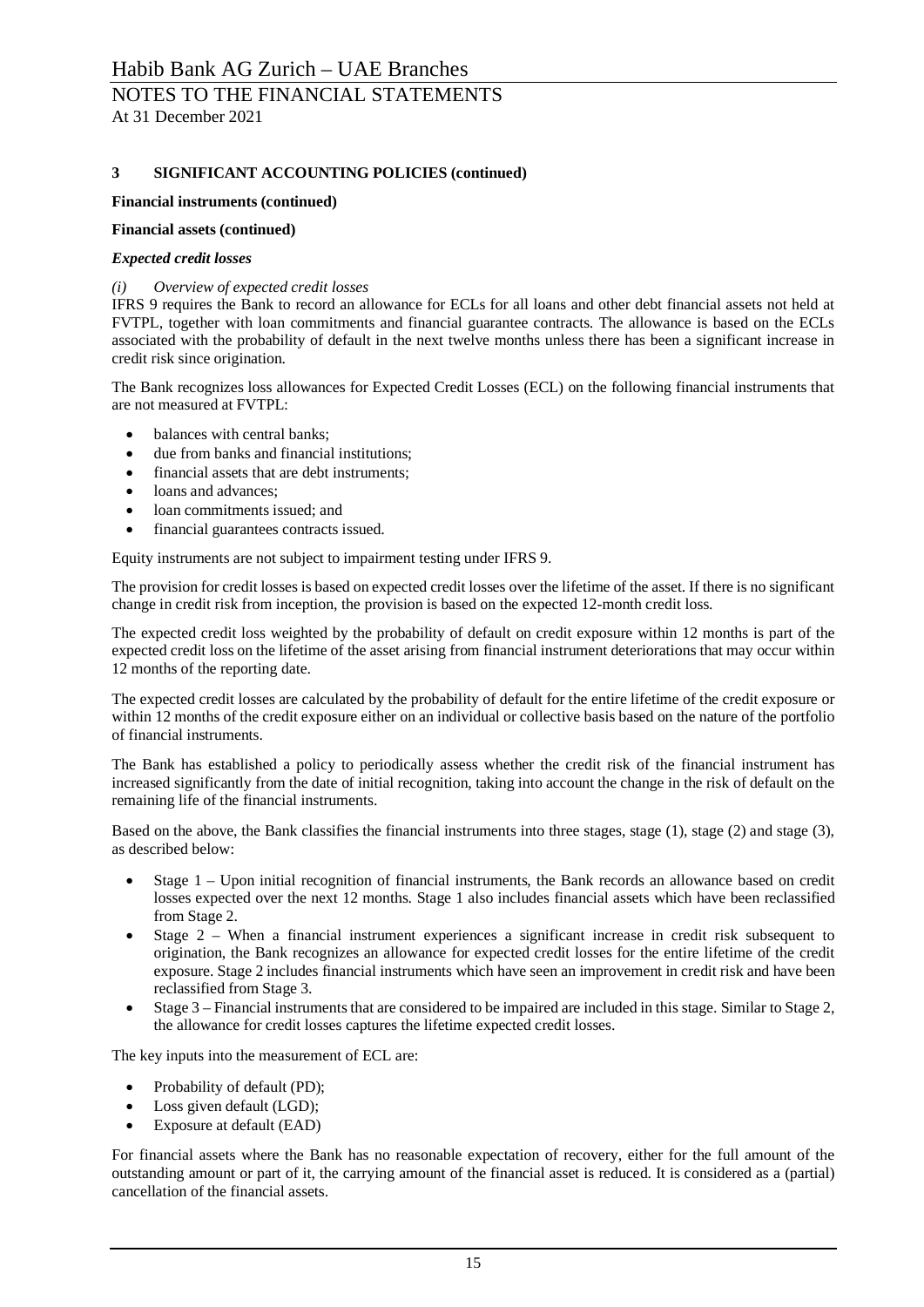## 3 SIGNIFICANT ACCOUNTING POLICIES (continued)

**Financial instruments (continued)**

**Financial assets (continued)**

***Expected credit losses***

*(i) Overview of expected credit losses*

IFRS 9 requires the Bank to record an allowance for ECLs for all loans and other debt financial assets not held at FVTPL, together with loan commitments and financial guarantee contracts. The allowance is based on the ECLs associated with the probability of default in the next twelve months unless there has been a significant increase in credit risk since origination.

The Bank recognizes loss allowances for Expected Credit Losses (ECL) on the following financial instruments that are not measured at FVTPL:

- balances with central banks;
- due from banks and financial institutions;
- financial assets that are debt instruments;
- loans and advances;
- loan commitments issued; and
- financial guarantees contracts issued.

Equity instruments are not subject to impairment testing under IFRS 9.

The provision for credit losses is based on expected credit losses over the lifetime of the asset. If there is no significant change in credit risk from inception, the provision is based on the expected 12-month credit loss.

The expected credit loss weighted by the probability of default on credit exposure within 12 months is part of the expected credit loss on the lifetime of the asset arising from financial instrument deteriorations that may occur within 12 months of the reporting date.

The expected credit losses are calculated by the probability of default for the entire lifetime of the credit exposure or within 12 months of the credit exposure either on an individual or collective basis based on the nature of the portfolio of financial instruments.

The Bank has established a policy to periodically assess whether the credit risk of the financial instrument has increased significantly from the date of initial recognition, taking into account the change in the risk of default on the remaining life of the financial instruments.

Based on the above, the Bank classifies the financial instruments into three stages, stage (1), stage (2) and stage (3), as described below:

- Stage 1 – Upon initial recognition of financial instruments, the Bank records an allowance based on credit losses expected over the next 12 months. Stage 1 also includes financial assets which have been reclassified from Stage 2.
- Stage 2 – When a financial instrument experiences a significant increase in credit risk subsequent to origination, the Bank recognizes an allowance for expected credit losses for the entire lifetime of the credit exposure. Stage 2 includes financial instruments which have seen an improvement in credit risk and have been reclassified from Stage 3.
- Stage 3 – Financial instruments that are considered to be impaired are included in this stage. Similar to Stage 2, the allowance for credit losses captures the lifetime expected credit losses.

The key inputs into the measurement of ECL are:

- Probability of default (PD);
- Loss given default (LGD);
- Exposure at default (EAD)

For financial assets where the Bank has no reasonable expectation of recovery, either for the full amount of the outstanding amount or part of it, the carrying amount of the financial asset is reduced. It is considered as a (partial) cancellation of the financial assets.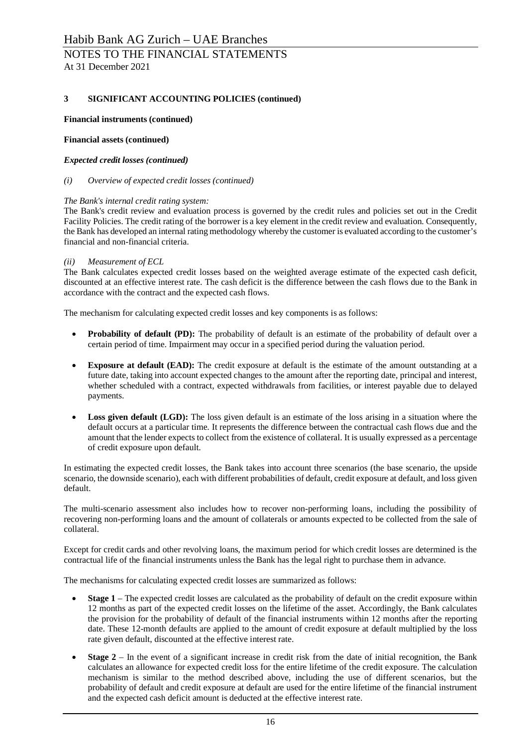**3 SIGNIFICANT ACCOUNTING POLICIES (continued)**

**Financial instruments (continued)**

**Financial assets (continued)**

***Expected credit losses (continued)***

*(i) Overview of expected credit losses (continued)*

*The Bank's internal credit rating system:*

The Bank's credit review and evaluation process is governed by the credit rules and policies set out in the Credit Facility Policies. The credit rating of the borrower is a key element in the credit review and evaluation. Consequently, the Bank has developed an internal rating methodology whereby the customer is evaluated according to the customer's financial and non-financial criteria.

*(ii) Measurement of ECL*

The Bank calculates expected credit losses based on the weighted average estimate of the expected cash deficit, discounted at an effective interest rate. The cash deficit is the difference between the cash flows due to the Bank in accordance with the contract and the expected cash flows.

The mechanism for calculating expected credit losses and key components is as follows:

- **Probability of default (PD):** The probability of default is an estimate of the probability of default over a certain period of time. Impairment may occur in a specified period during the valuation period.
- **Exposure at default (EAD):** The credit exposure at default is the estimate of the amount outstanding at a future date, taking into account expected changes to the amount after the reporting date, principal and interest, whether scheduled with a contract, expected withdrawals from facilities, or interest payable due to delayed payments.
- **Loss given default (LGD):** The loss given default is an estimate of the loss arising in a situation where the default occurs at a particular time. It represents the difference between the contractual cash flows due and the amount that the lender expects to collect from the existence of collateral. It is usually expressed as a percentage of credit exposure upon default.

In estimating the expected credit losses, the Bank takes into account three scenarios (the base scenario, the upside scenario, the downside scenario), each with different probabilities of default, credit exposure at default, and loss given default.

The multi-scenario assessment also includes how to recover non-performing loans, including the possibility of recovering non-performing loans and the amount of collaterals or amounts expected to be collected from the sale of collateral.

Except for credit cards and other revolving loans, the maximum period for which credit losses are determined is the contractual life of the financial instruments unless the Bank has the legal right to purchase them in advance.

The mechanisms for calculating expected credit losses are summarized as follows:

- **Stage 1** – The expected credit losses are calculated as the probability of default on the credit exposure within 12 months as part of the expected credit losses on the lifetime of the asset. Accordingly, the Bank calculates the provision for the probability of default of the financial instruments within 12 months after the reporting date. These 12-month defaults are applied to the amount of credit exposure at default multiplied by the loss rate given default, discounted at the effective interest rate.
- **Stage 2** – In the event of a significant increase in credit risk from the date of initial recognition, the Bank calculates an allowance for expected credit loss for the entire lifetime of the credit exposure. The calculation mechanism is similar to the method described above, including the use of different scenarios, but the probability of default and credit exposure at default are used for the entire lifetime of the financial instrument and the expected cash deficit amount is deducted at the effective interest rate.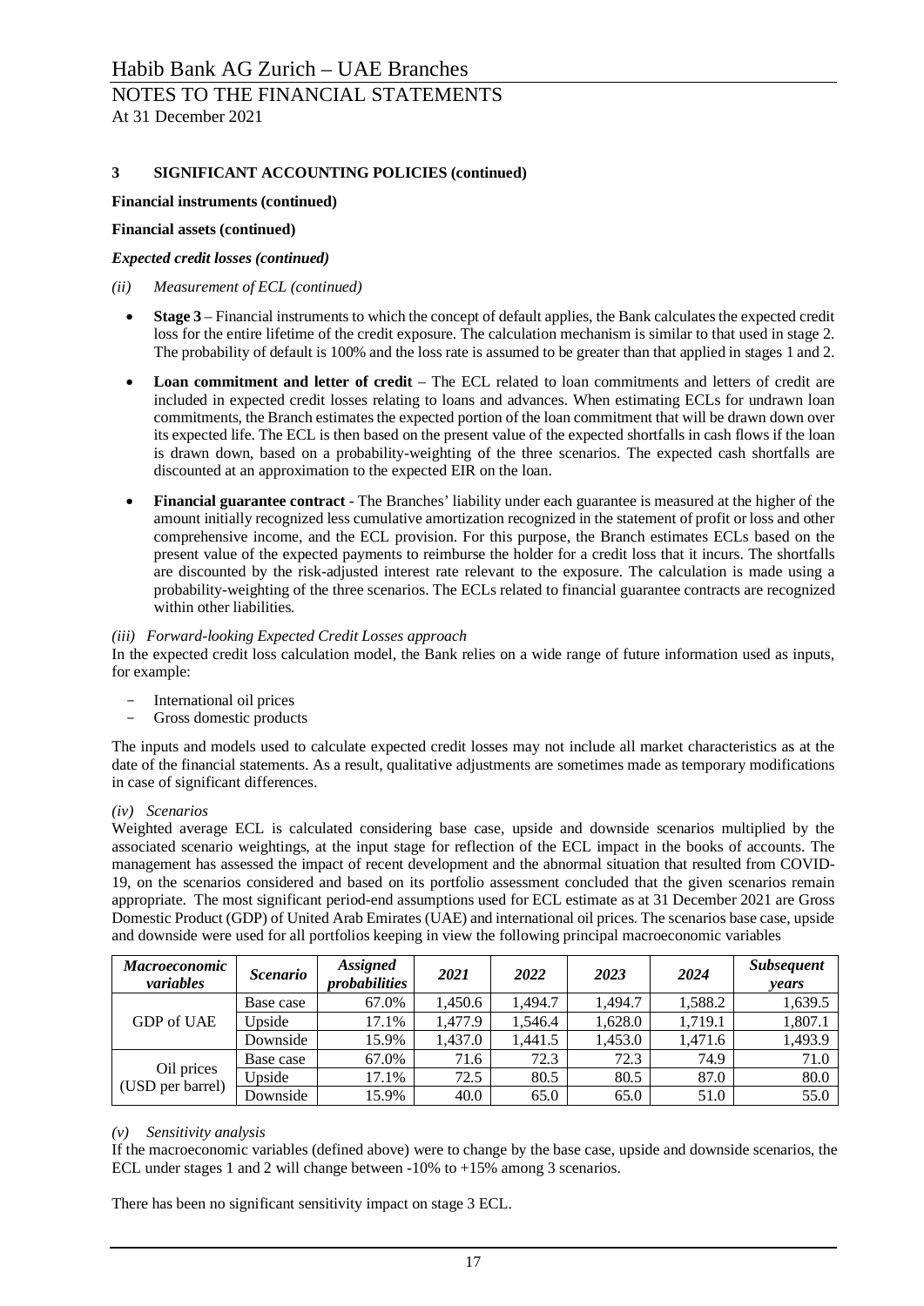## 3 SIGNIFICANT ACCOUNTING POLICIES (continued)

**Financial instruments (continued)**

**Financial assets (continued)**

***Expected credit losses (continued)***

*(ii) Measurement of ECL (continued)*

- **Stage 3** – Financial instruments to which the concept of default applies, the Bank calculates the expected credit loss for the entire lifetime of the credit exposure. The calculation mechanism is similar to that used in stage 2. The probability of default is 100% and the loss rate is assumed to be greater than that applied in stages 1 and 2.

- **Loan commitment and letter of credit** – The ECL related to loan commitments and letters of credit are included in expected credit losses relating to loans and advances. When estimating ECLs for undrawn loan commitments, the Branch estimates the expected portion of the loan commitment that will be drawn down over its expected life. The ECL is then based on the present value of the expected shortfalls in cash flows if the loan is drawn down, based on a probability-weighting of the three scenarios. The expected cash shortfalls are discounted at an approximation to the expected EIR on the loan.

- **Financial guarantee contract** - The Branches' liability under each guarantee is measured at the higher of the amount initially recognized less cumulative amortization recognized in the statement of profit or loss and other comprehensive income, and the ECL provision. For this purpose, the Branch estimates ECLs based on the present value of the expected payments to reimburse the holder for a credit loss that it incurs. The shortfalls are discounted by the risk-adjusted interest rate relevant to the exposure. The calculation is made using a probability-weighting of the three scenarios. The ECLs related to financial guarantee contracts are recognized within other liabilities.

*(iii) Forward-looking Expected Credit Losses approach*

In the expected credit loss calculation model, the Bank relies on a wide range of future information used as inputs, for example:

- International oil prices
- Gross domestic products

The inputs and models used to calculate expected credit losses may not include all market characteristics as at the date of the financial statements. As a result, qualitative adjustments are sometimes made as temporary modifications in case of significant differences.

*(iv) Scenarios*

Weighted average ECL is calculated considering base case, upside and downside scenarios multiplied by the associated scenario weightings, at the input stage for reflection of the ECL impact in the books of accounts. The management has assessed the impact of recent development and the abnormal situation that resulted from COVID-19, on the scenarios considered and based on its portfolio assessment concluded that the given scenarios remain appropriate. The most significant period-end assumptions used for ECL estimate as at 31 December 2021 are Gross Domestic Product (GDP) of United Arab Emirates (UAE) and international oil prices. The scenarios base case, upside and downside were used for all portfolios keeping in view the following principal macroeconomic variables

| *Macroeconomic variables* | *Scenario* | *Assigned probabilities* | *2021* | *2022* | *2023* | *2024* | *Subsequent years* |
|---|---|---|---|---|---|---|---|
| GDP of UAE | Base case | 67.0% | 1,450.6 | 1,494.7 | 1,494.7 | 1,588.2 | 1,639.5 |
| | Upside | 17.1% | 1,477.9 | 1,546.4 | 1,628.0 | 1,719.1 | 1,807.1 |
| | Downside | 15.9% | 1,437.0 | 1,441.5 | 1,453.0 | 1,471.6 | 1,493.9 |
| Oil prices (USD per barrel) | Base case | 67.0% | 71.6 | 72.3 | 72.3 | 74.9 | 71.0 |
| | Upside | 17.1% | 72.5 | 80.5 | 80.5 | 87.0 | 80.0 |
| | Downside | 15.9% | 40.0 | 65.0 | 65.0 | 51.0 | 55.0 |

*(v) Sensitivity analysis*

If the macroeconomic variables (defined above) were to change by the base case, upside and downside scenarios, the ECL under stages 1 and 2 will change between -10% to +15% among 3 scenarios.

There has been no significant sensitivity impact on stage 3 ECL.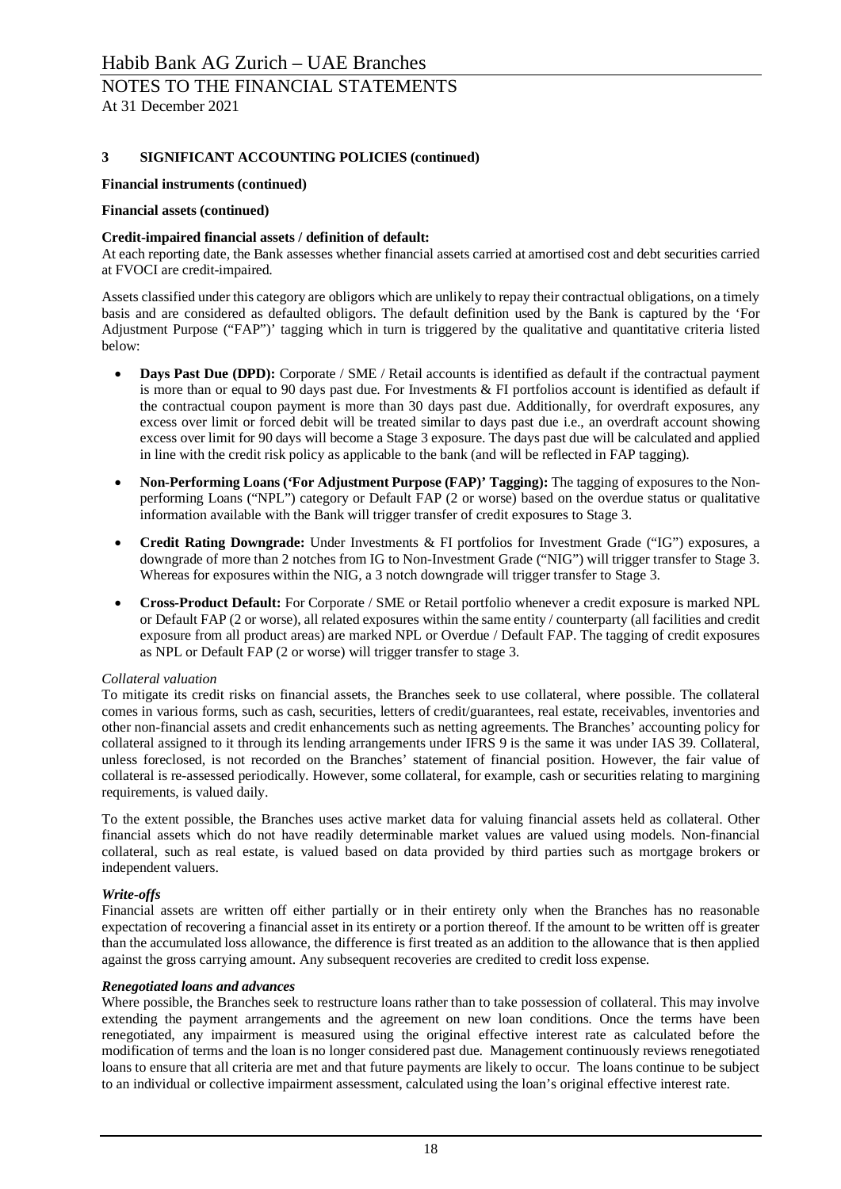### 3 SIGNIFICANT ACCOUNTING POLICIES (continued)

**Financial instruments (continued)**

**Financial assets (continued)**

**Credit-impaired financial assets / definition of default:**

At each reporting date, the Bank assesses whether financial assets carried at amortised cost and debt securities carried at FVOCI are credit-impaired.

Assets classified under this category are obligors which are unlikely to repay their contractual obligations, on a timely basis and are considered as defaulted obligors. The default definition used by the Bank is captured by the 'For Adjustment Purpose ("FAP")' tagging which in turn is triggered by the qualitative and quantitative criteria listed below:

- **Days Past Due (DPD):** Corporate / SME / Retail accounts is identified as default if the contractual payment is more than or equal to 90 days past due. For Investments & FI portfolios account is identified as default if the contractual coupon payment is more than 30 days past due. Additionally, for overdraft exposures, any excess over limit or forced debit will be treated similar to days past due i.e., an overdraft account showing excess over limit for 90 days will become a Stage 3 exposure. The days past due will be calculated and applied in line with the credit risk policy as applicable to the bank (and will be reflected in FAP tagging).

- **Non-Performing Loans ('For Adjustment Purpose (FAP)' Tagging):** The tagging of exposures to the Non-performing Loans ("NPL") category or Default FAP (2 or worse) based on the overdue status or qualitative information available with the Bank will trigger transfer of credit exposures to Stage 3.

- **Credit Rating Downgrade:** Under Investments & FI portfolios for Investment Grade ("IG") exposures, a downgrade of more than 2 notches from IG to Non-Investment Grade ("NIG") will trigger transfer to Stage 3. Whereas for exposures within the NIG, a 3 notch downgrade will trigger transfer to Stage 3.

- **Cross-Product Default:** For Corporate / SME or Retail portfolio whenever a credit exposure is marked NPL or Default FAP (2 or worse), all related exposures within the same entity / counterparty (all facilities and credit exposure from all product areas) are marked NPL or Overdue / Default FAP. The tagging of credit exposures as NPL or Default FAP (2 or worse) will trigger transfer to stage 3.

*Collateral valuation*

To mitigate its credit risks on financial assets, the Branches seek to use collateral, where possible. The collateral comes in various forms, such as cash, securities, letters of credit/guarantees, real estate, receivables, inventories and other non-financial assets and credit enhancements such as netting agreements. The Branches' accounting policy for collateral assigned to it through its lending arrangements under IFRS 9 is the same it was under IAS 39. Collateral, unless foreclosed, is not recorded on the Branches' statement of financial position. However, the fair value of collateral is re-assessed periodically. However, some collateral, for example, cash or securities relating to margining requirements, is valued daily.

To the extent possible, the Branches uses active market data for valuing financial assets held as collateral. Other financial assets which do not have readily determinable market values are valued using models. Non-financial collateral, such as real estate, is valued based on data provided by third parties such as mortgage brokers or independent valuers.

***Write-offs***

Financial assets are written off either partially or in their entirety only when the Branches has no reasonable expectation of recovering a financial asset in its entirety or a portion thereof. If the amount to be written off is greater than the accumulated loss allowance, the difference is first treated as an addition to the allowance that is then applied against the gross carrying amount. Any subsequent recoveries are credited to credit loss expense.

***Renegotiated loans and advances***

Where possible, the Branches seek to restructure loans rather than to take possession of collateral. This may involve extending the payment arrangements and the agreement on new loan conditions. Once the terms have been renegotiated, any impairment is measured using the original effective interest rate as calculated before the modification of terms and the loan is no longer considered past due. Management continuously reviews renegotiated loans to ensure that all criteria are met and that future payments are likely to occur. The loans continue to be subject to an individual or collective impairment assessment, calculated using the loan's original effective interest rate.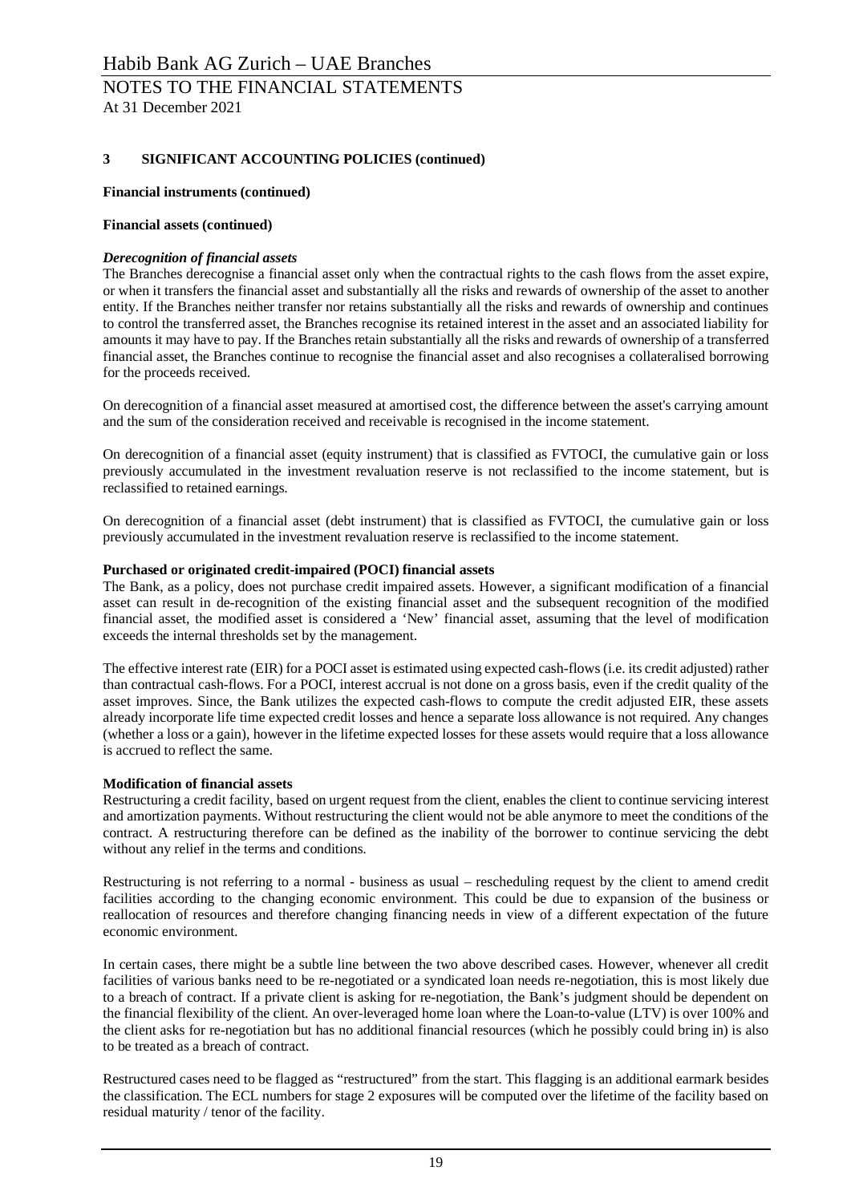## 3 SIGNIFICANT ACCOUNTING POLICIES (continued)

**Financial instruments (continued)**

**Financial assets (continued)**

***Derecognition of financial assets***

The Branches derecognise a financial asset only when the contractual rights to the cash flows from the asset expire, or when it transfers the financial asset and substantially all the risks and rewards of ownership of the asset to another entity. If the Branches neither transfer nor retains substantially all the risks and rewards of ownership and continues to control the transferred asset, the Branches recognise its retained interest in the asset and an associated liability for amounts it may have to pay. If the Branches retain substantially all the risks and rewards of ownership of a transferred financial asset, the Branches continue to recognise the financial asset and also recognises a collateralised borrowing for the proceeds received.

On derecognition of a financial asset measured at amortised cost, the difference between the asset's carrying amount and the sum of the consideration received and receivable is recognised in the income statement.

On derecognition of a financial asset (equity instrument) that is classified as FVTOCI, the cumulative gain or loss previously accumulated in the investment revaluation reserve is not reclassified to the income statement, but is reclassified to retained earnings.

On derecognition of a financial asset (debt instrument) that is classified as FVTOCI, the cumulative gain or loss previously accumulated in the investment revaluation reserve is reclassified to the income statement.

**Purchased or originated credit-impaired (POCI) financial assets**

The Bank, as a policy, does not purchase credit impaired assets. However, a significant modification of a financial asset can result in de-recognition of the existing financial asset and the subsequent recognition of the modified financial asset, the modified asset is considered a 'New' financial asset, assuming that the level of modification exceeds the internal thresholds set by the management.

The effective interest rate (EIR) for a POCI asset is estimated using expected cash-flows (i.e. its credit adjusted) rather than contractual cash-flows. For a POCI, interest accrual is not done on a gross basis, even if the credit quality of the asset improves. Since, the Bank utilizes the expected cash-flows to compute the credit adjusted EIR, these assets already incorporate life time expected credit losses and hence a separate loss allowance is not required. Any changes (whether a loss or a gain), however in the lifetime expected losses for these assets would require that a loss allowance is accrued to reflect the same.

**Modification of financial assets**

Restructuring a credit facility, based on urgent request from the client, enables the client to continue servicing interest and amortization payments. Without restructuring the client would not be able anymore to meet the conditions of the contract. A restructuring therefore can be defined as the inability of the borrower to continue servicing the debt without any relief in the terms and conditions.

Restructuring is not referring to a normal - business as usual – rescheduling request by the client to amend credit facilities according to the changing economic environment. This could be due to expansion of the business or reallocation of resources and therefore changing financing needs in view of a different expectation of the future economic environment.

In certain cases, there might be a subtle line between the two above described cases. However, whenever all credit facilities of various banks need to be re-negotiated or a syndicated loan needs re-negotiation, this is most likely due to a breach of contract. If a private client is asking for re-negotiation, the Bank's judgment should be dependent on the financial flexibility of the client. An over-leveraged home loan where the Loan-to-value (LTV) is over 100% and the client asks for re-negotiation but has no additional financial resources (which he possibly could bring in) is also to be treated as a breach of contract.

Restructured cases need to be flagged as "restructured" from the start. This flagging is an additional earmark besides the classification. The ECL numbers for stage 2 exposures will be computed over the lifetime of the facility based on residual maturity / tenor of the facility.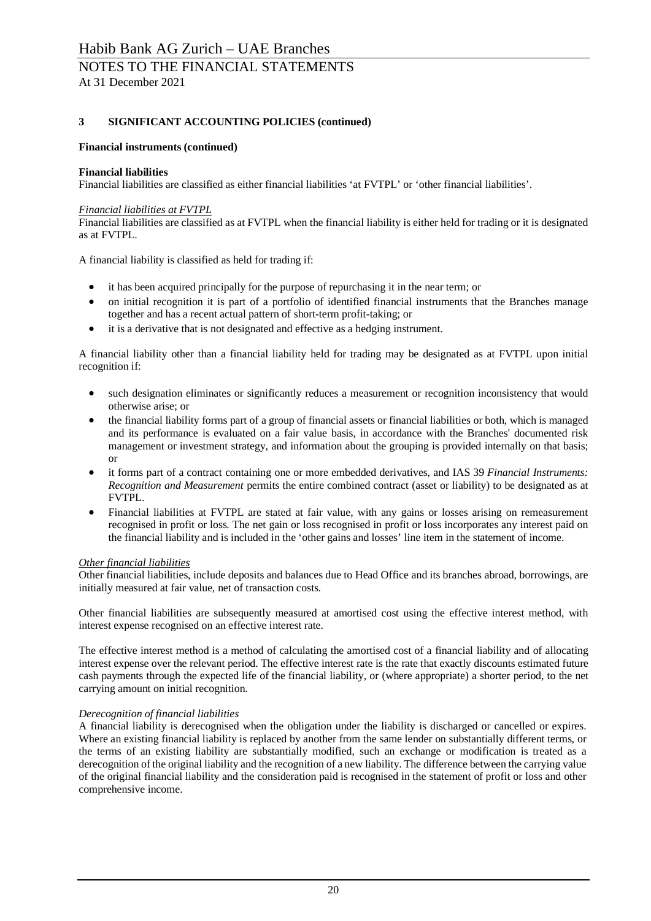## 3 SIGNIFICANT ACCOUNTING POLICIES (continued)

**Financial instruments (continued)**

**Financial liabilities**

Financial liabilities are classified as either financial liabilities 'at FVTPL' or 'other financial liabilities'.

*Financial liabilities at FVTPL*

Financial liabilities are classified as at FVTPL when the financial liability is either held for trading or it is designated as at FVTPL.

A financial liability is classified as held for trading if:

- it has been acquired principally for the purpose of repurchasing it in the near term; or
- on initial recognition it is part of a portfolio of identified financial instruments that the Branches manage together and has a recent actual pattern of short-term profit-taking; or
- it is a derivative that is not designated and effective as a hedging instrument.

A financial liability other than a financial liability held for trading may be designated as at FVTPL upon initial recognition if:

- such designation eliminates or significantly reduces a measurement or recognition inconsistency that would otherwise arise; or
- the financial liability forms part of a group of financial assets or financial liabilities or both, which is managed and its performance is evaluated on a fair value basis, in accordance with the Branches' documented risk management or investment strategy, and information about the grouping is provided internally on that basis; or
- it forms part of a contract containing one or more embedded derivatives, and IAS 39 *Financial Instruments: Recognition and Measurement* permits the entire combined contract (asset or liability) to be designated as at FVTPL.
- Financial liabilities at FVTPL are stated at fair value, with any gains or losses arising on remeasurement recognised in profit or loss. The net gain or loss recognised in profit or loss incorporates any interest paid on the financial liability and is included in the 'other gains and losses' line item in the statement of income.

*Other financial liabilities*

Other financial liabilities, include deposits and balances due to Head Office and its branches abroad, borrowings, are initially measured at fair value, net of transaction costs.

Other financial liabilities are subsequently measured at amortised cost using the effective interest method, with interest expense recognised on an effective interest rate.

The effective interest method is a method of calculating the amortised cost of a financial liability and of allocating interest expense over the relevant period. The effective interest rate is the rate that exactly discounts estimated future cash payments through the expected life of the financial liability, or (where appropriate) a shorter period, to the net carrying amount on initial recognition.

*Derecognition of financial liabilities*

A financial liability is derecognised when the obligation under the liability is discharged or cancelled or expires. Where an existing financial liability is replaced by another from the same lender on substantially different terms, or the terms of an existing liability are substantially modified, such an exchange or modification is treated as a derecognition of the original liability and the recognition of a new liability. The difference between the carrying value of the original financial liability and the consideration paid is recognised in the statement of profit or loss and other comprehensive income.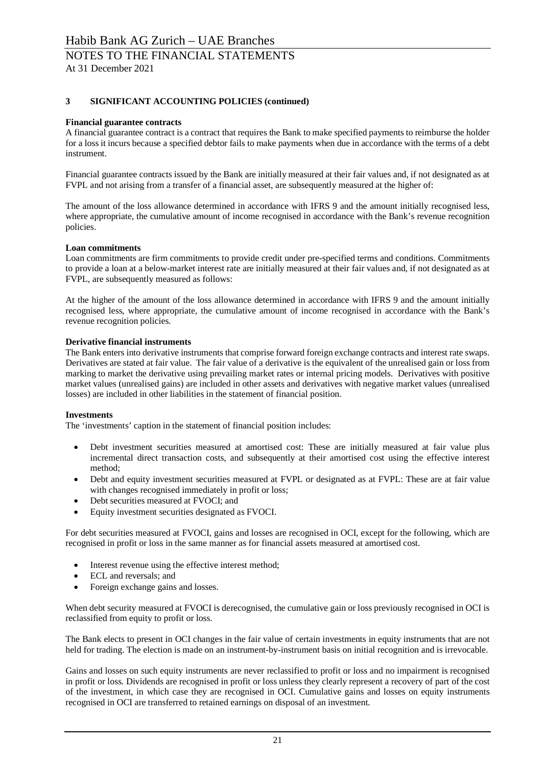### 3 SIGNIFICANT ACCOUNTING POLICIES (continued)

**Financial guarantee contracts**

A financial guarantee contract is a contract that requires the Bank to make specified payments to reimburse the holder for a loss it incurs because a specified debtor fails to make payments when due in accordance with the terms of a debt instrument.

Financial guarantee contracts issued by the Bank are initially measured at their fair values and, if not designated as at FVPL and not arising from a transfer of a financial asset, are subsequently measured at the higher of:

The amount of the loss allowance determined in accordance with IFRS 9 and the amount initially recognised less, where appropriate, the cumulative amount of income recognised in accordance with the Bank's revenue recognition policies.

**Loan commitments**

Loan commitments are firm commitments to provide credit under pre-specified terms and conditions. Commitments to provide a loan at a below-market interest rate are initially measured at their fair values and, if not designated as at FVPL, are subsequently measured as follows:

At the higher of the amount of the loss allowance determined in accordance with IFRS 9 and the amount initially recognised less, where appropriate, the cumulative amount of income recognised in accordance with the Bank's revenue recognition policies.

**Derivative financial instruments**

The Bank enters into derivative instruments that comprise forward foreign exchange contracts and interest rate swaps. Derivatives are stated at fair value. The fair value of a derivative is the equivalent of the unrealised gain or loss from marking to market the derivative using prevailing market rates or internal pricing models. Derivatives with positive market values (unrealised gains) are included in other assets and derivatives with negative market values (unrealised losses) are included in other liabilities in the statement of financial position.

**Investments**

The 'investments' caption in the statement of financial position includes:

- Debt investment securities measured at amortised cost: These are initially measured at fair value plus incremental direct transaction costs, and subsequently at their amortised cost using the effective interest method;
- Debt and equity investment securities measured at FVPL or designated as at FVPL: These are at fair value with changes recognised immediately in profit or loss;
- Debt securities measured at FVOCI; and
- Equity investment securities designated as FVOCI.

For debt securities measured at FVOCI, gains and losses are recognised in OCI, except for the following, which are recognised in profit or loss in the same manner as for financial assets measured at amortised cost.

- Interest revenue using the effective interest method;
- ECL and reversals; and
- Foreign exchange gains and losses.

When debt security measured at FVOCI is derecognised, the cumulative gain or loss previously recognised in OCI is reclassified from equity to profit or loss.

The Bank elects to present in OCI changes in the fair value of certain investments in equity instruments that are not held for trading. The election is made on an instrument-by-instrument basis on initial recognition and is irrevocable.

Gains and losses on such equity instruments are never reclassified to profit or loss and no impairment is recognised in profit or loss. Dividends are recognised in profit or loss unless they clearly represent a recovery of part of the cost of the investment, in which case they are recognised in OCI. Cumulative gains and losses on equity instruments recognised in OCI are transferred to retained earnings on disposal of an investment.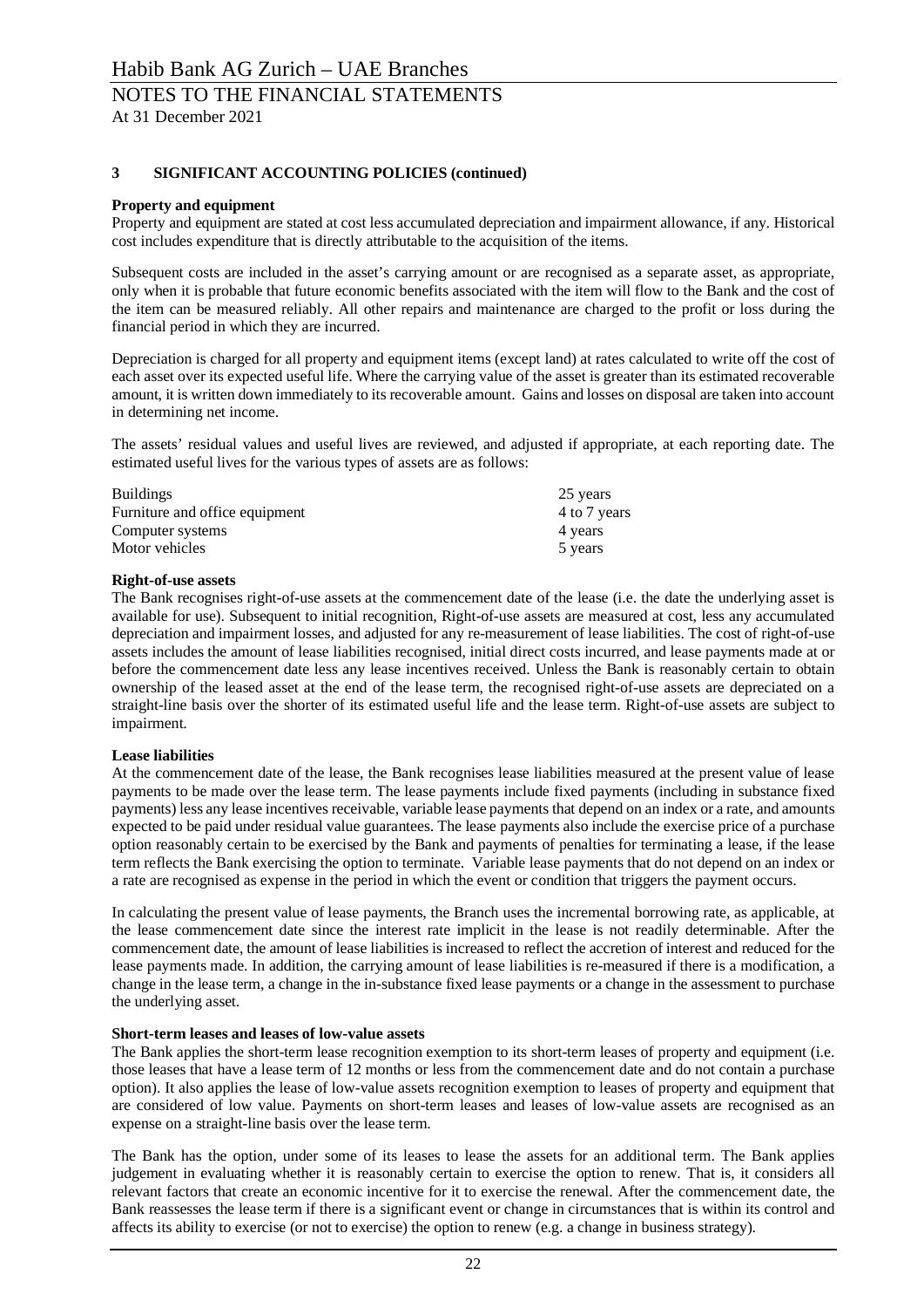## 3 SIGNIFICANT ACCOUNTING POLICIES (continued)

**Property and equipment**

Property and equipment are stated at cost less accumulated depreciation and impairment allowance, if any. Historical cost includes expenditure that is directly attributable to the acquisition of the items.

Subsequent costs are included in the asset's carrying amount or are recognised as a separate asset, as appropriate, only when it is probable that future economic benefits associated with the item will flow to the Bank and the cost of the item can be measured reliably. All other repairs and maintenance are charged to the profit or loss during the financial period in which they are incurred.

Depreciation is charged for all property and equipment items (except land) at rates calculated to write off the cost of each asset over its expected useful life. Where the carrying value of the asset is greater than its estimated recoverable amount, it is written down immediately to its recoverable amount. Gains and losses on disposal are taken into account in determining net income.

The assets' residual values and useful lives are reviewed, and adjusted if appropriate, at each reporting date. The estimated useful lives for the various types of assets are as follows:

| | |
|---|---|
| Buildings | 25 years |
| Furniture and office equipment | 4 to 7 years |
| Computer systems | 4 years |
| Motor vehicles | 5 years |

**Right-of-use assets**

The Bank recognises right-of-use assets at the commencement date of the lease (i.e. the date the underlying asset is available for use). Subsequent to initial recognition, Right-of-use assets are measured at cost, less any accumulated depreciation and impairment losses, and adjusted for any re-measurement of lease liabilities. The cost of right-of-use assets includes the amount of lease liabilities recognised, initial direct costs incurred, and lease payments made at or before the commencement date less any lease incentives received. Unless the Bank is reasonably certain to obtain ownership of the leased asset at the end of the lease term, the recognised right-of-use assets are depreciated on a straight-line basis over the shorter of its estimated useful life and the lease term. Right-of-use assets are subject to impairment.

**Lease liabilities**

At the commencement date of the lease, the Bank recognises lease liabilities measured at the present value of lease payments to be made over the lease term. The lease payments include fixed payments (including in substance fixed payments) less any lease incentives receivable, variable lease payments that depend on an index or a rate, and amounts expected to be paid under residual value guarantees. The lease payments also include the exercise price of a purchase option reasonably certain to be exercised by the Bank and payments of penalties for terminating a lease, if the lease term reflects the Bank exercising the option to terminate. Variable lease payments that do not depend on an index or a rate are recognised as expense in the period in which the event or condition that triggers the payment occurs.

In calculating the present value of lease payments, the Branch uses the incremental borrowing rate, as applicable, at the lease commencement date since the interest rate implicit in the lease is not readily determinable. After the commencement date, the amount of lease liabilities is increased to reflect the accretion of interest and reduced for the lease payments made. In addition, the carrying amount of lease liabilities is re-measured if there is a modification, a change in the lease term, a change in the in-substance fixed lease payments or a change in the assessment to purchase the underlying asset.

**Short-term leases and leases of low-value assets**

The Bank applies the short-term lease recognition exemption to its short-term leases of property and equipment (i.e. those leases that have a lease term of 12 months or less from the commencement date and do not contain a purchase option). It also applies the lease of low-value assets recognition exemption to leases of property and equipment that are considered of low value. Payments on short-term leases and leases of low-value assets are recognised as an expense on a straight-line basis over the lease term.

The Bank has the option, under some of its leases to lease the assets for an additional term. The Bank applies judgement in evaluating whether it is reasonably certain to exercise the option to renew. That is, it considers all relevant factors that create an economic incentive for it to exercise the renewal. After the commencement date, the Bank reassesses the lease term if there is a significant event or change in circumstances that is within its control and affects its ability to exercise (or not to exercise) the option to renew (e.g. a change in business strategy).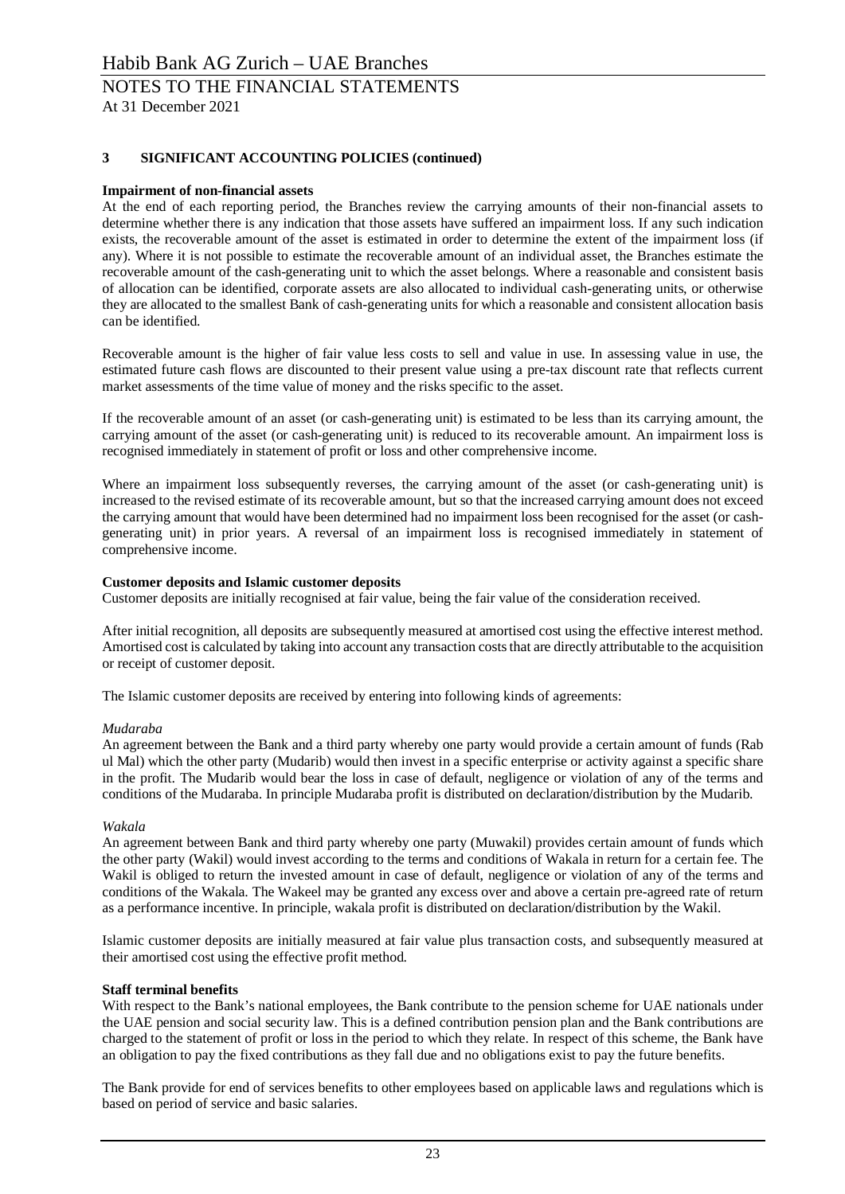## 3 SIGNIFICANT ACCOUNTING POLICIES (continued)

**Impairment of non-financial assets**

At the end of each reporting period, the Branches review the carrying amounts of their non-financial assets to determine whether there is any indication that those assets have suffered an impairment loss. If any such indication exists, the recoverable amount of the asset is estimated in order to determine the extent of the impairment loss (if any). Where it is not possible to estimate the recoverable amount of an individual asset, the Branches estimate the recoverable amount of the cash-generating unit to which the asset belongs. Where a reasonable and consistent basis of allocation can be identified, corporate assets are also allocated to individual cash-generating units, or otherwise they are allocated to the smallest Bank of cash-generating units for which a reasonable and consistent allocation basis can be identified.

Recoverable amount is the higher of fair value less costs to sell and value in use. In assessing value in use, the estimated future cash flows are discounted to their present value using a pre-tax discount rate that reflects current market assessments of the time value of money and the risks specific to the asset.

If the recoverable amount of an asset (or cash-generating unit) is estimated to be less than its carrying amount, the carrying amount of the asset (or cash-generating unit) is reduced to its recoverable amount. An impairment loss is recognised immediately in statement of profit or loss and other comprehensive income.

Where an impairment loss subsequently reverses, the carrying amount of the asset (or cash-generating unit) is increased to the revised estimate of its recoverable amount, but so that the increased carrying amount does not exceed the carrying amount that would have been determined had no impairment loss been recognised for the asset (or cash-generating unit) in prior years. A reversal of an impairment loss is recognised immediately in statement of comprehensive income.

**Customer deposits and Islamic customer deposits**

Customer deposits are initially recognised at fair value, being the fair value of the consideration received.

After initial recognition, all deposits are subsequently measured at amortised cost using the effective interest method. Amortised cost is calculated by taking into account any transaction costs that are directly attributable to the acquisition or receipt of customer deposit.

The Islamic customer deposits are received by entering into following kinds of agreements:

*Mudaraba*

An agreement between the Bank and a third party whereby one party would provide a certain amount of funds (Rab ul Mal) which the other party (Mudarib) would then invest in a specific enterprise or activity against a specific share in the profit. The Mudarib would bear the loss in case of default, negligence or violation of any of the terms and conditions of the Mudaraba. In principle Mudaraba profit is distributed on declaration/distribution by the Mudarib.

*Wakala*

An agreement between Bank and third party whereby one party (Muwakil) provides certain amount of funds which the other party (Wakil) would invest according to the terms and conditions of Wakala in return for a certain fee. The Wakil is obliged to return the invested amount in case of default, negligence or violation of any of the terms and conditions of the Wakala. The Wakeel may be granted any excess over and above a certain pre-agreed rate of return as a performance incentive. In principle, wakala profit is distributed on declaration/distribution by the Wakil.

Islamic customer deposits are initially measured at fair value plus transaction costs, and subsequently measured at their amortised cost using the effective profit method.

**Staff terminal benefits**

With respect to the Bank's national employees, the Bank contribute to the pension scheme for UAE nationals under the UAE pension and social security law. This is a defined contribution pension plan and the Bank contributions are charged to the statement of profit or loss in the period to which they relate. In respect of this scheme, the Bank have an obligation to pay the fixed contributions as they fall due and no obligations exist to pay the future benefits.

The Bank provide for end of services benefits to other employees based on applicable laws and regulations which is based on period of service and basic salaries.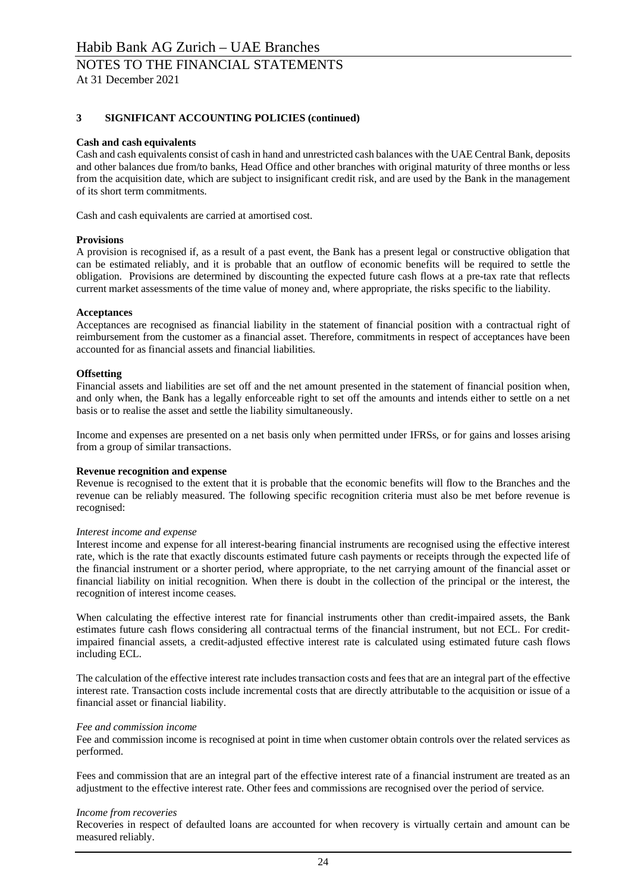## 3 SIGNIFICANT ACCOUNTING POLICIES (continued)

**Cash and cash equivalents**

Cash and cash equivalents consist of cash in hand and unrestricted cash balances with the UAE Central Bank, deposits and other balances due from/to banks, Head Office and other branches with original maturity of three months or less from the acquisition date, which are subject to insignificant credit risk, and are used by the Bank in the management of its short term commitments.

Cash and cash equivalents are carried at amortised cost.

**Provisions**

A provision is recognised if, as a result of a past event, the Bank has a present legal or constructive obligation that can be estimated reliably, and it is probable that an outflow of economic benefits will be required to settle the obligation. Provisions are determined by discounting the expected future cash flows at a pre-tax rate that reflects current market assessments of the time value of money and, where appropriate, the risks specific to the liability.

**Acceptances**

Acceptances are recognised as financial liability in the statement of financial position with a contractual right of reimbursement from the customer as a financial asset. Therefore, commitments in respect of acceptances have been accounted for as financial assets and financial liabilities.

**Offsetting**

Financial assets and liabilities are set off and the net amount presented in the statement of financial position when, and only when, the Bank has a legally enforceable right to set off the amounts and intends either to settle on a net basis or to realise the asset and settle the liability simultaneously.

Income and expenses are presented on a net basis only when permitted under IFRSs, or for gains and losses arising from a group of similar transactions.

**Revenue recognition and expense**

Revenue is recognised to the extent that it is probable that the economic benefits will flow to the Branches and the revenue can be reliably measured. The following specific recognition criteria must also be met before revenue is recognised:

*Interest income and expense*

Interest income and expense for all interest-bearing financial instruments are recognised using the effective interest rate, which is the rate that exactly discounts estimated future cash payments or receipts through the expected life of the financial instrument or a shorter period, where appropriate, to the net carrying amount of the financial asset or financial liability on initial recognition. When there is doubt in the collection of the principal or the interest, the recognition of interest income ceases.

When calculating the effective interest rate for financial instruments other than credit-impaired assets, the Bank estimates future cash flows considering all contractual terms of the financial instrument, but not ECL. For credit-impaired financial assets, a credit-adjusted effective interest rate is calculated using estimated future cash flows including ECL.

The calculation of the effective interest rate includes transaction costs and fees that are an integral part of the effective interest rate. Transaction costs include incremental costs that are directly attributable to the acquisition or issue of a financial asset or financial liability.

*Fee and commission income*

Fee and commission income is recognised at point in time when customer obtain controls over the related services as performed.

Fees and commission that are an integral part of the effective interest rate of a financial instrument are treated as an adjustment to the effective interest rate. Other fees and commissions are recognised over the period of service.

*Income from recoveries*

Recoveries in respect of defaulted loans are accounted for when recovery is virtually certain and amount can be measured reliably.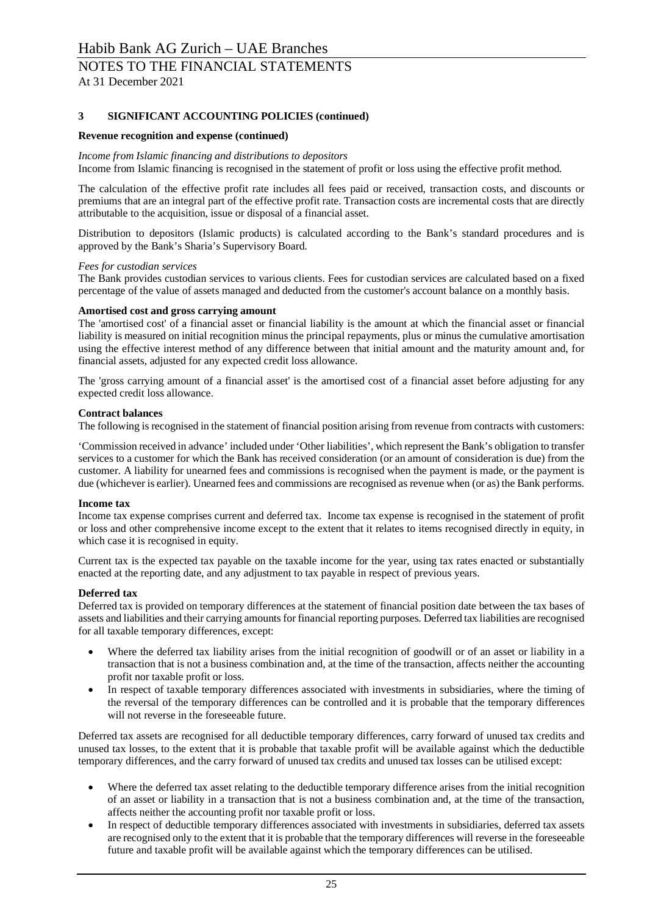## 3 SIGNIFICANT ACCOUNTING POLICIES (continued)

**Revenue recognition and expense (continued)**

*Income from Islamic financing and distributions to depositors*

Income from Islamic financing is recognised in the statement of profit or loss using the effective profit method.

The calculation of the effective profit rate includes all fees paid or received, transaction costs, and discounts or premiums that are an integral part of the effective profit rate. Transaction costs are incremental costs that are directly attributable to the acquisition, issue or disposal of a financial asset.

Distribution to depositors (Islamic products) is calculated according to the Bank's standard procedures and is approved by the Bank's Sharia's Supervisory Board.

*Fees for custodian services*

The Bank provides custodian services to various clients. Fees for custodian services are calculated based on a fixed percentage of the value of assets managed and deducted from the customer's account balance on a monthly basis.

**Amortised cost and gross carrying amount**

The 'amortised cost' of a financial asset or financial liability is the amount at which the financial asset or financial liability is measured on initial recognition minus the principal repayments, plus or minus the cumulative amortisation using the effective interest method of any difference between that initial amount and the maturity amount and, for financial assets, adjusted for any expected credit loss allowance.

The 'gross carrying amount of a financial asset' is the amortised cost of a financial asset before adjusting for any expected credit loss allowance.

**Contract balances**

The following is recognised in the statement of financial position arising from revenue from contracts with customers:

'Commission received in advance' included under 'Other liabilities', which represent the Bank's obligation to transfer services to a customer for which the Bank has received consideration (or an amount of consideration is due) from the customer. A liability for unearned fees and commissions is recognised when the payment is made, or the payment is due (whichever is earlier). Unearned fees and commissions are recognised as revenue when (or as) the Bank performs.

**Income tax**

Income tax expense comprises current and deferred tax. Income tax expense is recognised in the statement of profit or loss and other comprehensive income except to the extent that it relates to items recognised directly in equity, in which case it is recognised in equity.

Current tax is the expected tax payable on the taxable income for the year, using tax rates enacted or substantially enacted at the reporting date, and any adjustment to tax payable in respect of previous years.

**Deferred tax**

Deferred tax is provided on temporary differences at the statement of financial position date between the tax bases of assets and liabilities and their carrying amounts for financial reporting purposes. Deferred tax liabilities are recognised for all taxable temporary differences, except:

- Where the deferred tax liability arises from the initial recognition of goodwill or of an asset or liability in a transaction that is not a business combination and, at the time of the transaction, affects neither the accounting profit nor taxable profit or loss.
- In respect of taxable temporary differences associated with investments in subsidiaries, where the timing of the reversal of the temporary differences can be controlled and it is probable that the temporary differences will not reverse in the foreseeable future.

Deferred tax assets are recognised for all deductible temporary differences, carry forward of unused tax credits and unused tax losses, to the extent that it is probable that taxable profit will be available against which the deductible temporary differences, and the carry forward of unused tax credits and unused tax losses can be utilised except:

- Where the deferred tax asset relating to the deductible temporary difference arises from the initial recognition of an asset or liability in a transaction that is not a business combination and, at the time of the transaction, affects neither the accounting profit nor taxable profit or loss.
- In respect of deductible temporary differences associated with investments in subsidiaries, deferred tax assets are recognised only to the extent that it is probable that the temporary differences will reverse in the foreseeable future and taxable profit will be available against which the temporary differences can be utilised.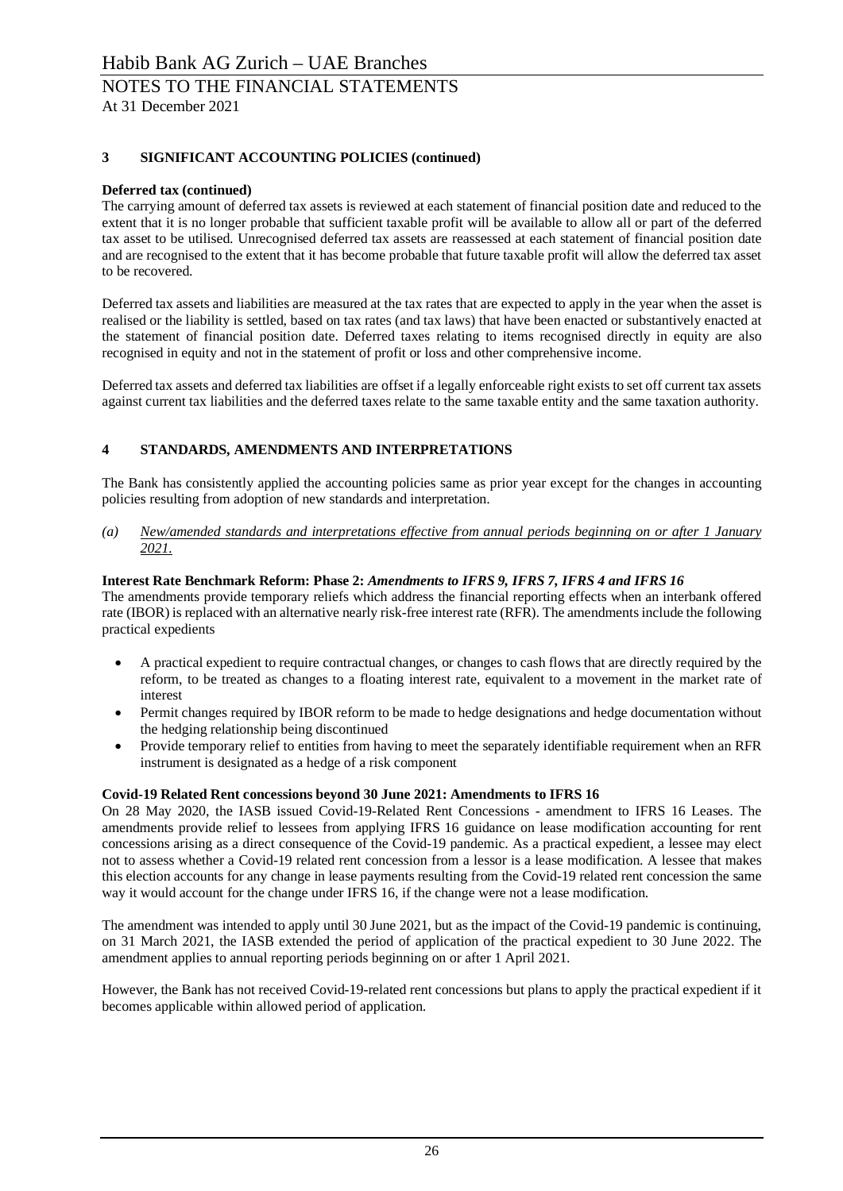## 3 SIGNIFICANT ACCOUNTING POLICIES (continued)

**Deferred tax (continued)**

The carrying amount of deferred tax assets is reviewed at each statement of financial position date and reduced to the extent that it is no longer probable that sufficient taxable profit will be available to allow all or part of the deferred tax asset to be utilised. Unrecognised deferred tax assets are reassessed at each statement of financial position date and are recognised to the extent that it has become probable that future taxable profit will allow the deferred tax asset to be recovered.

Deferred tax assets and liabilities are measured at the tax rates that are expected to apply in the year when the asset is realised or the liability is settled, based on tax rates (and tax laws) that have been enacted or substantively enacted at the statement of financial position date. Deferred taxes relating to items recognised directly in equity are also recognised in equity and not in the statement of profit or loss and other comprehensive income.

Deferred tax assets and deferred tax liabilities are offset if a legally enforceable right exists to set off current tax assets against current tax liabilities and the deferred taxes relate to the same taxable entity and the same taxation authority.

## 4 STANDARDS, AMENDMENTS AND INTERPRETATIONS

The Bank has consistently applied the accounting policies same as prior year except for the changes in accounting policies resulting from adoption of new standards and interpretation.

*(a) New/amended standards and interpretations effective from annual periods beginning on or after 1 January 2021.*

**Interest Rate Benchmark Reform: Phase 2:** ***Amendments to IFRS 9, IFRS 7, IFRS 4 and IFRS 16***

The amendments provide temporary reliefs which address the financial reporting effects when an interbank offered rate (IBOR) is replaced with an alternative nearly risk-free interest rate (RFR). The amendments include the following practical expedients

- A practical expedient to require contractual changes, or changes to cash flows that are directly required by the reform, to be treated as changes to a floating interest rate, equivalent to a movement in the market rate of interest
- Permit changes required by IBOR reform to be made to hedge designations and hedge documentation without the hedging relationship being discontinued
- Provide temporary relief to entities from having to meet the separately identifiable requirement when an RFR instrument is designated as a hedge of a risk component

**Covid-19 Related Rent concessions beyond 30 June 2021: Amendments to IFRS 16**

On 28 May 2020, the IASB issued Covid-19-Related Rent Concessions - amendment to IFRS 16 Leases. The amendments provide relief to lessees from applying IFRS 16 guidance on lease modification accounting for rent concessions arising as a direct consequence of the Covid-19 pandemic. As a practical expedient, a lessee may elect not to assess whether a Covid-19 related rent concession from a lessor is a lease modification. A lessee that makes this election accounts for any change in lease payments resulting from the Covid-19 related rent concession the same way it would account for the change under IFRS 16, if the change were not a lease modification.

The amendment was intended to apply until 30 June 2021, but as the impact of the Covid-19 pandemic is continuing, on 31 March 2021, the IASB extended the period of application of the practical expedient to 30 June 2022. The amendment applies to annual reporting periods beginning on or after 1 April 2021.

However, the Bank has not received Covid-19-related rent concessions but plans to apply the practical expedient if it becomes applicable within allowed period of application.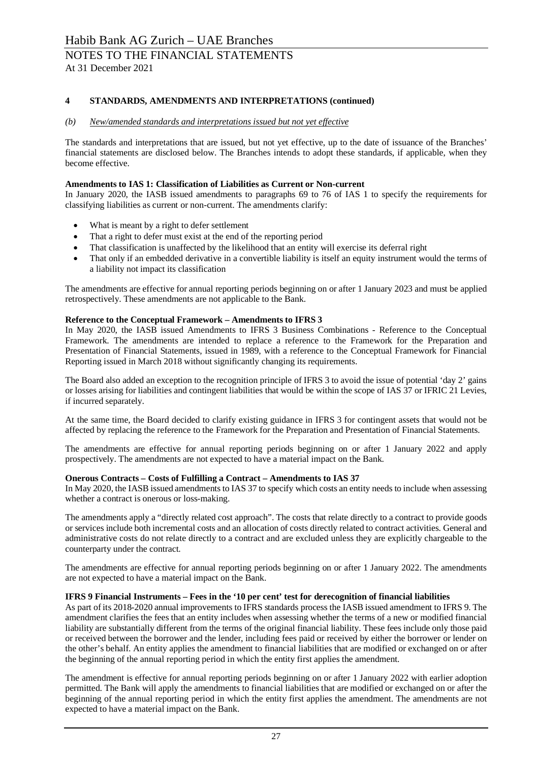## 4 STANDARDS, AMENDMENTS AND INTERPRETATIONS (continued)

### *(b) New/amended standards and interpretations issued but not yet effective*

The standards and interpretations that are issued, but not yet effective, up to the date of issuance of the Branches' financial statements are disclosed below. The Branches intends to adopt these standards, if applicable, when they become effective.

**Amendments to IAS 1: Classification of Liabilities as Current or Non-current**

In January 2020, the IASB issued amendments to paragraphs 69 to 76 of IAS 1 to specify the requirements for classifying liabilities as current or non-current. The amendments clarify:

- What is meant by a right to defer settlement
- That a right to defer must exist at the end of the reporting period
- That classification is unaffected by the likelihood that an entity will exercise its deferral right
- That only if an embedded derivative in a convertible liability is itself an equity instrument would the terms of a liability not impact its classification

The amendments are effective for annual reporting periods beginning on or after 1 January 2023 and must be applied retrospectively. These amendments are not applicable to the Bank.

**Reference to the Conceptual Framework – Amendments to IFRS 3**

In May 2020, the IASB issued Amendments to IFRS 3 Business Combinations - Reference to the Conceptual Framework. The amendments are intended to replace a reference to the Framework for the Preparation and Presentation of Financial Statements, issued in 1989, with a reference to the Conceptual Framework for Financial Reporting issued in March 2018 without significantly changing its requirements.

The Board also added an exception to the recognition principle of IFRS 3 to avoid the issue of potential 'day 2' gains or losses arising for liabilities and contingent liabilities that would be within the scope of IAS 37 or IFRIC 21 Levies, if incurred separately.

At the same time, the Board decided to clarify existing guidance in IFRS 3 for contingent assets that would not be affected by replacing the reference to the Framework for the Preparation and Presentation of Financial Statements.

The amendments are effective for annual reporting periods beginning on or after 1 January 2022 and apply prospectively. The amendments are not expected to have a material impact on the Bank.

**Onerous Contracts – Costs of Fulfilling a Contract – Amendments to IAS 37**

In May 2020, the IASB issued amendments to IAS 37 to specify which costs an entity needs to include when assessing whether a contract is onerous or loss-making.

The amendments apply a "directly related cost approach". The costs that relate directly to a contract to provide goods or services include both incremental costs and an allocation of costs directly related to contract activities. General and administrative costs do not relate directly to a contract and are excluded unless they are explicitly chargeable to the counterparty under the contract.

The amendments are effective for annual reporting periods beginning on or after 1 January 2022. The amendments are not expected to have a material impact on the Bank.

**IFRS 9 Financial Instruments – Fees in the '10 per cent' test for derecognition of financial liabilities**

As part of its 2018-2020 annual improvements to IFRS standards process the IASB issued amendment to IFRS 9. The amendment clarifies the fees that an entity includes when assessing whether the terms of a new or modified financial liability are substantially different from the terms of the original financial liability. These fees include only those paid or received between the borrower and the lender, including fees paid or received by either the borrower or lender on the other's behalf. An entity applies the amendment to financial liabilities that are modified or exchanged on or after the beginning of the annual reporting period in which the entity first applies the amendment.

The amendment is effective for annual reporting periods beginning on or after 1 January 2022 with earlier adoption permitted. The Bank will apply the amendments to financial liabilities that are modified or exchanged on or after the beginning of the annual reporting period in which the entity first applies the amendment. The amendments are not expected to have a material impact on the Bank.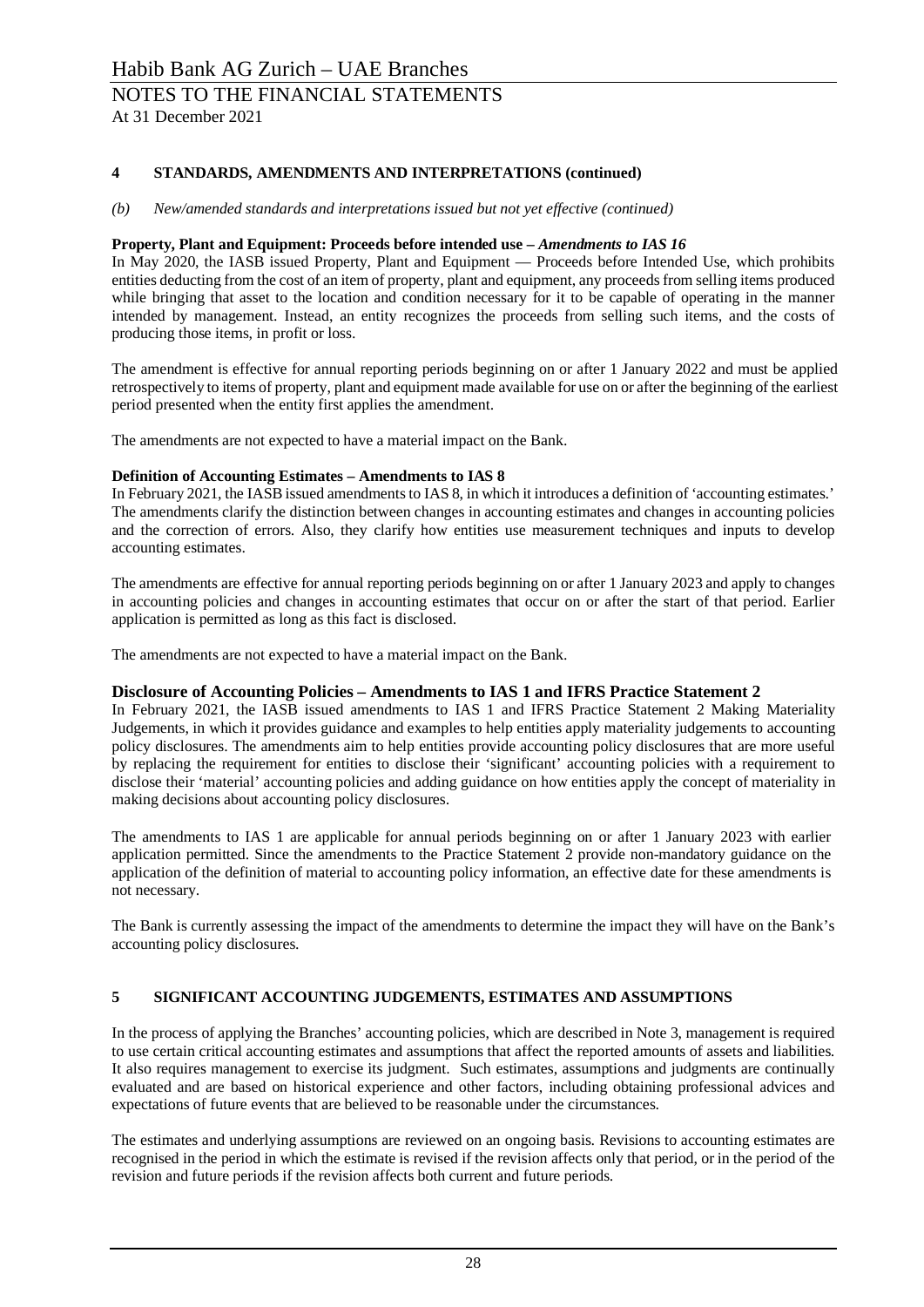## 4 STANDARDS, AMENDMENTS AND INTERPRETATIONS (continued)

*(b) New/amended standards and interpretations issued but not yet effective (continued)*

**Property, Plant and Equipment: Proceeds before intended use –** ***Amendments to IAS 16***

In May 2020, the IASB issued Property, Plant and Equipment — Proceeds before Intended Use, which prohibits entities deducting from the cost of an item of property, plant and equipment, any proceeds from selling items produced while bringing that asset to the location and condition necessary for it to be capable of operating in the manner intended by management. Instead, an entity recognizes the proceeds from selling such items, and the costs of producing those items, in profit or loss.

The amendment is effective for annual reporting periods beginning on or after 1 January 2022 and must be applied retrospectively to items of property, plant and equipment made available for use on or after the beginning of the earliest period presented when the entity first applies the amendment.

The amendments are not expected to have a material impact on the Bank.

**Definition of Accounting Estimates – Amendments to IAS 8**

In February 2021, the IASB issued amendments to IAS 8, in which it introduces a definition of 'accounting estimates.' The amendments clarify the distinction between changes in accounting estimates and changes in accounting policies and the correction of errors. Also, they clarify how entities use measurement techniques and inputs to develop accounting estimates.

The amendments are effective for annual reporting periods beginning on or after 1 January 2023 and apply to changes in accounting policies and changes in accounting estimates that occur on or after the start of that period. Earlier application is permitted as long as this fact is disclosed.

The amendments are not expected to have a material impact on the Bank.

**Disclosure of Accounting Policies – Amendments to IAS 1 and IFRS Practice Statement 2**

In February 2021, the IASB issued amendments to IAS 1 and IFRS Practice Statement 2 Making Materiality Judgements, in which it provides guidance and examples to help entities apply materiality judgements to accounting policy disclosures. The amendments aim to help entities provide accounting policy disclosures that are more useful by replacing the requirement for entities to disclose their 'significant' accounting policies with a requirement to disclose their 'material' accounting policies and adding guidance on how entities apply the concept of materiality in making decisions about accounting policy disclosures.

The amendments to IAS 1 are applicable for annual periods beginning on or after 1 January 2023 with earlier application permitted. Since the amendments to the Practice Statement 2 provide non-mandatory guidance on the application of the definition of material to accounting policy information, an effective date for these amendments is not necessary.

The Bank is currently assessing the impact of the amendments to determine the impact they will have on the Bank's accounting policy disclosures.

## 5 SIGNIFICANT ACCOUNTING JUDGEMENTS, ESTIMATES AND ASSUMPTIONS

In the process of applying the Branches' accounting policies, which are described in Note 3, management is required to use certain critical accounting estimates and assumptions that affect the reported amounts of assets and liabilities. It also requires management to exercise its judgment. Such estimates, assumptions and judgments are continually evaluated and are based on historical experience and other factors, including obtaining professional advices and expectations of future events that are believed to be reasonable under the circumstances.

The estimates and underlying assumptions are reviewed on an ongoing basis. Revisions to accounting estimates are recognised in the period in which the estimate is revised if the revision affects only that period, or in the period of the revision and future periods if the revision affects both current and future periods.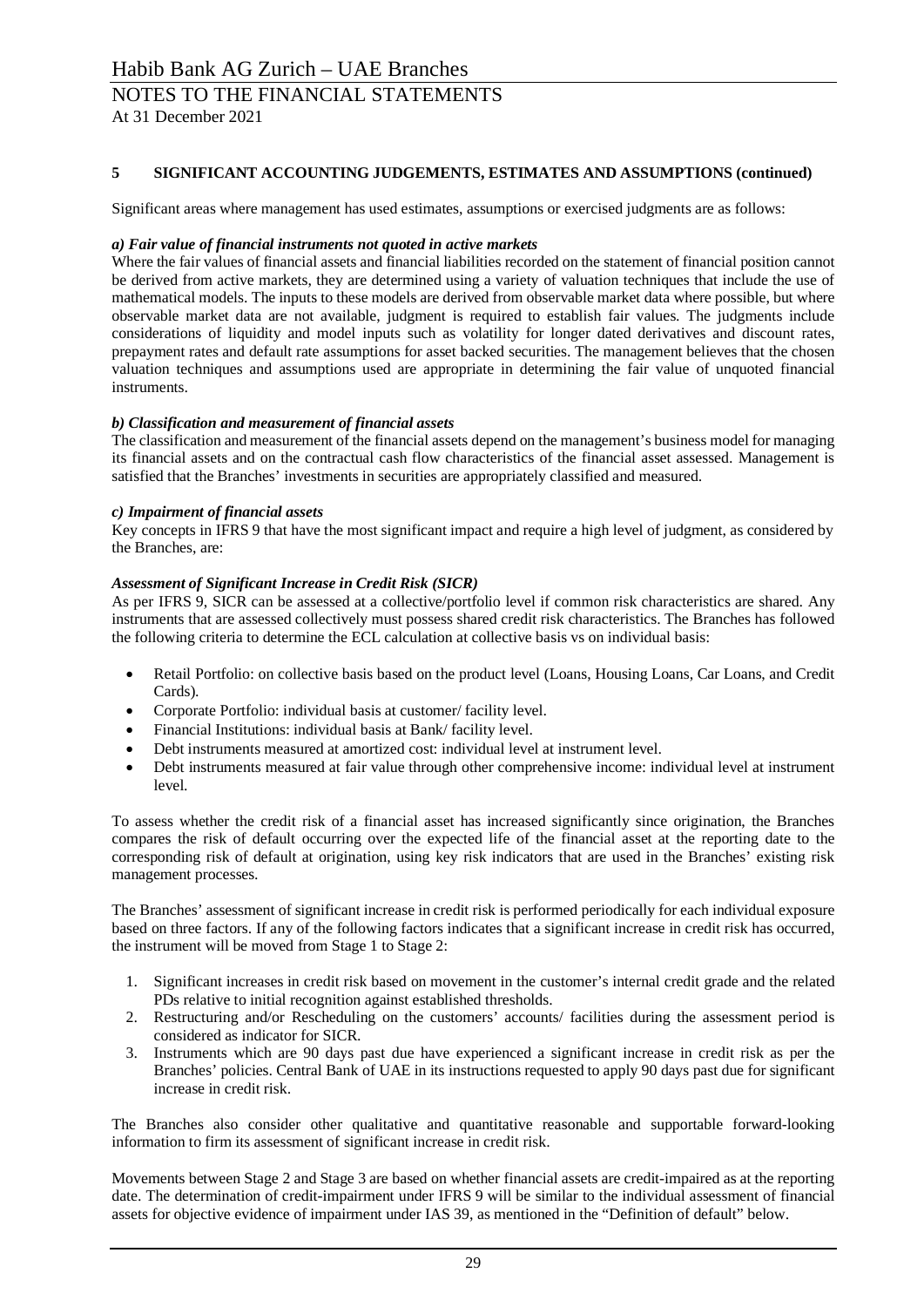## 5 SIGNIFICANT ACCOUNTING JUDGEMENTS, ESTIMATES AND ASSUMPTIONS (continued)

Significant areas where management has used estimates, assumptions or exercised judgments are as follows:

***a) Fair value of financial instruments not quoted in active markets***

Where the fair values of financial assets and financial liabilities recorded on the statement of financial position cannot be derived from active markets, they are determined using a variety of valuation techniques that include the use of mathematical models. The inputs to these models are derived from observable market data where possible, but where observable market data are not available, judgment is required to establish fair values. The judgments include considerations of liquidity and model inputs such as volatility for longer dated derivatives and discount rates, prepayment rates and default rate assumptions for asset backed securities. The management believes that the chosen valuation techniques and assumptions used are appropriate in determining the fair value of unquoted financial instruments.

***b) Classification and measurement of financial assets***

The classification and measurement of the financial assets depend on the management's business model for managing its financial assets and on the contractual cash flow characteristics of the financial asset assessed. Management is satisfied that the Branches' investments in securities are appropriately classified and measured.

***c) Impairment of financial assets***

Key concepts in IFRS 9 that have the most significant impact and require a high level of judgment, as considered by the Branches, are:

***Assessment of Significant Increase in Credit Risk (SICR)***

As per IFRS 9, SICR can be assessed at a collective/portfolio level if common risk characteristics are shared. Any instruments that are assessed collectively must possess shared credit risk characteristics. The Branches has followed the following criteria to determine the ECL calculation at collective basis vs on individual basis:

- Retail Portfolio: on collective basis based on the product level (Loans, Housing Loans, Car Loans, and Credit Cards).
- Corporate Portfolio: individual basis at customer/ facility level.
- Financial Institutions: individual basis at Bank/ facility level.
- Debt instruments measured at amortized cost: individual level at instrument level.
- Debt instruments measured at fair value through other comprehensive income: individual level at instrument level.

To assess whether the credit risk of a financial asset has increased significantly since origination, the Branches compares the risk of default occurring over the expected life of the financial asset at the reporting date to the corresponding risk of default at origination, using key risk indicators that are used in the Branches' existing risk management processes.

The Branches' assessment of significant increase in credit risk is performed periodically for each individual exposure based on three factors. If any of the following factors indicates that a significant increase in credit risk has occurred, the instrument will be moved from Stage 1 to Stage 2:

1. Significant increases in credit risk based on movement in the customer's internal credit grade and the related PDs relative to initial recognition against established thresholds.
2. Restructuring and/or Rescheduling on the customers' accounts/ facilities during the assessment period is considered as indicator for SICR.
3. Instruments which are 90 days past due have experienced a significant increase in credit risk as per the Branches' policies. Central Bank of UAE in its instructions requested to apply 90 days past due for significant increase in credit risk.

The Branches also consider other qualitative and quantitative reasonable and supportable forward-looking information to firm its assessment of significant increase in credit risk.

Movements between Stage 2 and Stage 3 are based on whether financial assets are credit-impaired as at the reporting date. The determination of credit-impairment under IFRS 9 will be similar to the individual assessment of financial assets for objective evidence of impairment under IAS 39, as mentioned in the "Definition of default" below.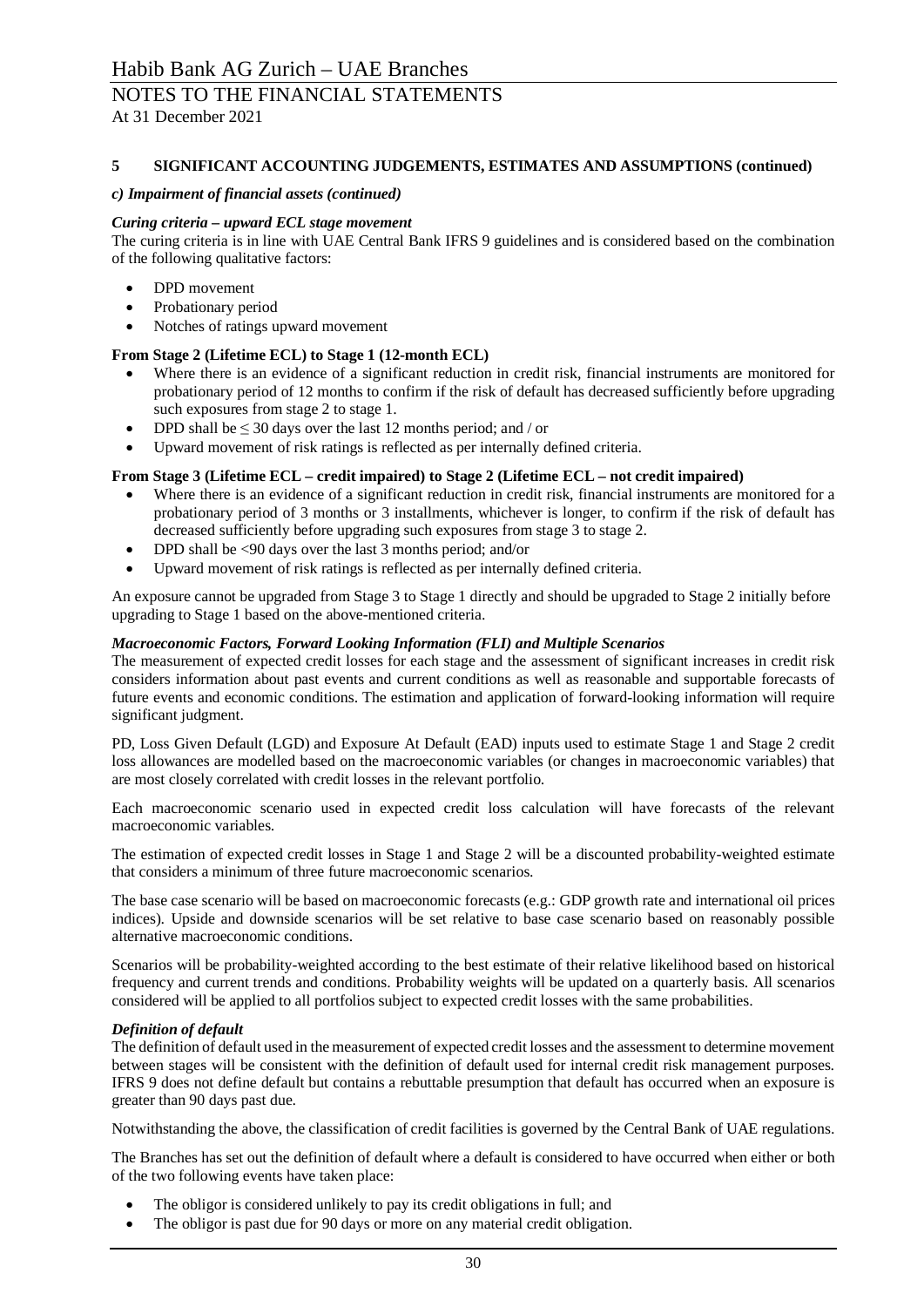## 5 SIGNIFICANT ACCOUNTING JUDGEMENTS, ESTIMATES AND ASSUMPTIONS (continued)

### *c) Impairment of financial assets (continued)*

***Curing criteria – upward ECL stage movement***

The curing criteria is in line with UAE Central Bank IFRS 9 guidelines and is considered based on the combination of the following qualitative factors:

- DPD movement
- Probationary period
- Notches of ratings upward movement

**From Stage 2 (Lifetime ECL) to Stage 1 (12-month ECL)**

- Where there is an evidence of a significant reduction in credit risk, financial instruments are monitored for probationary period of 12 months to confirm if the risk of default has decreased sufficiently before upgrading such exposures from stage 2 to stage 1.
- DPD shall be ≤ 30 days over the last 12 months period; and / or
- Upward movement of risk ratings is reflected as per internally defined criteria.

**From Stage 3 (Lifetime ECL – credit impaired) to Stage 2 (Lifetime ECL – not credit impaired)**

- Where there is an evidence of a significant reduction in credit risk, financial instruments are monitored for a probationary period of 3 months or 3 installments, whichever is longer, to confirm if the risk of default has decreased sufficiently before upgrading such exposures from stage 3 to stage 2.
- DPD shall be <90 days over the last 3 months period; and/or
- Upward movement of risk ratings is reflected as per internally defined criteria.

An exposure cannot be upgraded from Stage 3 to Stage 1 directly and should be upgraded to Stage 2 initially before upgrading to Stage 1 based on the above-mentioned criteria.

***Macroeconomic Factors, Forward Looking Information (FLI) and Multiple Scenarios***

The measurement of expected credit losses for each stage and the assessment of significant increases in credit risk considers information about past events and current conditions as well as reasonable and supportable forecasts of future events and economic conditions. The estimation and application of forward-looking information will require significant judgment.

PD, Loss Given Default (LGD) and Exposure At Default (EAD) inputs used to estimate Stage 1 and Stage 2 credit loss allowances are modelled based on the macroeconomic variables (or changes in macroeconomic variables) that are most closely correlated with credit losses in the relevant portfolio.

Each macroeconomic scenario used in expected credit loss calculation will have forecasts of the relevant macroeconomic variables.

The estimation of expected credit losses in Stage 1 and Stage 2 will be a discounted probability-weighted estimate that considers a minimum of three future macroeconomic scenarios.

The base case scenario will be based on macroeconomic forecasts (e.g.: GDP growth rate and international oil prices indices). Upside and downside scenarios will be set relative to base case scenario based on reasonably possible alternative macroeconomic conditions.

Scenarios will be probability-weighted according to the best estimate of their relative likelihood based on historical frequency and current trends and conditions. Probability weights will be updated on a quarterly basis. All scenarios considered will be applied to all portfolios subject to expected credit losses with the same probabilities.

***Definition of default***

The definition of default used in the measurement of expected credit losses and the assessment to determine movement between stages will be consistent with the definition of default used for internal credit risk management purposes. IFRS 9 does not define default but contains a rebuttable presumption that default has occurred when an exposure is greater than 90 days past due.

Notwithstanding the above, the classification of credit facilities is governed by the Central Bank of UAE regulations.

The Branches has set out the definition of default where a default is considered to have occurred when either or both of the two following events have taken place:

- The obligor is considered unlikely to pay its credit obligations in full; and
- The obligor is past due for 90 days or more on any material credit obligation.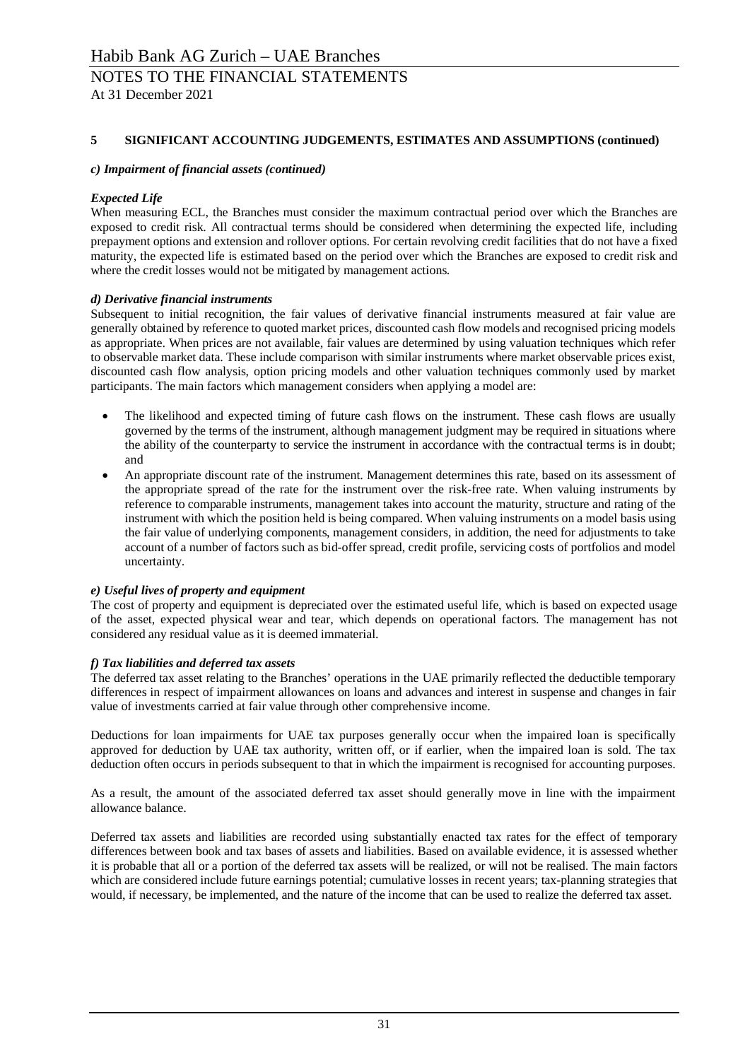## 5 SIGNIFICANT ACCOUNTING JUDGEMENTS, ESTIMATES AND ASSUMPTIONS (continued)

### *c) Impairment of financial assets (continued)*

***Expected Life***

When measuring ECL, the Branches must consider the maximum contractual period over which the Branches are exposed to credit risk. All contractual terms should be considered when determining the expected life, including prepayment options and extension and rollover options. For certain revolving credit facilities that do not have a fixed maturity, the expected life is estimated based on the period over which the Branches are exposed to credit risk and where the credit losses would not be mitigated by management actions.

### *d) Derivative financial instruments*

Subsequent to initial recognition, the fair values of derivative financial instruments measured at fair value are generally obtained by reference to quoted market prices, discounted cash flow models and recognised pricing models as appropriate. When prices are not available, fair values are determined by using valuation techniques which refer to observable market data. These include comparison with similar instruments where market observable prices exist, discounted cash flow analysis, option pricing models and other valuation techniques commonly used by market participants. The main factors which management considers when applying a model are:

- The likelihood and expected timing of future cash flows on the instrument. These cash flows are usually governed by the terms of the instrument, although management judgment may be required in situations where the ability of the counterparty to service the instrument in accordance with the contractual terms is in doubt; and
- An appropriate discount rate of the instrument. Management determines this rate, based on its assessment of the appropriate spread of the rate for the instrument over the risk-free rate. When valuing instruments by reference to comparable instruments, management takes into account the maturity, structure and rating of the instrument with which the position held is being compared. When valuing instruments on a model basis using the fair value of underlying components, management considers, in addition, the need for adjustments to take account of a number of factors such as bid-offer spread, credit profile, servicing costs of portfolios and model uncertainty.

### *e) Useful lives of property and equipment*

The cost of property and equipment is depreciated over the estimated useful life, which is based on expected usage of the asset, expected physical wear and tear, which depends on operational factors. The management has not considered any residual value as it is deemed immaterial.

### *f) Tax liabilities and deferred tax assets*

The deferred tax asset relating to the Branches' operations in the UAE primarily reflected the deductible temporary differences in respect of impairment allowances on loans and advances and interest in suspense and changes in fair value of investments carried at fair value through other comprehensive income.

Deductions for loan impairments for UAE tax purposes generally occur when the impaired loan is specifically approved for deduction by UAE tax authority, written off, or if earlier, when the impaired loan is sold. The tax deduction often occurs in periods subsequent to that in which the impairment is recognised for accounting purposes.

As a result, the amount of the associated deferred tax asset should generally move in line with the impairment allowance balance.

Deferred tax assets and liabilities are recorded using substantially enacted tax rates for the effect of temporary differences between book and tax bases of assets and liabilities. Based on available evidence, it is assessed whether it is probable that all or a portion of the deferred tax assets will be realized, or will not be realised. The main factors which are considered include future earnings potential; cumulative losses in recent years; tax-planning strategies that would, if necessary, be implemented, and the nature of the income that can be used to realize the deferred tax asset.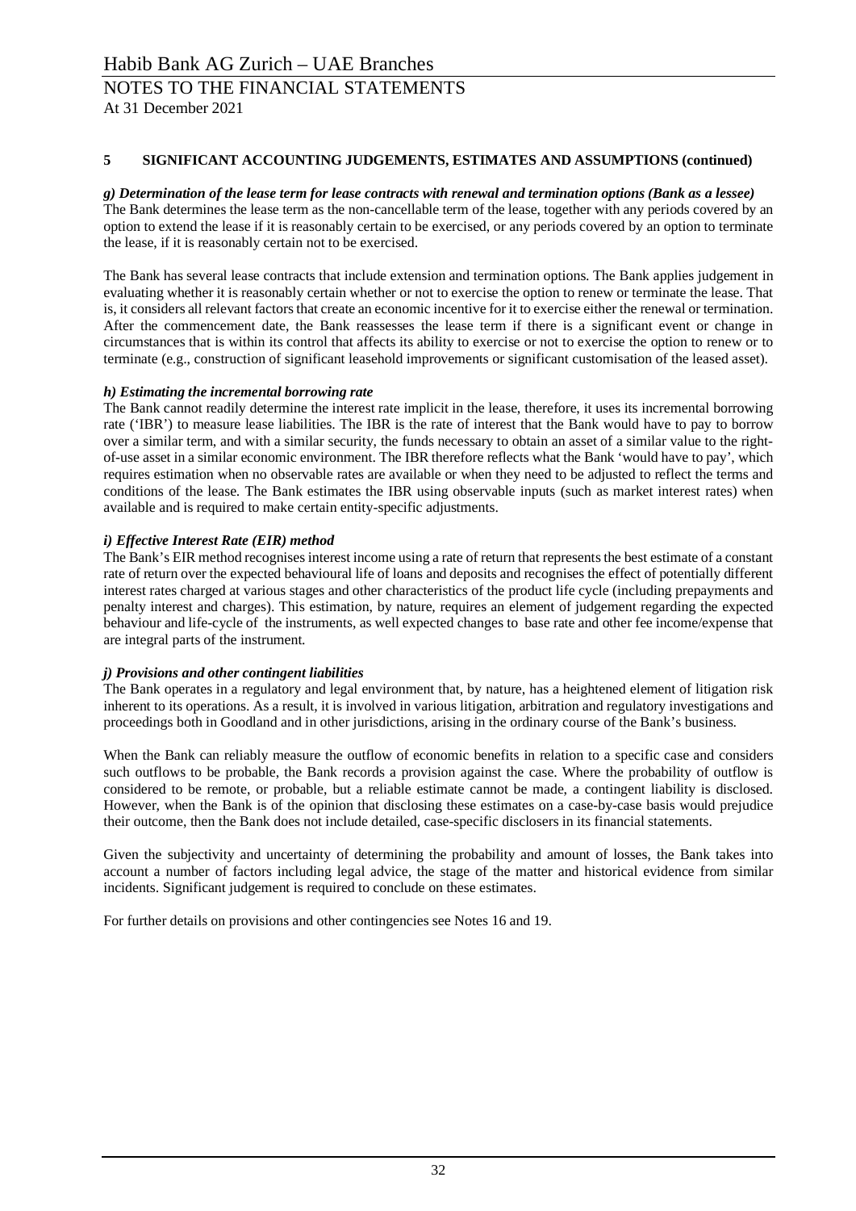## 5 SIGNIFICANT ACCOUNTING JUDGEMENTS, ESTIMATES AND ASSUMPTIONS (continued)

***g) Determination of the lease term for lease contracts with renewal and termination options (Bank as a lessee)***

The Bank determines the lease term as the non-cancellable term of the lease, together with any periods covered by an option to extend the lease if it is reasonably certain to be exercised, or any periods covered by an option to terminate the lease, if it is reasonably certain not to be exercised.

The Bank has several lease contracts that include extension and termination options. The Bank applies judgement in evaluating whether it is reasonably certain whether or not to exercise the option to renew or terminate the lease. That is, it considers all relevant factors that create an economic incentive for it to exercise either the renewal or termination. After the commencement date, the Bank reassesses the lease term if there is a significant event or change in circumstances that is within its control that affects its ability to exercise or not to exercise the option to renew or to terminate (e.g., construction of significant leasehold improvements or significant customisation of the leased asset).

***h) Estimating the incremental borrowing rate***

The Bank cannot readily determine the interest rate implicit in the lease, therefore, it uses its incremental borrowing rate ('IBR') to measure lease liabilities. The IBR is the rate of interest that the Bank would have to pay to borrow over a similar term, and with a similar security, the funds necessary to obtain an asset of a similar value to the right-of-use asset in a similar economic environment. The IBR therefore reflects what the Bank 'would have to pay', which requires estimation when no observable rates are available or when they need to be adjusted to reflect the terms and conditions of the lease. The Bank estimates the IBR using observable inputs (such as market interest rates) when available and is required to make certain entity-specific adjustments.

***i) Effective Interest Rate (EIR) method***

The Bank's EIR method recognises interest income using a rate of return that represents the best estimate of a constant rate of return over the expected behavioural life of loans and deposits and recognises the effect of potentially different interest rates charged at various stages and other characteristics of the product life cycle (including prepayments and penalty interest and charges). This estimation, by nature, requires an element of judgement regarding the expected behaviour and life-cycle of the instruments, as well expected changes to base rate and other fee income/expense that are integral parts of the instrument.

***j) Provisions and other contingent liabilities***

The Bank operates in a regulatory and legal environment that, by nature, has a heightened element of litigation risk inherent to its operations. As a result, it is involved in various litigation, arbitration and regulatory investigations and proceedings both in Goodland and in other jurisdictions, arising in the ordinary course of the Bank's business.

When the Bank can reliably measure the outflow of economic benefits in relation to a specific case and considers such outflows to be probable, the Bank records a provision against the case. Where the probability of outflow is considered to be remote, or probable, but a reliable estimate cannot be made, a contingent liability is disclosed. However, when the Bank is of the opinion that disclosing these estimates on a case-by-case basis would prejudice their outcome, then the Bank does not include detailed, case-specific disclosers in its financial statements.

Given the subjectivity and uncertainty of determining the probability and amount of losses, the Bank takes into account a number of factors including legal advice, the stage of the matter and historical evidence from similar incidents. Significant judgement is required to conclude on these estimates.

For further details on provisions and other contingencies see Notes 16 and 19.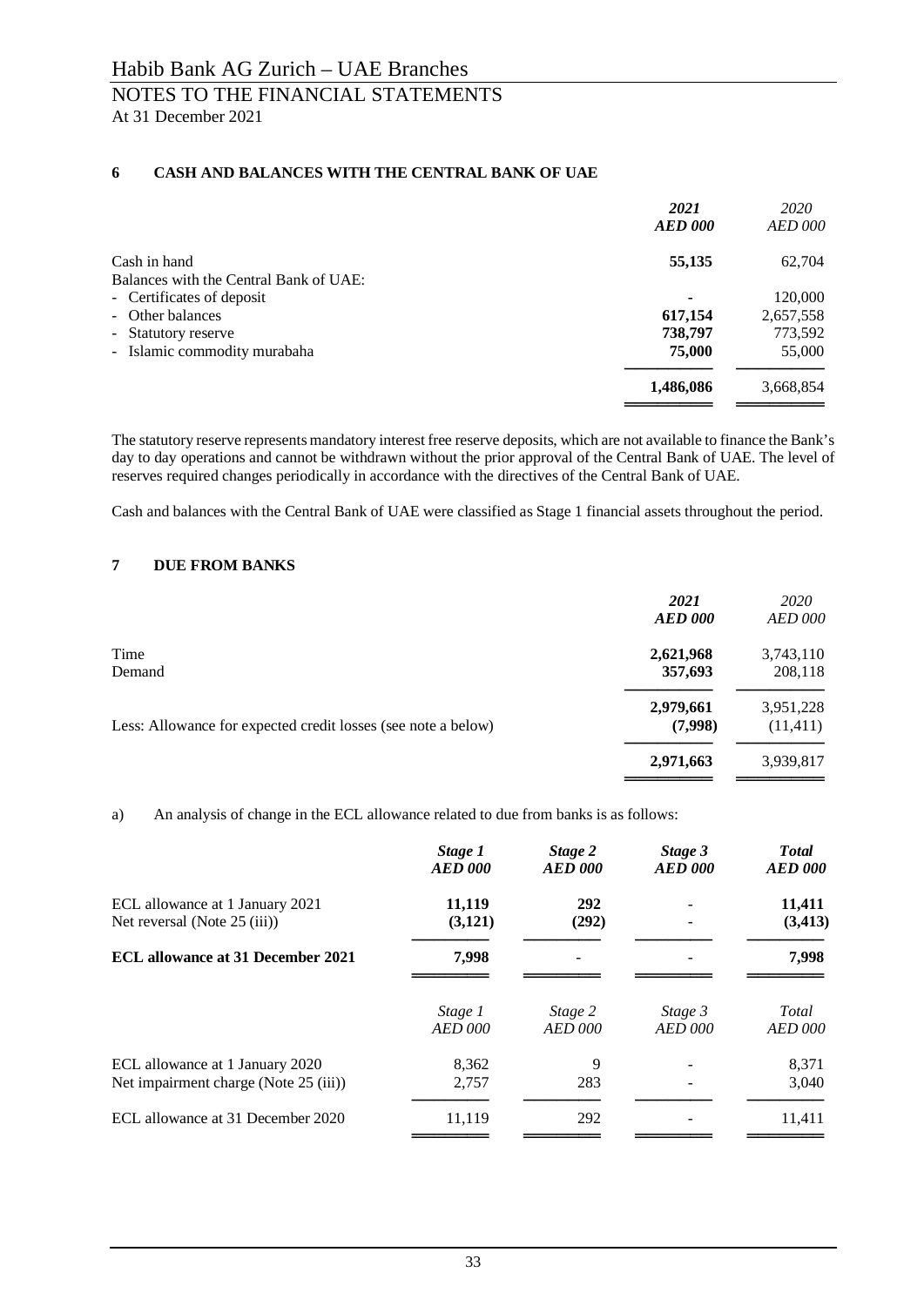## 6 CASH AND BALANCES WITH THE CENTRAL BANK OF UAE

| | ***2021*** ***AED 000*** | *2020* *AED 000* |
|---|---|---|
| Cash in hand | **55,135** | 62,704 |
| Balances with the Central Bank of UAE: | | |
| - Certificates of deposit | **-** | 120,000 |
| - Other balances | **617,154** | 2,657,558 |
| - Statutory reserve | **738,797** | 773,592 |
| - Islamic commodity murabaha | **75,000** | 55,000 |
| | **1,486,086** | 3,668,854 |

The statutory reserve represents mandatory interest free reserve deposits, which are not available to finance the Bank's day to day operations and cannot be withdrawn without the prior approval of the Central Bank of UAE. The level of reserves required changes periodically in accordance with the directives of the Central Bank of UAE.

Cash and balances with the Central Bank of UAE were classified as Stage 1 financial assets throughout the period.

## 7 DUE FROM BANKS

| | ***2021*** ***AED 000*** | *2020* *AED 000* |
|---|---|---|
| Time | **2,621,968** | 3,743,110 |
| Demand | **357,693** | 208,118 |
| | **2,979,661** | 3,951,228 |
| Less: Allowance for expected credit losses (see note a below) | **(7,998)** | (11,411) |
| | **2,971,663** | 3,939,817 |

a) An analysis of change in the ECL allowance related to due from banks is as follows:

| | ***Stage 1*** ***AED 000*** | ***Stage 2*** ***AED 000*** | ***Stage 3*** ***AED 000*** | ***Total*** ***AED 000*** |
|---|---|---|---|---|
| ECL allowance at 1 January 2021 | **11,119** | **292** | - | **11,411** |
| Net reversal (Note 25 (iii)) | **(3,121)** | **(292)** | - | **(3,413)** |
| **ECL allowance at 31 December 2021** | **7,998** | - | - | **7,998** |

| | *Stage 1* *AED 000* | *Stage 2* *AED 000* | *Stage 3* *AED 000* | *Total* *AED 000* |
|---|---|---|---|---|
| ECL allowance at 1 January 2020 | 8,362 | 9 | - | 8,371 |
| Net impairment charge (Note 25 (iii)) | 2,757 | 283 | - | 3,040 |
| ECL allowance at 31 December 2020 | 11,119 | 292 | - | 11,411 |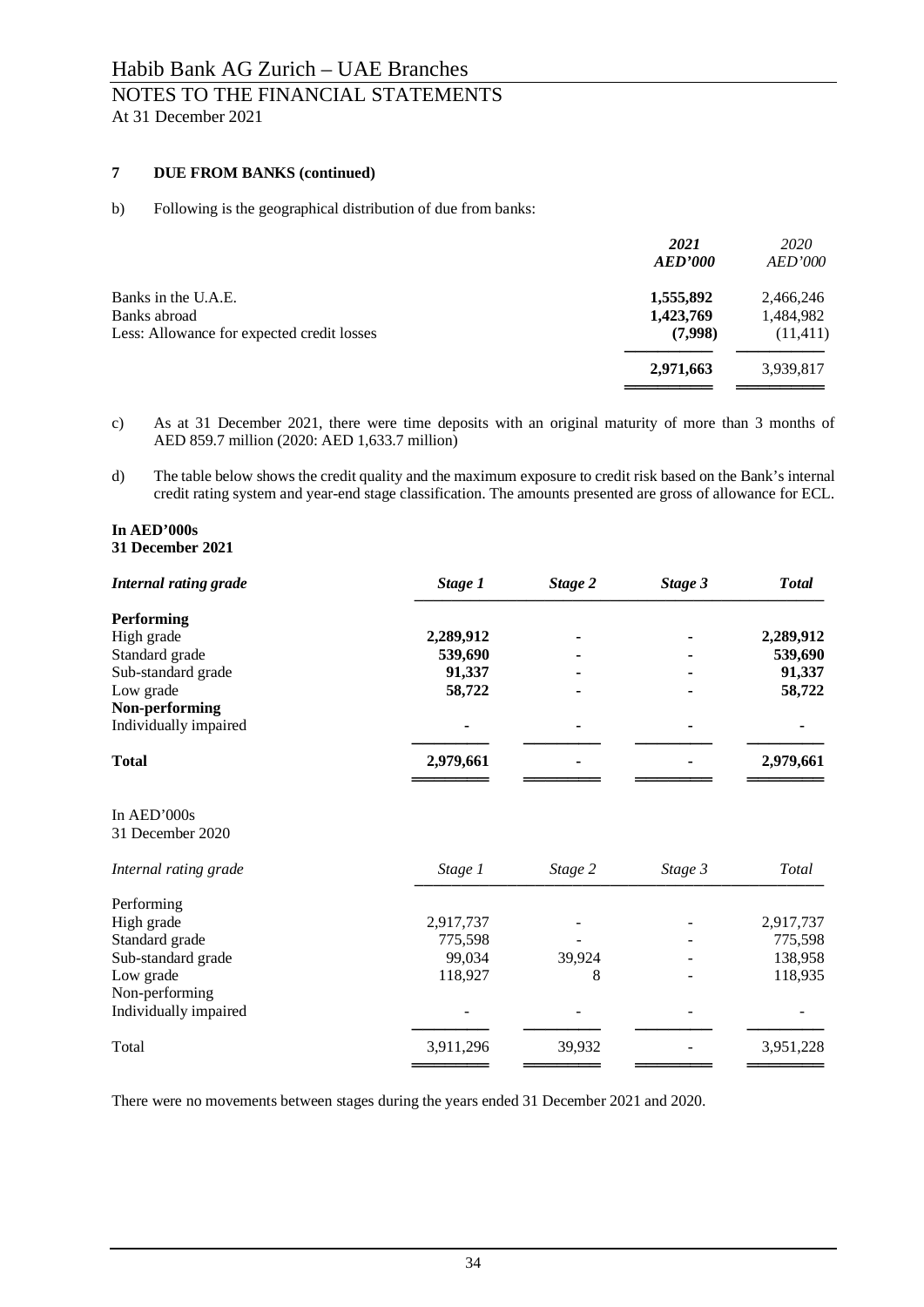# Habib Bank AG Zurich – UAE Branches

## NOTES TO THE FINANCIAL STATEMENTS

At 31 December 2021

### 7 DUE FROM BANKS (continued)

b) Following is the geographical distribution of due from banks:

| | *2021* *AED'000* | *2020* *AED'000* |
|---|---|---|
| Banks in the U.A.E. | **1,555,892** | 2,466,246 |
| Banks abroad | **1,423,769** | 1,484,982 |
| Less: Allowance for expected credit losses | **(7,998)** | (11,411) |
| | **2,971,663** | 3,939,817 |

c) As at 31 December 2021, there were time deposits with an original maturity of more than 3 months of AED 859.7 million (2020: AED 1,633.7 million)

d) The table below shows the credit quality and the maximum exposure to credit risk based on the Bank's internal credit rating system and year-end stage classification. The amounts presented are gross of allowance for ECL.

**In AED'000s**
**31 December 2021**

| ***Internal rating grade*** | ***Stage 1*** | ***Stage 2*** | ***Stage 3*** | ***Total*** |
|---|---|---|---|---|
| **Performing** | | | | |
| High grade | **2,289,912** | **-** | **-** | **2,289,912** |
| Standard grade | **539,690** | **-** | **-** | **539,690** |
| Sub-standard grade | **91,337** | **-** | **-** | **91,337** |
| Low grade | **58,722** | **-** | **-** | **58,722** |
| **Non-performing** | | | | |
| Individually impaired | **-** | **-** | **-** | **-** |
| **Total** | **2,979,661** | **-** | **-** | **2,979,661** |

In AED'000s
31 December 2020

| *Internal rating grade* | *Stage 1* | *Stage 2* | *Stage 3* | *Total* |
|---|---|---|---|---|
| Performing | | | | |
| High grade | 2,917,737 | - | - | 2,917,737 |
| Standard grade | 775,598 | - | - | 775,598 |
| Sub-standard grade | 99,034 | 39,924 | - | 138,958 |
| Low grade | 118,927 | 8 | - | 118,935 |
| Non-performing | | | | |
| Individually impaired | - | - | - | - |
| Total | 3,911,296 | 39,932 | - | 3,951,228 |

There were no movements between stages during the years ended 31 December 2021 and 2020.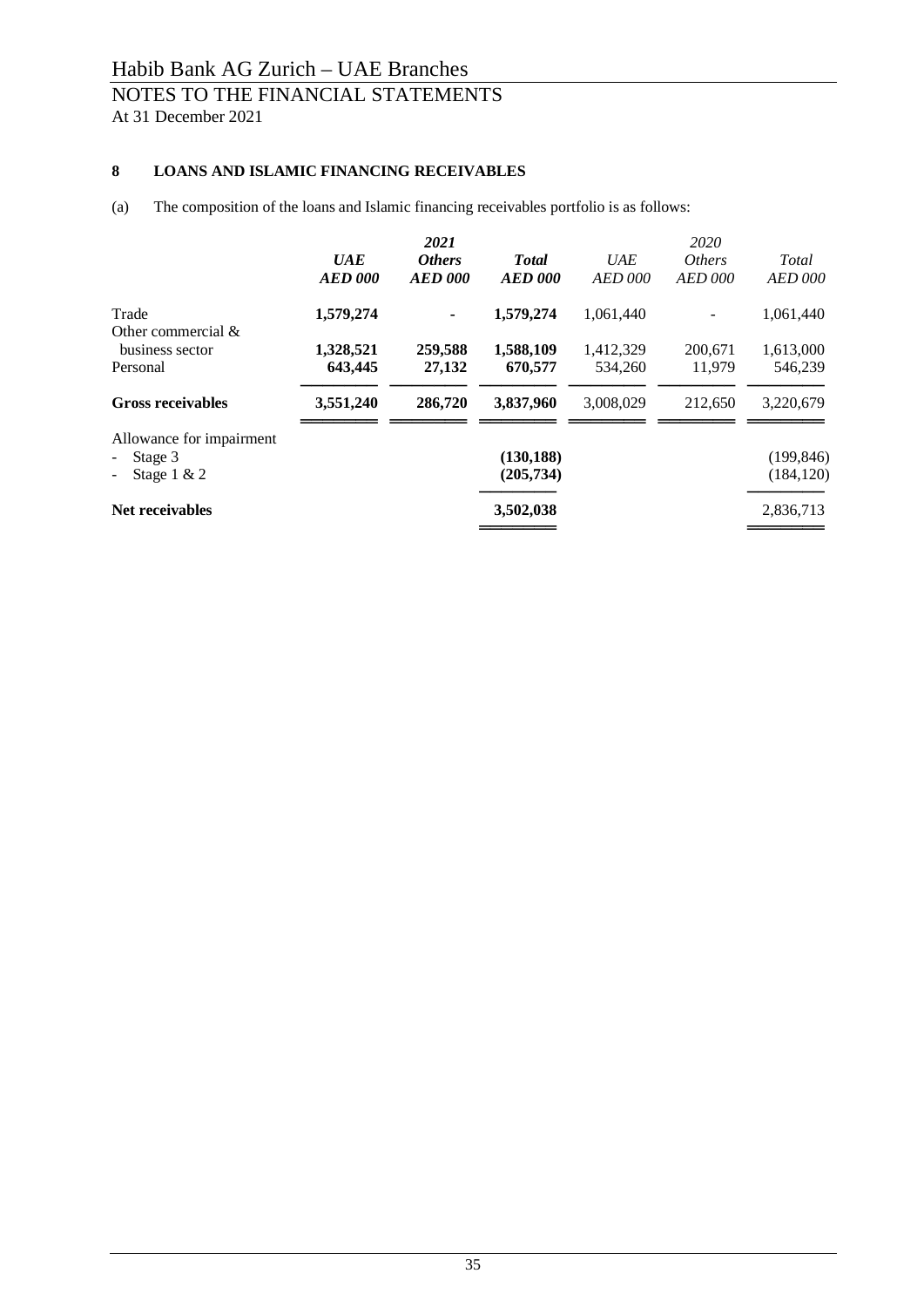Habib Bank AG Zurich – UAE Branches

NOTES TO THE FINANCIAL STATEMENTS
At 31 December 2021

## 8 LOANS AND ISLAMIC FINANCING RECEIVABLES

(a) The composition of the loans and Islamic financing receivables portfolio is as follows:

| | | *2021* | | | *2020* | |
|---|---|---|---|---|---|---|
| | ***UAE*** ***AED 000*** | ***Others*** ***AED 000*** | ***Total*** ***AED 000*** | *UAE* *AED 000* | *Others* *AED 000* | *Total* *AED 000* |
| Trade | **1,579,274** | **-** | **1,579,274** | 1,061,440 | - | 1,061,440 |
| Other commercial & business sector | **1,328,521** | **259,588** | **1,588,109** | 1,412,329 | 200,671 | 1,613,000 |
| Personal | **643,445** | **27,132** | **670,577** | 534,260 | 11,979 | 546,239 |
| **Gross receivables** | **3,551,240** | **286,720** | **3,837,960** | 3,008,029 | 212,650 | 3,220,679 |
| Allowance for impairment | | | | | | |
| - Stage 3 | | | **(130,188)** | | | (199,846) |
| - Stage 1 & 2 | | | **(205,734)** | | | (184,120) |
| **Net receivables** | | | **3,502,038** | | | 2,836,713 |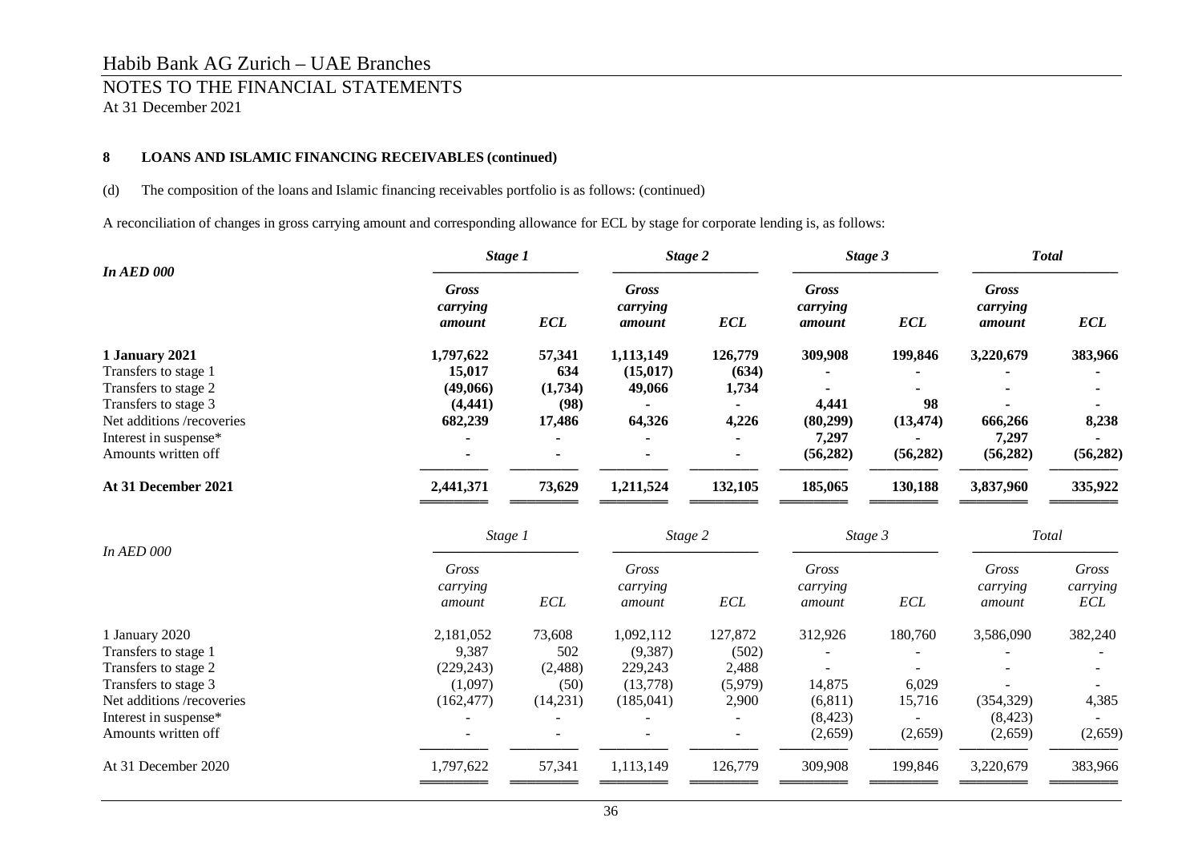Habib Bank AG Zurich – UAE Branches

NOTES TO THE FINANCIAL STATEMENTS

At 31 December 2021

**8 LOANS AND ISLAMIC FINANCING RECEIVABLES (continued)**

(d) The composition of the loans and Islamic financing receivables portfolio is as follows: (continued)

A reconciliation of changes in gross carrying amount and corresponding allowance for ECL by stage for corporate lending is, as follows:

| ***In AED 000*** | ***Stage 1*** | | ***Stage 2*** | | ***Stage 3*** | | ***Total*** | |
|---|---|---|---|---|---|---|---|---|
| | ***Gross carrying amount*** | ***ECL*** | ***Gross carrying amount*** | ***ECL*** | ***Gross carrying amount*** | ***ECL*** | ***Gross carrying amount*** | ***ECL*** |
| **1 January 2021** | **1,797,622** | **57,341** | **1,113,149** | **126,779** | **309,908** | **199,846** | **3,220,679** | **383,966** |
| Transfers to stage 1 | **15,017** | **634** | **(15,017)** | **(634)** | **-** | **-** | **-** | **-** |
| Transfers to stage 2 | **(49,066)** | **(1,734)** | **49,066** | **1,734** | **-** | **-** | **-** | **-** |
| Transfers to stage 3 | **(4,441)** | **(98)** | **-** | **-** | **4,441** | **98** | **-** | **-** |
| Net additions /recoveries | **682,239** | **17,486** | **64,326** | **4,226** | **(80,299)** | **(13,474)** | **666,266** | **8,238** |
| Interest in suspense* | **-** | **-** | **-** | **-** | **7,297** | **-** | **7,297** | **-** |
| Amounts written off | **-** | **-** | **-** | **-** | **(56,282)** | **(56,282)** | **(56,282)** | **(56,282)** |
| **At 31 December 2021** | **2,441,371** | **73,629** | **1,211,524** | **132,105** | **185,065** | **130,188** | **3,837,960** | **335,922** |

| *In AED 000* | *Stage 1* | | *Stage 2* | | *Stage 3* | | *Total* | |
|---|---|---|---|---|---|---|---|---|
| | *Gross carrying amount* | *ECL* | *Gross carrying amount* | *ECL* | *Gross carrying amount* | *ECL* | *Gross carrying amount* | *Gross carrying ECL* |
| 1 January 2020 | 2,181,052 | 73,608 | 1,092,112 | 127,872 | 312,926 | 180,760 | 3,586,090 | 382,240 |
| Transfers to stage 1 | 9,387 | 502 | (9,387) | (502) | - | - | - | - |
| Transfers to stage 2 | (229,243) | (2,488) | 229,243 | 2,488 | - | - | - | - |
| Transfers to stage 3 | (1,097) | (50) | (13,778) | (5,979) | 14,875 | 6,029 | - | - |
| Net additions /recoveries | (162,477) | (14,231) | (185,041) | 2,900 | (6,811) | 15,716 | (354,329) | 4,385 |
| Interest in suspense* | - | - | - | - | (8,423) | - | (8,423) | - |
| Amounts written off | - | - | - | - | (2,659) | (2,659) | (2,659) | (2,659) |
| At 31 December 2020 | 1,797,622 | 57,341 | 1,113,149 | 126,779 | 309,908 | 199,846 | 3,220,679 | 383,966 |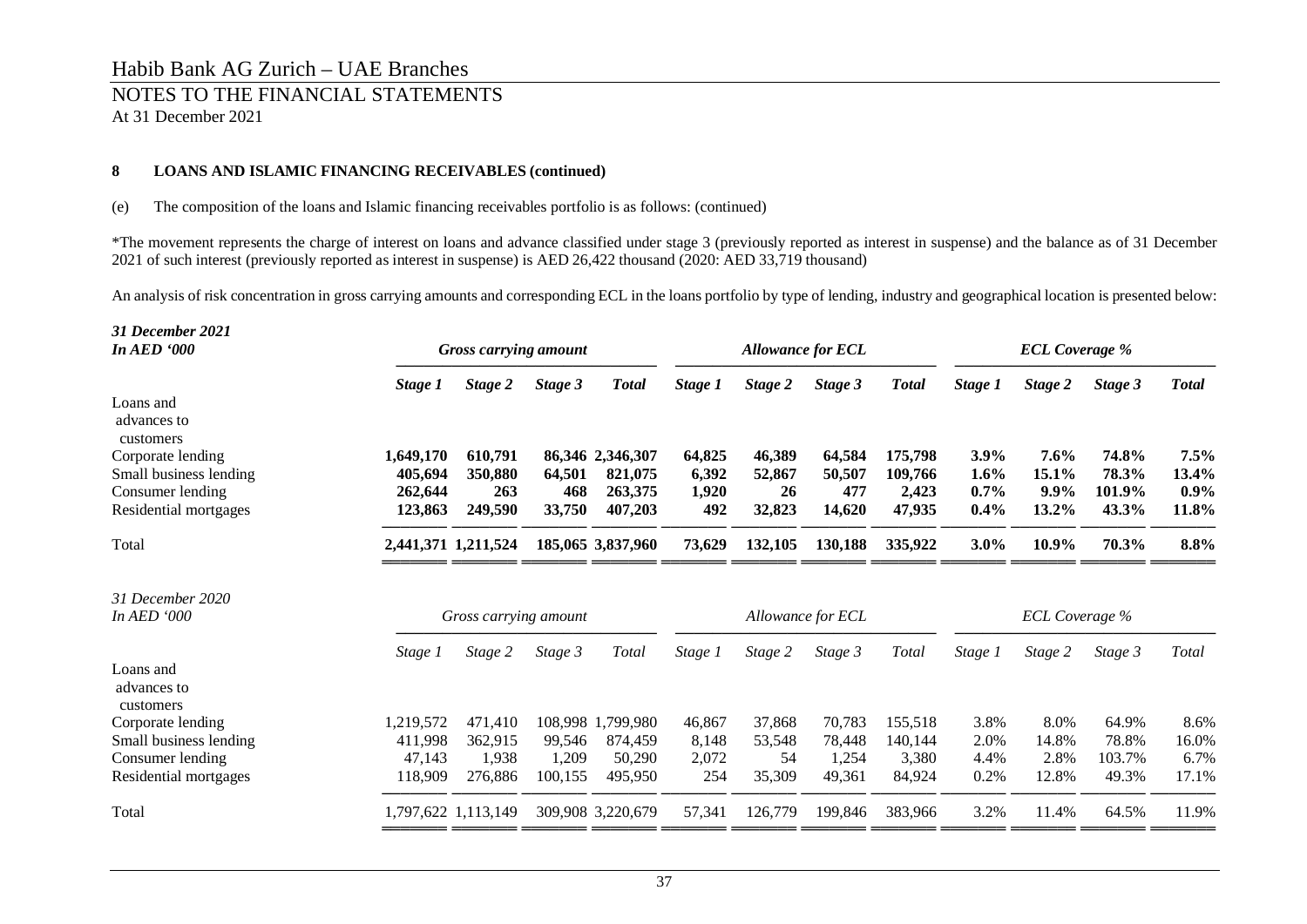### 8 LOANS AND ISLAMIC FINANCING RECEIVABLES (continued)

(e) The composition of the loans and Islamic financing receivables portfolio is as follows: (continued)

*The movement represents the charge of interest on loans and advance classified under stage 3 (previously reported as interest in suspense) and the balance as of 31 December 2021 of such interest (previously reported as interest in suspense) is AED 26,422 thousand (2020: AED 33,719 thousand)

An analysis of risk concentration in gross carrying amounts and corresponding ECL in the loans portfolio by type of lending, industry and geographical location is presented below:

| ***31 December 2021 In AED '000*** | ***Gross carrying amount*** | | | | ***Allowance for ECL*** | | | | ***ECL Coverage %*** | | | |
|---|---|---|---|---|---|---|---|---|---|---|---|---|
| | ***Stage 1*** | ***Stage 2*** | ***Stage 3*** | ***Total*** | ***Stage 1*** | ***Stage 2*** | ***Stage 3*** | ***Total*** | ***Stage 1*** | ***Stage 2*** | ***Stage 3*** | ***Total*** |
| Loans and advances to customers | | | | | | | | | | | | |
| Corporate lending | **1,649,170** | **610,791** | **86,346** | **2,346,307** | **64,825** | **46,389** | **64,584** | **175,798** | **3.9%** | **7.6%** | **74.8%** | **7.5%** |
| Small business lending | **405,694** | **350,880** | **64,501** | **821,075** | **6,392** | **52,867** | **50,507** | **109,766** | **1.6%** | **15.1%** | **78.3%** | **13.4%** |
| Consumer lending | **262,644** | **263** | **468** | **263,375** | **1,920** | **26** | **477** | **2,423** | **0.7%** | **9.9%** | **101.9%** | **0.9%** |
| Residential mortgages | **123,863** | **249,590** | **33,750** | **407,203** | **492** | **32,823** | **14,620** | **47,935** | **0.4%** | **13.2%** | **43.3%** | **11.8%** |
| Total | **2,441,371** | **1,211,524** | **185,065** | **3,837,960** | **73,629** | **132,105** | **130,188** | **335,922** | **3.0%** | **10.9%** | **70.3%** | **8.8%** |

| *31 December 2020 In AED '000* | *Gross carrying amount* | | | | *Allowance for ECL* | | | | *ECL Coverage %* | | | |
|---|---|---|---|---|---|---|---|---|---|---|---|---|
| | *Stage 1* | *Stage 2* | *Stage 3* | *Total* | *Stage 1* | *Stage 2* | *Stage 3* | *Total* | *Stage 1* | *Stage 2* | *Stage 3* | *Total* |
| Loans and advances to customers | | | | | | | | | | | | |
| Corporate lending | 1,219,572 | 471,410 | 108,998 | 1,799,980 | 46,867 | 37,868 | 70,783 | 155,518 | 3.8% | 8.0% | 64.9% | 8.6% |
| Small business lending | 411,998 | 362,915 | 99,546 | 874,459 | 8,148 | 53,548 | 78,448 | 140,144 | 2.0% | 14.8% | 78.8% | 16.0% |
| Consumer lending | 47,143 | 1,938 | 1,209 | 50,290 | 2,072 | 54 | 1,254 | 3,380 | 4.4% | 2.8% | 103.7% | 6.7% |
| Residential mortgages | 118,909 | 276,886 | 100,155 | 495,950 | 254 | 35,309 | 49,361 | 84,924 | 0.2% | 12.8% | 49.3% | 17.1% |
| Total | 1,797,622 | 1,113,149 | 309,908 | 3,220,679 | 57,341 | 126,779 | 199,846 | 383,966 | 3.2% | 11.4% | 64.5% | 11.9% |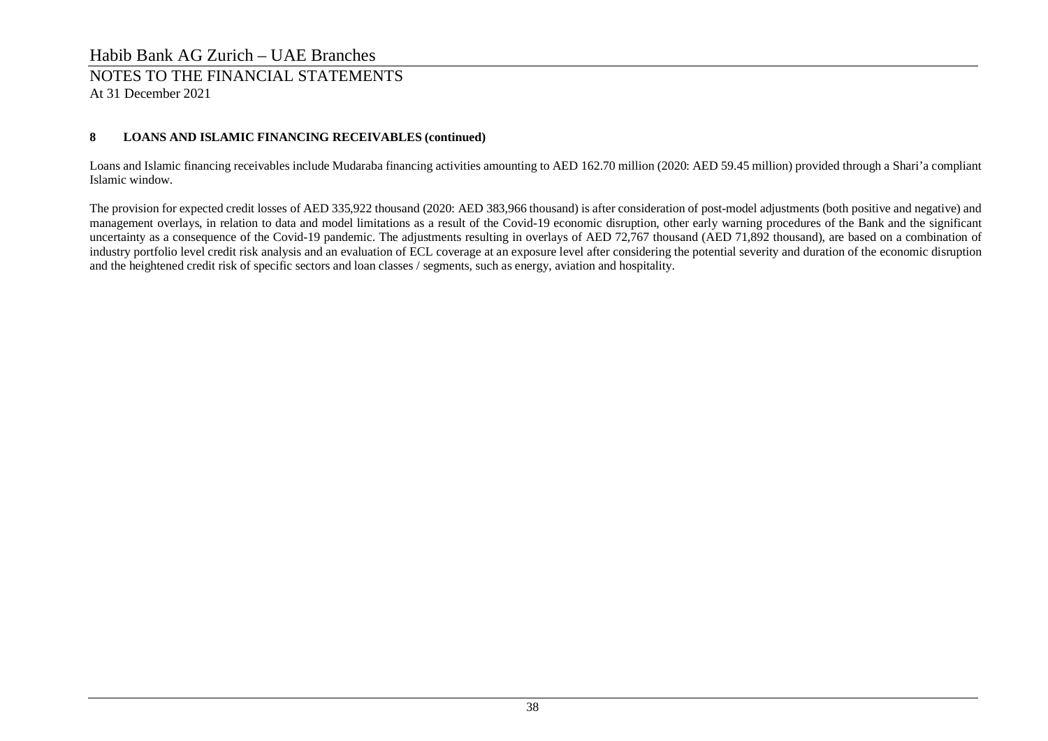## 8 LOANS AND ISLAMIC FINANCING RECEIVABLES (continued)

Loans and Islamic financing receivables include Mudaraba financing activities amounting to AED 162.70 million (2020: AED 59.45 million) provided through a Shari'a compliant Islamic window.

The provision for expected credit losses of AED 335,922 thousand (2020: AED 383,966 thousand) is after consideration of post-model adjustments (both positive and negative) and management overlays, in relation to data and model limitations as a result of the Covid-19 economic disruption, other early warning procedures of the Bank and the significant uncertainty as a consequence of the Covid-19 pandemic. The adjustments resulting in overlays of AED 72,767 thousand (AED 71,892 thousand), are based on a combination of industry portfolio level credit risk analysis and an evaluation of ECL coverage at an exposure level after considering the potential severity and duration of the economic disruption and the heightened credit risk of specific sectors and loan classes / segments, such as energy, aviation and hospitality.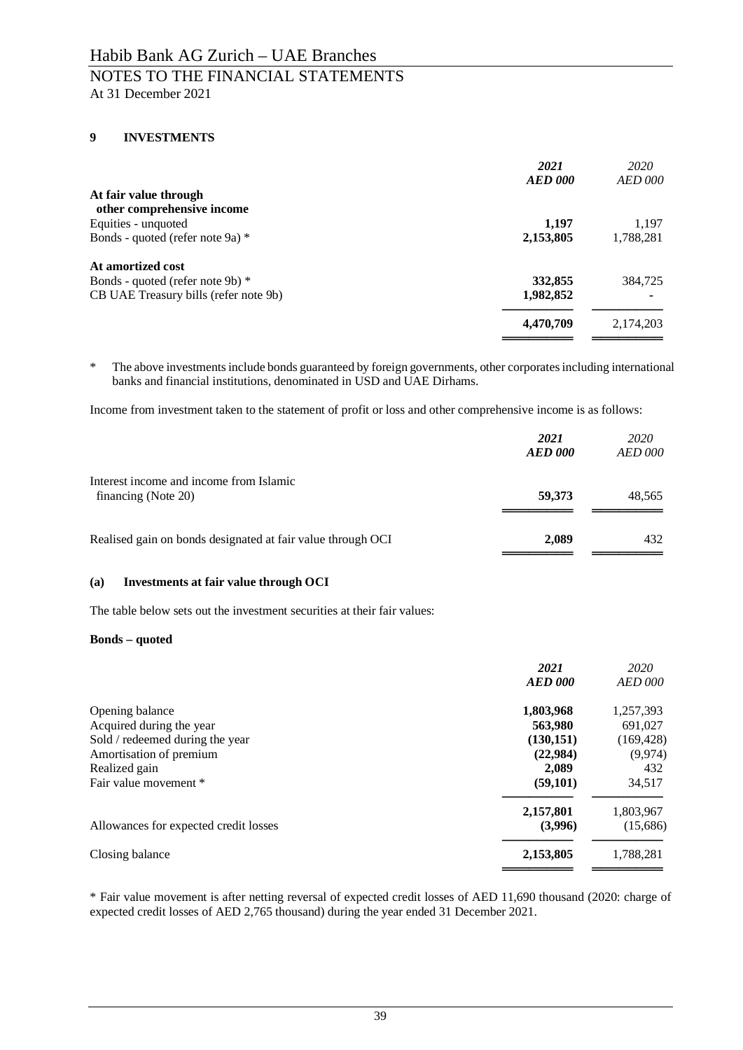## 9 INVESTMENTS

| | *2021* *AED 000* | *2020* *AED 000* |
|---|---|---|
| **At fair value through other comprehensive income** | | |
| Equities - unquoted | **1,197** | 1,197 |
| Bonds - quoted (refer note 9a) * | **2,153,805** | 1,788,281 |
| **At amortized cost** | | |
| Bonds - quoted (refer note 9b) * | **332,855** | 384,725 |
| CB UAE Treasury bills (refer note 9b) | **1,982,852** | - |
| | **4,470,709** | 2,174,203 |

\* The above investments include bonds guaranteed by foreign governments, other corporates including international banks and financial institutions, denominated in USD and UAE Dirhams.

Income from investment taken to the statement of profit or loss and other comprehensive income is as follows:

| | *2021* *AED 000* | *2020* *AED 000* |
|---|---|---|
| Interest income and income from Islamic financing (Note 20) | **59,373** | 48,565 |
| Realised gain on bonds designated at fair value through OCI | **2,089** | 432 |

### (a) Investments at fair value through OCI

The table below sets out the investment securities at their fair values:

**Bonds – quoted**

| | *2021* *AED 000* | *2020* *AED 000* |
|---|---|---|
| Opening balance | **1,803,968** | 1,257,393 |
| Acquired during the year | **563,980** | 691,027 |
| Sold / redeemed during the year | **(130,151)** | (169,428) |
| Amortisation of premium | **(22,984)** | (9,974) |
| Realized gain | **2,089** | 432 |
| Fair value movement * | **(59,101)** | 34,517 |
| | **2,157,801** | 1,803,967 |
| Allowances for expected credit losses | **(3,996)** | (15,686) |
| Closing balance | **2,153,805** | 1,788,281 |

\* Fair value movement is after netting reversal of expected credit losses of AED 11,690 thousand (2020: charge of expected credit losses of AED 2,765 thousand) during the year ended 31 December 2021.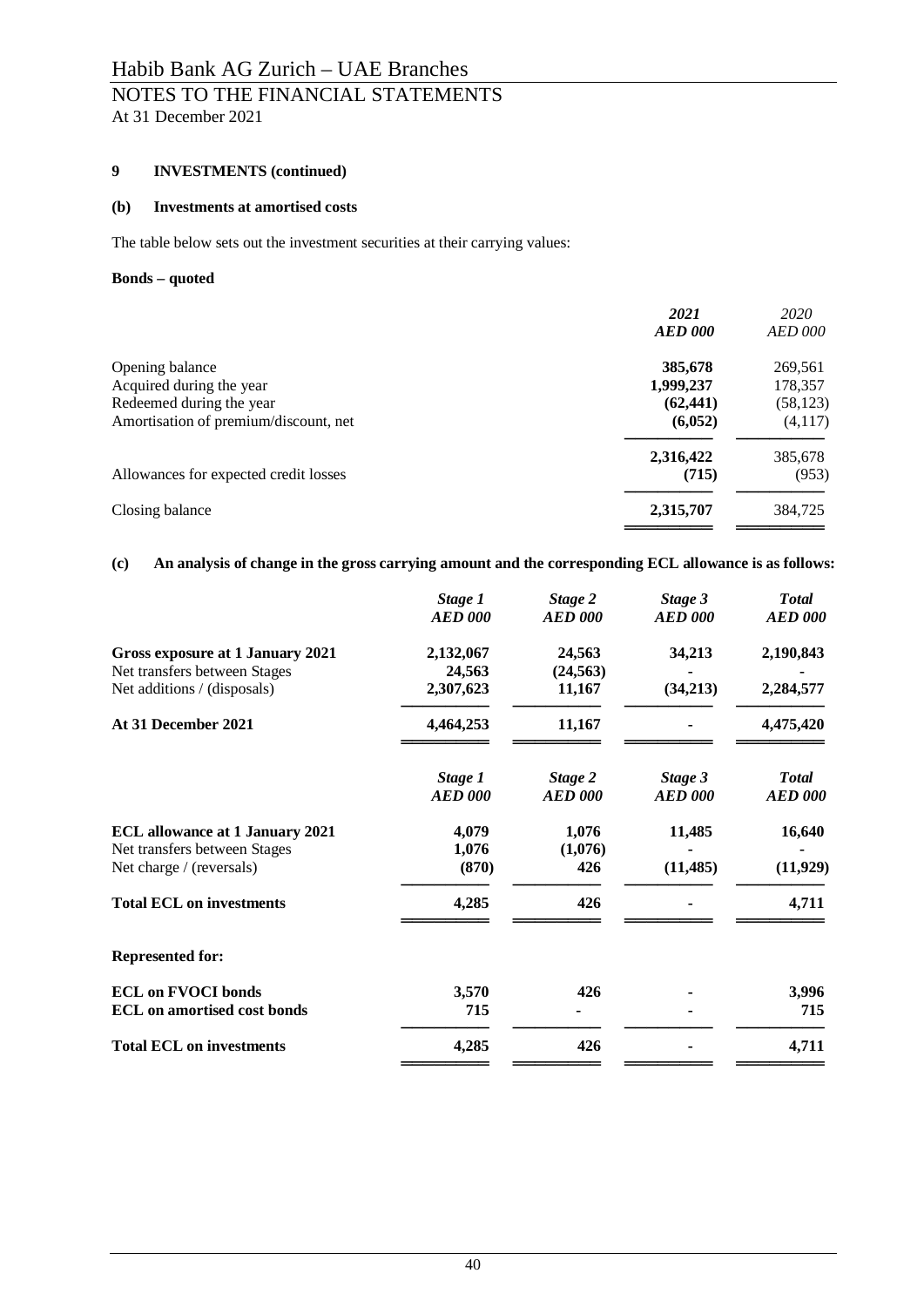# Habib Bank AG Zurich – UAE Branches

## NOTES TO THE FINANCIAL STATEMENTS

At 31 December 2021

### 9 INVESTMENTS (continued)

#### (b) Investments at amortised costs

The table below sets out the investment securities at their carrying values:

**Bonds – quoted**

| | ***2021*** ***AED 000*** | *2020* *AED 000* |
|---|---|---|
| Opening balance | **385,678** | 269,561 |
| Acquired during the year | **1,999,237** | 178,357 |
| Redeemed during the year | **(62,441)** | (58,123) |
| Amortisation of premium/discount, net | **(6,052)** | (4,117) |
| | **2,316,422** | 385,678 |
| Allowances for expected credit losses | **(715)** | (953) |
| Closing balance | **2,315,707** | 384,725 |

#### (c) An analysis of change in the gross carrying amount and the corresponding ECL allowance is as follows:

| | ***Stage 1*** ***AED 000*** | ***Stage 2*** ***AED 000*** | ***Stage 3*** ***AED 000*** | ***Total*** ***AED 000*** |
|---|---|---|---|---|
| **Gross exposure at 1 January 2021** | **2,132,067** | **24,563** | **34,213** | **2,190,843** |
| Net transfers between Stages | **24,563** | **(24,563)** | **-** | **-** |
| Net additions / (disposals) | **2,307,623** | **11,167** | **(34,213)** | **2,284,577** |
| **At 31 December 2021** | **4,464,253** | **11,167** | **-** | **4,475,420** |

| | ***Stage 1*** ***AED 000*** | ***Stage 2*** ***AED 000*** | ***Stage 3*** ***AED 000*** | ***Total*** ***AED 000*** |
|---|---|---|---|---|
| **ECL allowance at 1 January 2021** | **4,079** | **1,076** | **11,485** | **16,640** |
| Net transfers between Stages | **1,076** | **(1,076)** | **-** | **-** |
| Net charge / (reversals) | **(870)** | **426** | **(11,485)** | **(11,929)** |
| **Total ECL on investments** | **4,285** | **426** | **-** | **4,711** |
| **Represented for:** | | | | |
| **ECL on FVOCI bonds** | **3,570** | **426** | **-** | **3,996** |
| **ECL on amortised cost bonds** | **715** | **-** | **-** | **715** |
| **Total ECL on investments** | **4,285** | **426** | **-** | **4,711** |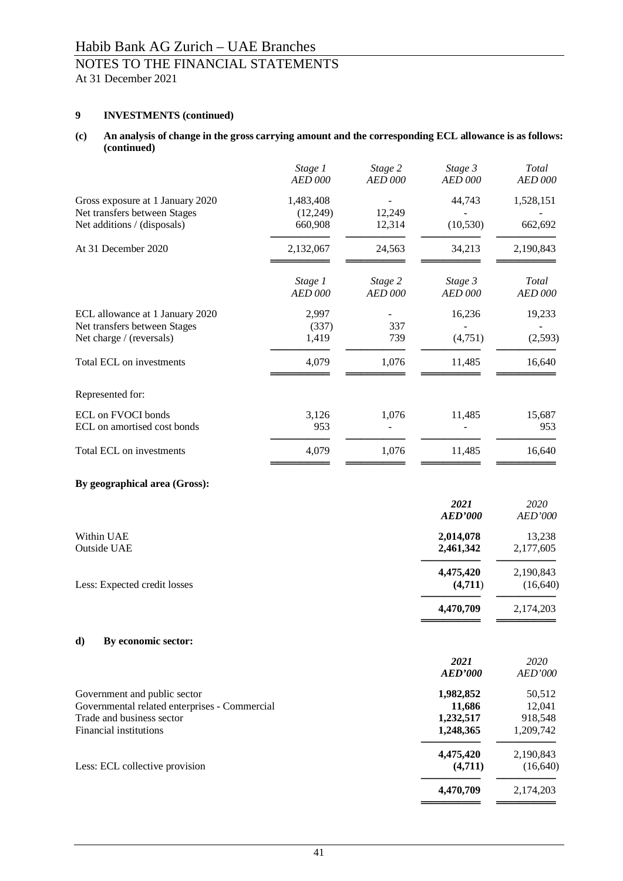### 9 INVESTMENTS (continued)

**(c) An analysis of change in the gross carrying amount and the corresponding ECL allowance is as follows: (continued)**

| | *Stage 1* *AED 000* | *Stage 2* *AED 000* | *Stage 3* *AED 000* | *Total* *AED 000* |
|---|---|---|---|---|
| Gross exposure at 1 January 2020 | 1,483,408 | - | 44,743 | 1,528,151 |
| Net transfers between Stages | (12,249) | 12,249 | - | - |
| Net additions / (disposals) | 660,908 | 12,314 | (10,530) | 662,692 |
| At 31 December 2020 | 2,132,067 | 24,563 | 34,213 | 2,190,843 |

| | *Stage 1* *AED 000* | *Stage 2* *AED 000* | *Stage 3* *AED 000* | *Total* *AED 000* |
|---|---|---|---|---|
| ECL allowance at 1 January 2020 | 2,997 | - | 16,236 | 19,233 |
| Net transfers between Stages | (337) | 337 | - | - |
| Net charge / (reversals) | 1,419 | 739 | (4,751) | (2,593) |
| Total ECL on investments | 4,079 | 1,076 | 11,485 | 16,640 |
| Represented for: | | | | |
| ECL on FVOCI bonds | 3,126 | 1,076 | 11,485 | 15,687 |
| ECL on amortised cost bonds | 953 | - | - | 953 |
| Total ECL on investments | 4,079 | 1,076 | 11,485 | 16,640 |

**By geographical area (Gross):**

| | ***2021*** ***AED'000*** | *2020* *AED'000* |
|---|---|---|
| Within UAE | **2,014,078** | 13,238 |
| Outside UAE | **2,461,342** | 2,177,605 |
| | **4,475,420** | 2,190,843 |
| Less: Expected credit losses | **(4,711)** | (16,640) |
| | **4,470,709** | 2,174,203 |

**d) By economic sector:**

| | ***2021*** ***AED'000*** | *2020* *AED'000* |
|---|---|---|
| Government and public sector | **1,982,852** | 50,512 |
| Governmental related enterprises - Commercial | **11,686** | 12,041 |
| Trade and business sector | **1,232,517** | 918,548 |
| Financial institutions | **1,248,365** | 1,209,742 |
| | **4,475,420** | 2,190,843 |
| Less: ECL collective provision | **(4,711)** | (16,640) |
| | **4,470,709** | 2,174,203 |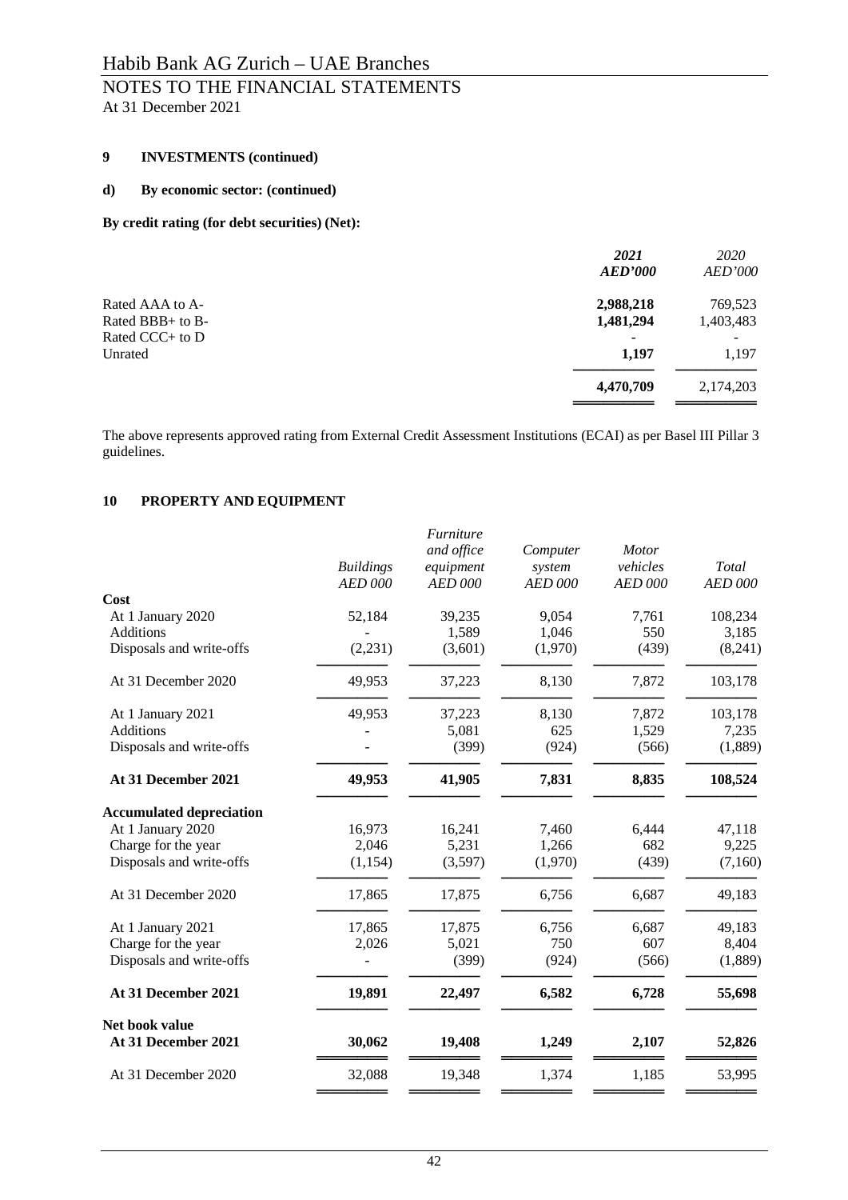### 9 INVESTMENTS (continued)

#### d) By economic sector: (continued)

**By credit rating (for debt securities) (Net):**

| | ***2021*** ***AED'000*** | *2020* *AED'000* |
|---|---|---|
| Rated AAA to A- | **2,988,218** | 769,523 |
| Rated BBB+ to B- | **1,481,294** | 1,403,483 |
| Rated CCC+ to D | - | - |
| Unrated | **1,197** | 1,197 |
| | **4,470,709** | 2,174,203 |

The above represents approved rating from External Credit Assessment Institutions (ECAI) as per Basel III Pillar 3 guidelines.

### 10 PROPERTY AND EQUIPMENT

| | *Buildings* *AED 000* | *Furniture and office equipment* *AED 000* | *Computer system* *AED 000* | *Motor vehicles* *AED 000* | *Total* *AED 000* |
|---|---|---|---|---|---|
| **Cost** | | | | | |
| At 1 January 2020 | 52,184 | 39,235 | 9,054 | 7,761 | 108,234 |
| Additions | - | 1,589 | 1,046 | 550 | 3,185 |
| Disposals and write-offs | (2,231) | (3,601) | (1,970) | (439) | (8,241) |
| At 31 December 2020 | 49,953 | 37,223 | 8,130 | 7,872 | 103,178 |
| At 1 January 2021 | 49,953 | 37,223 | 8,130 | 7,872 | 103,178 |
| Additions | - | 5,081 | 625 | 1,529 | 7,235 |
| Disposals and write-offs | - | (399) | (924) | (566) | (1,889) |
| **At 31 December 2021** | **49,953** | **41,905** | **7,831** | **8,835** | **108,524** |
| **Accumulated depreciation** | | | | | |
| At 1 January 2020 | 16,973 | 16,241 | 7,460 | 6,444 | 47,118 |
| Charge for the year | 2,046 | 5,231 | 1,266 | 682 | 9,225 |
| Disposals and write-offs | (1,154) | (3,597) | (1,970) | (439) | (7,160) |
| At 31 December 2020 | 17,865 | 17,875 | 6,756 | 6,687 | 49,183 |
| At 1 January 2021 | 17,865 | 17,875 | 6,756 | 6,687 | 49,183 |
| Charge for the year | 2,026 | 5,021 | 750 | 607 | 8,404 |
| Disposals and write-offs | - | (399) | (924) | (566) | (1,889) |
| **At 31 December 2021** | **19,891** | **22,497** | **6,582** | **6,728** | **55,698** |
| **Net book value** | | | | | |
| **At 31 December 2021** | **30,062** | **19,408** | **1,249** | **2,107** | **52,826** |
| At 31 December 2020 | 32,088 | 19,348 | 1,374 | 1,185 | 53,995 |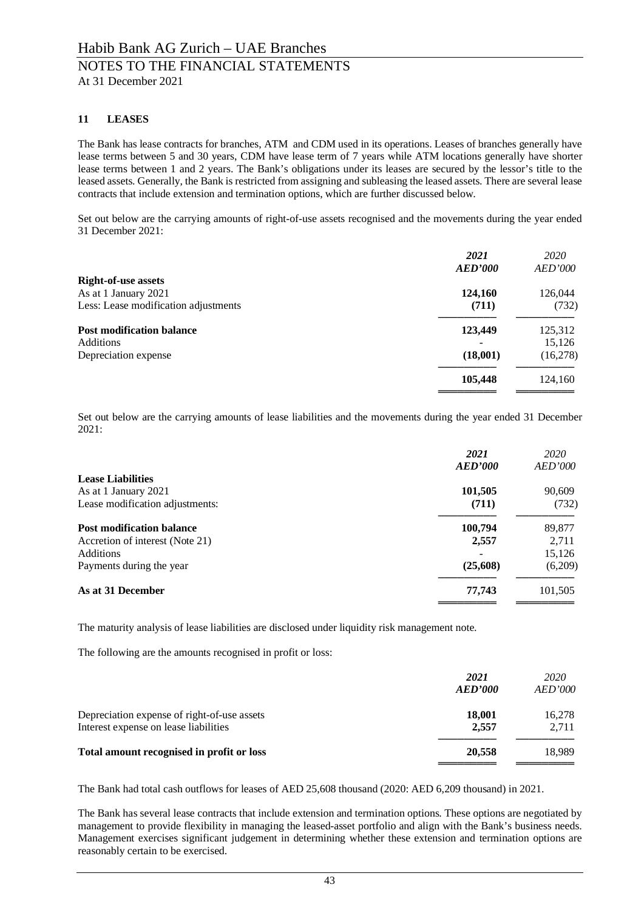## 11 LEASES

The Bank has lease contracts for branches, ATM and CDM used in its operations. Leases of branches generally have lease terms between 5 and 30 years, CDM have lease term of 7 years while ATM locations generally have shorter lease terms between 1 and 2 years. The Bank's obligations under its leases are secured by the lessor's title to the leased assets. Generally, the Bank is restricted from assigning and subleasing the leased assets. There are several lease contracts that include extension and termination options, which are further discussed below.

Set out below are the carrying amounts of right-of-use assets recognised and the movements during the year ended 31 December 2021:

| | ***2021*** | *2020* |
|---|---|---|
| | ***AED'000*** | *AED'000* |
| **Right-of-use assets** | | |
| As at 1 January 2021 | **124,160** | 126,044 |
| Less: Lease modification adjustments | **(711)** | (732) |
| **Post modification balance** | **123,449** | 125,312 |
| Additions | **-** | 15,126 |
| Depreciation expense | **(18,001)** | (16,278) |
| | **105,448** | 124,160 |

Set out below are the carrying amounts of lease liabilities and the movements during the year ended 31 December 2021:

| | ***2021*** | *2020* |
|---|---|---|
| | ***AED'000*** | *AED'000* |
| **Lease Liabilities** | | |
| As at 1 January 2021 | **101,505** | 90,609 |
| Lease modification adjustments: | **(711)** | (732) |
| **Post modification balance** | **100,794** | 89,877 |
| Accretion of interest (Note 21) | **2,557** | 2,711 |
| Additions | **-** | 15,126 |
| Payments during the year | **(25,608)** | (6,209) |
| **As at 31 December** | **77,743** | 101,505 |

The maturity analysis of lease liabilities are disclosed under liquidity risk management note.

The following are the amounts recognised in profit or loss:

| | ***2021*** | *2020* |
|---|---|---|
| | ***AED'000*** | *AED'000* |
| Depreciation expense of right-of-use assets | **18,001** | 16,278 |
| Interest expense on lease liabilities | **2,557** | 2,711 |
| **Total amount recognised in profit or loss** | **20,558** | 18,989 |

The Bank had total cash outflows for leases of AED 25,608 thousand (2020: AED 6,209 thousand) in 2021.

The Bank has several lease contracts that include extension and termination options. These options are negotiated by management to provide flexibility in managing the leased-asset portfolio and align with the Bank's business needs. Management exercises significant judgement in determining whether these extension and termination options are reasonably certain to be exercised.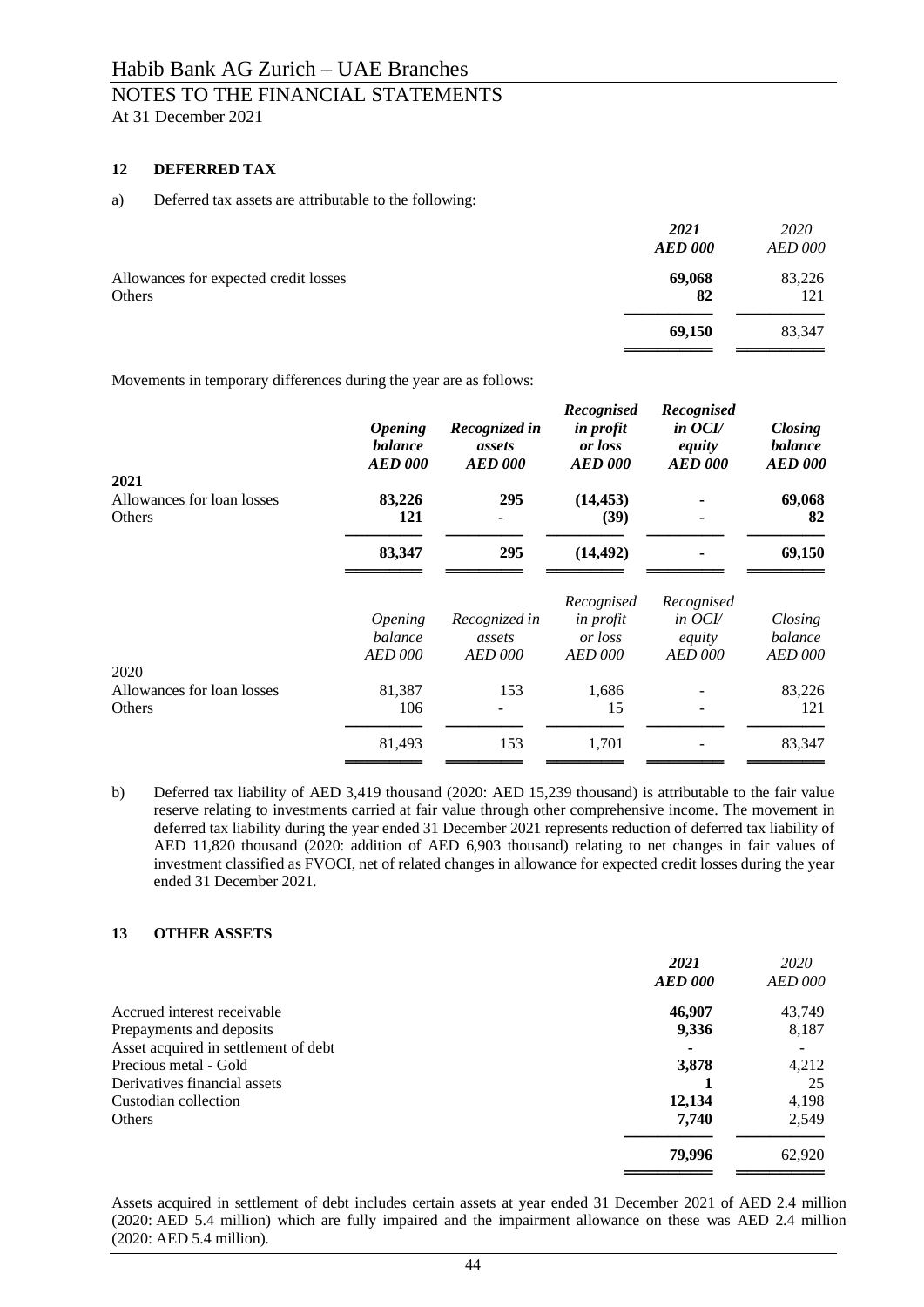## 12 DEFERRED TAX

a) Deferred tax assets are attributable to the following:

| | ***2021*** ***AED 000*** | *2020* *AED 000* |
|---|---|---|
| Allowances for expected credit losses | **69,068** | 83,226 |
| Others | **82** | 121 |
| | **69,150** | 83,347 |

Movements in temporary differences during the year are as follows:

| | ***Opening balance*** ***AED 000*** | ***Recognized in assets*** ***AED 000*** | ***Recognised in profit or loss*** ***AED 000*** | ***Recognised in OCI/ equity*** ***AED 000*** | ***Closing balance*** ***AED 000*** |
|---|---|---|---|---|---|
| **2021** | | | | | |
| Allowances for loan losses | **83,226** | **295** | **(14,453)** | **-** | **69,068** |
| Others | **121** | **-** | **(39)** | **-** | **82** |
| | **83,347** | **295** | **(14,492)** | **-** | **69,150** |

| | *Opening balance* *AED 000* | *Recognized in assets* *AED 000* | *Recognised in profit or loss* *AED 000* | *Recognised in OCI/ equity* *AED 000* | *Closing balance* *AED 000* |
|---|---|---|---|---|---|
| 2020 | | | | | |
| Allowances for loan losses | 81,387 | 153 | 1,686 | - | 83,226 |
| Others | 106 | - | 15 | - | 121 |
| | 81,493 | 153 | 1,701 | - | 83,347 |

b) Deferred tax liability of AED 3,419 thousand (2020: AED 15,239 thousand) is attributable to the fair value reserve relating to investments carried at fair value through other comprehensive income. The movement in deferred tax liability during the year ended 31 December 2021 represents reduction of deferred tax liability of AED 11,820 thousand (2020: addition of AED 6,903 thousand) relating to net changes in fair values of investment classified as FVOCI, net of related changes in allowance for expected credit losses during the year ended 31 December 2021.

## 13 OTHER ASSETS

| | ***2021*** ***AED 000*** | *2020* *AED 000* |
|---|---|---|
| Accrued interest receivable | **46,907** | 43,749 |
| Prepayments and deposits | **9,336** | 8,187 |
| Asset acquired in settlement of debt | **-** | - |
| Precious metal - Gold | **3,878** | 4,212 |
| Derivatives financial assets | **1** | 25 |
| Custodian collection | **12,134** | 4,198 |
| Others | **7,740** | 2,549 |
| | **79,996** | 62,920 |

Assets acquired in settlement of debt includes certain assets at year ended 31 December 2021 of AED 2.4 million (2020: AED 5.4 million) which are fully impaired and the impairment allowance on these was AED 2.4 million (2020: AED 5.4 million).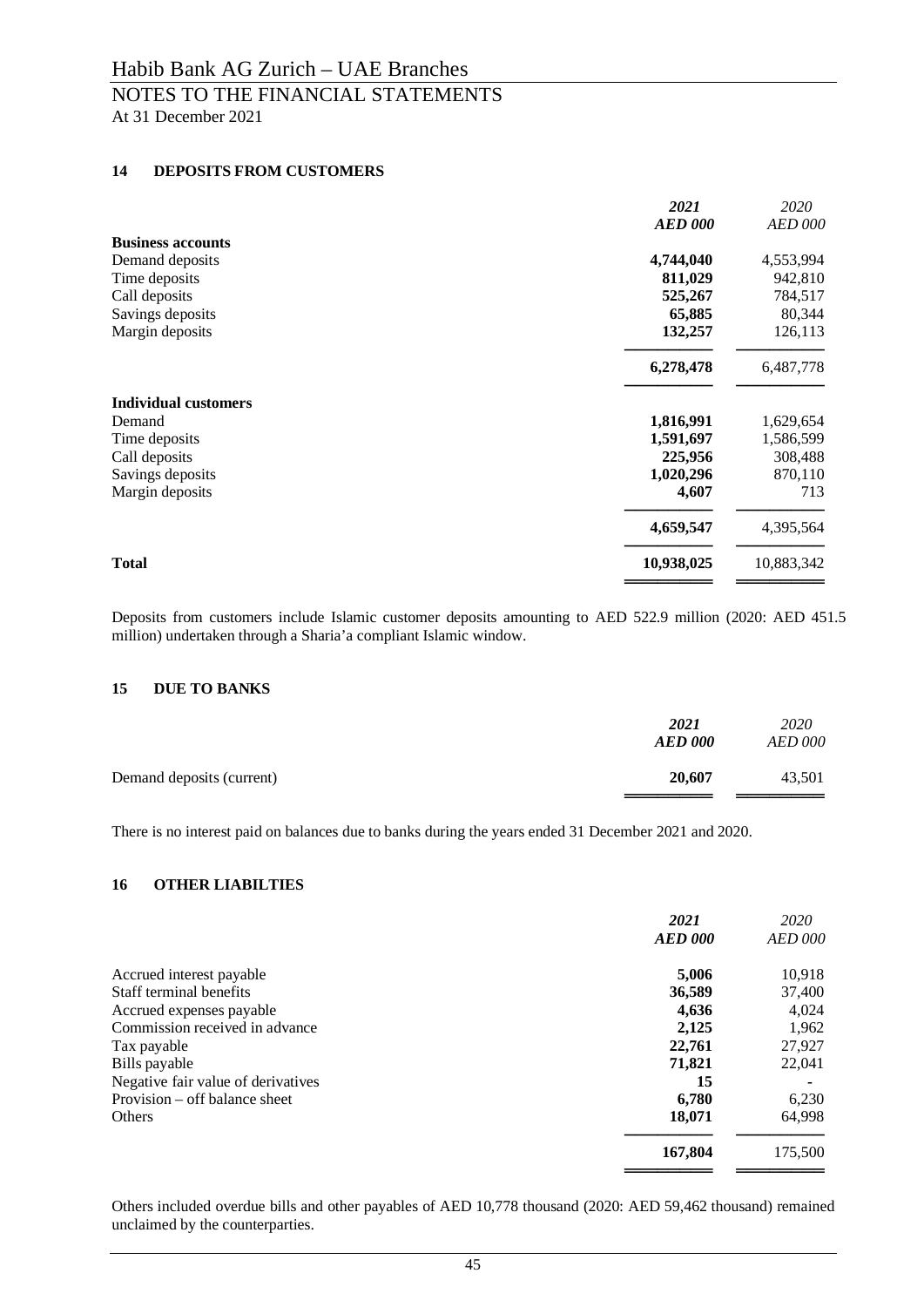## 14 DEPOSITS FROM CUSTOMERS

| | *2021* | *2020* |
|---|---|---|
| | ***AED 000*** | *AED 000* |
| **Business accounts** | | |
| Demand deposits | **4,744,040** | 4,553,994 |
| Time deposits | **811,029** | 942,810 |
| Call deposits | **525,267** | 784,517 |
| Savings deposits | **65,885** | 80,344 |
| Margin deposits | **132,257** | 126,113 |
| | **6,278,478** | 6,487,778 |
| **Individual customers** | | |
| Demand | **1,816,991** | 1,629,654 |
| Time deposits | **1,591,697** | 1,586,599 |
| Call deposits | **225,956** | 308,488 |
| Savings deposits | **1,020,296** | 870,110 |
| Margin deposits | **4,607** | 713 |
| | **4,659,547** | 4,395,564 |
| **Total** | **10,938,025** | 10,883,342 |

Deposits from customers include Islamic customer deposits amounting to AED 522.9 million (2020: AED 451.5 million) undertaken through a Sharia'a compliant Islamic window.

## 15 DUE TO BANKS

| | *2021* | *2020* |
|---|---|---|
| | ***AED 000*** | *AED 000* |
| Demand deposits (current) | **20,607** | 43,501 |

There is no interest paid on balances due to banks during the years ended 31 December 2021 and 2020.

## 16 OTHER LIABILTIES

| | *2021* | *2020* |
|---|---|---|
| | ***AED 000*** | *AED 000* |
| Accrued interest payable | **5,006** | 10,918 |
| Staff terminal benefits | **36,589** | 37,400 |
| Accrued expenses payable | **4,636** | 4,024 |
| Commission received in advance | **2,125** | 1,962 |
| Tax payable | **22,761** | 27,927 |
| Bills payable | **71,821** | 22,041 |
| Negative fair value of derivatives | **15** | - |
| Provision – off balance sheet | **6,780** | 6,230 |
| Others | **18,071** | 64,998 |
| | **167,804** | 175,500 |

Others included overdue bills and other payables of AED 10,778 thousand (2020: AED 59,462 thousand) remained unclaimed by the counterparties.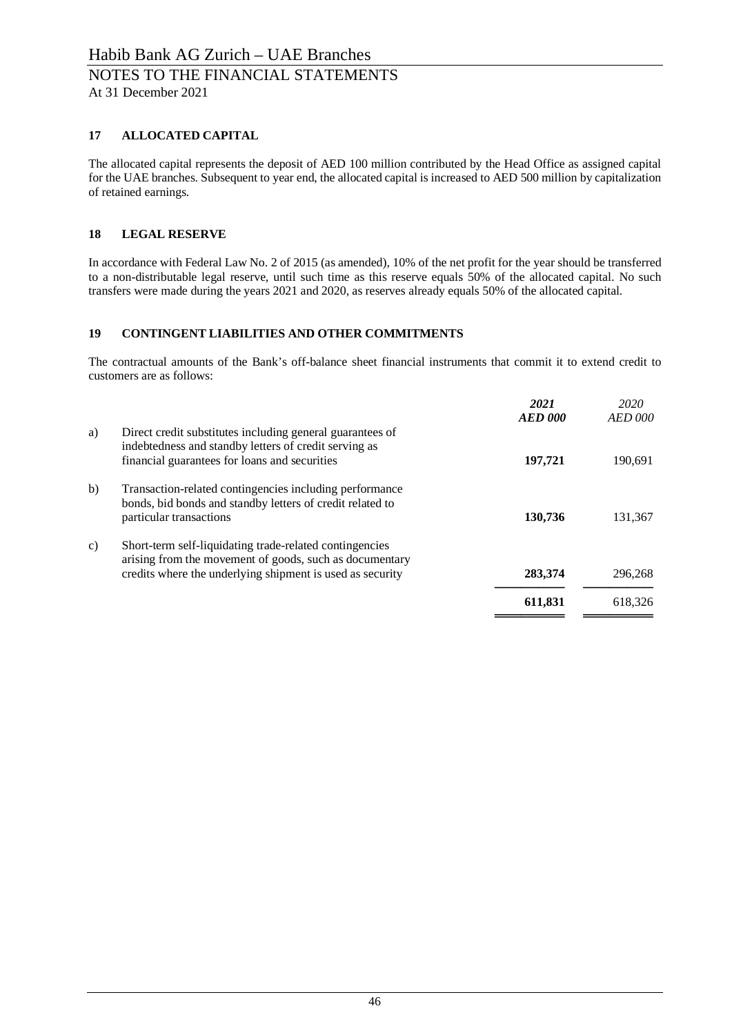## 17 ALLOCATED CAPITAL

The allocated capital represents the deposit of AED 100 million contributed by the Head Office as assigned capital for the UAE branches. Subsequent to year end, the allocated capital is increased to AED 500 million by capitalization of retained earnings.

## 18 LEGAL RESERVE

In accordance with Federal Law No. 2 of 2015 (as amended), 10% of the net profit for the year should be transferred to a non-distributable legal reserve, until such time as this reserve equals 50% of the allocated capital. No such transfers were made during the years 2021 and 2020, as reserves already equals 50% of the allocated capital.

## 19 CONTINGENT LIABILITIES AND OTHER COMMITMENTS

The contractual amounts of the Bank's off-balance sheet financial instruments that commit it to extend credit to customers are as follows:

| | | ***2021*** ***AED 000*** | *2020* *AED 000* |
|---|---|---|---|
| a) | Direct credit substitutes including general guarantees of indebtedness and standby letters of credit serving as financial guarantees for loans and securities | **197,721** | 190,691 |
| b) | Transaction-related contingencies including performance bonds, bid bonds and standby letters of credit related to particular transactions | **130,736** | 131,367 |
| c) | Short-term self-liquidating trade-related contingencies arising from the movement of goods, such as documentary credits where the underlying shipment is used as security | **283,374** | 296,268 |
| | | **611,831** | 618,326 |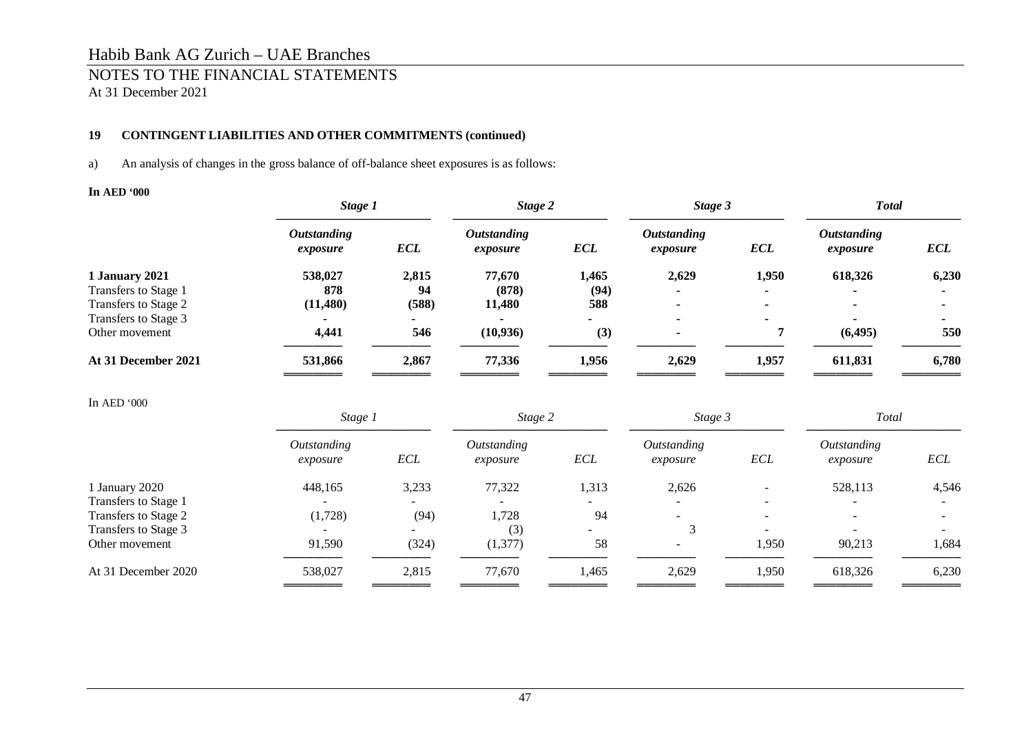## 19 CONTINGENT LIABILITIES AND OTHER COMMITMENTS (continued)

a) An analysis of changes in the gross balance of off-balance sheet exposures is as follows:

**In AED '000**

| | ***Stage 1*** | | ***Stage 2*** | | ***Stage 3*** | | ***Total*** | |
|---|---|---|---|---|---|---|---|---|
| | ***Outstanding exposure*** | ***ECL*** | ***Outstanding exposure*** | ***ECL*** | ***Outstanding exposure*** | ***ECL*** | ***Outstanding exposure*** | ***ECL*** |
| **1 January 2021** | **538,027** | **2,815** | **77,670** | **1,465** | **2,629** | **1,950** | **618,326** | **6,230** |
| Transfers to Stage 1 | **878** | **94** | **(878)** | **(94)** | **-** | **-** | **-** | **-** |
| Transfers to Stage 2 | **(11,480)** | **(588)** | **11,480** | **588** | **-** | **-** | **-** | **-** |
| Transfers to Stage 3 | **-** | **-** | **-** | **-** | **-** | **-** | **-** | **-** |
| Other movement | **4,441** | **546** | **(10,936)** | **(3)** | **-** | **7** | **(6,495)** | **550** |
| **At 31 December 2021** | **531,866** | **2,867** | **77,336** | **1,956** | **2,629** | **1,957** | **611,831** | **6,780** |

In AED '000

| | *Stage 1* | | *Stage 2* | | *Stage 3* | | *Total* | |
|---|---|---|---|---|---|---|---|---|
| | *Outstanding exposure* | *ECL* | *Outstanding exposure* | *ECL* | *Outstanding exposure* | *ECL* | *Outstanding exposure* | *ECL* |
| 1 January 2020 | 448,165 | 3,233 | 77,322 | 1,313 | 2,626 | - | 528,113 | 4,546 |
| Transfers to Stage 1 | - | - | - | - | - | - | - | - |
| Transfers to Stage 2 | (1,728) | (94) | 1,728 | 94 | - | - | - | - |
| Transfers to Stage 3 | - | - | (3) | - | 3 | - | - | - |
| Other movement | 91,590 | (324) | (1,377) | 58 | - | 1,950 | 90,213 | 1,684 |
| At 31 December 2020 | 538,027 | 2,815 | 77,670 | 1,465 | 2,629 | 1,950 | 618,326 | 6,230 |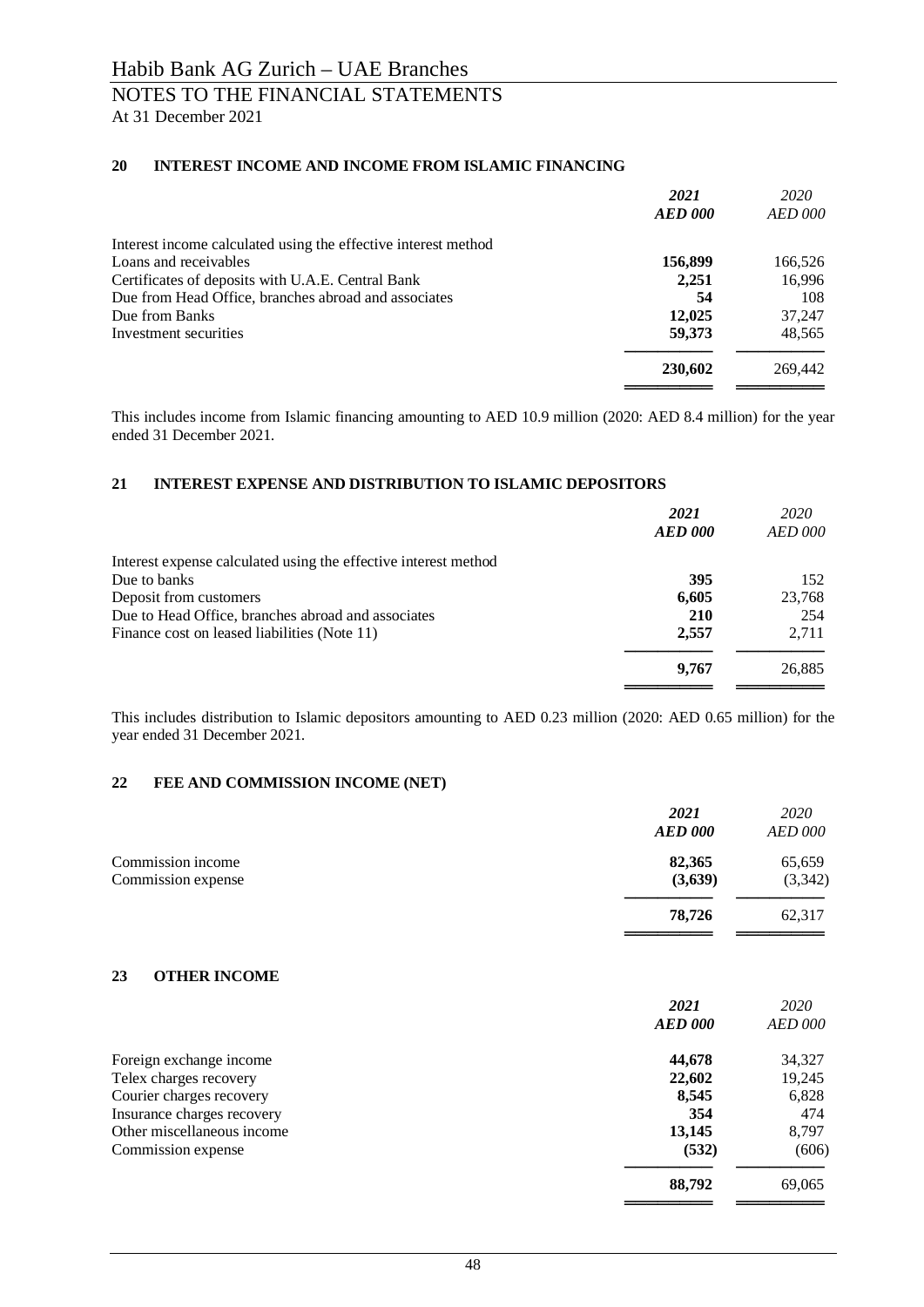Habib Bank AG Zurich – UAE Branches

NOTES TO THE FINANCIAL STATEMENTS

At 31 December 2021

## 20 INTEREST INCOME AND INCOME FROM ISLAMIC FINANCING

| | ***2021*** | *2020* |
|---|---|---|
| | ***AED 000*** | *AED 000* |
| Interest income calculated using the effective interest method | | |
| Loans and receivables | **156,899** | 166,526 |
| Certificates of deposits with U.A.E. Central Bank | **2,251** | 16,996 |
| Due from Head Office, branches abroad and associates | **54** | 108 |
| Due from Banks | **12,025** | 37,247 |
| Investment securities | **59,373** | 48,565 |
| | **230,602** | 269,442 |

This includes income from Islamic financing amounting to AED 10.9 million (2020: AED 8.4 million) for the year ended 31 December 2021.

## 21 INTEREST EXPENSE AND DISTRIBUTION TO ISLAMIC DEPOSITORS

| | ***2021*** | *2020* |
|---|---|---|
| | ***AED 000*** | *AED 000* |
| Interest expense calculated using the effective interest method | | |
| Due to banks | **395** | 152 |
| Deposit from customers | **6,605** | 23,768 |
| Due to Head Office, branches abroad and associates | **210** | 254 |
| Finance cost on leased liabilities (Note 11) | **2,557** | 2,711 |
| | **9,767** | 26,885 |

This includes distribution to Islamic depositors amounting to AED 0.23 million (2020: AED 0.65 million) for the year ended 31 December 2021.

## 22 FEE AND COMMISSION INCOME (NET)

| | ***2021*** | *2020* |
|---|---|---|
| | ***AED 000*** | *AED 000* |
| Commission income | **82,365** | 65,659 |
| Commission expense | **(3,639)** | (3,342) |
| | **78,726** | 62,317 |

## 23 OTHER INCOME

| | ***2021*** | *2020* |
|---|---|---|
| | ***AED 000*** | *AED 000* |
| Foreign exchange income | **44,678** | 34,327 |
| Telex charges recovery | **22,602** | 19,245 |
| Courier charges recovery | **8,545** | 6,828 |
| Insurance charges recovery | **354** | 474 |
| Other miscellaneous income | **13,145** | 8,797 |
| Commission expense | **(532)** | (606) |
| | **88,792** | 69,065 |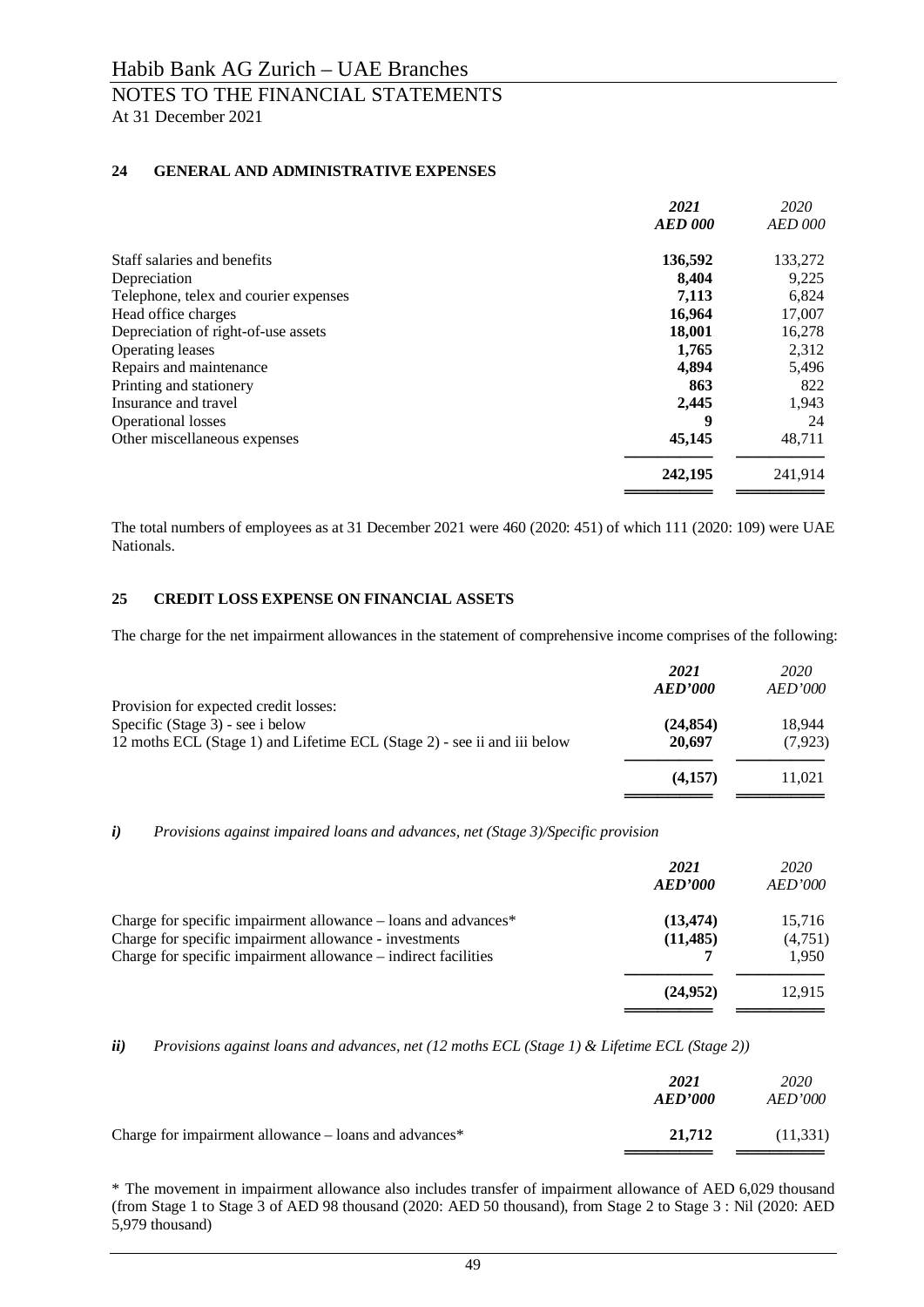# Habib Bank AG Zurich – UAE Branches

## NOTES TO THE FINANCIAL STATEMENTS

At 31 December 2021

### 24 GENERAL AND ADMINISTRATIVE EXPENSES

| | ***2021*** ***AED 000*** | *2020* *AED 000* |
|---|---|---|
| Staff salaries and benefits | **136,592** | 133,272 |
| Depreciation | **8,404** | 9,225 |
| Telephone, telex and courier expenses | **7,113** | 6,824 |
| Head office charges | **16,964** | 17,007 |
| Depreciation of right-of-use assets | **18,001** | 16,278 |
| Operating leases | **1,765** | 2,312 |
| Repairs and maintenance | **4,894** | 5,496 |
| Printing and stationery | **863** | 822 |
| Insurance and travel | **2,445** | 1,943 |
| Operational losses | **9** | 24 |
| Other miscellaneous expenses | **45,145** | 48,711 |
| | **242,195** | 241,914 |

The total numbers of employees as at 31 December 2021 were 460 (2020: 451) of which 111 (2020: 109) were UAE Nationals.

### 25 CREDIT LOSS EXPENSE ON FINANCIAL ASSETS

The charge for the net impairment allowances in the statement of comprehensive income comprises of the following:

| | ***2021*** ***AED'000*** | *2020* *AED'000* |
|---|---|---|
| Provision for expected credit losses: | | |
| Specific (Stage 3) - see i below | **(24,854)** | 18,944 |
| 12 moths ECL (Stage 1) and Lifetime ECL (Stage 2) - see ii and iii below | **20,697** | (7,923) |
| | **(4,157)** | 11,021 |

***i)*** *Provisions against impaired loans and advances, net (Stage 3)/Specific provision*

| | ***2021*** ***AED'000*** | *2020* *AED'000* |
|---|---|---|
| Charge for specific impairment allowance – loans and advances* | **(13,474)** | 15,716 |
| Charge for specific impairment allowance - investments | **(11,485)** | (4,751) |
| Charge for specific impairment allowance – indirect facilities | **7** | 1,950 |
| | **(24,952)** | 12,915 |

***ii)*** *Provisions against loans and advances, net (12 moths ECL (Stage 1) & Lifetime ECL (Stage 2))*

| | ***2021*** ***AED'000*** | *2020* *AED'000* |
|---|---|---|
| Charge for impairment allowance – loans and advances* | **21,712** | (11,331) |

* The movement in impairment allowance also includes transfer of impairment allowance of AED 6,029 thousand (from Stage 1 to Stage 3 of AED 98 thousand (2020: AED 50 thousand), from Stage 2 to Stage 3 : Nil (2020: AED 5,979 thousand)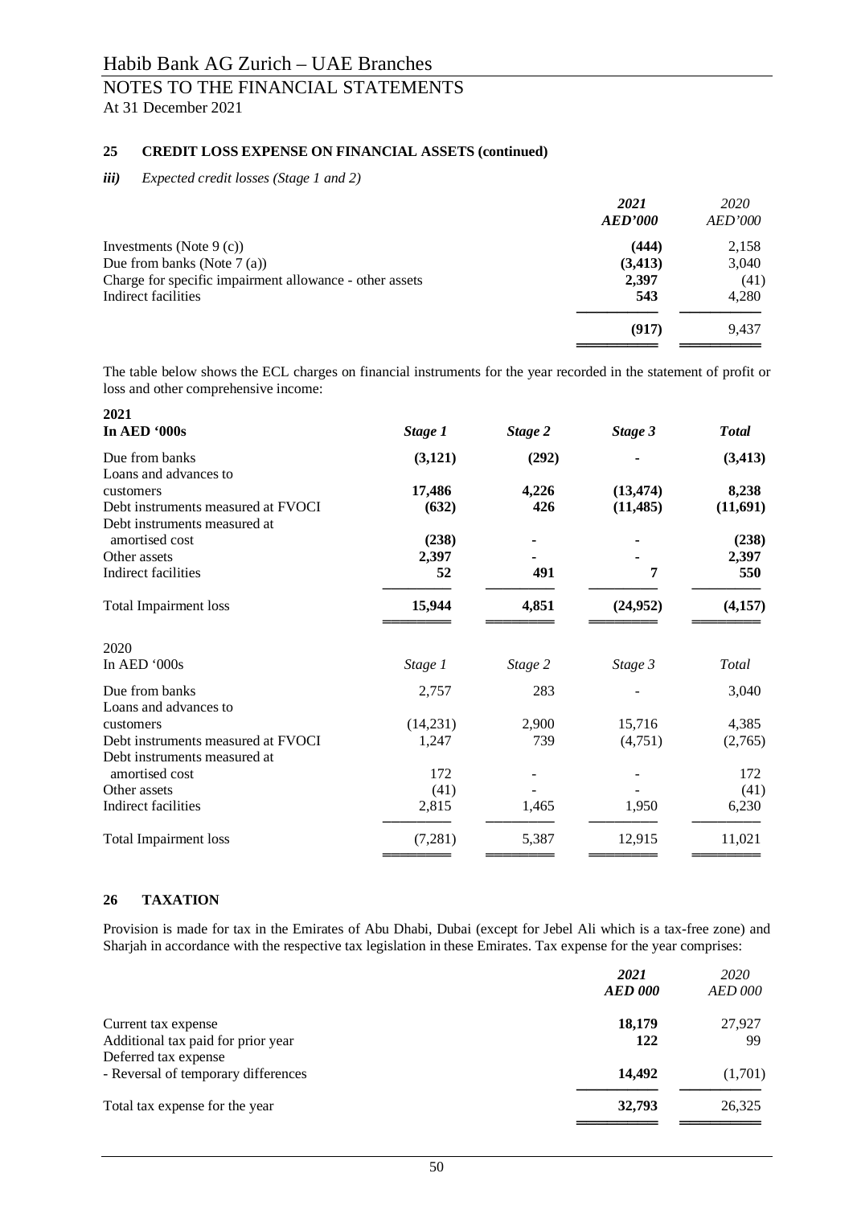## 25 CREDIT LOSS EXPENSE ON FINANCIAL ASSETS (continued)

### *iii) Expected credit losses (Stage 1 and 2)*

| | *2021* *AED'000* | *2020* *AED'000* |
|---|---|---|
| Investments (Note 9 (c)) | **(444)** | 2,158 |
| Due from banks (Note 7 (a)) | **(3,413)** | 3,040 |
| Charge for specific impairment allowance - other assets | **2,397** | (41) |
| Indirect facilities | **543** | 4,280 |
| | **(917)** | 9,437 |

The table below shows the ECL charges on financial instruments for the year recorded in the statement of profit or loss and other comprehensive income:

| **2021** **In AED '000s** | *Stage 1* | *Stage 2* | *Stage 3* | *Total* |
|---|---|---|---|---|
| Due from banks | **(3,121)** | **(292)** | **-** | **(3,413)** |
| Loans and advances to customers | **17,486** | **4,226** | **(13,474)** | **8,238** |
| Debt instruments measured at FVOCI | **(632)** | **426** | **(11,485)** | **(11,691)** |
| Debt instruments measured at amortised cost | **(238)** | **-** | **-** | **(238)** |
| Other assets | **2,397** | **-** | **-** | **2,397** |
| Indirect facilities | **52** | **491** | **7** | **550** |
| Total Impairment loss | **15,944** | **4,851** | **(24,952)** | **(4,157)** |

| 2020 In AED '000s | *Stage 1* | *Stage 2* | *Stage 3* | *Total* |
|---|---|---|---|---|
| Due from banks | 2,757 | 283 | - | 3,040 |
| Loans and advances to customers | (14,231) | 2,900 | 15,716 | 4,385 |
| Debt instruments measured at FVOCI | 1,247 | 739 | (4,751) | (2,765) |
| Debt instruments measured at amortised cost | 172 | - | - | 172 |
| Other assets | (41) | - | - | (41) |
| Indirect facilities | 2,815 | 1,465 | 1,950 | 6,230 |
| Total Impairment loss | (7,281) | 5,387 | 12,915 | 11,021 |

## 26 TAXATION

Provision is made for tax in the Emirates of Abu Dhabi, Dubai (except for Jebel Ali which is a tax-free zone) and Sharjah in accordance with the respective tax legislation in these Emirates. Tax expense for the year comprises:

| | *2021* *AED 000* | *2020* *AED 000* |
|---|---|---|
| Current tax expense | **18,179** | 27,927 |
| Additional tax paid for prior year | **122** | 99 |
| Deferred tax expense | | |
| - Reversal of temporary differences | **14,492** | (1,701) |
| Total tax expense for the year | **32,793** | 26,325 |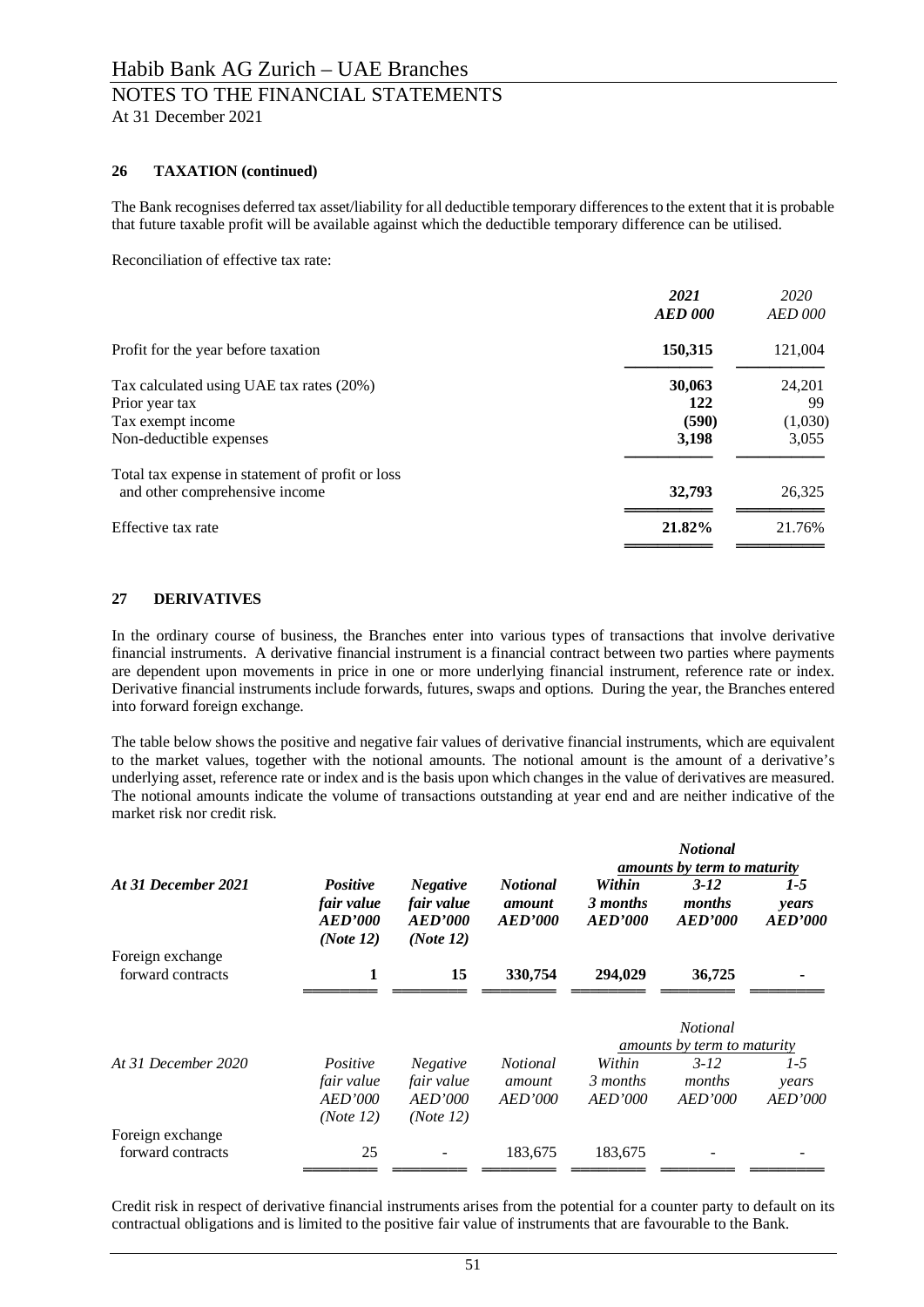### 26 TAXATION (continued)

The Bank recognises deferred tax asset/liability for all deductible temporary differences to the extent that it is probable that future taxable profit will be available against which the deductible temporary difference can be utilised.

Reconciliation of effective tax rate:

| | *2021* *AED 000* | *2020* *AED 000* |
|---|---|---|
| Profit for the year before taxation | **150,315** | 121,004 |
| Tax calculated using UAE tax rates (20%) | **30,063** | 24,201 |
| Prior year tax | **122** | 99 |
| Tax exempt income | **(590)** | (1,030) |
| Non-deductible expenses | **3,198** | 3,055 |
| Total tax expense in statement of profit or loss and other comprehensive income | **32,793** | 26,325 |
| Effective tax rate | **21.82%** | 21.76% |

### 27 DERIVATIVES

In the ordinary course of business, the Branches enter into various types of transactions that involve derivative financial instruments. A derivative financial instrument is a financial contract between two parties where payments are dependent upon movements in price in one or more underlying financial instrument, reference rate or index. Derivative financial instruments include forwards, futures, swaps and options. During the year, the Branches entered into forward foreign exchange.

The table below shows the positive and negative fair values of derivative financial instruments, which are equivalent to the market values, together with the notional amounts. The notional amount is the amount of a derivative's underlying asset, reference rate or index and is the basis upon which changes in the value of derivatives are measured. The notional amounts indicate the volume of transactions outstanding at year end and are neither indicative of the market risk nor credit risk.

| | | | | ***Notional amounts by term to maturity*** | | |
|---|---|---|---|---|---|---|
| ***At 31 December 2021*** | ***Positive fair value AED'000 (Note 12)*** | ***Negative fair value AED'000 (Note 12)*** | ***Notional amount AED'000*** | ***Within 3 months AED'000*** | ***3-12 months AED'000*** | ***1-5 years AED'000*** |
| Foreign exchange forward contracts | **1** | **15** | **330,754** | **294,029** | **36,725** | **-** |

| | | | | *Notional amounts by term to maturity* | | |
|---|---|---|---|---|---|---|
| *At 31 December 2020* | *Positive fair value AED'000 (Note 12)* | *Negative fair value AED'000 (Note 12)* | *Notional amount AED'000* | *Within 3 months AED'000* | *3-12 months AED'000* | *1-5 years AED'000* |
| Foreign exchange forward contracts | 25 | - | 183,675 | 183,675 | - | - |

Credit risk in respect of derivative financial instruments arises from the potential for a counter party to default on its contractual obligations and is limited to the positive fair value of instruments that are favourable to the Bank.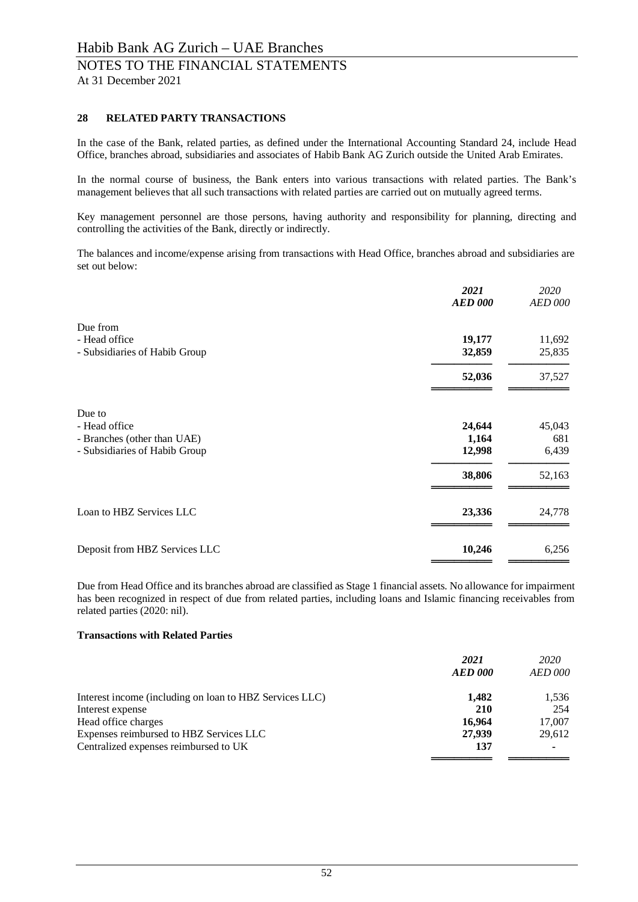## 28 RELATED PARTY TRANSACTIONS

In the case of the Bank, related parties, as defined under the International Accounting Standard 24, include Head Office, branches abroad, subsidiaries and associates of Habib Bank AG Zurich outside the United Arab Emirates.

In the normal course of business, the Bank enters into various transactions with related parties. The Bank's management believes that all such transactions with related parties are carried out on mutually agreed terms.

Key management personnel are those persons, having authority and responsibility for planning, directing and controlling the activities of the Bank, directly or indirectly.

The balances and income/expense arising from transactions with Head Office, branches abroad and subsidiaries are set out below:

| | ***2021*** ***AED 000*** | *2020* *AED 000* |
|---|---|---|
| Due from | | |
| - Head office | **19,177** | 11,692 |
| - Subsidiaries of Habib Group | **32,859** | 25,835 |
| | **52,036** | 37,527 |
| Due to | | |
| - Head office | **24,644** | 45,043 |
| - Branches (other than UAE) | **1,164** | 681 |
| - Subsidiaries of Habib Group | **12,998** | 6,439 |
| | **38,806** | 52,163 |
| Loan to HBZ Services LLC | **23,336** | 24,778 |
| Deposit from HBZ Services LLC | **10,246** | 6,256 |

Due from Head Office and its branches abroad are classified as Stage 1 financial assets. No allowance for impairment has been recognized in respect of due from related parties, including loans and Islamic financing receivables from related parties (2020: nil).

**Transactions with Related Parties**

| | ***2021*** ***AED 000*** | *2020* *AED 000* |
|---|---|---|
| Interest income (including on loan to HBZ Services LLC) | **1,482** | 1,536 |
| Interest expense | **210** | 254 |
| Head office charges | **16,964** | 17,007 |
| Expenses reimbursed to HBZ Services LLC | **27,939** | 29,612 |
| Centralized expenses reimbursed to UK | **137** | - |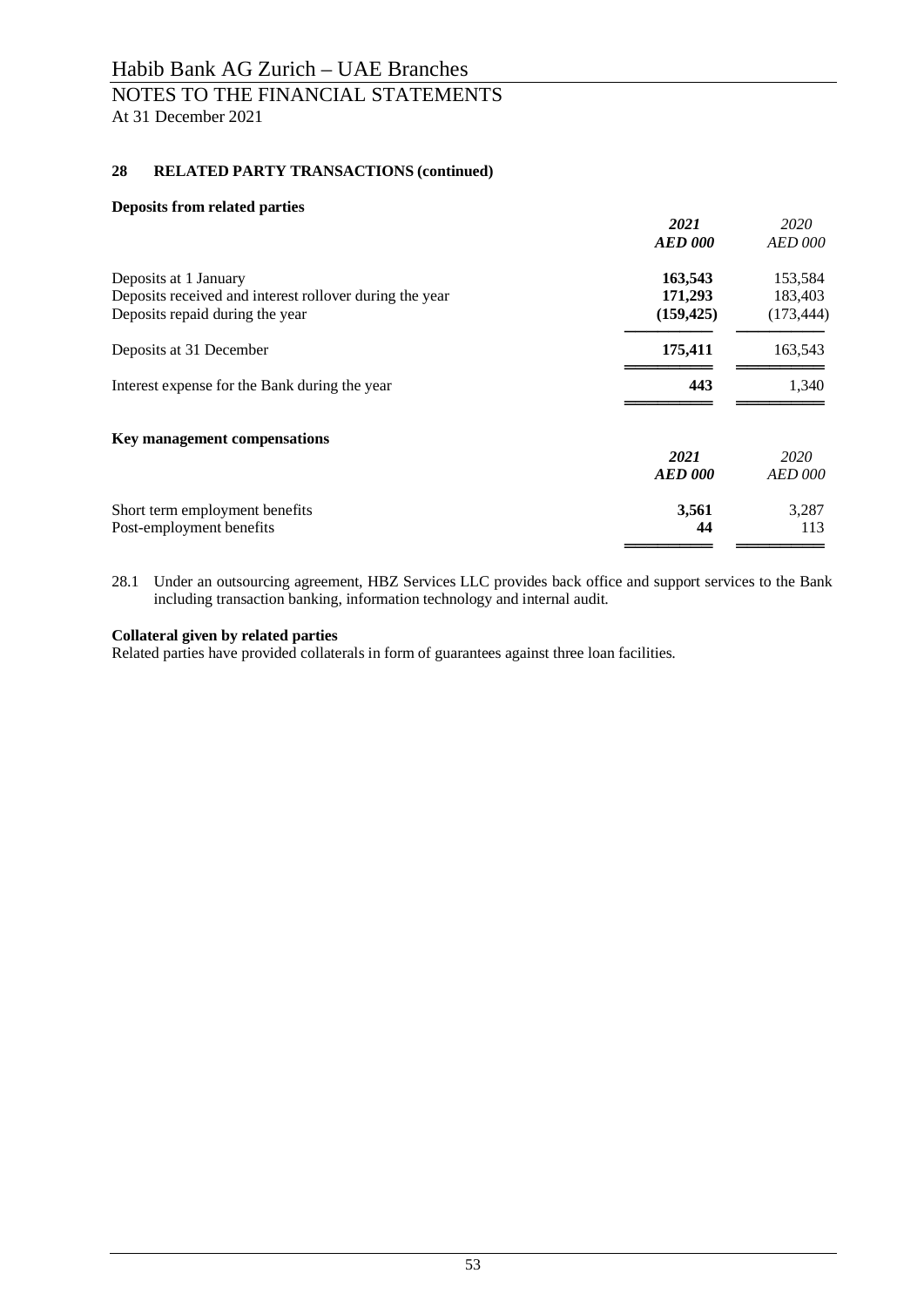# Habib Bank AG Zurich – UAE Branches

## NOTES TO THE FINANCIAL STATEMENTS

At 31 December 2021

### 28 RELATED PARTY TRANSACTIONS (continued)

**Deposits from related parties**

| | *2021* | *2020* |
|---|---|---|
| | ***AED 000*** | *AED 000* |
| Deposits at 1 January | **163,543** | 153,584 |
| Deposits received and interest rollover during the year | **171,293** | 183,403 |
| Deposits repaid during the year | **(159,425)** | (173,444) |
| Deposits at 31 December | **175,411** | 163,543 |
| Interest expense for the Bank during the year | **443** | 1,340 |

**Key management compensations**

| | *2021* | *2020* |
|---|---|---|
| | ***AED 000*** | *AED 000* |
| Short term employment benefits | **3,561** | 3,287 |
| Post-employment benefits | **44** | 113 |

28.1 Under an outsourcing agreement, HBZ Services LLC provides back office and support services to the Bank including transaction banking, information technology and internal audit.

**Collateral given by related parties**

Related parties have provided collaterals in form of guarantees against three loan facilities.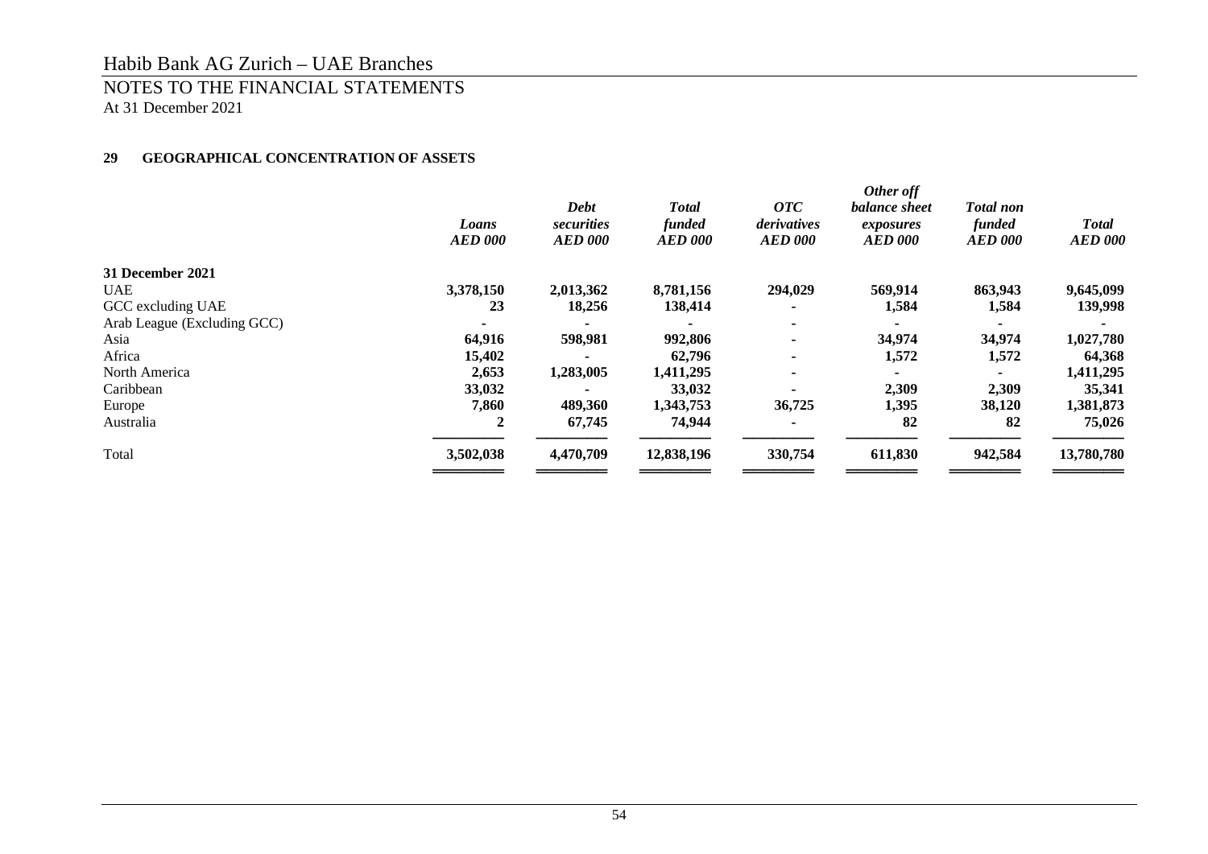## 29 GEOGRAPHICAL CONCENTRATION OF ASSETS

| | *Loans* *AED 000* | *Debt securities* *AED 000* | *Total funded* *AED 000* | *OTC derivatives* *AED 000* | *Other off balance sheet exposures* *AED 000* | *Total non funded* *AED 000* | *Total* *AED 000* |
|---|---|---|---|---|---|---|---|
| **31 December 2021** | | | | | | | |
| UAE | **3,378,150** | **2,013,362** | **8,781,156** | **294,029** | **569,914** | **863,943** | **9,645,099** |
| GCC excluding UAE | **23** | **18,256** | **138,414** | **-** | **1,584** | **1,584** | **139,998** |
| Arab League (Excluding GCC) | **-** | **-** | **-** | **-** | **-** | **-** | **-** |
| Asia | **64,916** | **598,981** | **992,806** | **-** | **34,974** | **34,974** | **1,027,780** |
| Africa | **15,402** | **-** | **62,796** | **-** | **1,572** | **1,572** | **64,368** |
| North America | **2,653** | **1,283,005** | **1,411,295** | **-** | **-** | **-** | **1,411,295** |
| Caribbean | **33,032** | **-** | **33,032** | **-** | **2,309** | **2,309** | **35,341** |
| Europe | **7,860** | **489,360** | **1,343,753** | **36,725** | **1,395** | **38,120** | **1,381,873** |
| Australia | **2** | **67,745** | **74,944** | **-** | **82** | **82** | **75,026** |
| Total | **3,502,038** | **4,470,709** | **12,838,196** | **330,754** | **611,830** | **942,584** | **13,780,780** |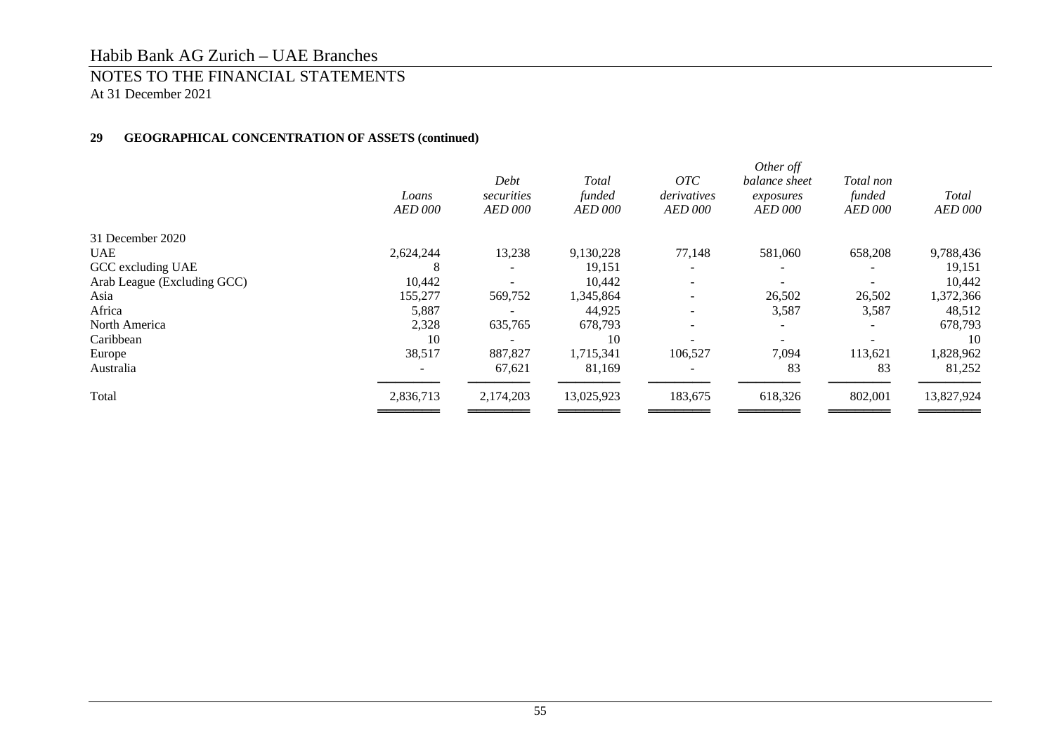## 29 GEOGRAPHICAL CONCENTRATION OF ASSETS (continued)

| | *Loans AED 000* | *Debt securities AED 000* | *Total funded AED 000* | *OTC derivatives AED 000* | *Other off balance sheet exposures AED 000* | *Total non funded AED 000* | *Total AED 000* |
|---|---|---|---|---|---|---|---|
| 31 December 2020 | | | | | | | |
| UAE | 2,624,244 | 13,238 | 9,130,228 | 77,148 | 581,060 | 658,208 | 9,788,436 |
| GCC excluding UAE | 8 | - | 19,151 | - | - | - | 19,151 |
| Arab League (Excluding GCC) | 10,442 | - | 10,442 | - | - | - | 10,442 |
| Asia | 155,277 | 569,752 | 1,345,864 | - | 26,502 | 26,502 | 1,372,366 |
| Africa | 5,887 | - | 44,925 | - | 3,587 | 3,587 | 48,512 |
| North America | 2,328 | 635,765 | 678,793 | - | - | - | 678,793 |
| Caribbean | 10 | - | 10 | - | - | - | 10 |
| Europe | 38,517 | 887,827 | 1,715,341 | 106,527 | 7,094 | 113,621 | 1,828,962 |
| Australia | - | 67,621 | 81,169 | - | 83 | 83 | 81,252 |
| Total | 2,836,713 | 2,174,203 | 13,025,923 | 183,675 | 618,326 | 802,001 | 13,827,924 |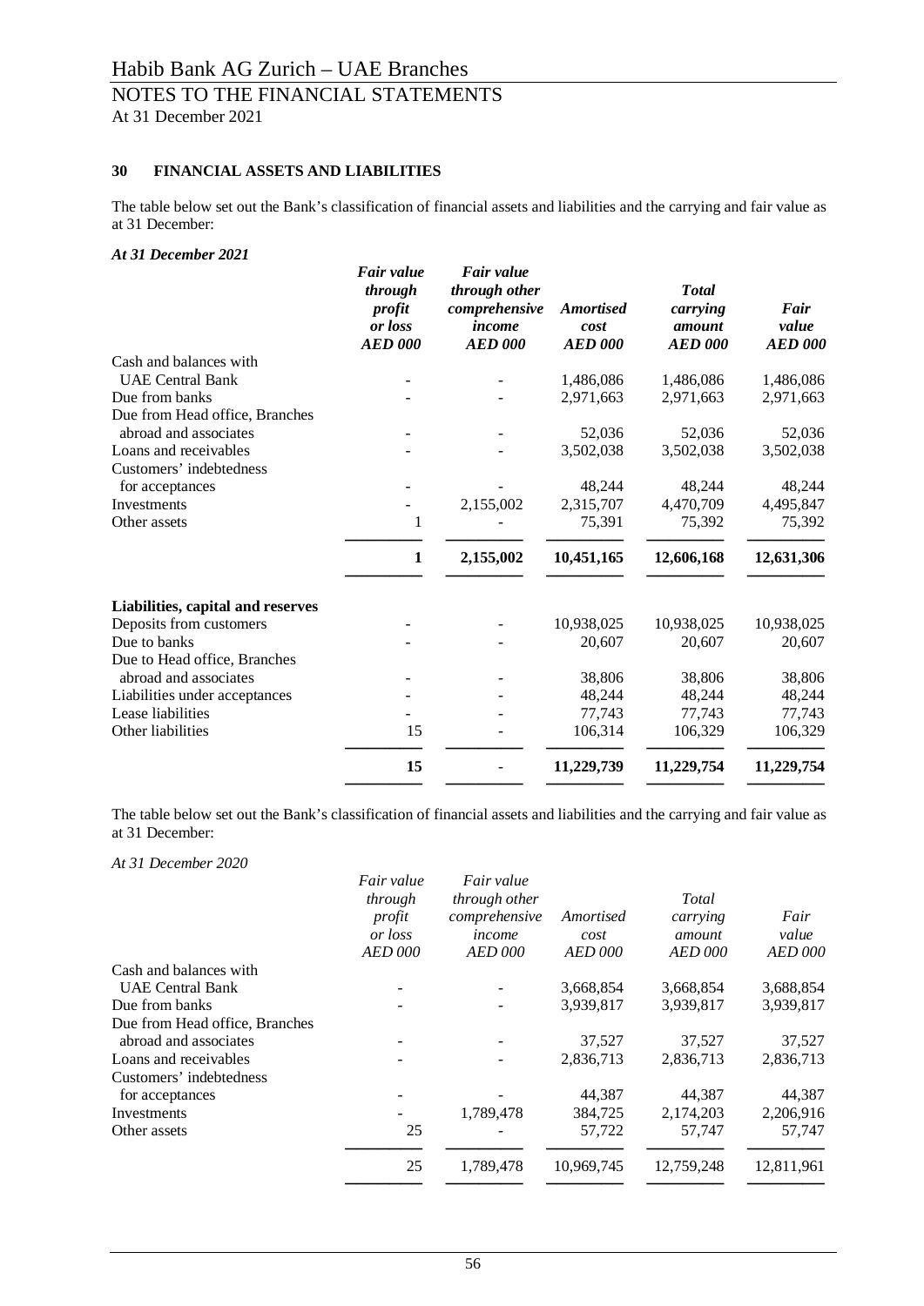## 30 FINANCIAL ASSETS AND LIABILITIES

The table below set out the Bank's classification of financial assets and liabilities and the carrying and fair value as at 31 December:

***At 31 December 2021***

| | *Fair value through profit or loss* *AED 000* | *Fair value through other comprehensive income* *AED 000* | *Amortised cost* *AED 000* | *Total carrying amount* *AED 000* | *Fair value* *AED 000* |
|---|---|---|---|---|---|
| Cash and balances with UAE Central Bank | - | - | 1,486,086 | 1,486,086 | 1,486,086 |
| Due from banks | - | - | 2,971,663 | 2,971,663 | 2,971,663 |
| Due from Head office, Branches abroad and associates | - | - | 52,036 | 52,036 | 52,036 |
| Loans and receivables | - | - | 3,502,038 | 3,502,038 | 3,502,038 |
| Customers' indebtedness for acceptances | - | - | 48,244 | 48,244 | 48,244 |
| Investments | - | 2,155,002 | 2,315,707 | 4,470,709 | 4,495,847 |
| Other assets | 1 | - | 75,391 | 75,392 | 75,392 |
| | **1** | **2,155,002** | **10,451,165** | **12,606,168** | **12,631,306** |
| **Liabilities, capital and reserves** | | | | | |
| Deposits from customers | - | - | 10,938,025 | 10,938,025 | 10,938,025 |
| Due to banks | - | - | 20,607 | 20,607 | 20,607 |
| Due to Head office, Branches abroad and associates | - | - | 38,806 | 38,806 | 38,806 |
| Liabilities under acceptances | - | - | 48,244 | 48,244 | 48,244 |
| Lease liabilities | - | - | 77,743 | 77,743 | 77,743 |
| Other liabilities | 15 | - | 106,314 | 106,329 | 106,329 |
| | **15** | **-** | **11,229,739** | **11,229,754** | **11,229,754** |

The table below set out the Bank's classification of financial assets and liabilities and the carrying and fair value as at 31 December:

*At 31 December 2020*

| | *Fair value through profit or loss* *AED 000* | *Fair value through other comprehensive income* *AED 000* | *Amortised cost* *AED 000* | *Total carrying amount* *AED 000* | *Fair value* *AED 000* |
|---|---|---|---|---|---|
| Cash and balances with UAE Central Bank | - | - | 3,668,854 | 3,668,854 | 3,688,854 |
| Due from banks | - | - | 3,939,817 | 3,939,817 | 3,939,817 |
| Due from Head office, Branches abroad and associates | - | - | 37,527 | 37,527 | 37,527 |
| Loans and receivables | - | - | 2,836,713 | 2,836,713 | 2,836,713 |
| Customers' indebtedness for acceptances | - | - | 44,387 | 44,387 | 44,387 |
| Investments | - | 1,789,478 | 384,725 | 2,174,203 | 2,206,916 |
| Other assets | 25 | - | 57,722 | 57,747 | 57,747 |
| | 25 | 1,789,478 | 10,969,745 | 12,759,248 | 12,811,961 |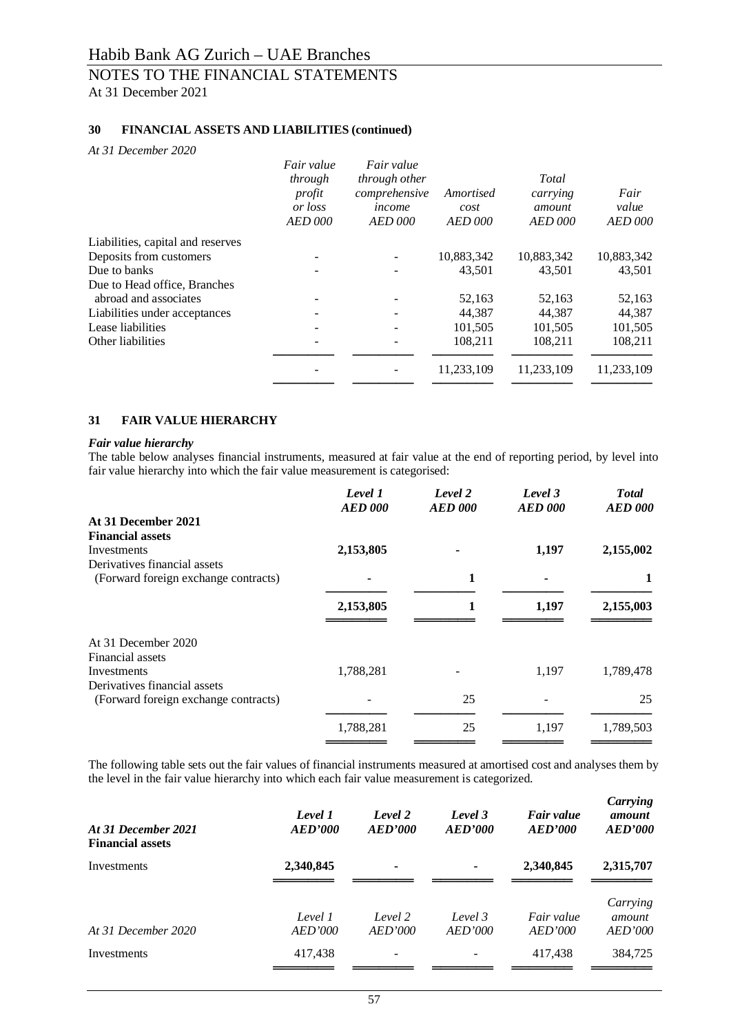## 30 FINANCIAL ASSETS AND LIABILITIES (continued)

*At 31 December 2020*

| | *Fair value through profit or loss AED 000* | *Fair value through other comprehensive income AED 000* | *Amortised cost AED 000* | *Total carrying amount AED 000* | *Fair value AED 000* |
|---|---|---|---|---|---|
| Liabilities, capital and reserves | | | | | |
| Deposits from customers | - | - | 10,883,342 | 10,883,342 | 10,883,342 |
| Due to banks | - | - | 43,501 | 43,501 | 43,501 |
| Due to Head office, Branches abroad and associates | - | - | 52,163 | 52,163 | 52,163 |
| Liabilities under acceptances | - | - | 44,387 | 44,387 | 44,387 |
| Lease liabilities | - | - | 101,505 | 101,505 | 101,505 |
| Other liabilities | - | - | 108,211 | 108,211 | 108,211 |
| | - | - | 11,233,109 | 11,233,109 | 11,233,109 |

## 31 FAIR VALUE HIERARCHY

***Fair value hierarchy***

The table below analyses financial instruments, measured at fair value at the end of reporting period, by level into fair value hierarchy into which the fair value measurement is categorised:

| | ***Level 1 AED 000*** | ***Level 2 AED 000*** | ***Level 3 AED 000*** | ***Total AED 000*** |
|---|---|---|---|---|
| **At 31 December 2021** | | | | |
| **Financial assets** | | | | |
| Investments | **2,153,805** | **-** | **1,197** | **2,155,002** |
| Derivatives financial assets (Forward foreign exchange contracts) | **-** | **1** | **-** | **1** |
| | **2,153,805** | **1** | **1,197** | **2,155,003** |
| At 31 December 2020 | | | | |
| Financial assets | | | | |
| Investments | 1,788,281 | - | 1,197 | 1,789,478 |
| Derivatives financial assets (Forward foreign exchange contracts) | - | 25 | - | 25 |
| | 1,788,281 | 25 | 1,197 | 1,789,503 |

The following table sets out the fair values of financial instruments measured at amortised cost and analyses them by the level in the fair value hierarchy into which each fair value measurement is categorized.

| ***At 31 December 2021*** | ***Level 1 AED'000*** | ***Level 2 AED'000*** | ***Level 3 AED'000*** | ***Fair value AED'000*** | ***Carrying amount AED'000*** |
|---|---|---|---|---|---|
| **Financial assets** | | | | | |
| Investments | **2,340,845** | **-** | **-** | **2,340,845** | **2,315,707** |

| *At 31 December 2020* | *Level 1 AED'000* | *Level 2 AED'000* | *Level 3 AED'000* | *Fair value AED'000* | *Carrying amount AED'000* |
|---|---|---|---|---|---|
| Investments | 417,438 | - | - | 417,438 | 384,725 |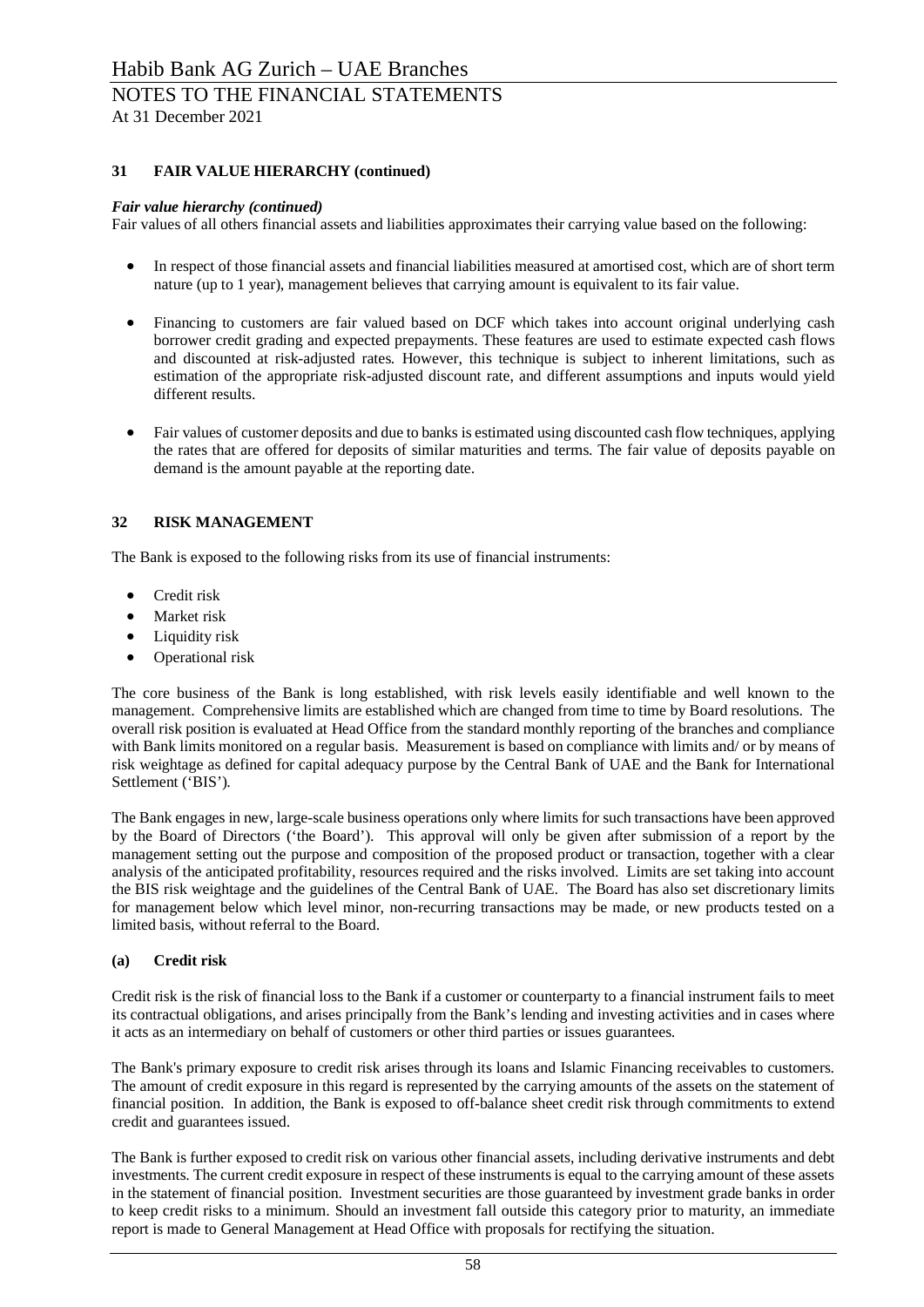## 31 FAIR VALUE HIERARCHY (continued)

### *Fair value hierarchy (continued)*

Fair values of all others financial assets and liabilities approximates their carrying value based on the following:

- In respect of those financial assets and financial liabilities measured at amortised cost, which are of short term nature (up to 1 year), management believes that carrying amount is equivalent to its fair value.
- Financing to customers are fair valued based on DCF which takes into account original underlying cash borrower credit grading and expected prepayments. These features are used to estimate expected cash flows and discounted at risk-adjusted rates. However, this technique is subject to inherent limitations, such as estimation of the appropriate risk-adjusted discount rate, and different assumptions and inputs would yield different results.
- Fair values of customer deposits and due to banks is estimated using discounted cash flow techniques, applying the rates that are offered for deposits of similar maturities and terms. The fair value of deposits payable on demand is the amount payable at the reporting date.

## 32 RISK MANAGEMENT

The Bank is exposed to the following risks from its use of financial instruments:

- Credit risk
- Market risk
- Liquidity risk
- Operational risk

The core business of the Bank is long established, with risk levels easily identifiable and well known to the management. Comprehensive limits are established which are changed from time to time by Board resolutions. The overall risk position is evaluated at Head Office from the standard monthly reporting of the branches and compliance with Bank limits monitored on a regular basis. Measurement is based on compliance with limits and/ or by means of risk weightage as defined for capital adequacy purpose by the Central Bank of UAE and the Bank for International Settlement ('BIS').

The Bank engages in new, large-scale business operations only where limits for such transactions have been approved by the Board of Directors ('the Board'). This approval will only be given after submission of a report by the management setting out the purpose and composition of the proposed product or transaction, together with a clear analysis of the anticipated profitability, resources required and the risks involved. Limits are set taking into account the BIS risk weightage and the guidelines of the Central Bank of UAE. The Board has also set discretionary limits for management below which level minor, non-recurring transactions may be made, or new products tested on a limited basis, without referral to the Board.

### (a) Credit risk

Credit risk is the risk of financial loss to the Bank if a customer or counterparty to a financial instrument fails to meet its contractual obligations, and arises principally from the Bank's lending and investing activities and in cases where it acts as an intermediary on behalf of customers or other third parties or issues guarantees.

The Bank's primary exposure to credit risk arises through its loans and Islamic Financing receivables to customers. The amount of credit exposure in this regard is represented by the carrying amounts of the assets on the statement of financial position. In addition, the Bank is exposed to off-balance sheet credit risk through commitments to extend credit and guarantees issued.

The Bank is further exposed to credit risk on various other financial assets, including derivative instruments and debt investments. The current credit exposure in respect of these instruments is equal to the carrying amount of these assets in the statement of financial position. Investment securities are those guaranteed by investment grade banks in order to keep credit risks to a minimum. Should an investment fall outside this category prior to maturity, an immediate report is made to General Management at Head Office with proposals for rectifying the situation.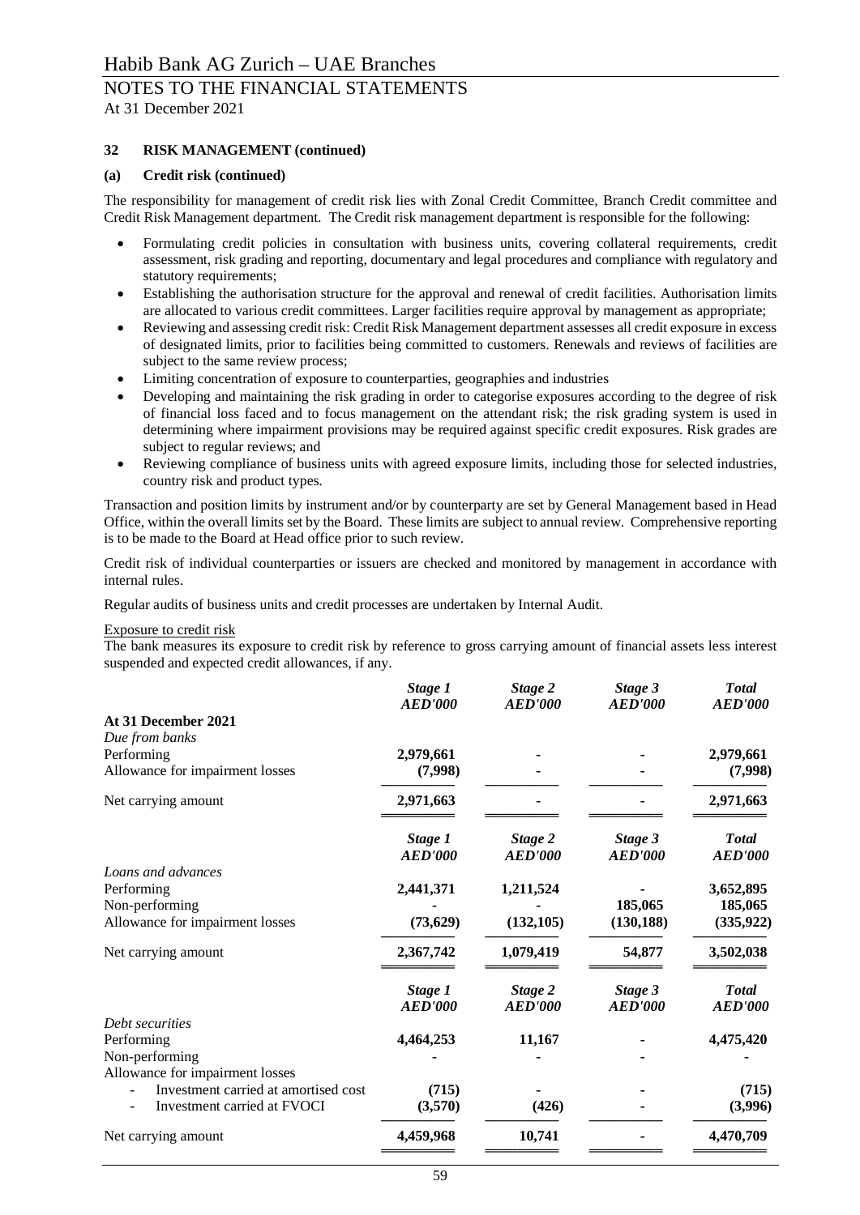**32 RISK MANAGEMENT (continued)**

**(a) Credit risk (continued)**

The responsibility for management of credit risk lies with Zonal Credit Committee, Branch Credit committee and Credit Risk Management department. The Credit risk management department is responsible for the following:

- Formulating credit policies in consultation with business units, covering collateral requirements, credit assessment, risk grading and reporting, documentary and legal procedures and compliance with regulatory and statutory requirements;
- Establishing the authorisation structure for the approval and renewal of credit facilities. Authorisation limits are allocated to various credit committees. Larger facilities require approval by management as appropriate;
- Reviewing and assessing credit risk: Credit Risk Management department assesses all credit exposure in excess of designated limits, prior to facilities being committed to customers. Renewals and reviews of facilities are subject to the same review process;
- Limiting concentration of exposure to counterparties, geographies and industries
- Developing and maintaining the risk grading in order to categorise exposures according to the degree of risk of financial loss faced and to focus management on the attendant risk; the risk grading system is used in determining where impairment provisions may be required against specific credit exposures. Risk grades are subject to regular reviews; and
- Reviewing compliance of business units with agreed exposure limits, including those for selected industries, country risk and product types.

Transaction and position limits by instrument and/or by counterparty are set by General Management based in Head Office, within the overall limits set by the Board. These limits are subject to annual review. Comprehensive reporting is to be made to the Board at Head office prior to such review.

Credit risk of individual counterparties or issuers are checked and monitored by management in accordance with internal rules.

Regular audits of business units and credit processes are undertaken by Internal Audit.

Exposure to credit risk

The bank measures its exposure to credit risk by reference to gross carrying amount of financial assets less interest suspended and expected credit allowances, if any.

| | *Stage 1* *AED'000* | *Stage 2* *AED'000* | *Stage 3* *AED'000* | *Total* *AED'000* |
|---|---|---|---|---|
| **At 31 December 2021** | | | | |
| *Due from banks* | | | | |
| Performing | **2,979,661** | **-** | **-** | **2,979,661** |
| Allowance for impairment losses | **(7,998)** | **-** | **-** | **(7,998)** |
| Net carrying amount | **2,971,663** | **-** | **-** | **2,971,663** |

| | *Stage 1* *AED'000* | *Stage 2* *AED'000* | *Stage 3* *AED'000* | *Total* *AED'000* |
|---|---|---|---|---|
| *Loans and advances* | | | | |
| Performing | **2,441,371** | **1,211,524** | **-** | **3,652,895** |
| Non-performing | **-** | **-** | **185,065** | **185,065** |
| Allowance for impairment losses | **(73,629)** | **(132,105)** | **(130,188)** | **(335,922)** |
| Net carrying amount | **2,367,742** | **1,079,419** | **54,877** | **3,502,038** |

| | *Stage 1* *AED'000* | *Stage 2* *AED'000* | *Stage 3* *AED'000* | *Total* *AED'000* |
|---|---|---|---|---|
| *Debt securities* | | | | |
| Performing | **4,464,253** | **11,167** | **-** | **4,475,420** |
| Non-performing | **-** | **-** | **-** | **-** |
| Allowance for impairment losses | | | | |
| - Investment carried at amortised cost | **(715)** | **-** | **-** | **(715)** |
| - Investment carried at FVOCI | **(3,570)** | **(426)** | **-** | **(3,996)** |
| Net carrying amount | **4,459,968** | **10,741** | **-** | **4,470,709** |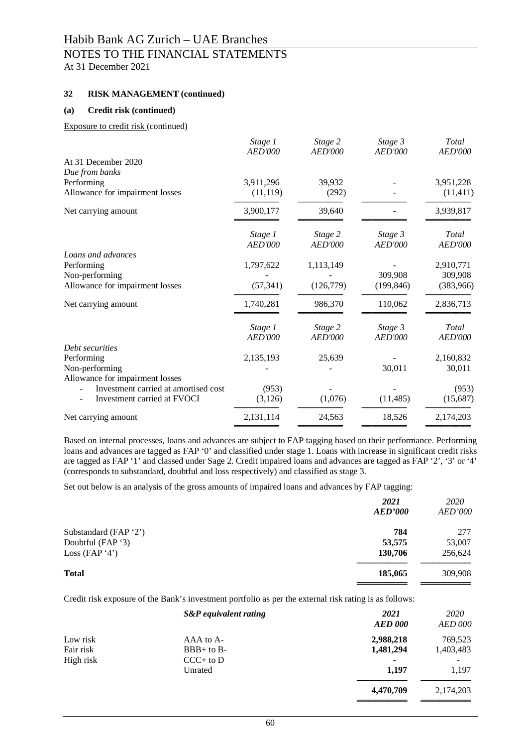# Habib Bank AG Zurich – UAE Branches

## NOTES TO THE FINANCIAL STATEMENTS

At 31 December 2021

### 32 RISK MANAGEMENT (continued)

#### (a) Credit risk (continued)

Exposure to credit risk (continued)

| | *Stage 1 AED'000* | *Stage 2 AED'000* | *Stage 3 AED'000* | *Total AED'000* |
|---|---|---|---|---|
| At 31 December 2020 | | | | |
| *Due from banks* | | | | |
| Performing | 3,911,296 | 39,932 | - | 3,951,228 |
| Allowance for impairment losses | (11,119) | (292) | - | (11,411) |
| Net carrying amount | 3,900,177 | 39,640 | - | 3,939,817 |

| | *Stage 1 AED'000* | *Stage 2 AED'000* | *Stage 3 AED'000* | *Total AED'000* |
|---|---|---|---|---|
| *Loans and advances* | | | | |
| Performing | 1,797,622 | 1,113,149 | - | 2,910,771 |
| Non-performing | - | - | 309,908 | 309,908 |
| Allowance for impairment losses | (57,341) | (126,779) | (199,846) | (383,966) |
| Net carrying amount | 1,740,281 | 986,370 | 110,062 | 2,836,713 |

| | *Stage 1 AED'000* | *Stage 2 AED'000* | *Stage 3 AED'000* | *Total AED'000* |
|---|---|---|---|---|
| *Debt securities* | | | | |
| Performing | 2,135,193 | 25,639 | - | 2,160,832 |
| Non-performing | - | - | 30,011 | 30,011 |
| Allowance for impairment losses | | | | |
| - Investment carried at amortised cost | (953) | - | - | (953) |
| - Investment carried at FVOCI | (3,126) | (1,076) | (11,485) | (15,687) |
| Net carrying amount | 2,131,114 | 24,563 | 18,526 | 2,174,203 |

Based on internal processes, loans and advances are subject to FAP tagging based on their performance. Performing loans and advances are tagged as FAP '0' and classified under stage 1. Loans with increase in significant credit risks are tagged as FAP '1' and classed under Sage 2. Credit impaired loans and advances are tagged as FAP '2', '3' or '4' (corresponds to substandard, doubtful and loss respectively) and classified as stage 3.

Set out below is an analysis of the gross amounts of impaired loans and advances by FAP tagging:

| | ***2021 AED'000*** | *2020 AED'000* |
|---|---|---|
| Substandard (FAP '2') | **784** | 277 |
| Doubtful (FAP '3) | **53,575** | 53,007 |
| Loss (FAP '4') | **130,706** | 256,624 |
| **Total** | **185,065** | 309,908 |

Credit risk exposure of the Bank's investment portfolio as per the external risk rating is as follows:

| | ***S&P equivalent rating*** | ***2021 AED 000*** | *2020 AED 000* |
|---|---|---|---|
| Low risk | AAA to A- | **2,988,218** | 769,523 |
| Fair risk | BBB+ to B- | **1,481,294** | 1,403,483 |
| High risk | CCC+ to D | **-** | - |
| | Unrated | **1,197** | 1,197 |
| | | **4,470,709** | 2,174,203 |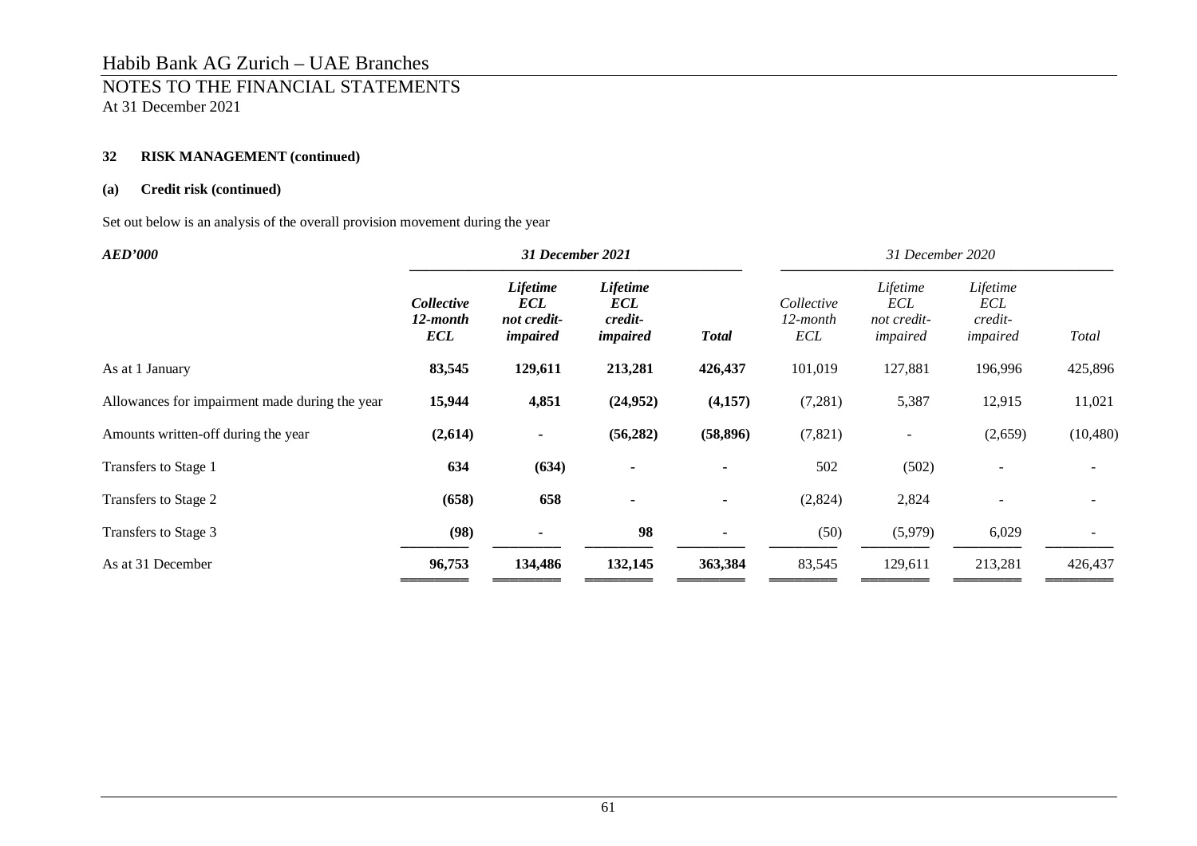Habib Bank AG Zurich – UAE Branches

NOTES TO THE FINANCIAL STATEMENTS
At 31 December 2021

**32 RISK MANAGEMENT (continued)**

**(a) Credit risk (continued)**

Set out below is an analysis of the overall provision movement during the year

| ***AED'000*** | ***31 December 2021*** | | | | *31 December 2020* | | | |
|---|---|---|---|---|---|---|---|---|
| | ***Collective 12-month ECL*** | ***Lifetime ECL not credit-impaired*** | ***Lifetime ECL credit-impaired*** | ***Total*** | *Collective 12-month ECL* | *Lifetime ECL not credit-impaired* | *Lifetime ECL credit-impaired* | *Total* |
| As at 1 January | **83,545** | **129,611** | **213,281** | **426,437** | 101,019 | 127,881 | 196,996 | 425,896 |
| Allowances for impairment made during the year | **15,944** | **4,851** | **(24,952)** | **(4,157)** | (7,281) | 5,387 | 12,915 | 11,021 |
| Amounts written-off during the year | **(2,614)** | **-** | **(56,282)** | **(58,896)** | (7,821) | - | (2,659) | (10,480) |
| Transfers to Stage 1 | **634** | **(634)** | **-** | **-** | 502 | (502) | - | - |
| Transfers to Stage 2 | **(658)** | **658** | **-** | **-** | (2,824) | 2,824 | - | - |
| Transfers to Stage 3 | **(98)** | **-** | **98** | **-** | (50) | (5,979) | 6,029 | - |
| As at 31 December | **96,753** | **134,486** | **132,145** | **363,384** | 83,545 | 129,611 | 213,281 | 426,437 |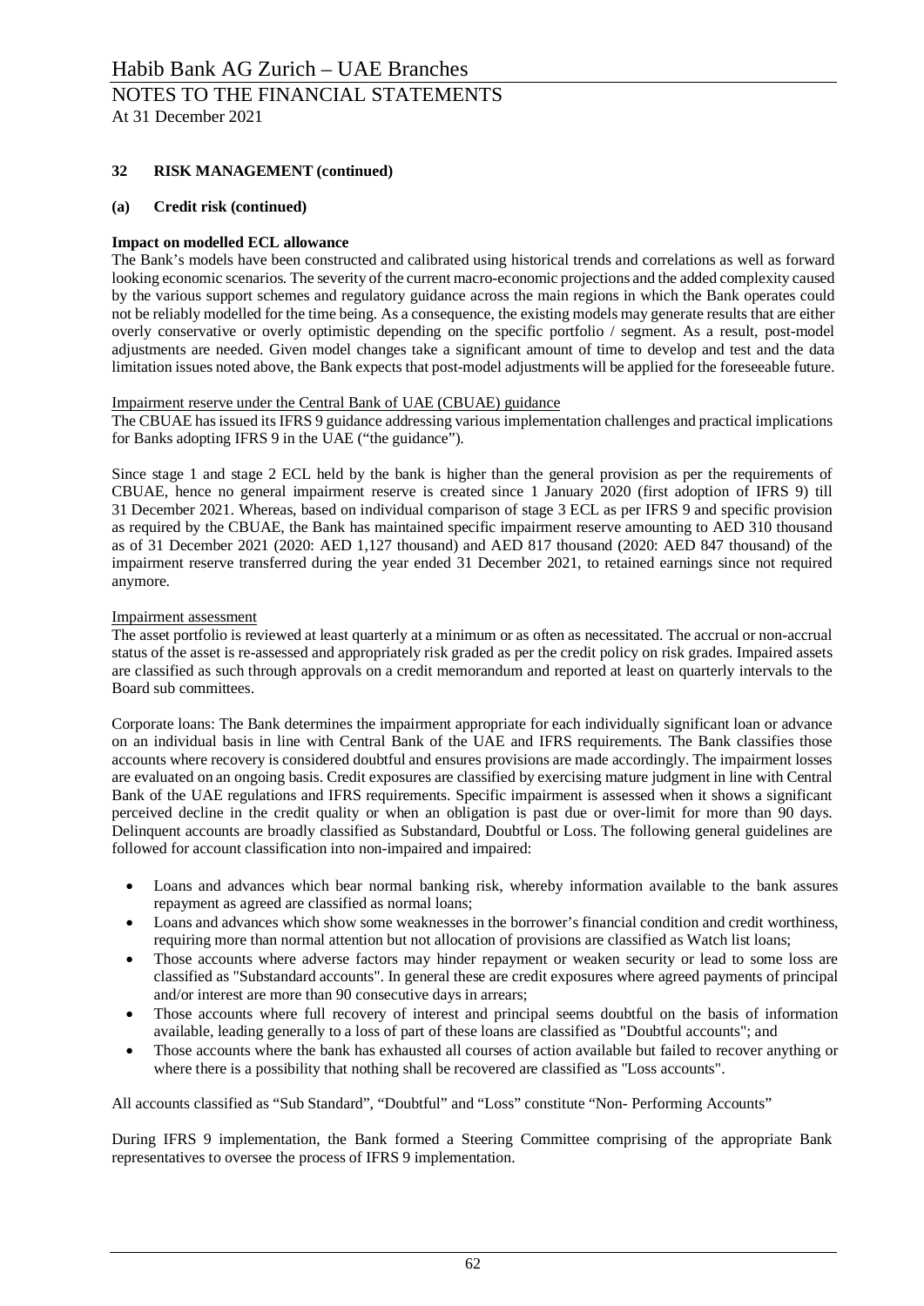## 32 RISK MANAGEMENT (continued)

### (a) Credit risk (continued)

**Impact on modelled ECL allowance**

The Bank's models have been constructed and calibrated using historical trends and correlations as well as forward looking economic scenarios. The severity of the current macro-economic projections and the added complexity caused by the various support schemes and regulatory guidance across the main regions in which the Bank operates could not be reliably modelled for the time being. As a consequence, the existing models may generate results that are either overly conservative or overly optimistic depending on the specific portfolio / segment. As a result, post-model adjustments are needed. Given model changes take a significant amount of time to develop and test and the data limitation issues noted above, the Bank expects that post-model adjustments will be applied for the foreseeable future.

Impairment reserve under the Central Bank of UAE (CBUAE) guidance

The CBUAE has issued its IFRS 9 guidance addressing various implementation challenges and practical implications for Banks adopting IFRS 9 in the UAE ("the guidance").

Since stage 1 and stage 2 ECL held by the bank is higher than the general provision as per the requirements of CBUAE, hence no general impairment reserve is created since 1 January 2020 (first adoption of IFRS 9) till 31 December 2021. Whereas, based on individual comparison of stage 3 ECL as per IFRS 9 and specific provision as required by the CBUAE, the Bank has maintained specific impairment reserve amounting to AED 310 thousand as of 31 December 2021 (2020: AED 1,127 thousand) and AED 817 thousand (2020: AED 847 thousand) of the impairment reserve transferred during the year ended 31 December 2021, to retained earnings since not required anymore.

Impairment assessment

The asset portfolio is reviewed at least quarterly at a minimum or as often as necessitated. The accrual or non-accrual status of the asset is re-assessed and appropriately risk graded as per the credit policy on risk grades. Impaired assets are classified as such through approvals on a credit memorandum and reported at least on quarterly intervals to the Board sub committees.

Corporate loans: The Bank determines the impairment appropriate for each individually significant loan or advance on an individual basis in line with Central Bank of the UAE and IFRS requirements. The Bank classifies those accounts where recovery is considered doubtful and ensures provisions are made accordingly. The impairment losses are evaluated on an ongoing basis. Credit exposures are classified by exercising mature judgment in line with Central Bank of the UAE regulations and IFRS requirements. Specific impairment is assessed when it shows a significant perceived decline in the credit quality or when an obligation is past due or over-limit for more than 90 days. Delinquent accounts are broadly classified as Substandard, Doubtful or Loss. The following general guidelines are followed for account classification into non-impaired and impaired:

- Loans and advances which bear normal banking risk, whereby information available to the bank assures repayment as agreed are classified as normal loans;
- Loans and advances which show some weaknesses in the borrower's financial condition and credit worthiness, requiring more than normal attention but not allocation of provisions are classified as Watch list loans;
- Those accounts where adverse factors may hinder repayment or weaken security or lead to some loss are classified as "Substandard accounts". In general these are credit exposures where agreed payments of principal and/or interest are more than 90 consecutive days in arrears;
- Those accounts where full recovery of interest and principal seems doubtful on the basis of information available, leading generally to a loss of part of these loans are classified as "Doubtful accounts"; and
- Those accounts where the bank has exhausted all courses of action available but failed to recover anything or where there is a possibility that nothing shall be recovered are classified as "Loss accounts".

All accounts classified as "Sub Standard", "Doubtful" and "Loss" constitute "Non- Performing Accounts"

During IFRS 9 implementation, the Bank formed a Steering Committee comprising of the appropriate Bank representatives to oversee the process of IFRS 9 implementation.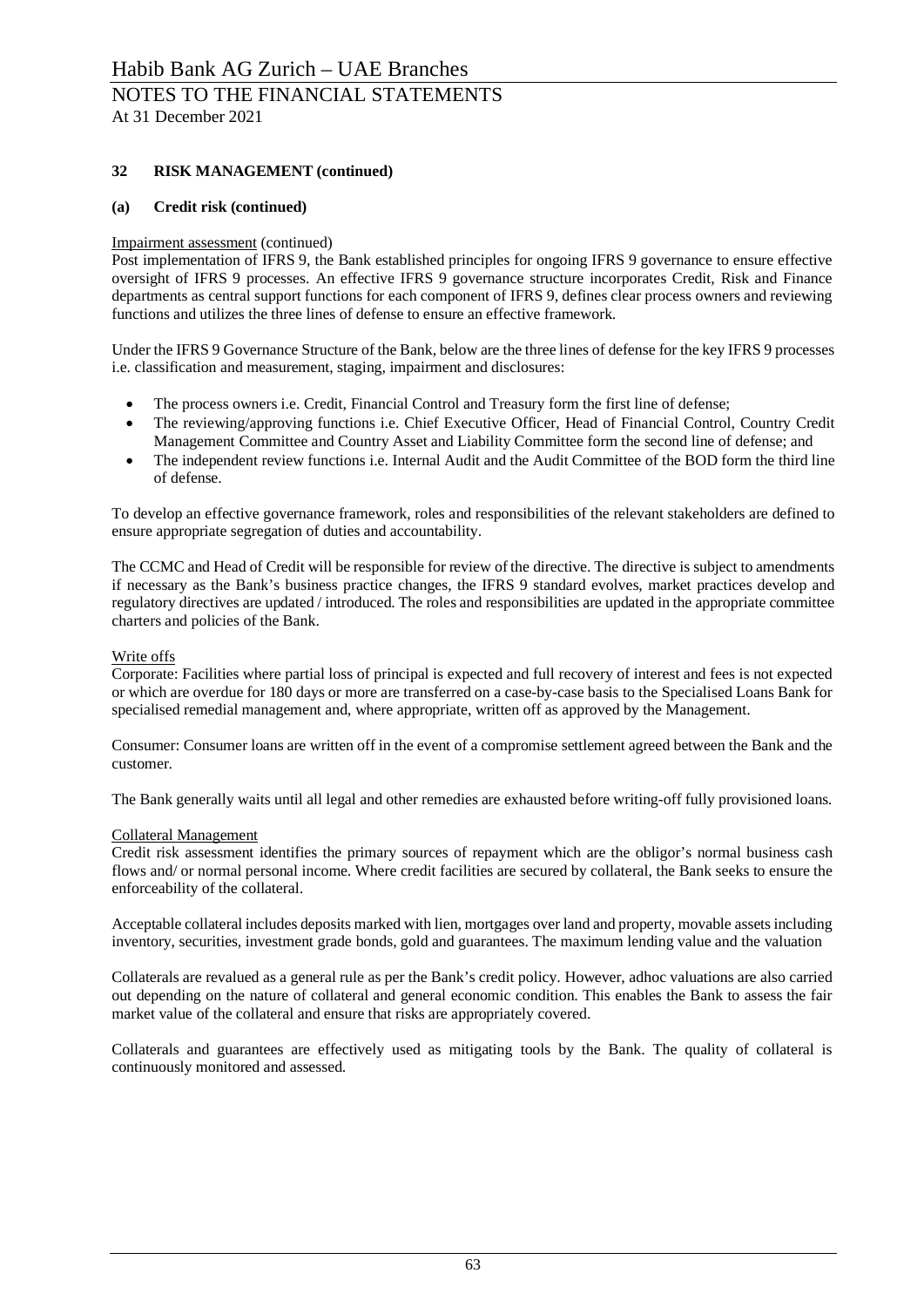## 32 RISK MANAGEMENT (continued)

### (a) Credit risk (continued)

Impairment assessment (continued)

Post implementation of IFRS 9, the Bank established principles for ongoing IFRS 9 governance to ensure effective oversight of IFRS 9 processes. An effective IFRS 9 governance structure incorporates Credit, Risk and Finance departments as central support functions for each component of IFRS 9, defines clear process owners and reviewing functions and utilizes the three lines of defense to ensure an effective framework.

Under the IFRS 9 Governance Structure of the Bank, below are the three lines of defense for the key IFRS 9 processes i.e. classification and measurement, staging, impairment and disclosures:

- The process owners i.e. Credit, Financial Control and Treasury form the first line of defense;
- The reviewing/approving functions i.e. Chief Executive Officer, Head of Financial Control, Country Credit Management Committee and Country Asset and Liability Committee form the second line of defense; and
- The independent review functions i.e. Internal Audit and the Audit Committee of the BOD form the third line of defense.

To develop an effective governance framework, roles and responsibilities of the relevant stakeholders are defined to ensure appropriate segregation of duties and accountability.

The CCMC and Head of Credit will be responsible for review of the directive. The directive is subject to amendments if necessary as the Bank's business practice changes, the IFRS 9 standard evolves, market practices develop and regulatory directives are updated / introduced. The roles and responsibilities are updated in the appropriate committee charters and policies of the Bank.

Write offs

Corporate: Facilities where partial loss of principal is expected and full recovery of interest and fees is not expected or which are overdue for 180 days or more are transferred on a case-by-case basis to the Specialised Loans Bank for specialised remedial management and, where appropriate, written off as approved by the Management.

Consumer: Consumer loans are written off in the event of a compromise settlement agreed between the Bank and the customer.

The Bank generally waits until all legal and other remedies are exhausted before writing-off fully provisioned loans.

Collateral Management

Credit risk assessment identifies the primary sources of repayment which are the obligor's normal business cash flows and/ or normal personal income. Where credit facilities are secured by collateral, the Bank seeks to ensure the enforceability of the collateral.

Acceptable collateral includes deposits marked with lien, mortgages over land and property, movable assets including inventory, securities, investment grade bonds, gold and guarantees. The maximum lending value and the valuation

Collaterals are revalued as a general rule as per the Bank's credit policy. However, adhoc valuations are also carried out depending on the nature of collateral and general economic condition. This enables the Bank to assess the fair market value of the collateral and ensure that risks are appropriately covered.

Collaterals and guarantees are effectively used as mitigating tools by the Bank. The quality of collateral is continuously monitored and assessed.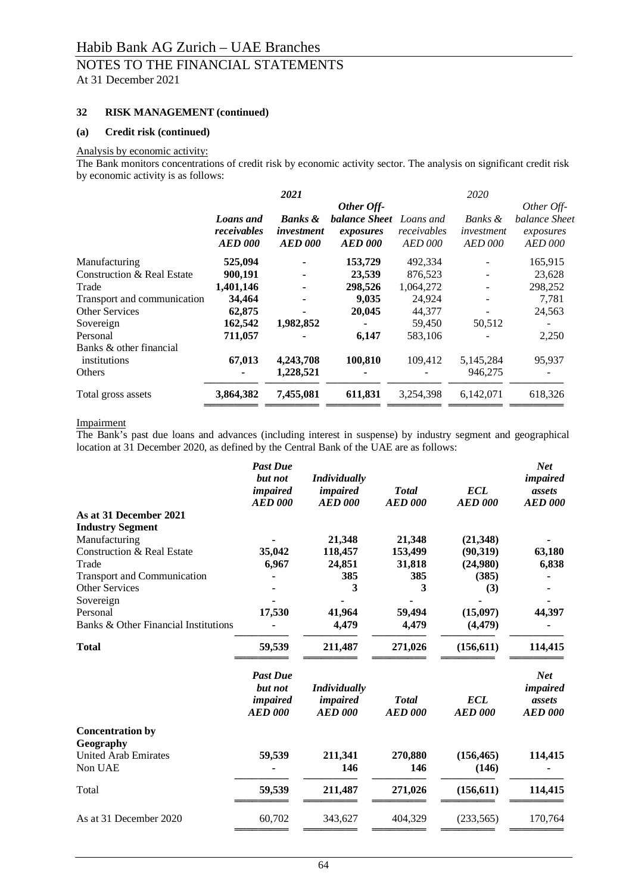# Habib Bank AG Zurich – UAE Branches

## NOTES TO THE FINANCIAL STATEMENTS

At 31 December 2021

### 32 RISK MANAGEMENT (continued)

#### (a) Credit risk (continued)

Analysis by economic activity:

The Bank monitors concentrations of credit risk by economic activity sector. The analysis on significant credit risk by economic activity is as follows:

| | *2021* | | | *2020* | | |
|---|---|---|---|---|---|---|
| | ***Loans and receivables AED 000*** | ***Banks & investment AED 000*** | ***Other Off-balance Sheet exposures AED 000*** | *Loans and receivables AED 000* | *Banks & investment AED 000* | *Other Off-balance Sheet exposures AED 000* |
| Manufacturing | **525,094** | **-** | **153,729** | 492,334 | - | 165,915 |
| Construction & Real Estate | **900,191** | **-** | **23,539** | 876,523 | - | 23,628 |
| Trade | **1,401,146** | **-** | **298,526** | 1,064,272 | - | 298,252 |
| Transport and communication | **34,464** | **-** | **9,035** | 24,924 | - | 7,781 |
| Other Services | **62,875** | **-** | **20,045** | 44,377 | - | 24,563 |
| Sovereign | **162,542** | **1,982,852** | **-** | 59,450 | 50,512 | - |
| Personal | **711,057** | **-** | **6,147** | 583,106 | - | 2,250 |
| Banks & other financial institutions | **67,013** | **4,243,708** | **100,810** | 109,412 | 5,145,284 | 95,937 |
| Others | **-** | **1,228,521** | **-** | - | 946,275 | - |
| Total gross assets | **3,864,382** | **7,455,081** | **611,831** | 3,254,398 | 6,142,071 | 618,326 |

Impairment

The Bank's past due loans and advances (including interest in suspense) by industry segment and geographical location at 31 December 2020, as defined by the Central Bank of the UAE are as follows:

| | ***Past Due but not impaired AED 000*** | ***Individually impaired AED 000*** | ***Total AED 000*** | ***ECL AED 000*** | ***Net impaired assets AED 000*** |
|---|---|---|---|---|---|
| **As at 31 December 2021** | | | | | |
| **Industry Segment** | | | | | |
| Manufacturing | **-** | **21,348** | **21,348** | **(21,348)** | **-** |
| Construction & Real Estate | **35,042** | **118,457** | **153,499** | **(90,319)** | **63,180** |
| Trade | **6,967** | **24,851** | **31,818** | **(24,980)** | **6,838** |
| Transport and Communication | **-** | **385** | **385** | **(385)** | **-** |
| Other Services | **-** | **3** | **3** | **(3)** | **-** |
| Sovereign | **-** | **-** | **-** | **-** | **-** |
| Personal | **17,530** | **41,964** | **59,494** | **(15,097)** | **44,397** |
| Banks & Other Financial Institutions | **-** | **4,479** | **4,479** | **(4,479)** | **-** |
| **Total** | **59,539** | **211,487** | **271,026** | **(156,611)** | **114,415** |

| | ***Past Due but not impaired AED 000*** | ***Individually impaired AED 000*** | ***Total AED 000*** | ***ECL AED 000*** | ***Net impaired assets AED 000*** |
|---|---|---|---|---|---|
| **Concentration by Geography** | | | | | |
| United Arab Emirates | **59,539** | **211,341** | **270,880** | **(156,465)** | **114,415** |
| Non UAE | **-** | **146** | **146** | **(146)** | **-** |
| Total | **59,539** | **211,487** | **271,026** | **(156,611)** | **114,415** |
| As at 31 December 2020 | 60,702 | 343,627 | 404,329 | (233,565) | 170,764 |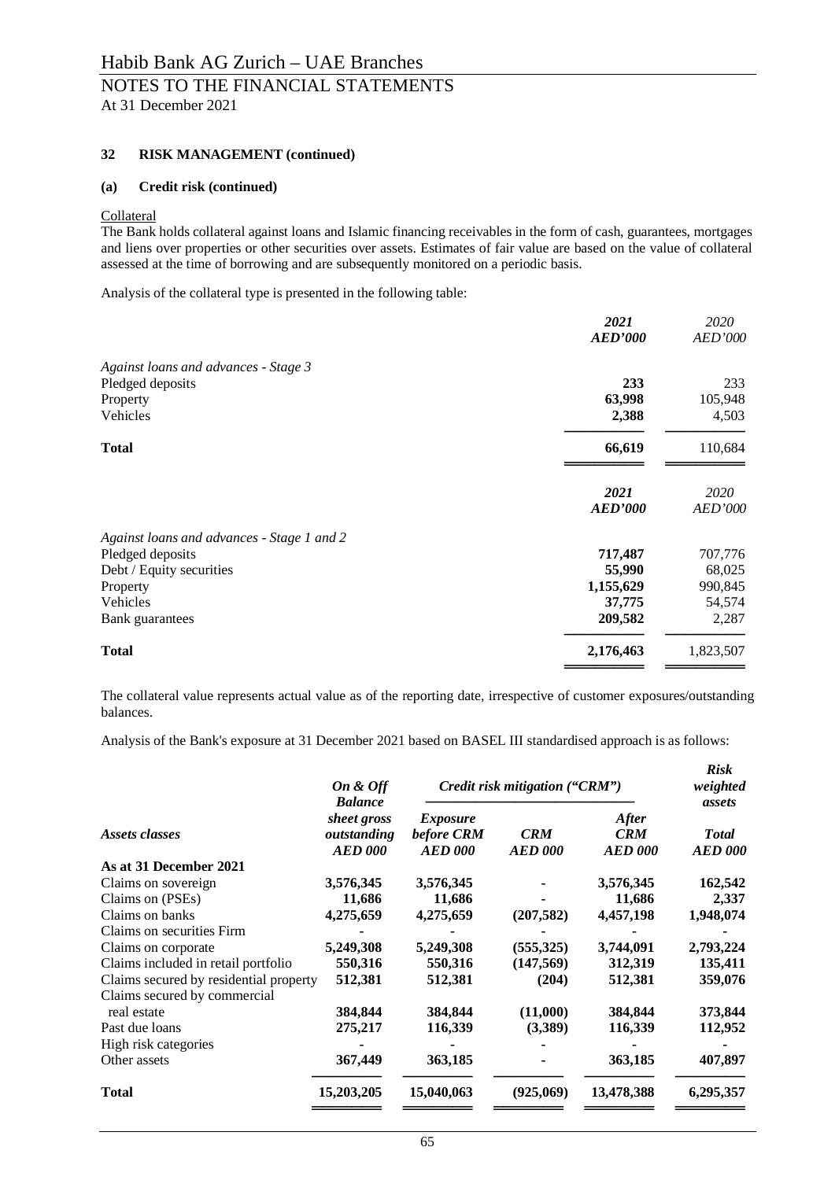## 32 RISK MANAGEMENT (continued)

### (a) Credit risk (continued)

Collateral

The Bank holds collateral against loans and Islamic financing receivables in the form of cash, guarantees, mortgages and liens over properties or other securities over assets. Estimates of fair value are based on the value of collateral assessed at the time of borrowing and are subsequently monitored on a periodic basis.

Analysis of the collateral type is presented in the following table:

| | *2021* *AED'000* | *2020* *AED'000* |
|---|---|---|
| *Against loans and advances - Stage 3* | | |
| Pledged deposits | **233** | 233 |
| Property | **63,998** | 105,948 |
| Vehicles | **2,388** | 4,503 |
| **Total** | **66,619** | 110,684 |

| | *2021* *AED'000* | *2020* *AED'000* |
|---|---|---|
| *Against loans and advances - Stage 1 and 2* | | |
| Pledged deposits | **717,487** | 707,776 |
| Debt / Equity securities | **55,990** | 68,025 |
| Property | **1,155,629** | 990,845 |
| Vehicles | **37,775** | 54,574 |
| Bank guarantees | **209,582** | 2,287 |
| **Total** | **2,176,463** | 1,823,507 |

The collateral value represents actual value as of the reporting date, irrespective of customer exposures/outstanding balances.

Analysis of the Bank's exposure at 31 December 2021 based on BASEL III standardised approach is as follows:

| *Assets classes* | *On & Off Balance sheet gross outstanding* *AED 000* | *Credit risk mitigation ("CRM")* *Exposure before CRM* *AED 000* | *CRM* *AED 000* | *After CRM* *AED 000* | *Risk weighted assets* *Total* *AED 000* |
|---|---|---|---|---|---|
| **As at 31 December 2021** | | | | | |
| Claims on sovereign | **3,576,345** | **3,576,345** | **-** | **3,576,345** | **162,542** |
| Claims on (PSEs) | **11,686** | **11,686** | **-** | **11,686** | **2,337** |
| Claims on banks | **4,275,659** | **4,275,659** | **(207,582)** | **4,457,198** | **1,948,074** |
| Claims on securities Firm | **-** | **-** | **-** | **-** | **-** |
| Claims on corporate | **5,249,308** | **5,249,308** | **(555,325)** | **3,744,091** | **2,793,224** |
| Claims included in retail portfolio | **550,316** | **550,316** | **(147,569)** | **312,319** | **135,411** |
| Claims secured by residential property | **512,381** | **512,381** | **(204)** | **512,381** | **359,076** |
| Claims secured by commercial real estate | **384,844** | **384,844** | **(11,000)** | **384,844** | **373,844** |
| Past due loans | **275,217** | **116,339** | **(3,389)** | **116,339** | **112,952** |
| High risk categories | **-** | **-** | **-** | **-** | **-** |
| Other assets | **367,449** | **363,185** | **-** | **363,185** | **407,897** |
| **Total** | **15,203,205** | **15,040,063** | **(925,069)** | **13,478,388** | **6,295,357** |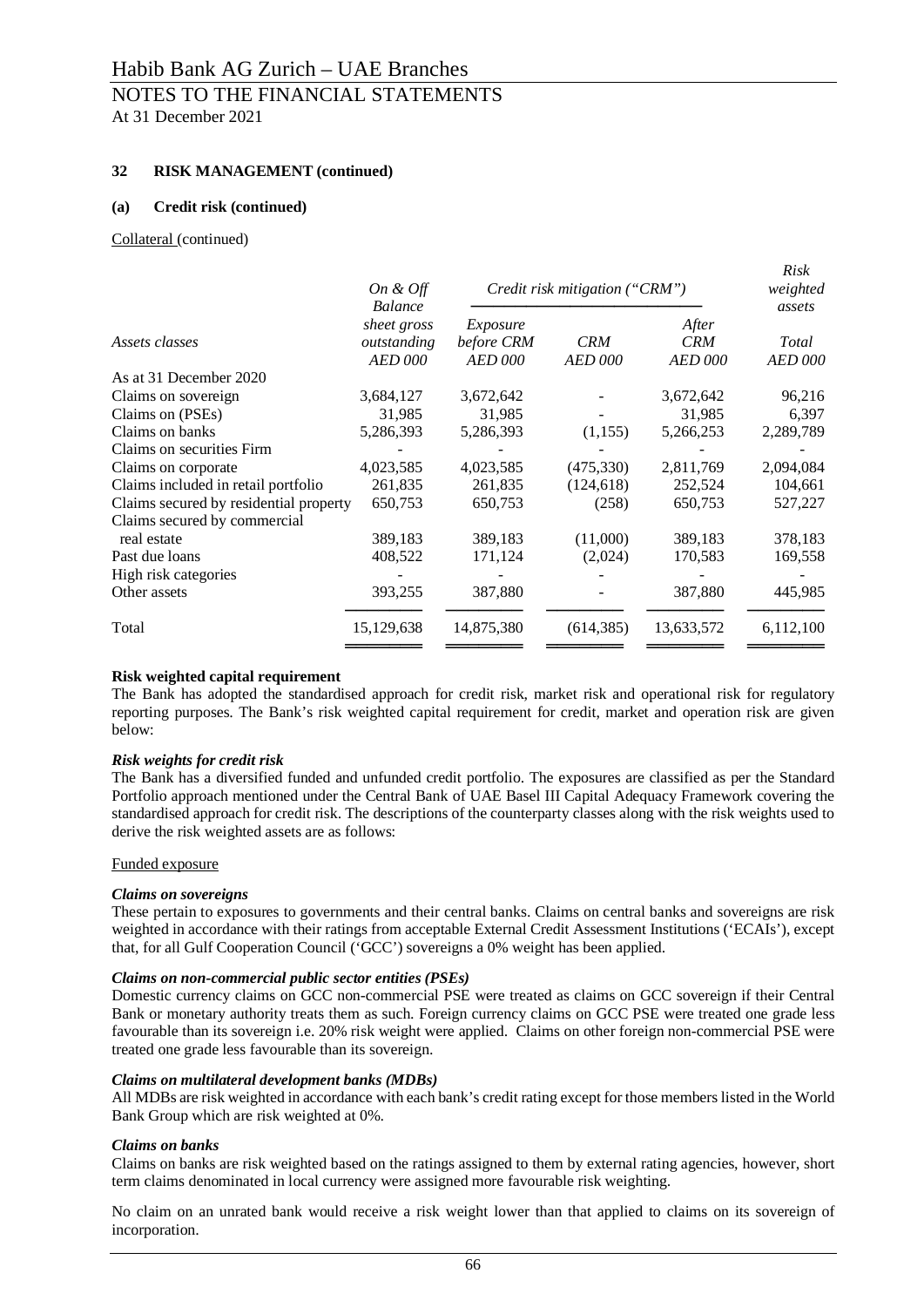## 32 RISK MANAGEMENT (continued)

### (a) Credit risk (continued)

Collateral (continued)

| Assets classes | *On & Off Balance sheet gross outstanding* | *Credit risk mitigation ("CRM")* | | | *Risk weighted assets* |
|---|---|---|---|---|---|
| | | *Exposure before CRM* | *CRM* | *After CRM* | *Total* |
| | *AED 000* | *AED 000* | *AED 000* | *AED 000* | *AED 000* |
| As at 31 December 2020 | | | | | |
| Claims on sovereign | 3,684,127 | 3,672,642 | - | 3,672,642 | 96,216 |
| Claims on (PSEs) | 31,985 | 31,985 | - | 31,985 | 6,397 |
| Claims on banks | 5,286,393 | 5,286,393 | (1,155) | 5,266,253 | 2,289,789 |
| Claims on securities Firm | - | - | - | - | - |
| Claims on corporate | 4,023,585 | 4,023,585 | (475,330) | 2,811,769 | 2,094,084 |
| Claims included in retail portfolio | 261,835 | 261,835 | (124,618) | 252,524 | 104,661 |
| Claims secured by residential property | 650,753 | 650,753 | (258) | 650,753 | 527,227 |
| Claims secured by commercial real estate | 389,183 | 389,183 | (11,000) | 389,183 | 378,183 |
| Past due loans | 408,522 | 171,124 | (2,024) | 170,583 | 169,558 |
| High risk categories | - | - | - | - | - |
| Other assets | 393,255 | 387,880 | - | 387,880 | 445,985 |
| Total | 15,129,638 | 14,875,380 | (614,385) | 13,633,572 | 6,112,100 |

**Risk weighted capital requirement**

The Bank has adopted the standardised approach for credit risk, market risk and operational risk for regulatory reporting purposes. The Bank's risk weighted capital requirement for credit, market and operation risk are given below:

***Risk weights for credit risk***

The Bank has a diversified funded and unfunded credit portfolio. The exposures are classified as per the Standard Portfolio approach mentioned under the Central Bank of UAE Basel III Capital Adequacy Framework covering the standardised approach for credit risk. The descriptions of the counterparty classes along with the risk weights used to derive the risk weighted assets are as follows:

Funded exposure

***Claims on sovereigns***

These pertain to exposures to governments and their central banks. Claims on central banks and sovereigns are risk weighted in accordance with their ratings from acceptable External Credit Assessment Institutions ('ECAIs'), except that, for all Gulf Cooperation Council ('GCC') sovereigns a 0% weight has been applied.

***Claims on non-commercial public sector entities (PSEs)***

Domestic currency claims on GCC non-commercial PSE were treated as claims on GCC sovereign if their Central Bank or monetary authority treats them as such. Foreign currency claims on GCC PSE were treated one grade less favourable than its sovereign i.e. 20% risk weight were applied. Claims on other foreign non-commercial PSE were treated one grade less favourable than its sovereign.

***Claims on multilateral development banks (MDBs)***

All MDBs are risk weighted in accordance with each bank's credit rating except for those members listed in the World Bank Group which are risk weighted at 0%.

***Claims on banks***

Claims on banks are risk weighted based on the ratings assigned to them by external rating agencies, however, short term claims denominated in local currency were assigned more favourable risk weighting.

No claim on an unrated bank would receive a risk weight lower than that applied to claims on its sovereign of incorporation.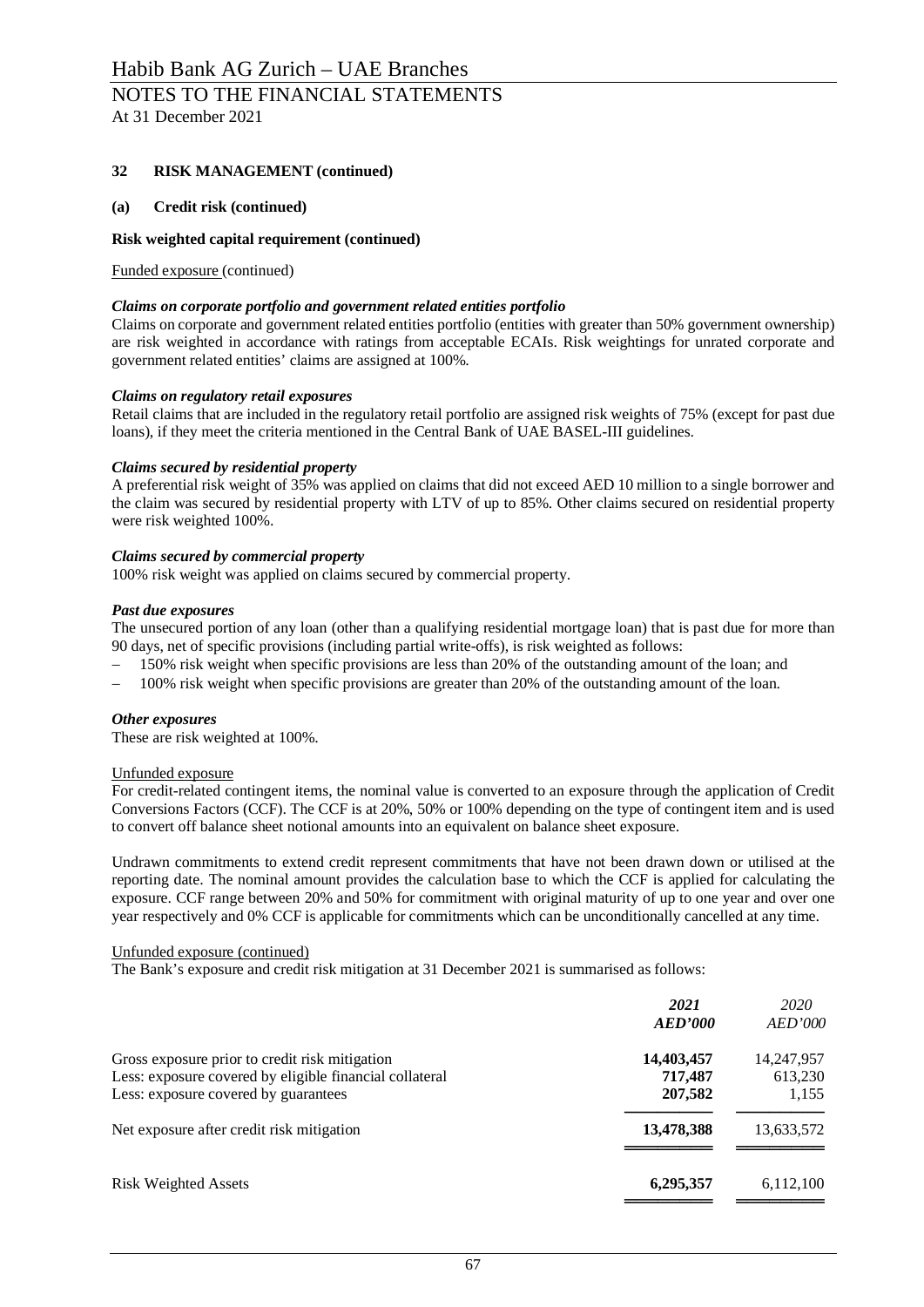## 32 RISK MANAGEMENT (continued)

### (a) Credit risk (continued)

**Risk weighted capital requirement (continued)**

Funded exposure (continued)

***Claims on corporate portfolio and government related entities portfolio***

Claims on corporate and government related entities portfolio (entities with greater than 50% government ownership) are risk weighted in accordance with ratings from acceptable ECAIs. Risk weightings for unrated corporate and government related entities' claims are assigned at 100%.

***Claims on regulatory retail exposures***

Retail claims that are included in the regulatory retail portfolio are assigned risk weights of 75% (except for past due loans), if they meet the criteria mentioned in the Central Bank of UAE BASEL-III guidelines.

***Claims secured by residential property***

A preferential risk weight of 35% was applied on claims that did not exceed AED 10 million to a single borrower and the claim was secured by residential property with LTV of up to 85%. Other claims secured on residential property were risk weighted 100%.

***Claims secured by commercial property***

100% risk weight was applied on claims secured by commercial property.

***Past due exposures***

The unsecured portion of any loan (other than a qualifying residential mortgage loan) that is past due for more than 90 days, net of specific provisions (including partial write-offs), is risk weighted as follows:

- 150% risk weight when specific provisions are less than 20% of the outstanding amount of the loan; and
- 100% risk weight when specific provisions are greater than 20% of the outstanding amount of the loan.

***Other exposures***

These are risk weighted at 100%.

Unfunded exposure

For credit-related contingent items, the nominal value is converted to an exposure through the application of Credit Conversions Factors (CCF). The CCF is at 20%, 50% or 100% depending on the type of contingent item and is used to convert off balance sheet notional amounts into an equivalent on balance sheet exposure.

Undrawn commitments to extend credit represent commitments that have not been drawn down or utilised at the reporting date. The nominal amount provides the calculation base to which the CCF is applied for calculating the exposure. CCF range between 20% and 50% for commitment with original maturity of up to one year and over one year respectively and 0% CCF is applicable for commitments which can be unconditionally cancelled at any time.

Unfunded exposure (continued)

The Bank's exposure and credit risk mitigation at 31 December 2021 is summarised as follows:

| | ***2021*** ***AED'000*** | *2020* *AED'000* |
|---|---|---|
| Gross exposure prior to credit risk mitigation | **14,403,457** | 14,247,957 |
| Less: exposure covered by eligible financial collateral | **717,487** | 613,230 |
| Less: exposure covered by guarantees | **207,582** | 1,155 |
| Net exposure after credit risk mitigation | **13,478,388** | 13,633,572 |
| Risk Weighted Assets | **6,295,357** | 6,112,100 |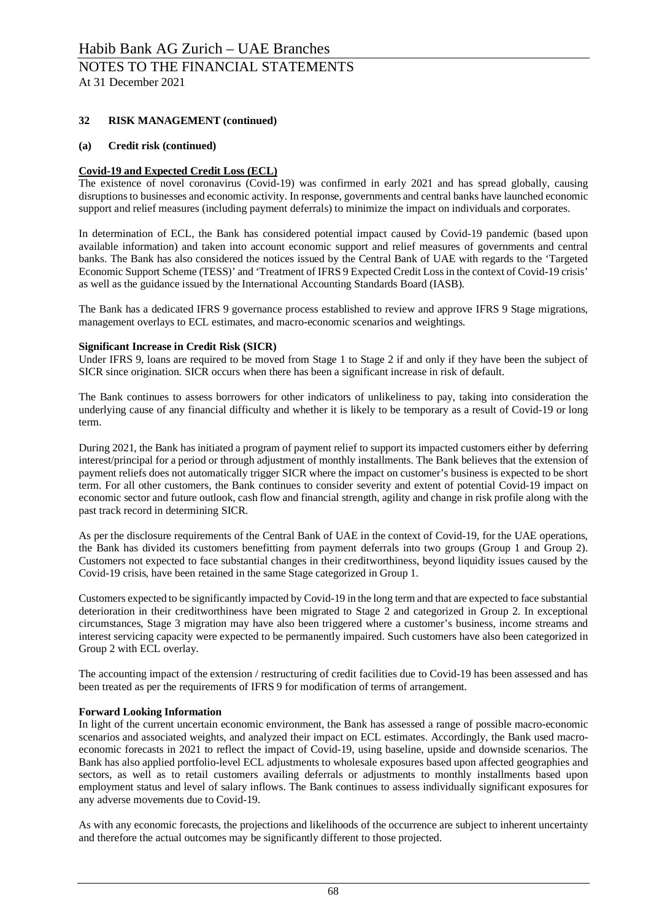## 32 RISK MANAGEMENT (continued)

### (a) Credit risk (continued)

**Covid-19 and Expected Credit Loss (ECL)**

The existence of novel coronavirus (Covid-19) was confirmed in early 2021 and has spread globally, causing disruptions to businesses and economic activity. In response, governments and central banks have launched economic support and relief measures (including payment deferrals) to minimize the impact on individuals and corporates.

In determination of ECL, the Bank has considered potential impact caused by Covid-19 pandemic (based upon available information) and taken into account economic support and relief measures of governments and central banks. The Bank has also considered the notices issued by the Central Bank of UAE with regards to the 'Targeted Economic Support Scheme (TESS)' and 'Treatment of IFRS 9 Expected Credit Loss in the context of Covid-19 crisis' as well as the guidance issued by the International Accounting Standards Board (IASB).

The Bank has a dedicated IFRS 9 governance process established to review and approve IFRS 9 Stage migrations, management overlays to ECL estimates, and macro-economic scenarios and weightings.

**Significant Increase in Credit Risk (SICR)**

Under IFRS 9, loans are required to be moved from Stage 1 to Stage 2 if and only if they have been the subject of SICR since origination. SICR occurs when there has been a significant increase in risk of default.

The Bank continues to assess borrowers for other indicators of unlikeliness to pay, taking into consideration the underlying cause of any financial difficulty and whether it is likely to be temporary as a result of Covid-19 or long term.

During 2021, the Bank has initiated a program of payment relief to support its impacted customers either by deferring interest/principal for a period or through adjustment of monthly installments. The Bank believes that the extension of payment reliefs does not automatically trigger SICR where the impact on customer's business is expected to be short term. For all other customers, the Bank continues to consider severity and extent of potential Covid-19 impact on economic sector and future outlook, cash flow and financial strength, agility and change in risk profile along with the past track record in determining SICR.

As per the disclosure requirements of the Central Bank of UAE in the context of Covid-19, for the UAE operations, the Bank has divided its customers benefitting from payment deferrals into two groups (Group 1 and Group 2). Customers not expected to face substantial changes in their creditworthiness, beyond liquidity issues caused by the Covid-19 crisis, have been retained in the same Stage categorized in Group 1.

Customers expected to be significantly impacted by Covid-19 in the long term and that are expected to face substantial deterioration in their creditworthiness have been migrated to Stage 2 and categorized in Group 2. In exceptional circumstances, Stage 3 migration may have also been triggered where a customer's business, income streams and interest servicing capacity were expected to be permanently impaired. Such customers have also been categorized in Group 2 with ECL overlay.

The accounting impact of the extension / restructuring of credit facilities due to Covid-19 has been assessed and has been treated as per the requirements of IFRS 9 for modification of terms of arrangement.

**Forward Looking Information**

In light of the current uncertain economic environment, the Bank has assessed a range of possible macro-economic scenarios and associated weights, and analyzed their impact on ECL estimates. Accordingly, the Bank used macro-economic forecasts in 2021 to reflect the impact of Covid-19, using baseline, upside and downside scenarios. The Bank has also applied portfolio-level ECL adjustments to wholesale exposures based upon affected geographies and sectors, as well as to retail customers availing deferrals or adjustments to monthly installments based upon employment status and level of salary inflows. The Bank continues to assess individually significant exposures for any adverse movements due to Covid-19.

As with any economic forecasts, the projections and likelihoods of the occurrence are subject to inherent uncertainty and therefore the actual outcomes may be significantly different to those projected.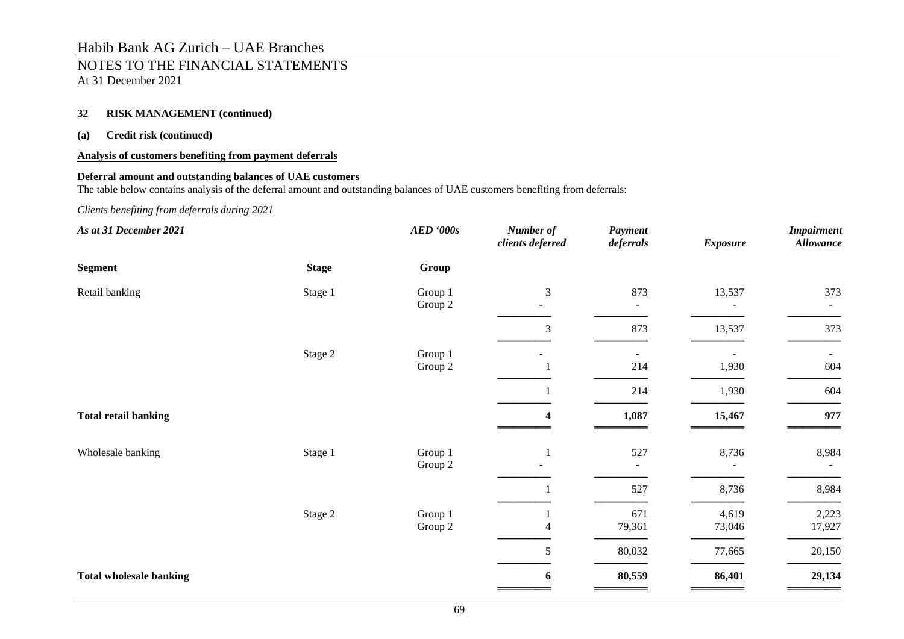**32 RISK MANAGEMENT (continued)**

**(a) Credit risk (continued)**

**Analysis of customers benefiting from payment deferrals**

**Deferral amount and outstanding balances of UAE customers**

The table below contains analysis of the deferral amount and outstanding balances of UAE customers benefiting from deferrals:

*Clients benefiting from deferrals during 2021*

| *As at 31 December 2021* | | *AED '000s* | *Number of clients deferred* | *Payment deferrals* | *Exposure* | *Impairment Allowance* |
|---|---|---|---|---|---|---|
| **Segment** | **Stage** | **Group** | | | | |
| Retail banking | Stage 1 | Group 1 | 3 | 873 | 13,537 | 373 |
| | | Group 2 | - | - | - | - |
| | | | 3 | 873 | 13,537 | 373 |
| | Stage 2 | Group 1 | - | - | - | - |
| | | Group 2 | 1 | 214 | 1,930 | 604 |
| | | | 1 | 214 | 1,930 | 604 |
| **Total retail banking** | | | **4** | **1,087** | **15,467** | **977** |
| Wholesale banking | Stage 1 | Group 1 | 1 | 527 | 8,736 | 8,984 |
| | | Group 2 | - | - | - | - |
| | | | 1 | 527 | 8,736 | 8,984 |
| | Stage 2 | Group 1 | 1 | 671 | 4,619 | 2,223 |
| | | Group 2 | 4 | 79,361 | 73,046 | 17,927 |
| | | | 5 | 80,032 | 77,665 | 20,150 |
| **Total wholesale banking** | | | **6** | **80,559** | **86,401** | **29,134** |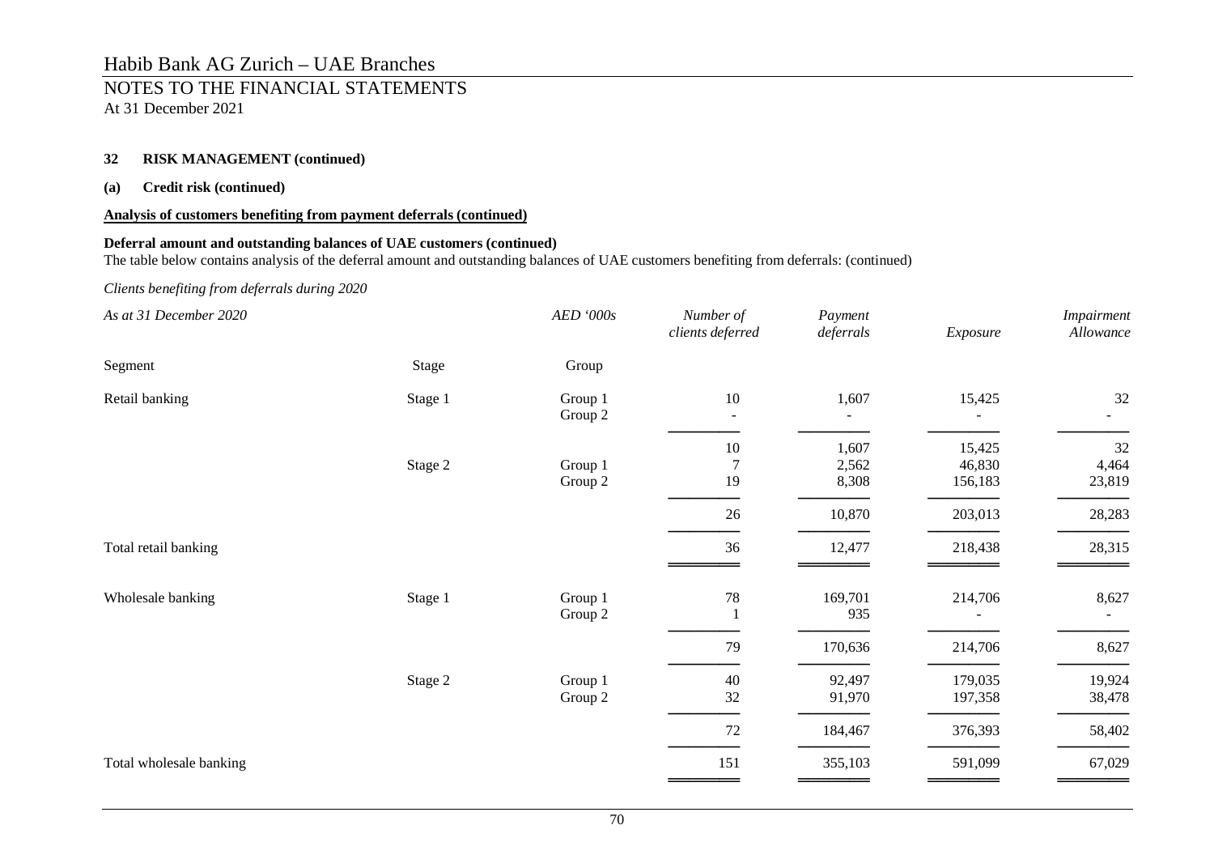# Habib Bank AG Zurich – UAE Branches

## NOTES TO THE FINANCIAL STATEMENTS

At 31 December 2021

**32 RISK MANAGEMENT (continued)**

**(a) Credit risk (continued)**

**Analysis of customers benefiting from payment deferrals (continued)**

**Deferral amount and outstanding balances of UAE customers (continued)**

The table below contains analysis of the deferral amount and outstanding balances of UAE customers benefiting from deferrals: (continued)

*Clients benefiting from deferrals during 2020*

| *As at 31 December 2020* | | *AED '000s* | *Number of clients deferred* | *Payment deferrals* | *Exposure* | *Impairment Allowance* |
|---|---|---|---|---|---|---|
| Segment | Stage | Group | | | | |
| Retail banking | Stage 1 | Group 1 | 10 | 1,607 | 15,425 | 32 |
| | | Group 2 | - | - | - | - |
| | | | 10 | 1,607 | 15,425 | 32 |
| | Stage 2 | Group 1 | 7 | 2,562 | 46,830 | 4,464 |
| | | Group 2 | 19 | 8,308 | 156,183 | 23,819 |
| | | | 26 | 10,870 | 203,013 | 28,283 |
| Total retail banking | | | 36 | 12,477 | 218,438 | 28,315 |
| Wholesale banking | Stage 1 | Group 1 | 78 | 169,701 | 214,706 | 8,627 |
| | | Group 2 | 1 | 935 | - | - |
| | | | 79 | 170,636 | 214,706 | 8,627 |
| | Stage 2 | Group 1 | 40 | 92,497 | 179,035 | 19,924 |
| | | Group 2 | 32 | 91,970 | 197,358 | 38,478 |
| | | | 72 | 184,467 | 376,393 | 58,402 |
| Total wholesale banking | | | 151 | 355,103 | 591,099 | 67,029 |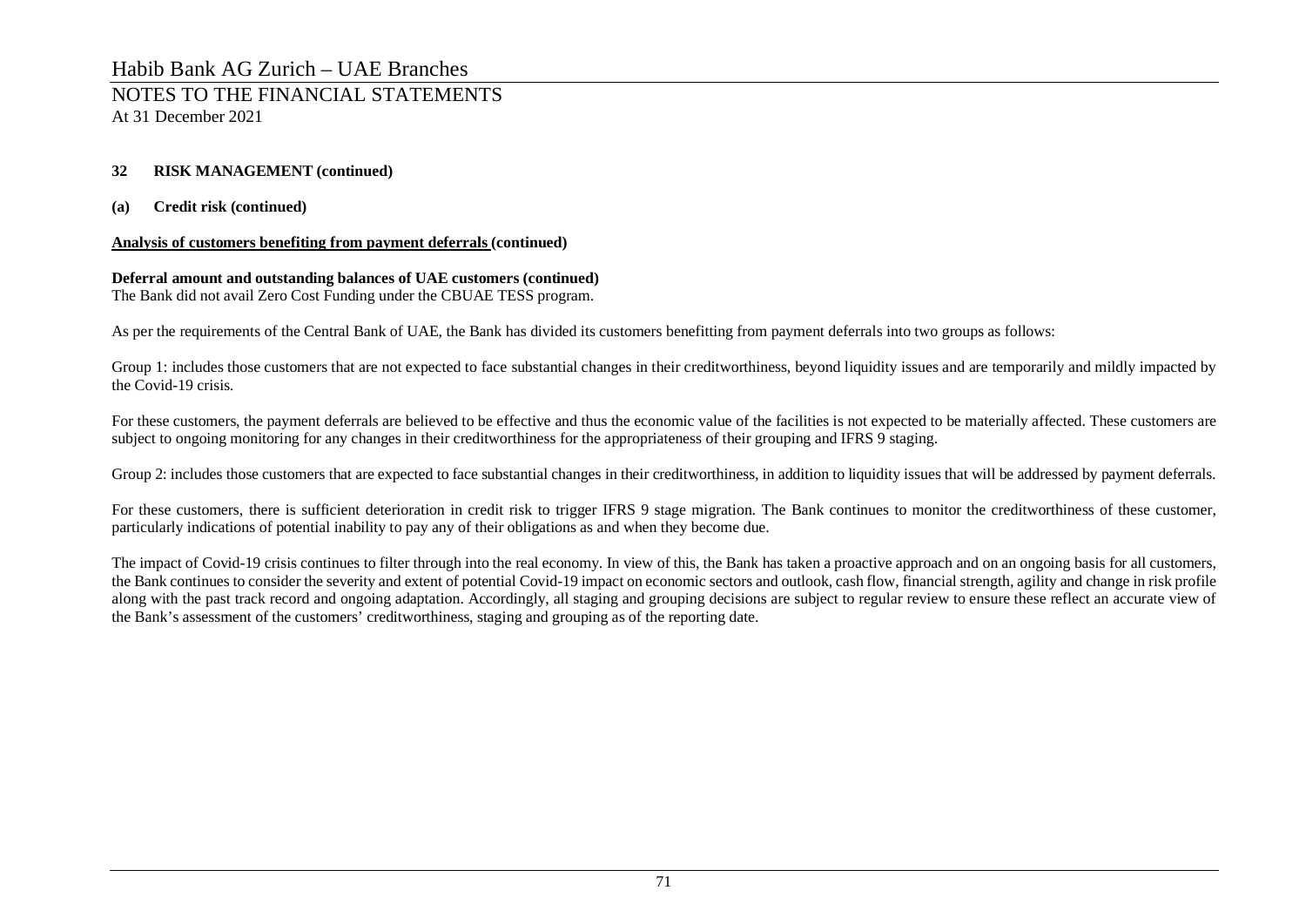**32 RISK MANAGEMENT (continued)**

**(a) Credit risk (continued)**

**Analysis of customers benefiting from payment deferrals (continued)**

**Deferral amount and outstanding balances of UAE customers (continued)**

The Bank did not avail Zero Cost Funding under the CBUAE TESS program.

As per the requirements of the Central Bank of UAE, the Bank has divided its customers benefitting from payment deferrals into two groups as follows:

Group 1: includes those customers that are not expected to face substantial changes in their creditworthiness, beyond liquidity issues and are temporarily and mildly impacted by the Covid-19 crisis.

For these customers, the payment deferrals are believed to be effective and thus the economic value of the facilities is not expected to be materially affected. These customers are subject to ongoing monitoring for any changes in their creditworthiness for the appropriateness of their grouping and IFRS 9 staging.

Group 2: includes those customers that are expected to face substantial changes in their creditworthiness, in addition to liquidity issues that will be addressed by payment deferrals.

For these customers, there is sufficient deterioration in credit risk to trigger IFRS 9 stage migration. The Bank continues to monitor the creditworthiness of these customer, particularly indications of potential inability to pay any of their obligations as and when they become due.

The impact of Covid-19 crisis continues to filter through into the real economy. In view of this, the Bank has taken a proactive approach and on an ongoing basis for all customers, the Bank continues to consider the severity and extent of potential Covid-19 impact on economic sectors and outlook, cash flow, financial strength, agility and change in risk profile along with the past track record and ongoing adaptation. Accordingly, all staging and grouping decisions are subject to regular review to ensure these reflect an accurate view of the Bank's assessment of the customers' creditworthiness, staging and grouping as of the reporting date.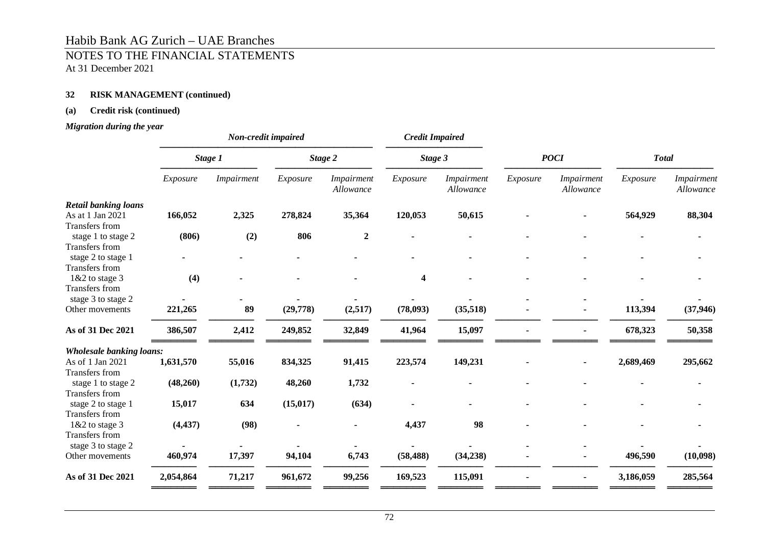## 32 RISK MANAGEMENT (continued)

### (a) Credit risk (continued)

***Migration during the year***

| | *Non-credit impaired* | | | | *Credit Impaired* | | | | | |
|---|---|---|---|---|---|---|---|---|---|---|
| | *Stage 1* | | *Stage 2* | | *Stage 3* | | *POCI* | | *Total* | |
| | *Exposure* | *Impairment* | *Exposure* | *Impairment Allowance* | *Exposure* | *Impairment Allowance* | *Exposure* | *Impairment Allowance* | *Exposure* | *Impairment Allowance* |
| ***Retail banking loans*** | | | | | | | | | | |
| As at 1 Jan 2021 | **166,052** | **2,325** | **278,824** | **35,364** | **120,053** | **50,615** | - | - | **564,929** | **88,304** |
| Transfers from stage 1 to stage 2 | **(806)** | **(2)** | **806** | **2** | - | - | - | - | - | - |
| Transfers from stage 2 to stage 1 | - | - | - | - | - | - | - | - | - | - |
| Transfers from 1&2 to stage 3 | **(4)** | - | - | - | **4** | - | - | - | - | - |
| Transfers from stage 3 to stage 2 | - | - | - | - | - | - | - | - | - | - |
| Other movements | **221,265** | **89** | **(29,778)** | **(2,517)** | **(78,093)** | **(35,518)** | - | - | **113,394** | **(37,946)** |
| **As of 31 Dec 2021** | **386,507** | **2,412** | **249,852** | **32,849** | **41,964** | **15,097** | - | - | **678,323** | **50,358** |
| ***Wholesale banking loans:*** | | | | | | | | | | |
| As of 1 Jan 2021 | **1,631,570** | **55,016** | **834,325** | **91,415** | **223,574** | **149,231** | - | - | **2,689,469** | **295,662** |
| Transfers from stage 1 to stage 2 | **(48,260)** | **(1,732)** | **48,260** | **1,732** | - | - | - | - | - | - |
| Transfers from stage 2 to stage 1 | **15,017** | **634** | **(15,017)** | **(634)** | - | - | - | - | - | - |
| Transfers from 1&2 to stage 3 | **(4,437)** | **(98)** | - | - | **4,437** | **98** | - | - | - | - |
| Transfers from stage 3 to stage 2 | - | - | - | - | - | - | - | - | - | - |
| Other movements | **460,974** | **17,397** | **94,104** | **6,743** | **(58,488)** | **(34,238)** | - | - | **496,590** | **(10,098)** |
| **As of 31 Dec 2021** | **2,054,864** | **71,217** | **961,672** | **99,256** | **169,523** | **115,091** | - | - | **3,186,059** | **285,564** |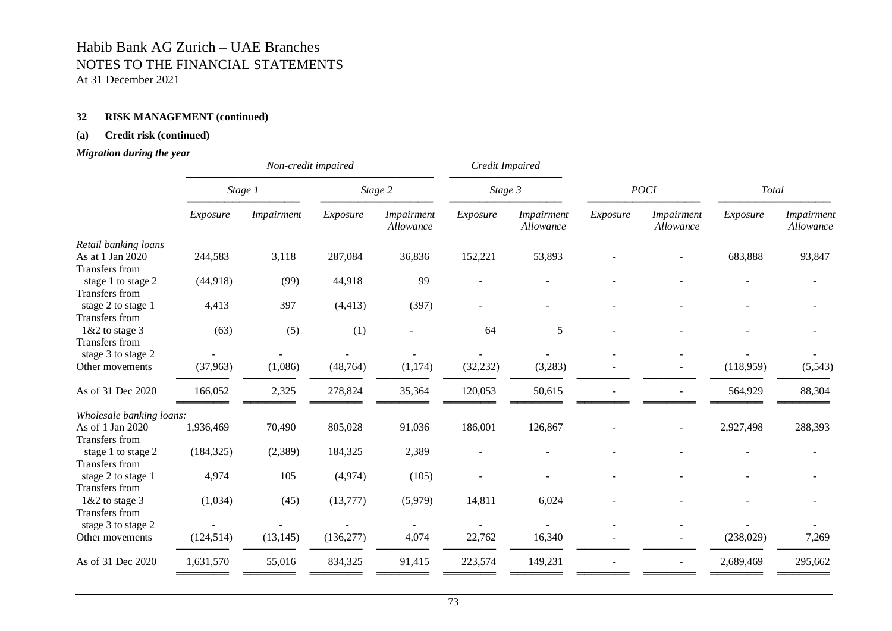# Habib Bank AG Zurich – UAE Branches

## NOTES TO THE FINANCIAL STATEMENTS

At 31 December 2021

### 32 RISK MANAGEMENT (continued)

#### (a) Credit risk (continued)

***Migration during the year***

| | *Non-credit impaired* | | | | *Credit Impaired* | | | | | |
|---|---|---|---|---|---|---|---|---|---|---|
| | *Stage 1* | | *Stage 2* | | *Stage 3* | | *POCI* | | *Total* | |
| | *Exposure* | *Impairment* | *Exposure* | *Impairment Allowance* | *Exposure* | *Impairment Allowance* | *Exposure* | *Impairment Allowance* | *Exposure* | *Impairment Allowance* |
| *Retail banking loans* | | | | | | | | | | |
| As at 1 Jan 2020 | 244,583 | 3,118 | 287,084 | 36,836 | 152,221 | 53,893 | - | - | 683,888 | 93,847 |
| Transfers from stage 1 to stage 2 | (44,918) | (99) | 44,918 | 99 | - | - | - | - | - | - |
| Transfers from stage 2 to stage 1 | 4,413 | 397 | (4,413) | (397) | - | - | - | - | - | - |
| Transfers from 1&2 to stage 3 | (63) | (5) | (1) | - | 64 | 5 | - | - | - | - |
| Transfers from stage 3 to stage 2 | - | - | - | - | - | - | - | - | - | - |
| Other movements | (37,963) | (1,086) | (48,764) | (1,174) | (32,232) | (3,283) | - | - | (118,959) | (5,543) |
| As of 31 Dec 2020 | 166,052 | 2,325 | 278,824 | 35,364 | 120,053 | 50,615 | - | - | 564,929 | 88,304 |
| *Wholesale banking loans:* | | | | | | | | | | |
| As of 1 Jan 2020 | 1,936,469 | 70,490 | 805,028 | 91,036 | 186,001 | 126,867 | - | - | 2,927,498 | 288,393 |
| Transfers from stage 1 to stage 2 | (184,325) | (2,389) | 184,325 | 2,389 | - | - | - | - | - | - |
| Transfers from stage 2 to stage 1 | 4,974 | 105 | (4,974) | (105) | - | - | - | - | - | - |
| Transfers from 1&2 to stage 3 | (1,034) | (45) | (13,777) | (5,979) | 14,811 | 6,024 | - | - | - | - |
| Transfers from stage 3 to stage 2 | - | - | - | - | - | - | - | - | - | - |
| Other movements | (124,514) | (13,145) | (136,277) | 4,074 | 22,762 | 16,340 | - | - | (238,029) | 7,269 |
| As of 31 Dec 2020 | 1,631,570 | 55,016 | 834,325 | 91,415 | 223,574 | 149,231 | - | - | 2,689,469 | 295,662 |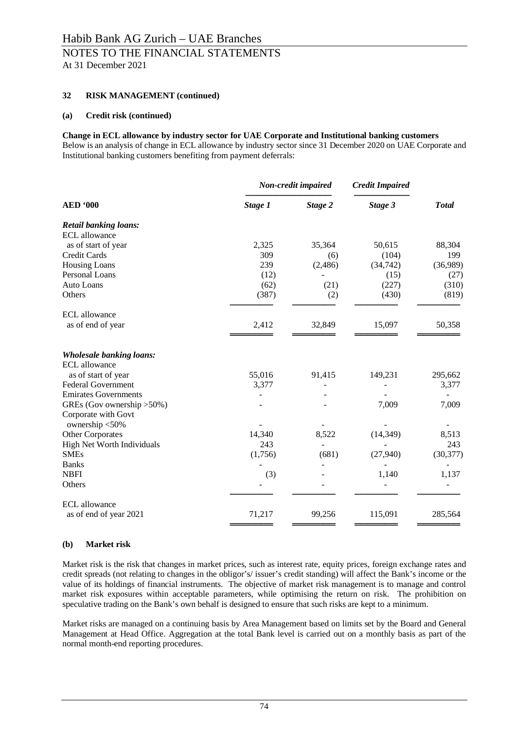## 32 RISK MANAGEMENT (continued)

### (a) Credit risk (continued)

**Change in ECL allowance by industry sector for UAE Corporate and Institutional banking customers**

Below is an analysis of change in ECL allowance by industry sector since 31 December 2020 on UAE Corporate and Institutional banking customers benefiting from payment deferrals:

| | *Non-credit impaired* | | *Credit Impaired* | |
|---|---|---|---|---|
| **AED '000** | ***Stage 1*** | ***Stage 2*** | ***Stage 3*** | ***Total*** |
| ***Retail banking loans:*** | | | | |
| ECL allowance as of start of year | 2,325 | 35,364 | 50,615 | 88,304 |
| Credit Cards | 309 | (6) | (104) | 199 |
| Housing Loans | 239 | (2,486) | (34,742) | (36,989) |
| Personal Loans | (12) | - | (15) | (27) |
| Auto Loans | (62) | (21) | (227) | (310) |
| Others | (387) | (2) | (430) | (819) |
| ECL allowance as of end of year | 2,412 | 32,849 | 15,097 | 50,358 |
| ***Wholesale banking loans:*** | | | | |
| ECL allowance as of start of year | 55,016 | 91,415 | 149,231 | 295,662 |
| Federal Government | 3,377 | - | - | 3,377 |
| Emirates Governments | - | - | - | - |
| GREs (Gov ownership >50%) | - | - | 7,009 | 7,009 |
| Corporate with Govt ownership <50% | - | - | - | - |
| Other Corporates | 14,340 | 8,522 | (14,349) | 8,513 |
| High Net Worth Individuals | 243 | - | - | 243 |
| SMEs | (1,756) | (681) | (27,940) | (30,377) |
| Banks | - | - | - | - |
| NBFI | (3) | - | 1,140 | 1,137 |
| Others | - | - | - | - |
| ECL allowance as of end of year 2021 | 71,217 | 99,256 | 115,091 | 285,564 |

### (b) Market risk

Market risk is the risk that changes in market prices, such as interest rate, equity prices, foreign exchange rates and credit spreads (not relating to changes in the obligor's/ issuer's credit standing) will affect the Bank's income or the value of its holdings of financial instruments. The objective of market risk management is to manage and control market risk exposures within acceptable parameters, while optimising the return on risk. The prohibition on speculative trading on the Bank's own behalf is designed to ensure that such risks are kept to a minimum.

Market risks are managed on a continuing basis by Area Management based on limits set by the Board and General Management at Head Office. Aggregation at the total Bank level is carried out on a monthly basis as part of the normal month-end reporting procedures.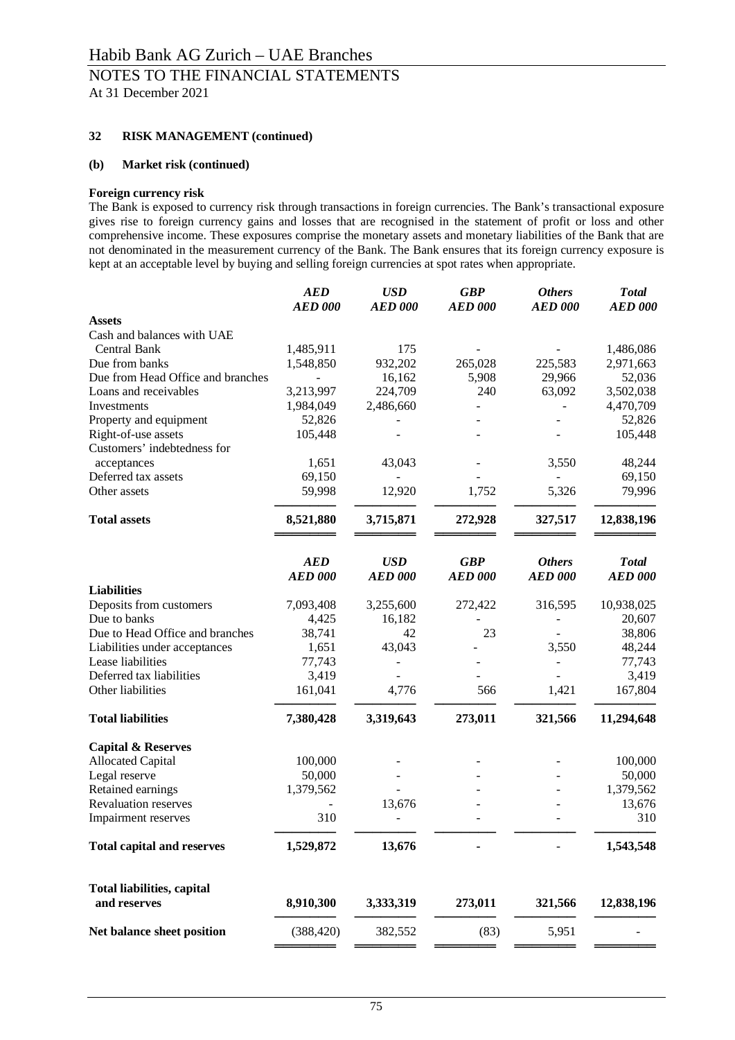# Habib Bank AG Zurich – UAE Branches

## NOTES TO THE FINANCIAL STATEMENTS

At 31 December 2021

### 32 RISK MANAGEMENT (continued)

#### (b) Market risk (continued)

**Foreign currency risk**

The Bank is exposed to currency risk through transactions in foreign currencies. The Bank's transactional exposure gives rise to foreign currency gains and losses that are recognised in the statement of profit or loss and other comprehensive income. These exposures comprise the monetary assets and monetary liabilities of the Bank that are not denominated in the measurement currency of the Bank. The Bank ensures that its foreign currency exposure is kept at an acceptable level by buying and selling foreign currencies at spot rates when appropriate.

| | *AED* | *USD* | *GBP* | *Others* | *Total* |
|---|---|---|---|---|---|
| | *AED 000* | *AED 000* | *AED 000* | *AED 000* | *AED 000* |
| **Assets** | | | | | |
| Cash and balances with UAE Central Bank | 1,485,911 | 175 | - | - | 1,486,086 |
| Due from banks | 1,548,850 | 932,202 | 265,028 | 225,583 | 2,971,663 |
| Due from Head Office and branches | - | 16,162 | 5,908 | 29,966 | 52,036 |
| Loans and receivables | 3,213,997 | 224,709 | 240 | 63,092 | 3,502,038 |
| Investments | 1,984,049 | 2,486,660 | - | - | 4,470,709 |
| Property and equipment | 52,826 | - | - | - | 52,826 |
| Right-of-use assets | 105,448 | - | - | - | 105,448 |
| Customers' indebtedness for acceptances | 1,651 | 43,043 | - | 3,550 | 48,244 |
| Deferred tax assets | 69,150 | - | - | - | 69,150 |
| Other assets | 59,998 | 12,920 | 1,752 | 5,326 | 79,996 |
| **Total assets** | **8,521,880** | **3,715,871** | **272,928** | **327,517** | **12,838,196** |

| | *AED* | *USD* | *GBP* | *Others* | *Total* |
|---|---|---|---|---|---|
| | *AED 000* | *AED 000* | *AED 000* | *AED 000* | *AED 000* |
| **Liabilities** | | | | | |
| Deposits from customers | 7,093,408 | 3,255,600 | 272,422 | 316,595 | 10,938,025 |
| Due to banks | 4,425 | 16,182 | - | - | 20,607 |
| Due to Head Office and branches | 38,741 | 42 | 23 | - | 38,806 |
| Liabilities under acceptances | 1,651 | 43,043 | - | 3,550 | 48,244 |
| Lease liabilities | 77,743 | - | - | - | 77,743 |
| Deferred tax liabilities | 3,419 | - | - | - | 3,419 |
| Other liabilities | 161,041 | 4,776 | 566 | 1,421 | 167,804 |
| **Total liabilities** | **7,380,428** | **3,319,643** | **273,011** | **321,566** | **11,294,648** |
| **Capital & Reserves** | | | | | |
| Allocated Capital | 100,000 | - | - | - | 100,000 |
| Legal reserve | 50,000 | - | - | - | 50,000 |
| Retained earnings | 1,379,562 | - | - | - | 1,379,562 |
| Revaluation reserves | - | 13,676 | - | - | 13,676 |
| Impairment reserves | 310 | - | - | - | 310 |
| **Total capital and reserves** | **1,529,872** | **13,676** | **-** | **-** | **1,543,548** |
| **Total liabilities, capital and reserves** | **8,910,300** | **3,333,319** | **273,011** | **321,566** | **12,838,196** |
| **Net balance sheet position** | (388,420) | 382,552 | (83) | 5,951 | - |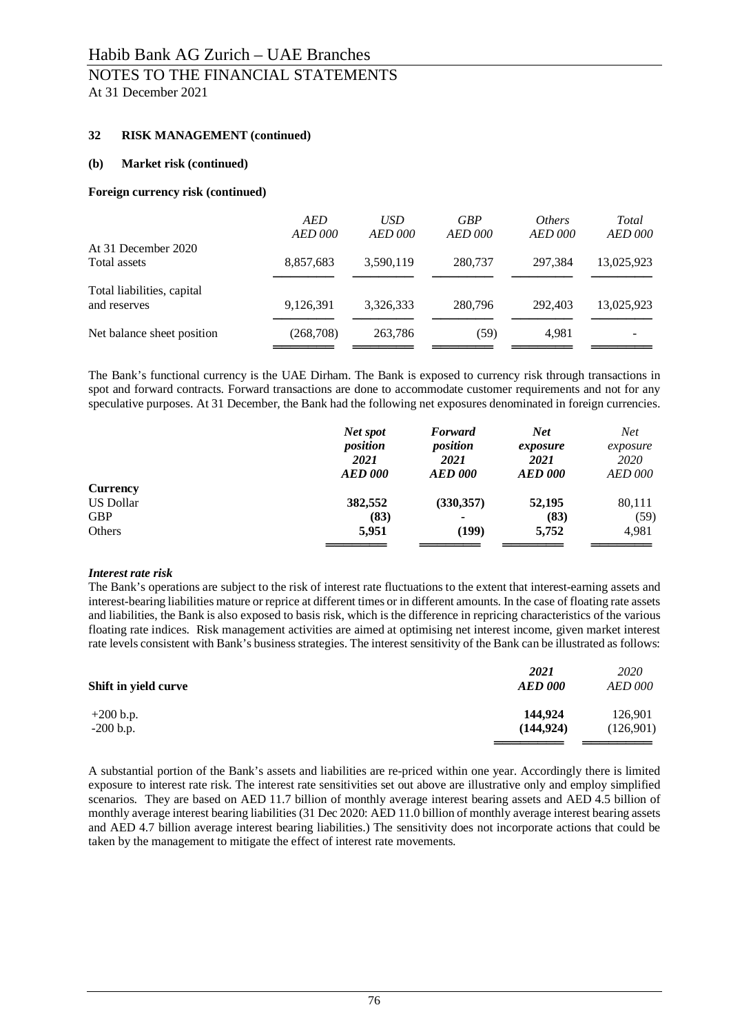Habib Bank AG Zurich – UAE Branches

NOTES TO THE FINANCIAL STATEMENTS

At 31 December 2021

**32 RISK MANAGEMENT (continued)**

**(b) Market risk (continued)**

**Foreign currency risk (continued)**

| | *AED* *AED 000* | *USD* *AED 000* | *GBP* *AED 000* | *Others* *AED 000* | *Total* *AED 000* |
|---|---|---|---|---|---|
| At 31 December 2020 | | | | | |
| Total assets | 8,857,683 | 3,590,119 | 280,737 | 297,384 | 13,025,923 |
| Total liabilities, capital and reserves | 9,126,391 | 3,326,333 | 280,796 | 292,403 | 13,025,923 |
| Net balance sheet position | (268,708) | 263,786 | (59) | 4,981 | - |

The Bank's functional currency is the UAE Dirham. The Bank is exposed to currency risk through transactions in spot and forward contracts. Forward transactions are done to accommodate customer requirements and not for any speculative purposes. At 31 December, the Bank had the following net exposures denominated in foreign currencies.

| | ***Net spot position 2021 AED 000*** | ***Forward position 2021 AED 000*** | ***Net exposure 2021 AED 000*** | *Net exposure 2020 AED 000* |
|---|---|---|---|---|
| **Currency** | | | | |
| US Dollar | **382,552** | **(330,357)** | **52,195** | 80,111 |
| GBP | **(83)** | **-** | **(83)** | (59) |
| Others | **5,951** | **(199)** | **5,752** | 4,981 |

***Interest rate risk***

The Bank's operations are subject to the risk of interest rate fluctuations to the extent that interest-earning assets and interest-bearing liabilities mature or reprice at different times or in different amounts. In the case of floating rate assets and liabilities, the Bank is also exposed to basis risk, which is the difference in repricing characteristics of the various floating rate indices. Risk management activities are aimed at optimising net interest income, given market interest rate levels consistent with Bank's business strategies. The interest sensitivity of the Bank can be illustrated as follows:

| **Shift in yield curve** | ***2021 AED 000*** | *2020 AED 000* |
|---|---|---|
| +200 b.p. | **144,924** | 126,901 |
| -200 b.p. | **(144,924)** | (126,901) |

A substantial portion of the Bank's assets and liabilities are re-priced within one year. Accordingly there is limited exposure to interest rate risk. The interest rate sensitivities set out above are illustrative only and employ simplified scenarios. They are based on AED 11.7 billion of monthly average interest bearing assets and AED 4.5 billion of monthly average interest bearing liabilities (31 Dec 2020: AED 11.0 billion of monthly average interest bearing assets and AED 4.7 billion average interest bearing liabilities.) The sensitivity does not incorporate actions that could be taken by the management to mitigate the effect of interest rate movements.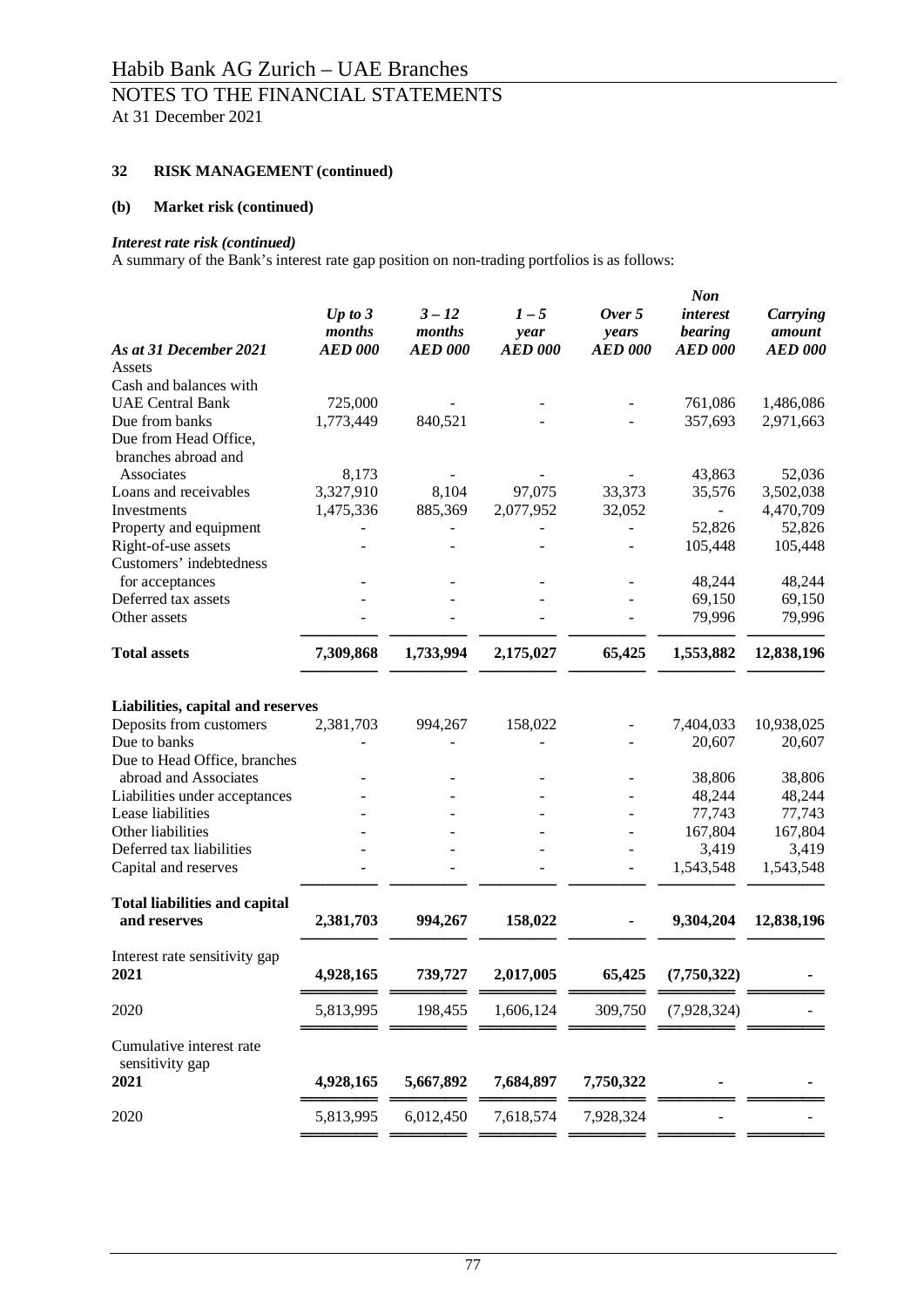# Habib Bank AG Zurich – UAE Branches

## NOTES TO THE FINANCIAL STATEMENTS

At 31 December 2021

### 32 RISK MANAGEMENT (continued)

#### (b) Market risk (continued)

***Interest rate risk (continued)***

A summary of the Bank's interest rate gap position on non-trading portfolios is as follows:

| *As at 31 December 2021* | *Up to 3 months* *AED 000* | *3 – 12 months* *AED 000* | *1 – 5 year* *AED 000* | *Over 5 years* *AED 000* | *Non interest bearing* *AED 000* | *Carrying amount* *AED 000* |
|---|---|---|---|---|---|---|
| Assets | | | | | | |
| Cash and balances with UAE Central Bank | 725,000 | - | - | - | 761,086 | 1,486,086 |
| Due from banks | 1,773,449 | 840,521 | - | - | 357,693 | 2,971,663 |
| Due from Head Office, branches abroad and Associates | 8,173 | - | - | - | 43,863 | 52,036 |
| Loans and receivables | 3,327,910 | 8,104 | 97,075 | 33,373 | 35,576 | 3,502,038 |
| Investments | 1,475,336 | 885,369 | 2,077,952 | 32,052 | - | 4,470,709 |
| Property and equipment | - | - | - | - | 52,826 | 52,826 |
| Right-of-use assets | - | - | - | - | 105,448 | 105,448 |
| Customers' indebtedness for acceptances | - | - | - | - | 48,244 | 48,244 |
| Deferred tax assets | - | - | - | - | 69,150 | 69,150 |
| Other assets | - | - | - | - | 79,996 | 79,996 |
| **Total assets** | **7,309,868** | **1,733,994** | **2,175,027** | **65,425** | **1,553,882** | **12,838,196** |
| **Liabilities, capital and reserves** | | | | | | |
| Deposits from customers | 2,381,703 | 994,267 | 158,022 | - | 7,404,033 | 10,938,025 |
| Due to banks | - | - | - | - | 20,607 | 20,607 |
| Due to Head Office, branches abroad and Associates | - | - | - | - | 38,806 | 38,806 |
| Liabilities under acceptances | - | - | - | - | 48,244 | 48,244 |
| Lease liabilities | - | - | - | - | 77,743 | 77,743 |
| Other liabilities | - | - | - | - | 167,804 | 167,804 |
| Deferred tax liabilities | - | - | - | - | 3,419 | 3,419 |
| Capital and reserves | - | - | - | - | 1,543,548 | 1,543,548 |
| **Total liabilities and capital and reserves** | **2,381,703** | **994,267** | **158,022** | **-** | **9,304,204** | **12,838,196** |
| Interest rate sensitivity gap **2021** | **4,928,165** | **739,727** | **2,017,005** | **65,425** | **(7,750,322)** | **-** |
| 2020 | 5,813,995 | 198,455 | 1,606,124 | 309,750 | (7,928,324) | - |
| Cumulative interest rate sensitivity gap **2021** | **4,928,165** | **5,667,892** | **7,684,897** | **7,750,322** | **-** | **-** |
| 2020 | 5,813,995 | 6,012,450 | 7,618,574 | 7,928,324 | - | - |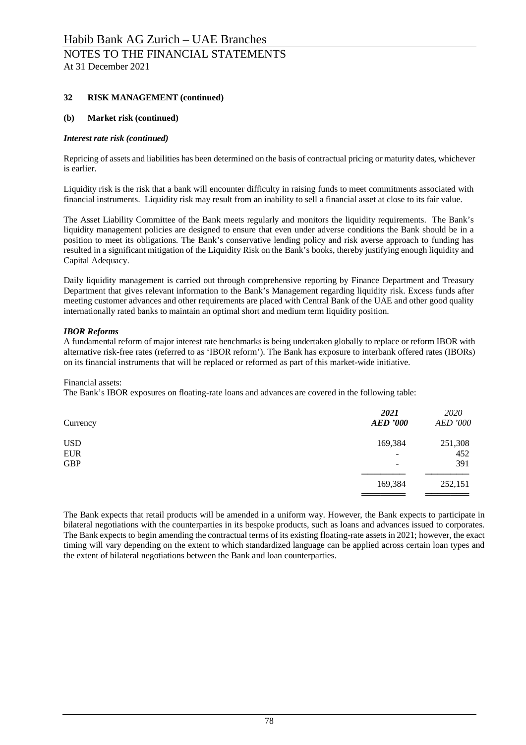### 32 RISK MANAGEMENT (continued)

#### (b) Market risk (continued)

***Interest rate risk (continued)***

Repricing of assets and liabilities has been determined on the basis of contractual pricing or maturity dates, whichever is earlier.

Liquidity risk is the risk that a bank will encounter difficulty in raising funds to meet commitments associated with financial instruments. Liquidity risk may result from an inability to sell a financial asset at close to its fair value.

The Asset Liability Committee of the Bank meets regularly and monitors the liquidity requirements. The Bank's liquidity management policies are designed to ensure that even under adverse conditions the Bank should be in a position to meet its obligations. The Bank's conservative lending policy and risk averse approach to funding has resulted in a significant mitigation of the Liquidity Risk on the Bank's books, thereby justifying enough liquidity and Capital Adequacy.

Daily liquidity management is carried out through comprehensive reporting by Finance Department and Treasury Department that gives relevant information to the Bank's Management regarding liquidity risk. Excess funds after meeting customer advances and other requirements are placed with Central Bank of the UAE and other good quality internationally rated banks to maintain an optimal short and medium term liquidity position.

***IBOR Reforms***

A fundamental reform of major interest rate benchmarks is being undertaken globally to replace or reform IBOR with alternative risk-free rates (referred to as 'IBOR reform'). The Bank has exposure to interbank offered rates (IBORs) on its financial instruments that will be replaced or reformed as part of this market-wide initiative.

Financial assets:

The Bank's IBOR exposures on floating-rate loans and advances are covered in the following table:

| Currency | ***2021*** ***AED '000*** | *2020* *AED '000* |
|---|---|---|
| USD | 169,384 | 251,308 |
| EUR | - | 452 |
| GBP | - | 391 |
| | 169,384 | 252,151 |

The Bank expects that retail products will be amended in a uniform way. However, the Bank expects to participate in bilateral negotiations with the counterparties in its bespoke products, such as loans and advances issued to corporates. The Bank expects to begin amending the contractual terms of its existing floating-rate assets in 2021; however, the exact timing will vary depending on the extent to which standardized language can be applied across certain loan types and the extent of bilateral negotiations between the Bank and loan counterparties.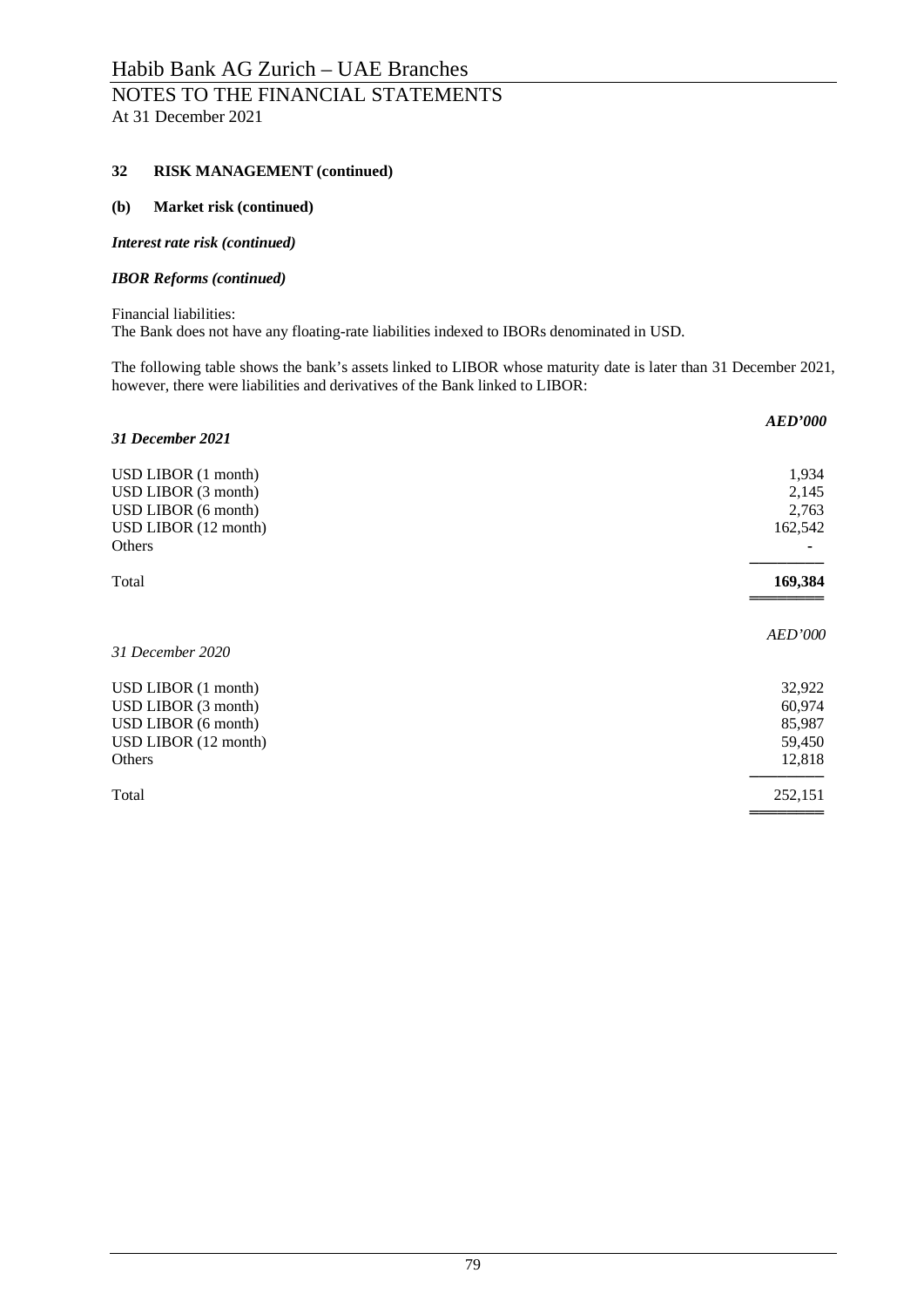## 32 RISK MANAGEMENT (continued)

### (b) Market risk (continued)

***Interest rate risk (continued)***

***IBOR Reforms (continued)***

Financial liabilities:
The Bank does not have any floating-rate liabilities indexed to IBORs denominated in USD.

The following table shows the bank's assets linked to LIBOR whose maturity date is later than 31 December 2021, however, there were liabilities and derivatives of the Bank linked to LIBOR:

| ***31 December 2021*** | ***AED'000*** |
|---|---|
| USD LIBOR (1 month) | 1,934 |
| USD LIBOR (3 month) | 2,145 |
| USD LIBOR (6 month) | 2,763 |
| USD LIBOR (12 month) | 162,542 |
| Others | - |
| Total | **169,384** |

| *31 December 2020* | *AED'000* |
|---|---|
| USD LIBOR (1 month) | 32,922 |
| USD LIBOR (3 month) | 60,974 |
| USD LIBOR (6 month) | 85,987 |
| USD LIBOR (12 month) | 59,450 |
| Others | 12,818 |
| Total | 252,151 |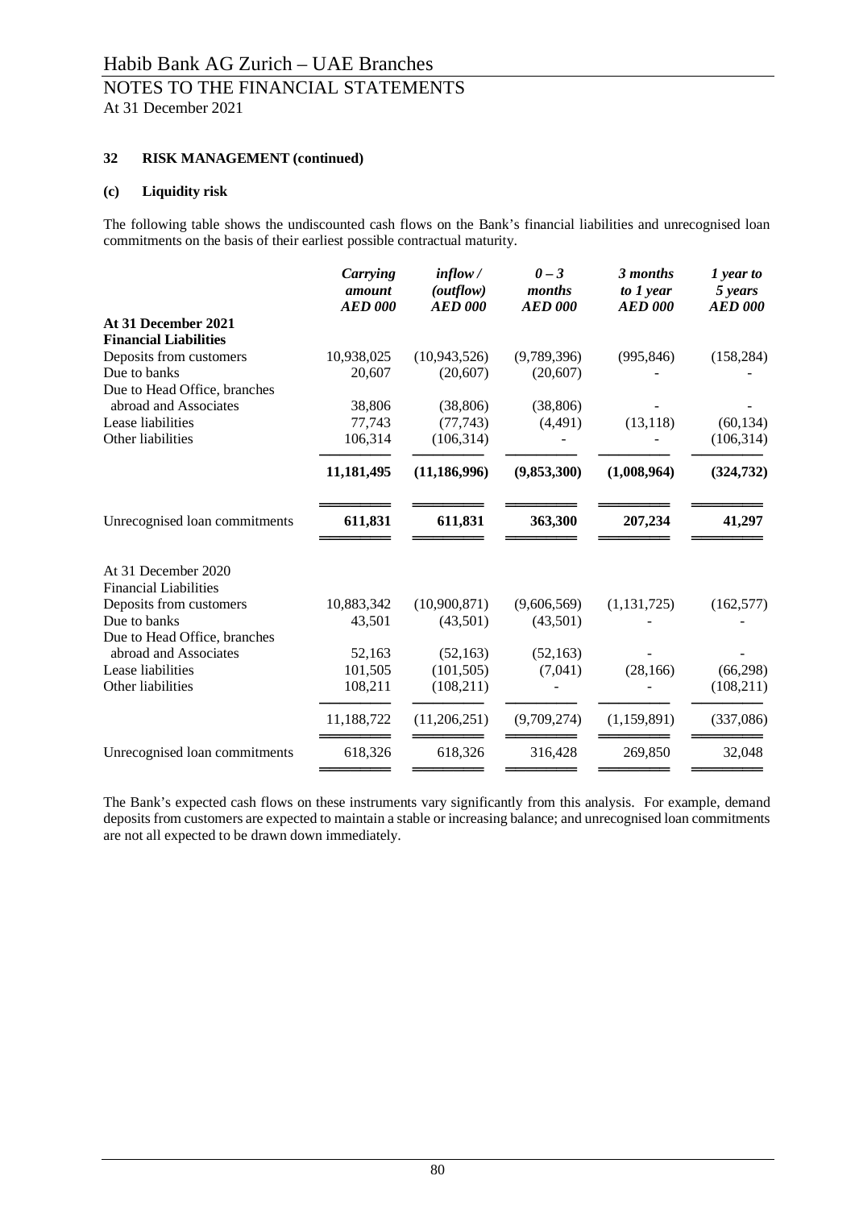Habib Bank AG Zurich – UAE Branches

NOTES TO THE FINANCIAL STATEMENTS

At 31 December 2021

**32 RISK MANAGEMENT (continued)**

**(c) Liquidity risk**

The following table shows the undiscounted cash flows on the Bank's financial liabilities and unrecognised loan commitments on the basis of their earliest possible contractual maturity.

| | *Carrying amount AED 000* | *inflow / (outflow) AED 000* | *0 – 3 months AED 000* | *3 months to 1 year AED 000* | *1 year to 5 years AED 000* |
|---|---|---|---|---|---|
| **At 31 December 2021** | | | | | |
| **Financial Liabilities** | | | | | |
| Deposits from customers | 10,938,025 | (10,943,526) | (9,789,396) | (995,846) | (158,284) |
| Due to banks | 20,607 | (20,607) | (20,607) | - | - |
| Due to Head Office, branches abroad and Associates | 38,806 | (38,806) | (38,806) | - | - |
| Lease liabilities | 77,743 | (77,743) | (4,491) | (13,118) | (60,134) |
| Other liabilities | 106,314 | (106,314) | - | - | (106,314) |
| | **11,181,495** | **(11,186,996)** | **(9,853,300)** | **(1,008,964)** | **(324,732)** |
| Unrecognised loan commitments | **611,831** | **611,831** | **363,300** | **207,234** | **41,297** |
| At 31 December 2020 | | | | | |
| Financial Liabilities | | | | | |
| Deposits from customers | 10,883,342 | (10,900,871) | (9,606,569) | (1,131,725) | (162,577) |
| Due to banks | 43,501 | (43,501) | (43,501) | - | - |
| Due to Head Office, branches abroad and Associates | 52,163 | (52,163) | (52,163) | - | - |
| Lease liabilities | 101,505 | (101,505) | (7,041) | (28,166) | (66,298) |
| Other liabilities | 108,211 | (108,211) | - | - | (108,211) |
| | 11,188,722 | (11,206,251) | (9,709,274) | (1,159,891) | (337,086) |
| Unrecognised loan commitments | 618,326 | 618,326 | 316,428 | 269,850 | 32,048 |

The Bank's expected cash flows on these instruments vary significantly from this analysis. For example, demand deposits from customers are expected to maintain a stable or increasing balance; and unrecognised loan commitments are not all expected to be drawn down immediately.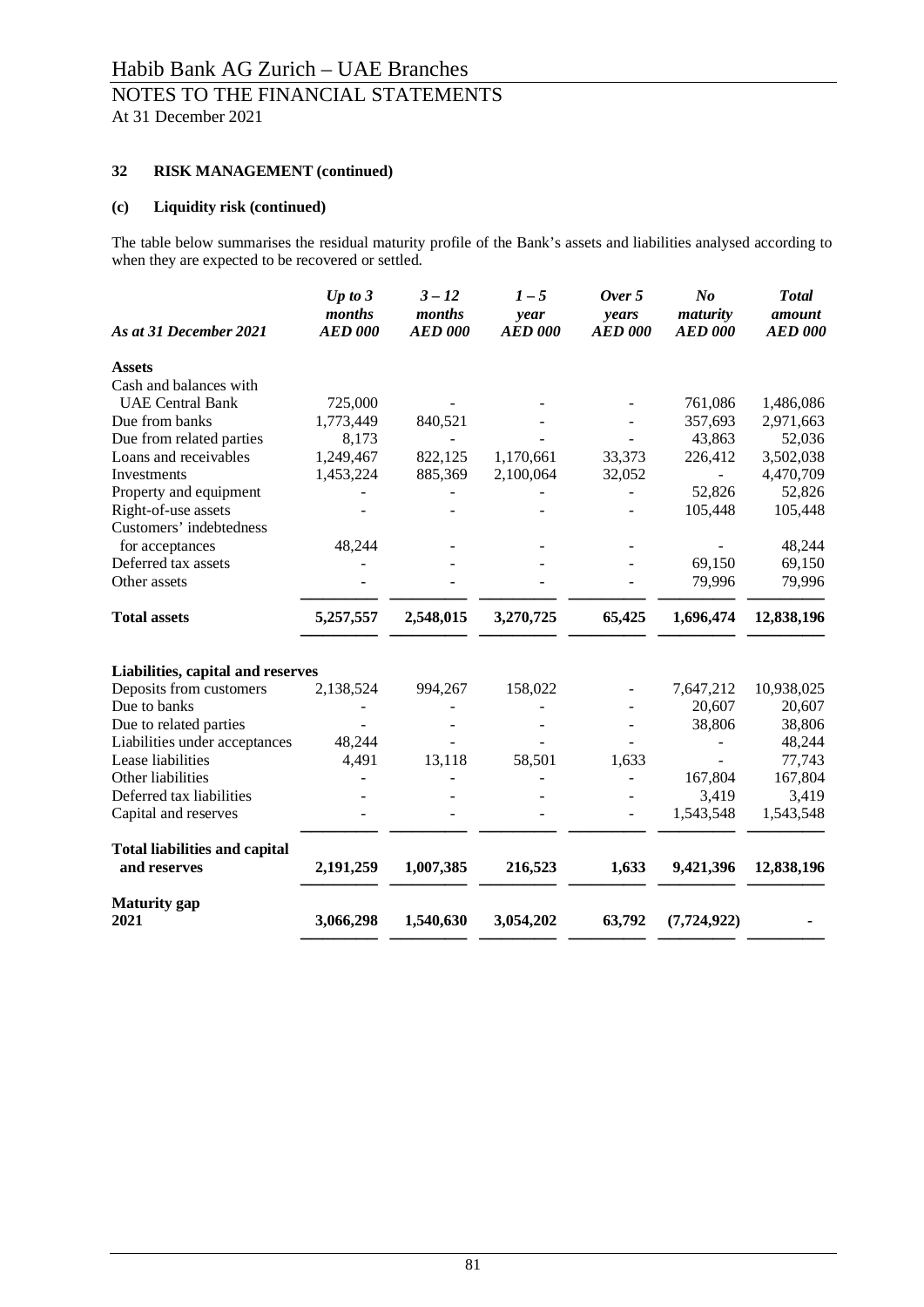### 32 RISK MANAGEMENT (continued)

#### (c) Liquidity risk (continued)

The table below summarises the residual maturity profile of the Bank's assets and liabilities analysed according to when they are expected to be recovered or settled.

| *As at 31 December 2021* | *Up to 3 months AED 000* | *3 – 12 months AED 000* | *1 – 5 year AED 000* | *Over 5 years AED 000* | *No maturity AED 000* | *Total amount AED 000* |
|---|---|---|---|---|---|---|
| **Assets** | | | | | | |
| Cash and balances with UAE Central Bank | 725,000 | - | - | - | 761,086 | 1,486,086 |
| Due from banks | 1,773,449 | 840,521 | - | - | 357,693 | 2,971,663 |
| Due from related parties | 8,173 | - | - | - | 43,863 | 52,036 |
| Loans and receivables | 1,249,467 | 822,125 | 1,170,661 | 33,373 | 226,412 | 3,502,038 |
| Investments | 1,453,224 | 885,369 | 2,100,064 | 32,052 | - | 4,470,709 |
| Property and equipment | - | - | - | - | 52,826 | 52,826 |
| Right-of-use assets | - | - | - | - | 105,448 | 105,448 |
| Customers' indebtedness for acceptances | 48,244 | - | - | - | - | 48,244 |
| Deferred tax assets | - | - | - | - | 69,150 | 69,150 |
| Other assets | - | - | - | - | 79,996 | 79,996 |
| **Total assets** | **5,257,557** | **2,548,015** | **3,270,725** | **65,425** | **1,696,474** | **12,838,196** |
| **Liabilities, capital and reserves** | | | | | | |
| Deposits from customers | 2,138,524 | 994,267 | 158,022 | - | 7,647,212 | 10,938,025 |
| Due to banks | - | - | - | - | 20,607 | 20,607 |
| Due to related parties | - | - | - | - | 38,806 | 38,806 |
| Liabilities under acceptances | 48,244 | - | - | - | - | 48,244 |
| Lease liabilities | 4,491 | 13,118 | 58,501 | 1,633 | - | 77,743 |
| Other liabilities | - | - | - | - | 167,804 | 167,804 |
| Deferred tax liabilities | - | - | - | - | 3,419 | 3,419 |
| Capital and reserves | - | - | - | - | 1,543,548 | 1,543,548 |
| **Total liabilities and capital and reserves** | **2,191,259** | **1,007,385** | **216,523** | **1,633** | **9,421,396** | **12,838,196** |
| **Maturity gap 2021** | **3,066,298** | **1,540,630** | **3,054,202** | **63,792** | **(7,724,922)** | **-** |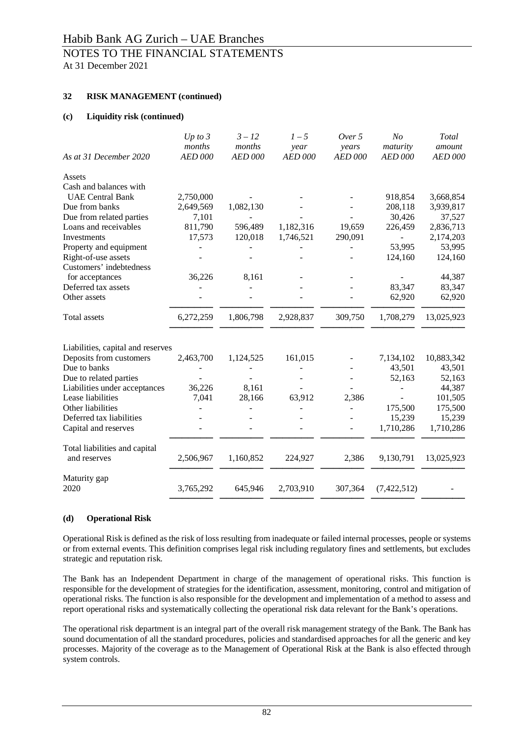Habib Bank AG Zurich – UAE Branches

NOTES TO THE FINANCIAL STATEMENTS

At 31 December 2021

**32 RISK MANAGEMENT (continued)**

**(c) Liquidity risk (continued)**

| *As at 31 December 2020* | *Up to 3 months AED 000* | *3 – 12 months AED 000* | *1 – 5 year AED 000* | *Over 5 years AED 000* | *No maturity AED 000* | *Total amount AED 000* |
|---|---|---|---|---|---|---|
| Assets | | | | | | |
| Cash and balances with UAE Central Bank | 2,750,000 | - | - | - | 918,854 | 3,668,854 |
| Due from banks | 2,649,569 | 1,082,130 | - | - | 208,118 | 3,939,817 |
| Due from related parties | 7,101 | - | - | - | 30,426 | 37,527 |
| Loans and receivables | 811,790 | 596,489 | 1,182,316 | 19,659 | 226,459 | 2,836,713 |
| Investments | 17,573 | 120,018 | 1,746,521 | 290,091 | - | 2,174,203 |
| Property and equipment | - | - | - | - | 53,995 | 53,995 |
| Right-of-use assets | - | - | - | - | 124,160 | 124,160 |
| Customers' indebtedness for acceptances | 36,226 | 8,161 | - | - | - | 44,387 |
| Deferred tax assets | - | - | - | - | 83,347 | 83,347 |
| Other assets | - | - | - | - | 62,920 | 62,920 |
| Total assets | 6,272,259 | 1,806,798 | 2,928,837 | 309,750 | 1,708,279 | 13,025,923 |
| Liabilities, capital and reserves | | | | | | |
| Deposits from customers | 2,463,700 | 1,124,525 | 161,015 | - | 7,134,102 | 10,883,342 |
| Due to banks | - | - | - | - | 43,501 | 43,501 |
| Due to related parties | - | - | - | - | 52,163 | 52,163 |
| Liabilities under acceptances | 36,226 | 8,161 | - | - | - | 44,387 |
| Lease liabilities | 7,041 | 28,166 | 63,912 | 2,386 | - | 101,505 |
| Other liabilities | - | - | - | - | 175,500 | 175,500 |
| Deferred tax liabilities | - | - | - | - | 15,239 | 15,239 |
| Capital and reserves | - | - | - | - | 1,710,286 | 1,710,286 |
| Total liabilities and capital and reserves | 2,506,967 | 1,160,852 | 224,927 | 2,386 | 9,130,791 | 13,025,923 |
| Maturity gap 2020 | 3,765,292 | 645,946 | 2,703,910 | 307,364 | (7,422,512) | - |

**(d) Operational Risk**

Operational Risk is defined as the risk of loss resulting from inadequate or failed internal processes, people or systems or from external events. This definition comprises legal risk including regulatory fines and settlements, but excludes strategic and reputation risk.

The Bank has an Independent Department in charge of the management of operational risks. This function is responsible for the development of strategies for the identification, assessment, monitoring, control and mitigation of operational risks. The function is also responsible for the development and implementation of a method to assess and report operational risks and systematically collecting the operational risk data relevant for the Bank's operations.

The operational risk department is an integral part of the overall risk management strategy of the Bank. The Bank has sound documentation of all the standard procedures, policies and standardised approaches for all the generic and key processes. Majority of the coverage as to the Management of Operational Risk at the Bank is also effected through system controls.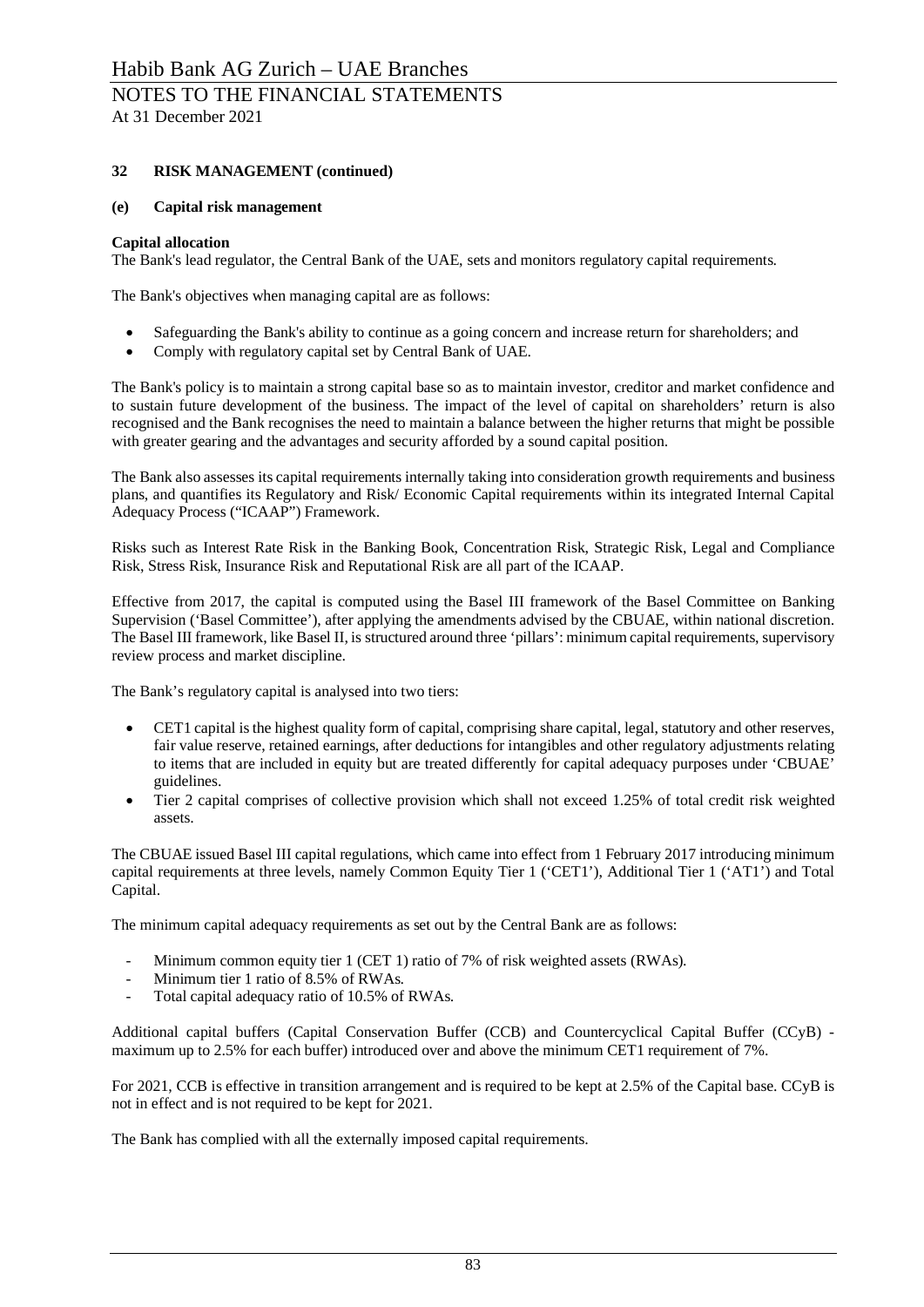## 32 RISK MANAGEMENT (continued)

### (e) Capital risk management

**Capital allocation**

The Bank's lead regulator, the Central Bank of the UAE, sets and monitors regulatory capital requirements.

The Bank's objectives when managing capital are as follows:

- Safeguarding the Bank's ability to continue as a going concern and increase return for shareholders; and
- Comply with regulatory capital set by Central Bank of UAE.

The Bank's policy is to maintain a strong capital base so as to maintain investor, creditor and market confidence and to sustain future development of the business. The impact of the level of capital on shareholders' return is also recognised and the Bank recognises the need to maintain a balance between the higher returns that might be possible with greater gearing and the advantages and security afforded by a sound capital position.

The Bank also assesses its capital requirements internally taking into consideration growth requirements and business plans, and quantifies its Regulatory and Risk/ Economic Capital requirements within its integrated Internal Capital Adequacy Process ("ICAAP") Framework.

Risks such as Interest Rate Risk in the Banking Book, Concentration Risk, Strategic Risk, Legal and Compliance Risk, Stress Risk, Insurance Risk and Reputational Risk are all part of the ICAAP.

Effective from 2017, the capital is computed using the Basel III framework of the Basel Committee on Banking Supervision ('Basel Committee'), after applying the amendments advised by the CBUAE, within national discretion. The Basel III framework, like Basel II, is structured around three 'pillars': minimum capital requirements, supervisory review process and market discipline.

The Bank's regulatory capital is analysed into two tiers:

- CET1 capital is the highest quality form of capital, comprising share capital, legal, statutory and other reserves, fair value reserve, retained earnings, after deductions for intangibles and other regulatory adjustments relating to items that are included in equity but are treated differently for capital adequacy purposes under 'CBUAE' guidelines.
- Tier 2 capital comprises of collective provision which shall not exceed 1.25% of total credit risk weighted assets.

The CBUAE issued Basel III capital regulations, which came into effect from 1 February 2017 introducing minimum capital requirements at three levels, namely Common Equity Tier 1 ('CET1'), Additional Tier 1 ('AT1') and Total Capital.

The minimum capital adequacy requirements as set out by the Central Bank are as follows:

- Minimum common equity tier 1 (CET 1) ratio of 7% of risk weighted assets (RWAs).
- Minimum tier 1 ratio of 8.5% of RWAs.
- Total capital adequacy ratio of 10.5% of RWAs.

Additional capital buffers (Capital Conservation Buffer (CCB) and Countercyclical Capital Buffer (CCyB) - maximum up to 2.5% for each buffer) introduced over and above the minimum CET1 requirement of 7%.

For 2021, CCB is effective in transition arrangement and is required to be kept at 2.5% of the Capital base. CCyB is not in effect and is not required to be kept for 2021.

The Bank has complied with all the externally imposed capital requirements.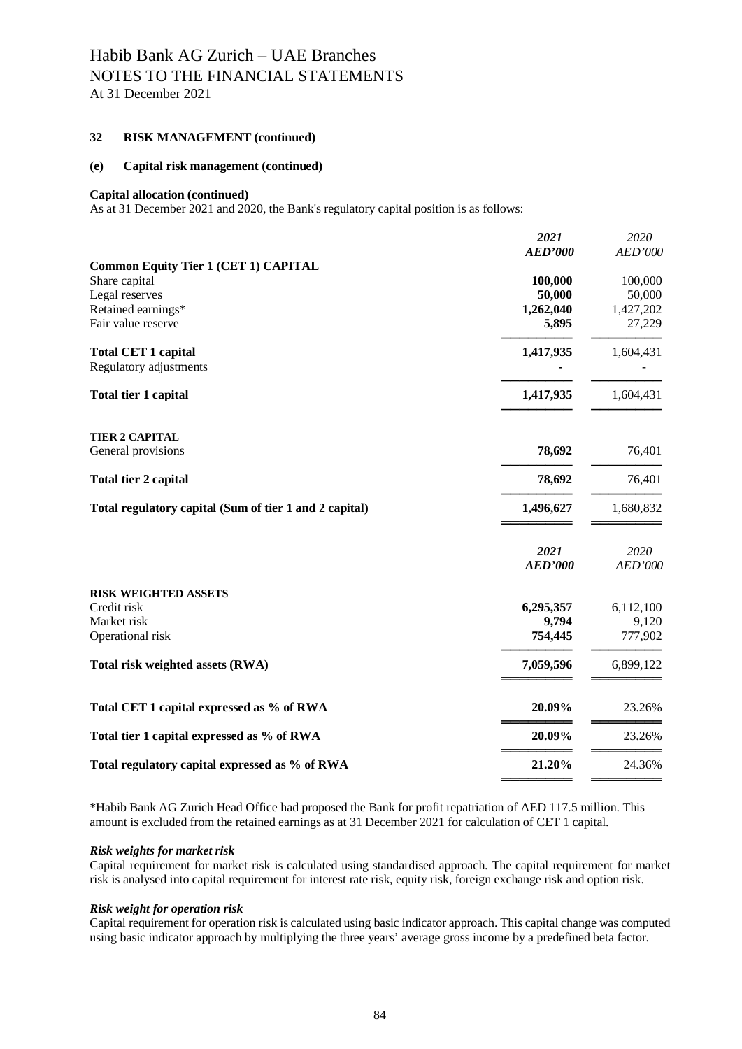# Habib Bank AG Zurich – UAE Branches

## NOTES TO THE FINANCIAL STATEMENTS

At 31 December 2021

### 32 RISK MANAGEMENT (continued)

#### (e) Capital risk management (continued)

**Capital allocation (continued)**

As at 31 December 2021 and 2020, the Bank's regulatory capital position is as follows:

| | *2021* *AED'000* | *2020* *AED'000* |
|---|---|---|
| **Common Equity Tier 1 (CET 1) CAPITAL** | | |
| Share capital | **100,000** | 100,000 |
| Legal reserves | **50,000** | 50,000 |
| Retained earnings* | **1,262,040** | 1,427,202 |
| Fair value reserve | **5,895** | 27,229 |
| **Total CET 1 capital** | **1,417,935** | 1,604,431 |
| Regulatory adjustments | **-** | - |
| **Total tier 1 capital** | **1,417,935** | 1,604,431 |
| **TIER 2 CAPITAL** | | |
| General provisions | **78,692** | 76,401 |
| **Total tier 2 capital** | **78,692** | 76,401 |
| **Total regulatory capital (Sum of tier 1 and 2 capital)** | **1,496,627** | 1,680,832 |

| | *2021* *AED'000* | *2020* *AED'000* |
|---|---|---|
| **RISK WEIGHTED ASSETS** | | |
| Credit risk | **6,295,357** | 6,112,100 |
| Market risk | **9,794** | 9,120 |
| Operational risk | **754,445** | 777,902 |
| **Total risk weighted assets (RWA)** | **7,059,596** | 6,899,122 |
| **Total CET 1 capital expressed as % of RWA** | **20.09%** | 23.26% |
| **Total tier 1 capital expressed as % of RWA** | **20.09%** | 23.26% |
| **Total regulatory capital expressed as % of RWA** | **21.20%** | 24.36% |

*Habib Bank AG Zurich Head Office had proposed the Bank for profit repatriation of AED 117.5 million. This amount is excluded from the retained earnings as at 31 December 2021 for calculation of CET 1 capital.

***Risk weights for market risk***

Capital requirement for market risk is calculated using standardised approach. The capital requirement for market risk is analysed into capital requirement for interest rate risk, equity risk, foreign exchange risk and option risk.

***Risk weight for operation risk***

Capital requirement for operation risk is calculated using basic indicator approach. This capital change was computed using basic indicator approach by multiplying the three years' average gross income by a predefined beta factor.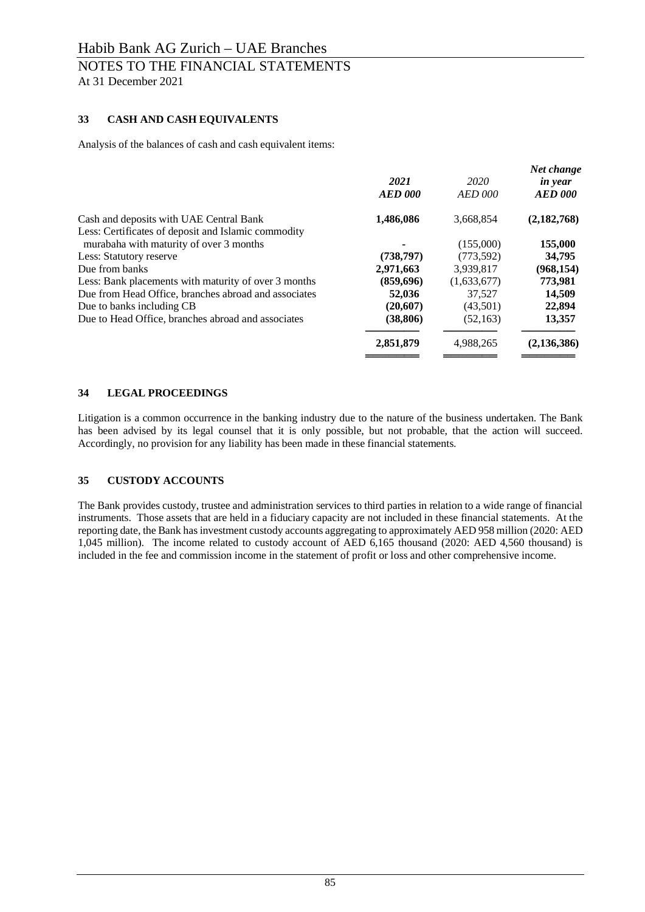Habib Bank AG Zurich – UAE Branches

NOTES TO THE FINANCIAL STATEMENTS

At 31 December 2021

## 33 CASH AND CASH EQUIVALENTS

Analysis of the balances of cash and cash equivalent items:

| | ***2021*** ***AED 000*** | *2020* *AED 000* | ***Net change in year*** ***AED 000*** |
|---|---|---|---|
| Cash and deposits with UAE Central Bank | **1,486,086** | 3,668,854 | **(2,182,768)** |
| Less: Certificates of deposit and Islamic commodity murabaha with maturity of over 3 months | **-** | (155,000) | **155,000** |
| Less: Statutory reserve | **(738,797)** | (773,592) | **34,795** |
| Due from banks | **2,971,663** | 3,939,817 | **(968,154)** |
| Less: Bank placements with maturity of over 3 months | **(859,696)** | (1,633,677) | **773,981** |
| Due from Head Office, branches abroad and associates | **52,036** | 37,527 | **14,509** |
| Due to banks including CB | **(20,607)** | (43,501) | **22,894** |
| Due to Head Office, branches abroad and associates | **(38,806)** | (52,163) | **13,357** |
| | **2,851,879** | 4,988,265 | **(2,136,386)** |

## 34 LEGAL PROCEEDINGS

Litigation is a common occurrence in the banking industry due to the nature of the business undertaken. The Bank has been advised by its legal counsel that it is only possible, but not probable, that the action will succeed. Accordingly, no provision for any liability has been made in these financial statements.

## 35 CUSTODY ACCOUNTS

The Bank provides custody, trustee and administration services to third parties in relation to a wide range of financial instruments. Those assets that are held in a fiduciary capacity are not included in these financial statements. At the reporting date, the Bank has investment custody accounts aggregating to approximately AED 958 million (2020: AED 1,045 million). The income related to custody account of AED 6,165 thousand (2020: AED 4,560 thousand) is included in the fee and commission income in the statement of profit or loss and other comprehensive income.